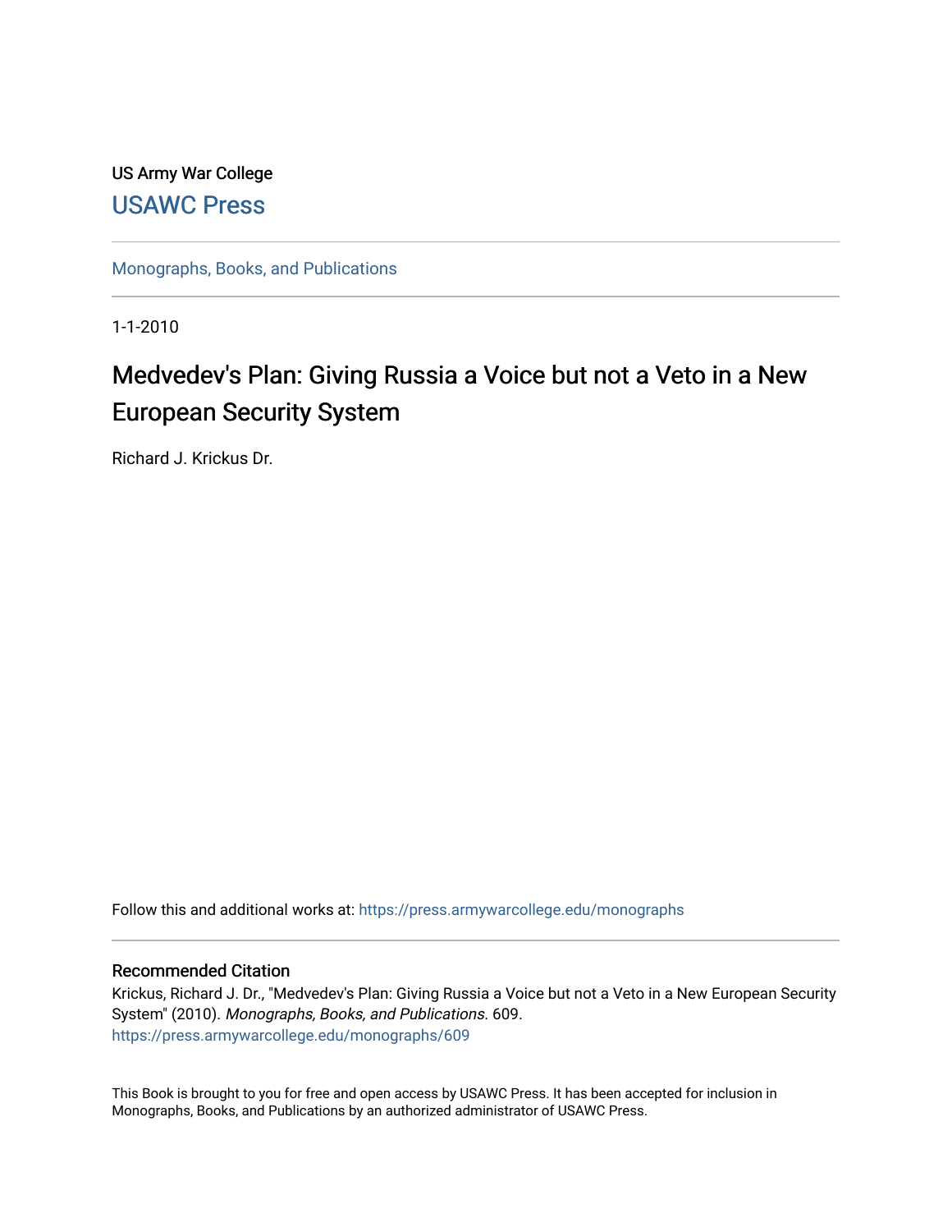US Army War College

USAWC Press

Monographs, Books, and Publications

1-1-2010

# Medvedev's Plan: Giving Russia a Voice but not a Veto in a New European Security System

Richard J. Krickus Dr.

Follow this and additional works at: https://press.armywarcollege.edu/monographs

## Recommended Citation

Krickus, Richard J. Dr., "Medvedev's Plan: Giving Russia a Voice but not a Veto in a New European Security System" (2010). *Monographs, Books, and Publications*. 609.
https://press.armywarcollege.edu/monographs/609

This Book is brought to you for free and open access by USAWC Press. It has been accepted for inclusion in Monographs, Books, and Publications by an authorized administrator of USAWC Press.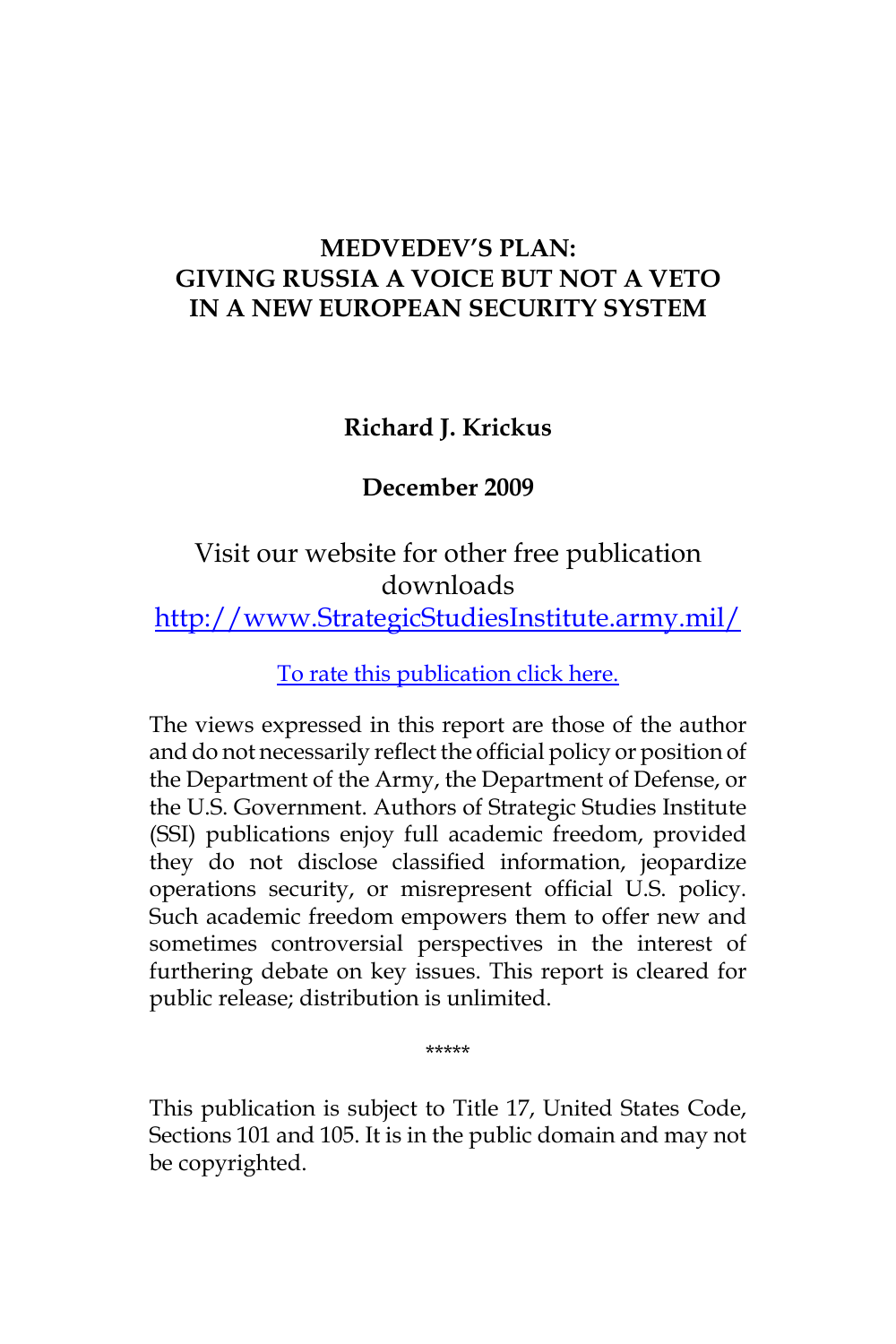# MEDVEDEV'S PLAN: GIVING RUSSIA A VOICE BUT NOT A VETO IN A NEW EUROPEAN SECURITY SYSTEM

**Richard J. Krickus**

**December 2009**

Visit our website for other free publication downloads
[http://www.StrategicStudiesInstitute.army.mil/](http://www.StrategicStudiesInstitute.army.mil/)

[To rate this publication click here.]()

The views expressed in this report are those of the author and do not necessarily reflect the official policy or position of the Department of the Army, the Department of Defense, or the U.S. Government. Authors of Strategic Studies Institute (SSI) publications enjoy full academic freedom, provided they do not disclose classified information, jeopardize operations security, or misrepresent official U.S. policy. Such academic freedom empowers them to offer new and sometimes controversial perspectives in the interest of furthering debate on key issues. This report is cleared for public release; distribution is unlimited.

*****

This publication is subject to Title 17, United States Code, Sections 101 and 105. It is in the public domain and may not be copyrighted.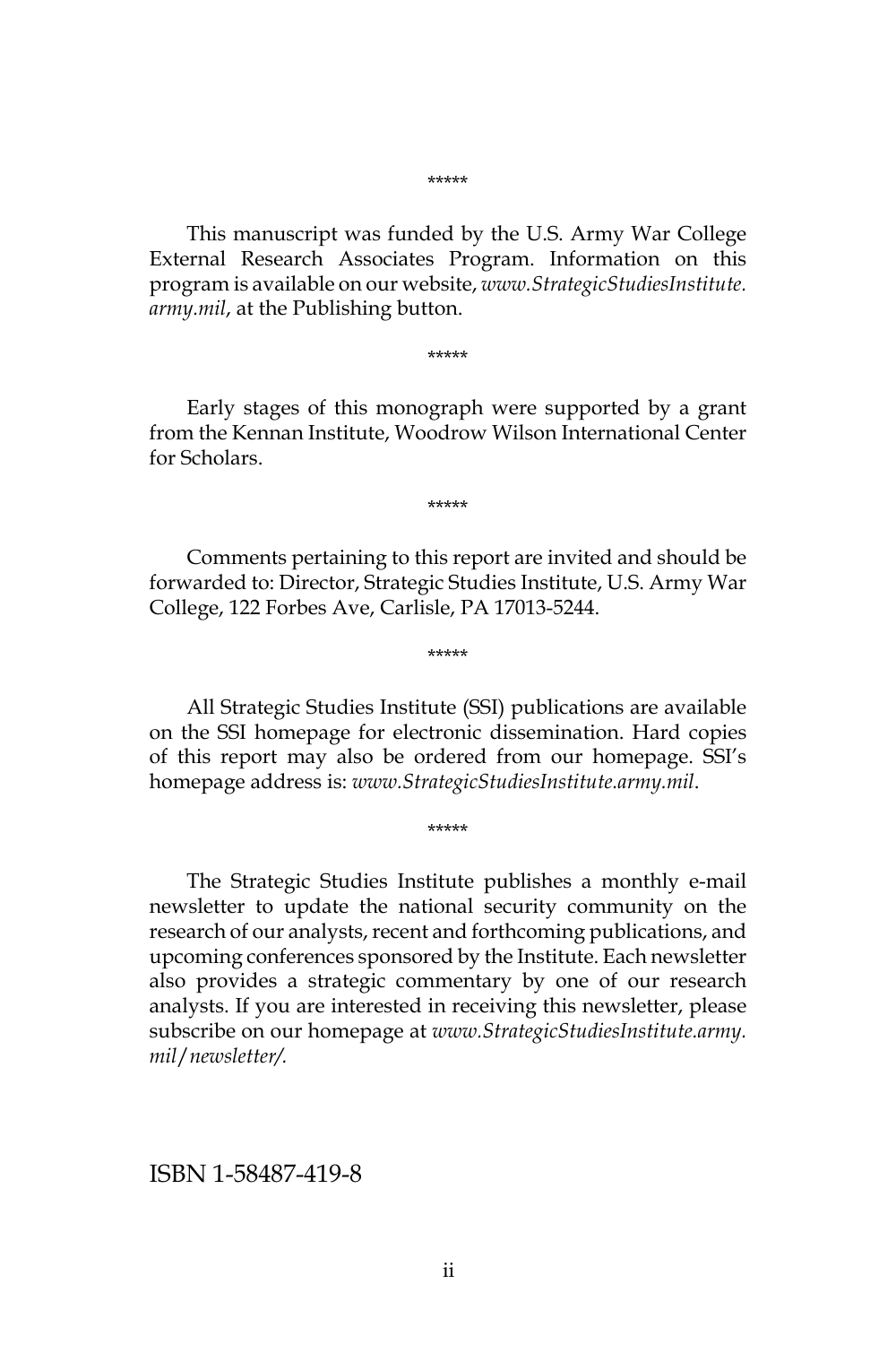*****

This manuscript was funded by the U.S. Army War College External Research Associates Program. Information on this program is available on our website, *www.StrategicStudiesInstitute.army.mil*, at the Publishing button.

*****

Early stages of this monograph were supported by a grant from the Kennan Institute, Woodrow Wilson International Center for Scholars.

*****

Comments pertaining to this report are invited and should be forwarded to: Director, Strategic Studies Institute, U.S. Army War College, 122 Forbes Ave, Carlisle, PA 17013-5244.

*****

All Strategic Studies Institute (SSI) publications are available on the SSI homepage for electronic dissemination. Hard copies of this report may also be ordered from our homepage. SSI's homepage address is: *www.StrategicStudiesInstitute.army.mil*.

*****

The Strategic Studies Institute publishes a monthly e-mail newsletter to update the national security community on the research of our analysts, recent and forthcoming publications, and upcoming conferences sponsored by the Institute. Each newsletter also provides a strategic commentary by one of our research analysts. If you are interested in receiving this newsletter, please subscribe on our homepage at *www.StrategicStudiesInstitute.army.mil/newsletter/.*

ISBN 1-58487-419-8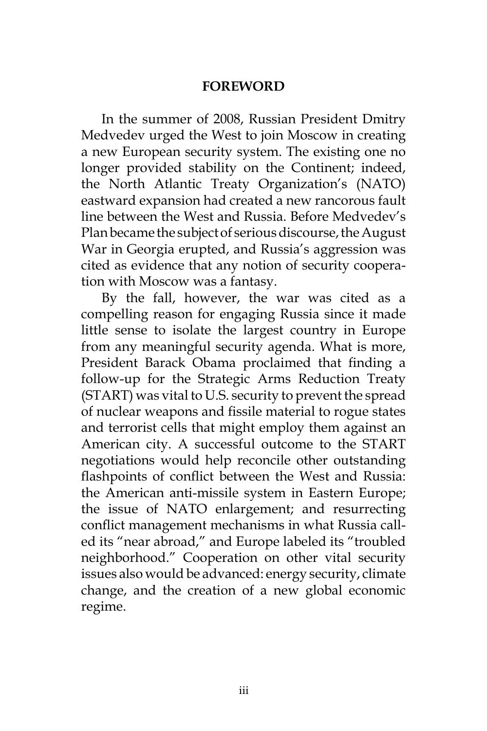## FOREWORD

In the summer of 2008, Russian President Dmitry Medvedev urged the West to join Moscow in creating a new European security system. The existing one no longer provided stability on the Continent; indeed, the North Atlantic Treaty Organization's (NATO) eastward expansion had created a new rancorous fault line between the West and Russia. Before Medvedev's Plan became the subject of serious discourse, the August War in Georgia erupted, and Russia's aggression was cited as evidence that any notion of security cooperation with Moscow was a fantasy.

By the fall, however, the war was cited as a compelling reason for engaging Russia since it made little sense to isolate the largest country in Europe from any meaningful security agenda. What is more, President Barack Obama proclaimed that finding a follow-up for the Strategic Arms Reduction Treaty (START) was vital to U.S. security to prevent the spread of nuclear weapons and fissile material to rogue states and terrorist cells that might employ them against an American city. A successful outcome to the START negotiations would help reconcile other outstanding flashpoints of conflict between the West and Russia: the American anti-missile system in Eastern Europe; the issue of NATO enlargement; and resurrecting conflict management mechanisms in what Russia called its "near abroad," and Europe labeled its "troubled neighborhood." Cooperation on other vital security issues also would be advanced: energy security, climate change, and the creation of a new global economic regime.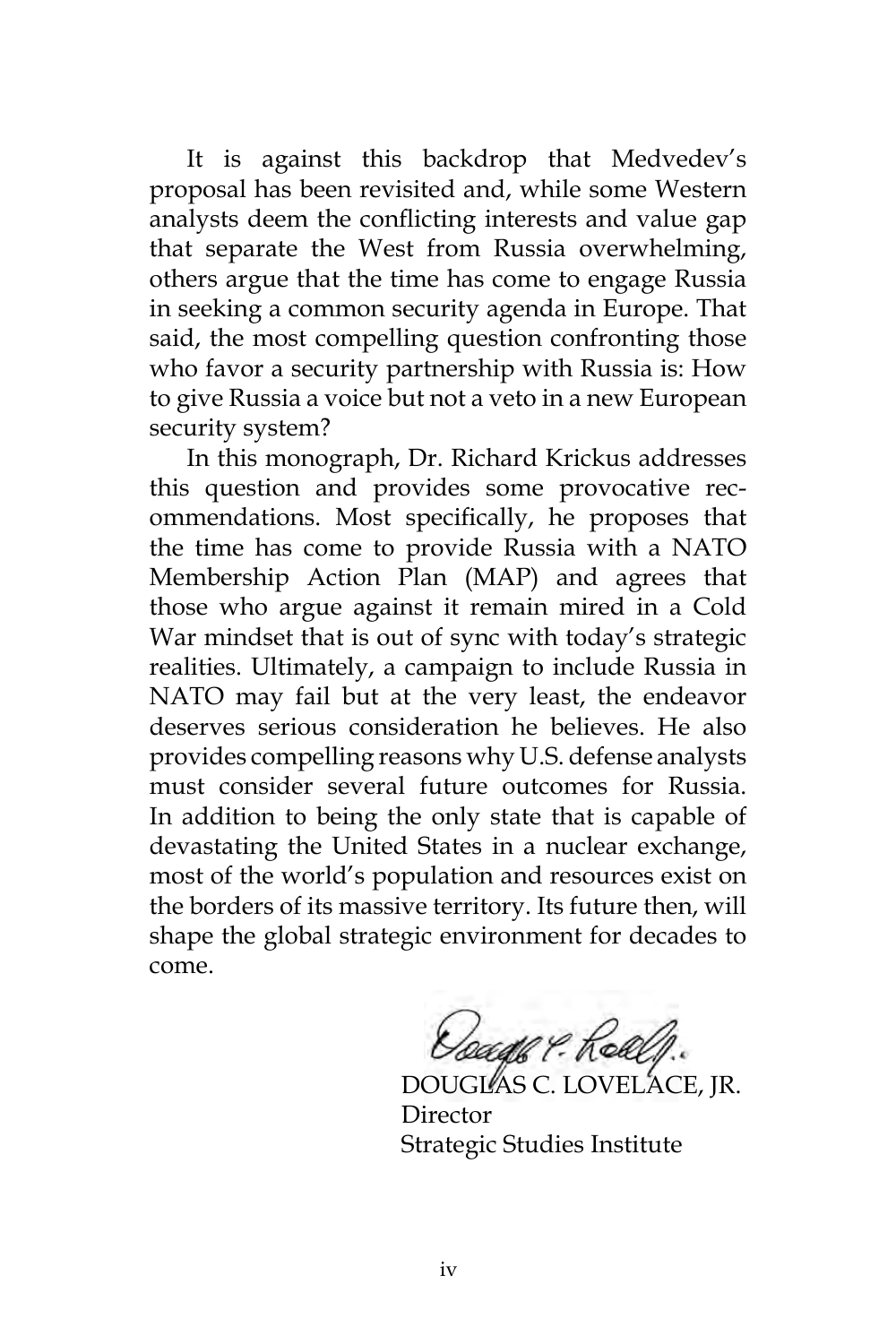It is against this backdrop that Medvedev's proposal has been revisited and, while some Western analysts deem the conflicting interests and value gap that separate the West from Russia overwhelming, others argue that the time has come to engage Russia in seeking a common security agenda in Europe. That said, the most compelling question confronting those who favor a security partnership with Russia is: How to give Russia a voice but not a veto in a new European security system?

In this monograph, Dr. Richard Krickus addresses this question and provides some provocative recommendations. Most specifically, he proposes that the time has come to provide Russia with a NATO Membership Action Plan (MAP) and agrees that those who argue against it remain mired in a Cold War mindset that is out of sync with today's strategic realities. Ultimately, a campaign to include Russia in NATO may fail but at the very least, the endeavor deserves serious consideration he believes. He also provides compelling reasons why U.S. defense analysts must consider several future outcomes for Russia. In addition to being the only state that is capable of devastating the United States in a nuclear exchange, most of the world's population and resources exist on the borders of its massive territory. Its future then, will shape the global strategic environment for decades to come.

DOUGLAS C. LOVELACE, JR.  
Director  
Strategic Studies Institute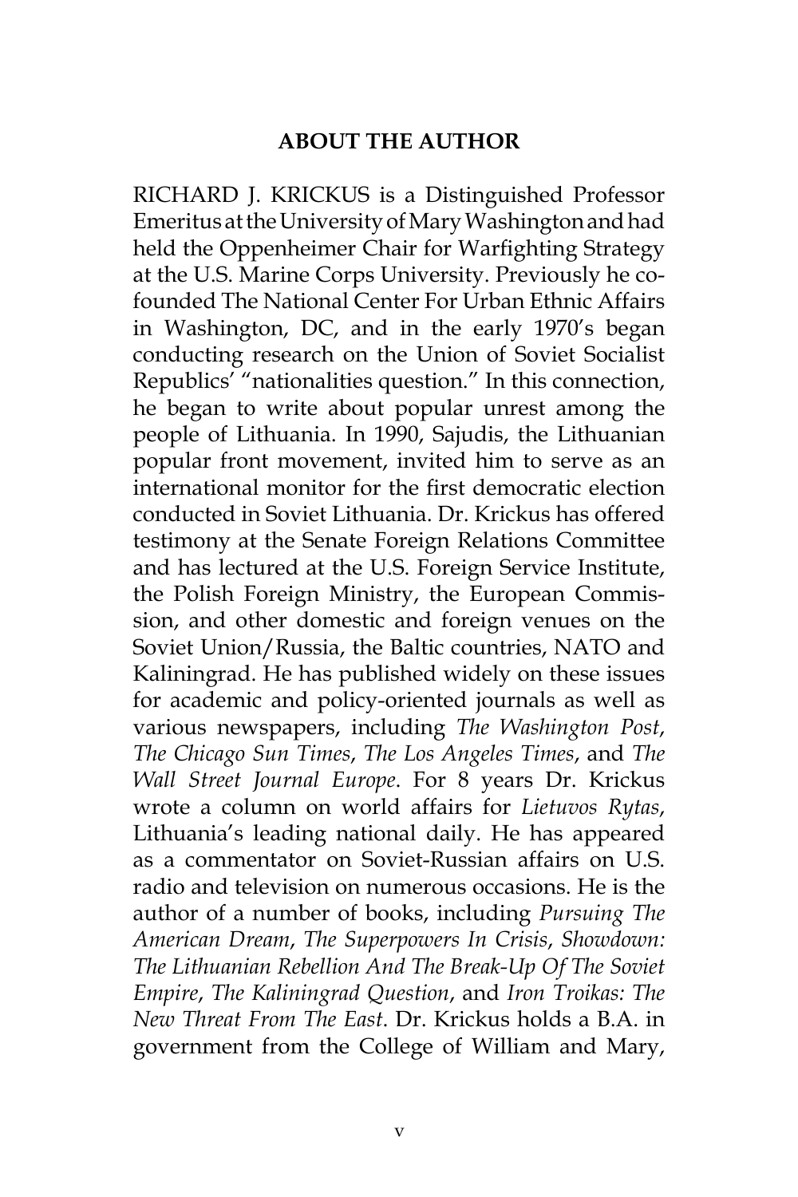## ABOUT THE AUTHOR

RICHARD J. KRICKUS is a Distinguished Professor Emeritus at the University of Mary Washington and had held the Oppenheimer Chair for Warfighting Strategy at the U.S. Marine Corps University. Previously he co-founded The National Center For Urban Ethnic Affairs in Washington, DC, and in the early 1970's began conducting research on the Union of Soviet Socialist Republics' "nationalities question." In this connection, he began to write about popular unrest among the people of Lithuania. In 1990, Sajudis, the Lithuanian popular front movement, invited him to serve as an international monitor for the first democratic election conducted in Soviet Lithuania. Dr. Krickus has offered testimony at the Senate Foreign Relations Committee and has lectured at the U.S. Foreign Service Institute, the Polish Foreign Ministry, the European Commission, and other domestic and foreign venues on the Soviet Union/Russia, the Baltic countries, NATO and Kaliningrad. He has published widely on these issues for academic and policy-oriented journals as well as various newspapers, including *The Washington Post*, *The Chicago Sun Times*, *The Los Angeles Times*, and *The Wall Street Journal Europe*. For 8 years Dr. Krickus wrote a column on world affairs for *Lietuvos Rytas*, Lithuania's leading national daily. He has appeared as a commentator on Soviet-Russian affairs on U.S. radio and television on numerous occasions. He is the author of a number of books, including *Pursuing The American Dream*, *The Superpowers In Crisis*, *Showdown: The Lithuanian Rebellion And The Break-Up Of The Soviet Empire*, *The Kaliningrad Question*, and *Iron Troikas: The New Threat From The East*. Dr. Krickus holds a B.A. in government from the College of William and Mary,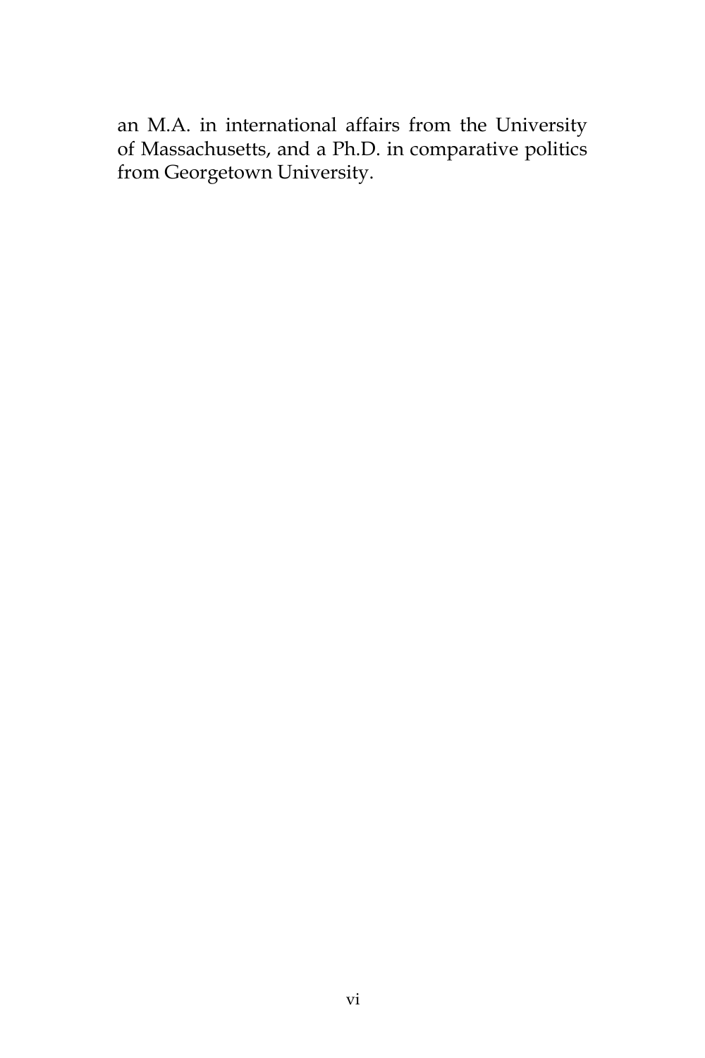an M.A. in international affairs from the University of Massachusetts, and a Ph.D. in comparative politics from Georgetown University.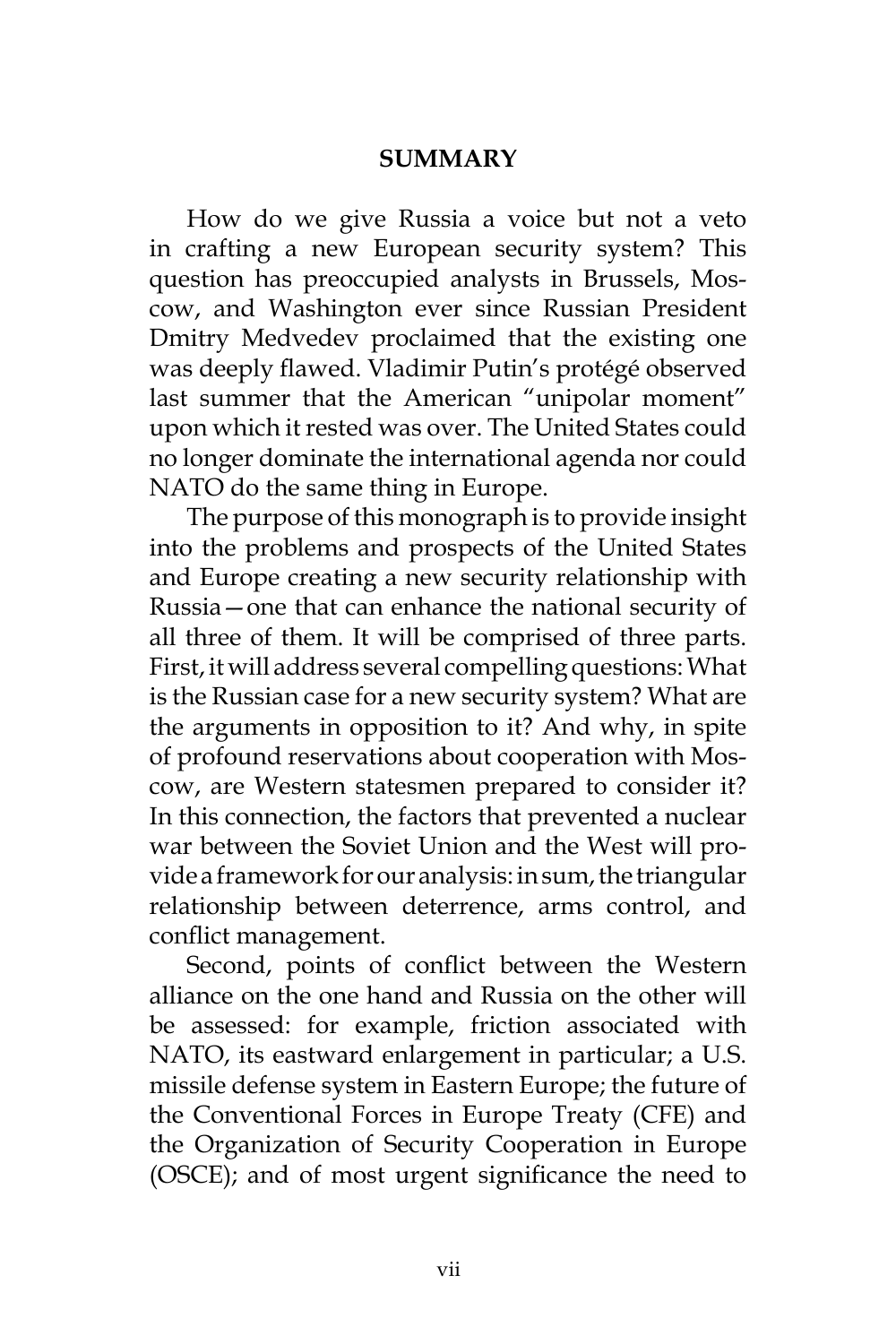## SUMMARY

How do we give Russia a voice but not a veto in crafting a new European security system? This question has preoccupied analysts in Brussels, Moscow, and Washington ever since Russian President Dmitry Medvedev proclaimed that the existing one was deeply flawed. Vladimir Putin's protégé observed last summer that the American "unipolar moment" upon which it rested was over. The United States could no longer dominate the international agenda nor could NATO do the same thing in Europe.

The purpose of this monograph is to provide insight into the problems and prospects of the United States and Europe creating a new security relationship with Russia—one that can enhance the national security of all three of them. It will be comprised of three parts. First, it will address several compelling questions: What is the Russian case for a new security system? What are the arguments in opposition to it? And why, in spite of profound reservations about cooperation with Moscow, are Western statesmen prepared to consider it? In this connection, the factors that prevented a nuclear war between the Soviet Union and the West will provide a framework for our analysis: in sum, the triangular relationship between deterrence, arms control, and conflict management.

Second, points of conflict between the Western alliance on the one hand and Russia on the other will be assessed: for example, friction associated with NATO, its eastward enlargement in particular; a U.S. missile defense system in Eastern Europe; the future of the Conventional Forces in Europe Treaty (CFE) and the Organization of Security Cooperation in Europe (OSCE); and of most urgent significance the need to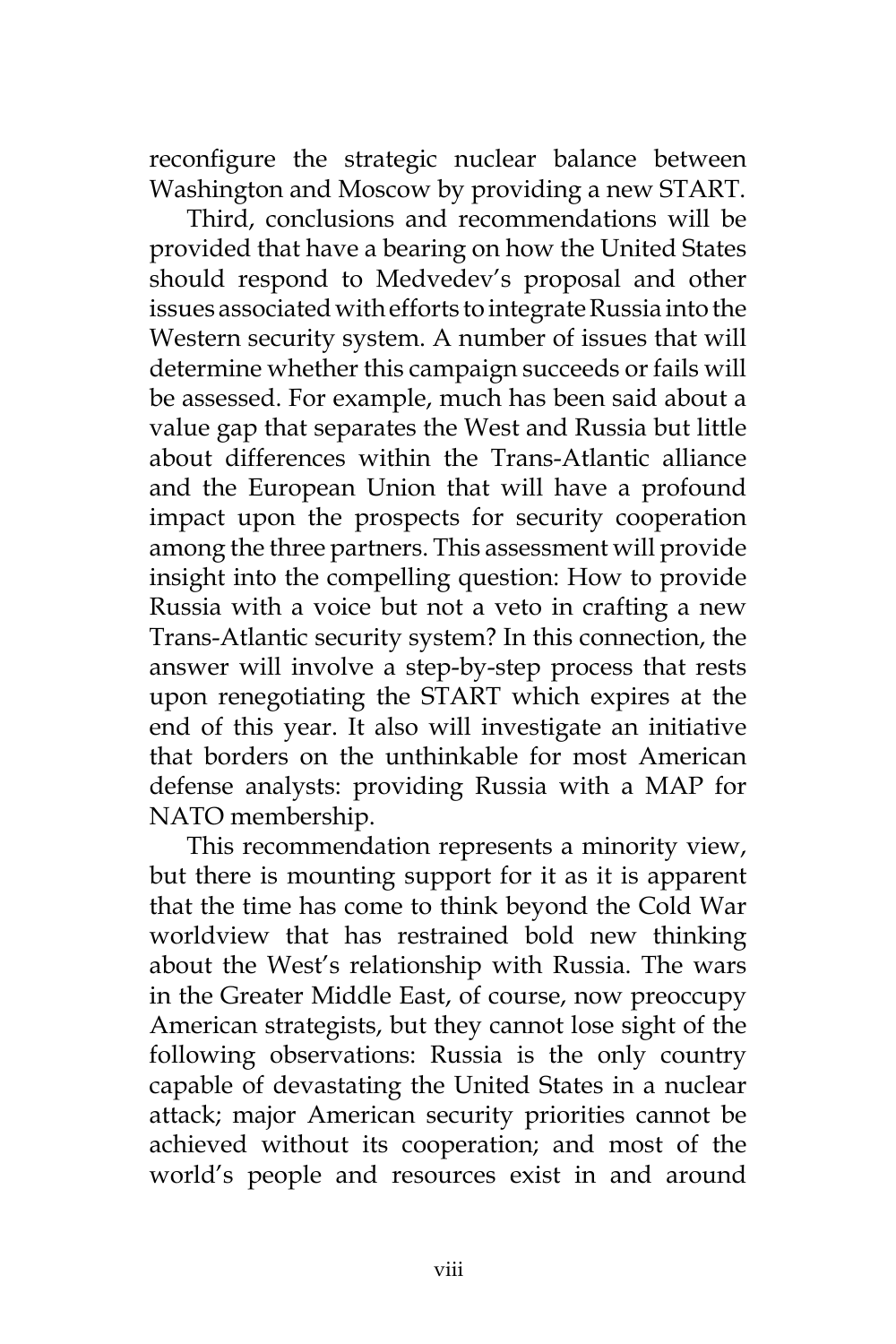reconfigure the strategic nuclear balance between Washington and Moscow by providing a new START.

Third, conclusions and recommendations will be provided that have a bearing on how the United States should respond to Medvedev's proposal and other issues associated with efforts to integrate Russia into the Western security system. A number of issues that will determine whether this campaign succeeds or fails will be assessed. For example, much has been said about a value gap that separates the West and Russia but little about differences within the Trans-Atlantic alliance and the European Union that will have a profound impact upon the prospects for security cooperation among the three partners. This assessment will provide insight into the compelling question: How to provide Russia with a voice but not a veto in crafting a new Trans-Atlantic security system? In this connection, the answer will involve a step-by-step process that rests upon renegotiating the START which expires at the end of this year. It also will investigate an initiative that borders on the unthinkable for most American defense analysts: providing Russia with a MAP for NATO membership.

This recommendation represents a minority view, but there is mounting support for it as it is apparent that the time has come to think beyond the Cold War worldview that has restrained bold new thinking about the West's relationship with Russia. The wars in the Greater Middle East, of course, now preoccupy American strategists, but they cannot lose sight of the following observations: Russia is the only country capable of devastating the United States in a nuclear attack; major American security priorities cannot be achieved without its cooperation; and most of the world's people and resources exist in and around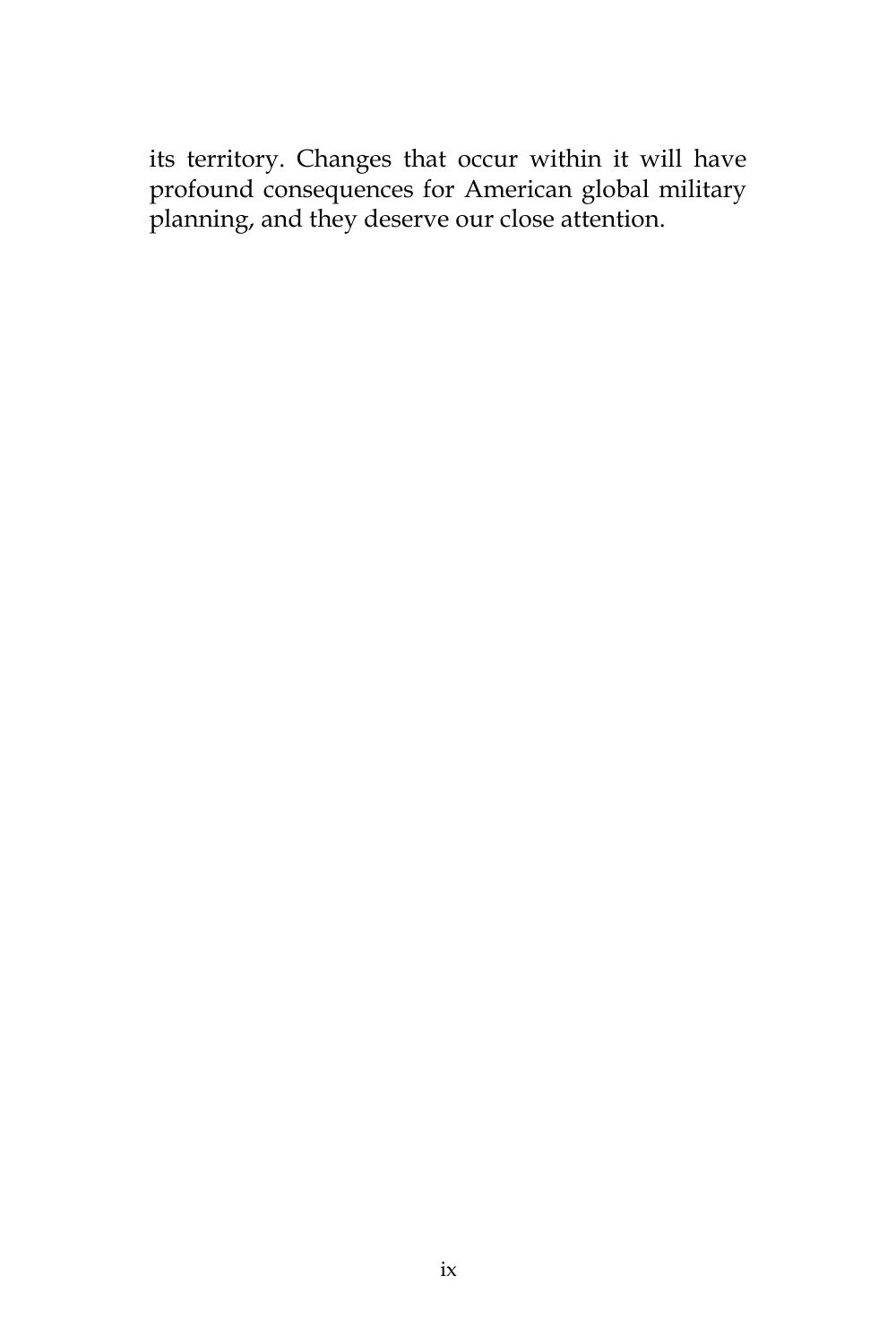its territory. Changes that occur within it will have profound consequences for American global military planning, and they deserve our close attention.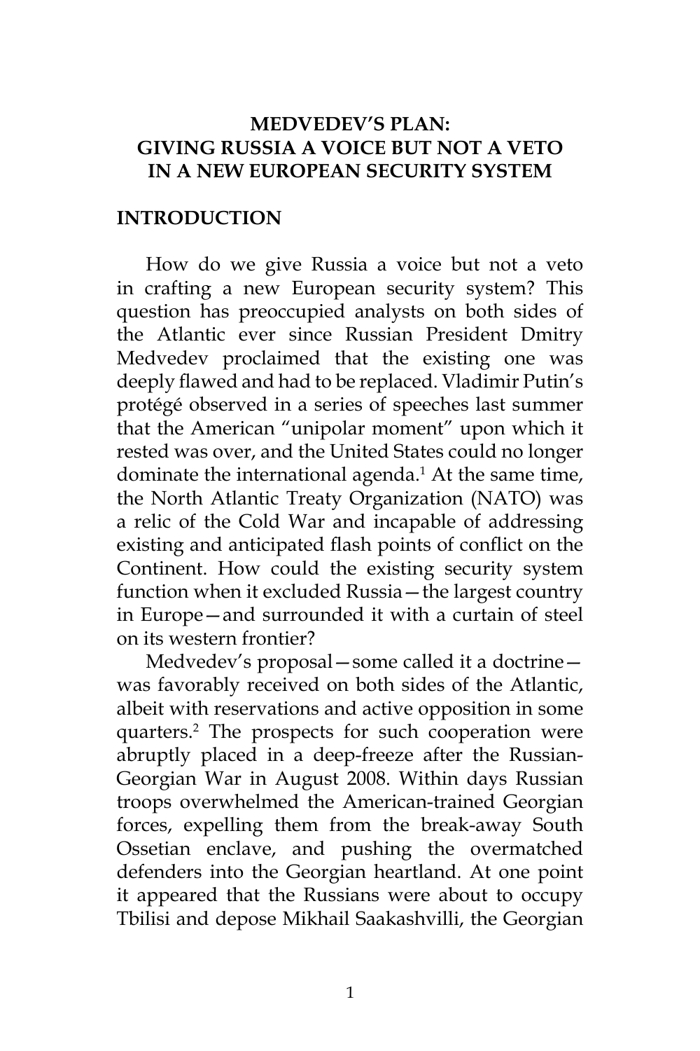# MEDVEDEV'S PLAN: GIVING RUSSIA A VOICE BUT NOT A VETO IN A NEW EUROPEAN SECURITY SYSTEM

## INTRODUCTION

How do we give Russia a voice but not a veto in crafting a new European security system? This question has preoccupied analysts on both sides of the Atlantic ever since Russian President Dmitry Medvedev proclaimed that the existing one was deeply flawed and had to be replaced. Vladimir Putin's protégé observed in a series of speeches last summer that the American "unipolar moment" upon which it rested was over, and the United States could no longer dominate the international agenda.[1] At the same time, the North Atlantic Treaty Organization (NATO) was a relic of the Cold War and incapable of addressing existing and anticipated flash points of conflict on the Continent. How could the existing security system function when it excluded Russia—the largest country in Europe—and surrounded it with a curtain of steel on its western frontier?

Medvedev's proposal—some called it a doctrine—was favorably received on both sides of the Atlantic, albeit with reservations and active opposition in some quarters.[2] The prospects for such cooperation were abruptly placed in a deep-freeze after the Russian-Georgian War in August 2008. Within days Russian troops overwhelmed the American-trained Georgian forces, expelling them from the break-away South Ossetian enclave, and pushing the overmatched defenders into the Georgian heartland. At one point it appeared that the Russians were about to occupy Tbilisi and depose Mikhail Saakashvilli, the Georgian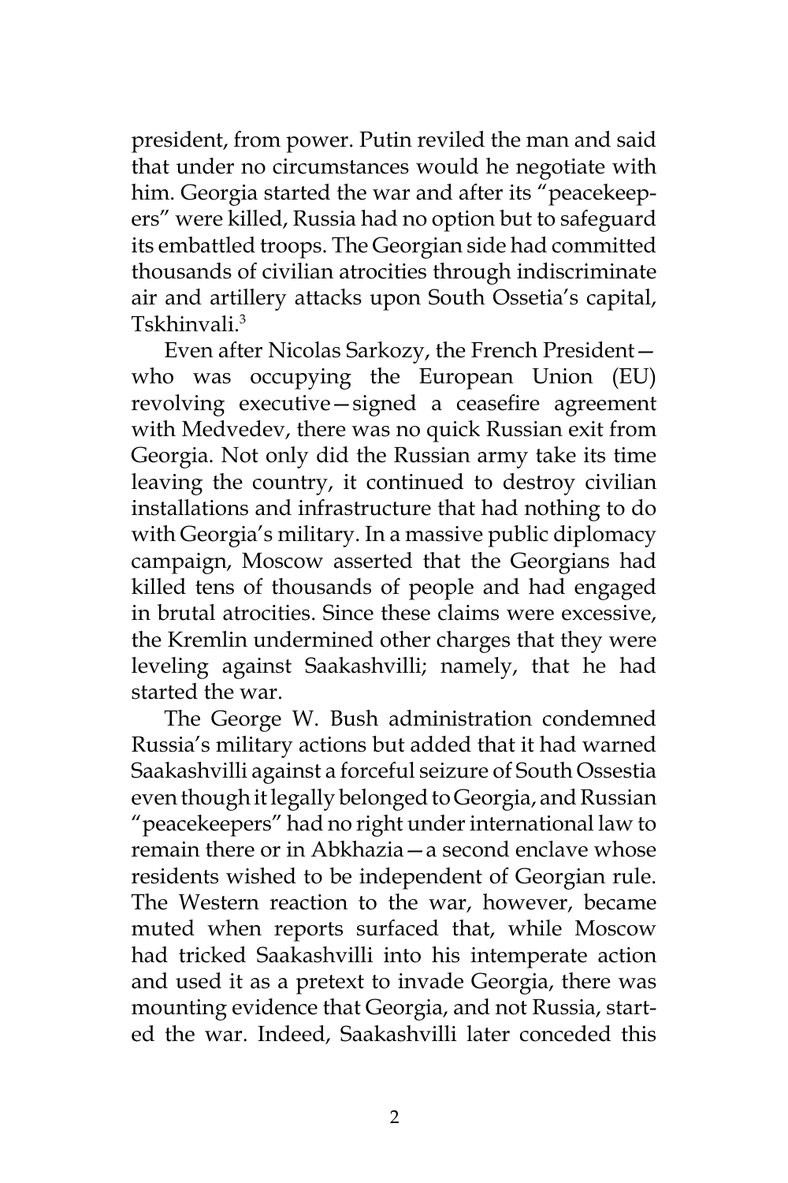president, from power. Putin reviled the man and said that under no circumstances would he negotiate with him. Georgia started the war and after its "peacekeepers" were killed, Russia had no option but to safeguard its embattled troops. The Georgian side had committed thousands of civilian atrocities through indiscriminate air and artillery attacks upon South Ossetia's capital, Tskhinvali.[3]

Even after Nicolas Sarkozy, the French President—who was occupying the European Union (EU) revolving executive—signed a ceasefire agreement with Medvedev, there was no quick Russian exit from Georgia. Not only did the Russian army take its time leaving the country, it continued to destroy civilian installations and infrastructure that had nothing to do with Georgia's military. In a massive public diplomacy campaign, Moscow asserted that the Georgians had killed tens of thousands of people and had engaged in brutal atrocities. Since these claims were excessive, the Kremlin undermined other charges that they were leveling against Saakashvilli; namely, that he had started the war.

The George W. Bush administration condemned Russia's military actions but added that it had warned Saakashvilli against a forceful seizure of South Ossetia even though it legally belonged to Georgia, and Russian "peacekeepers" had no right under international law to remain there or in Abkhazia—a second enclave whose residents wished to be independent of Georgian rule. The Western reaction to the war, however, became muted when reports surfaced that, while Moscow had tricked Saakashvilli into his intemperate action and used it as a pretext to invade Georgia, there was mounting evidence that Georgia, and not Russia, started the war. Indeed, Saakashvilli later conceded this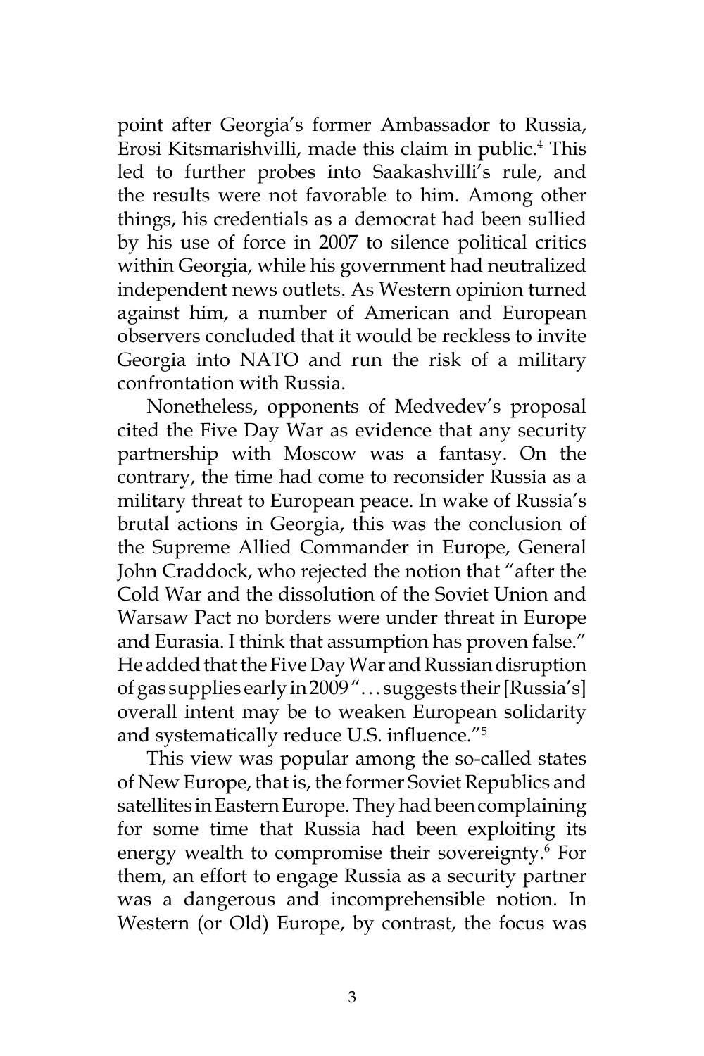point after Georgia's former Ambassador to Russia, Erosi Kitsmarishvilli, made this claim in public.[4] This led to further probes into Saakashvilli's rule, and the results were not favorable to him. Among other things, his credentials as a democrat had been sullied by his use of force in 2007 to silence political critics within Georgia, while his government had neutralized independent news outlets. As Western opinion turned against him, a number of American and European observers concluded that it would be reckless to invite Georgia into NATO and run the risk of a military confrontation with Russia.

Nonetheless, opponents of Medvedev's proposal cited the Five Day War as evidence that any security partnership with Moscow was a fantasy. On the contrary, the time had come to reconsider Russia as a military threat to European peace. In wake of Russia's brutal actions in Georgia, this was the conclusion of the Supreme Allied Commander in Europe, General John Craddock, who rejected the notion that "after the Cold War and the dissolution of the Soviet Union and Warsaw Pact no borders were under threat in Europe and Eurasia. I think that assumption has proven false." He added that the Five Day War and Russian disruption of gas supplies early in 2009 ". . . suggests their [Russia's] overall intent may be to weaken European solidarity and systematically reduce U.S. influence."[5]

This view was popular among the so-called states of New Europe, that is, the former Soviet Republics and satellites in Eastern Europe. They had been complaining for some time that Russia had been exploiting its energy wealth to compromise their sovereignty.[6] For them, an effort to engage Russia as a security partner was a dangerous and incomprehensible notion. In Western (or Old) Europe, by contrast, the focus was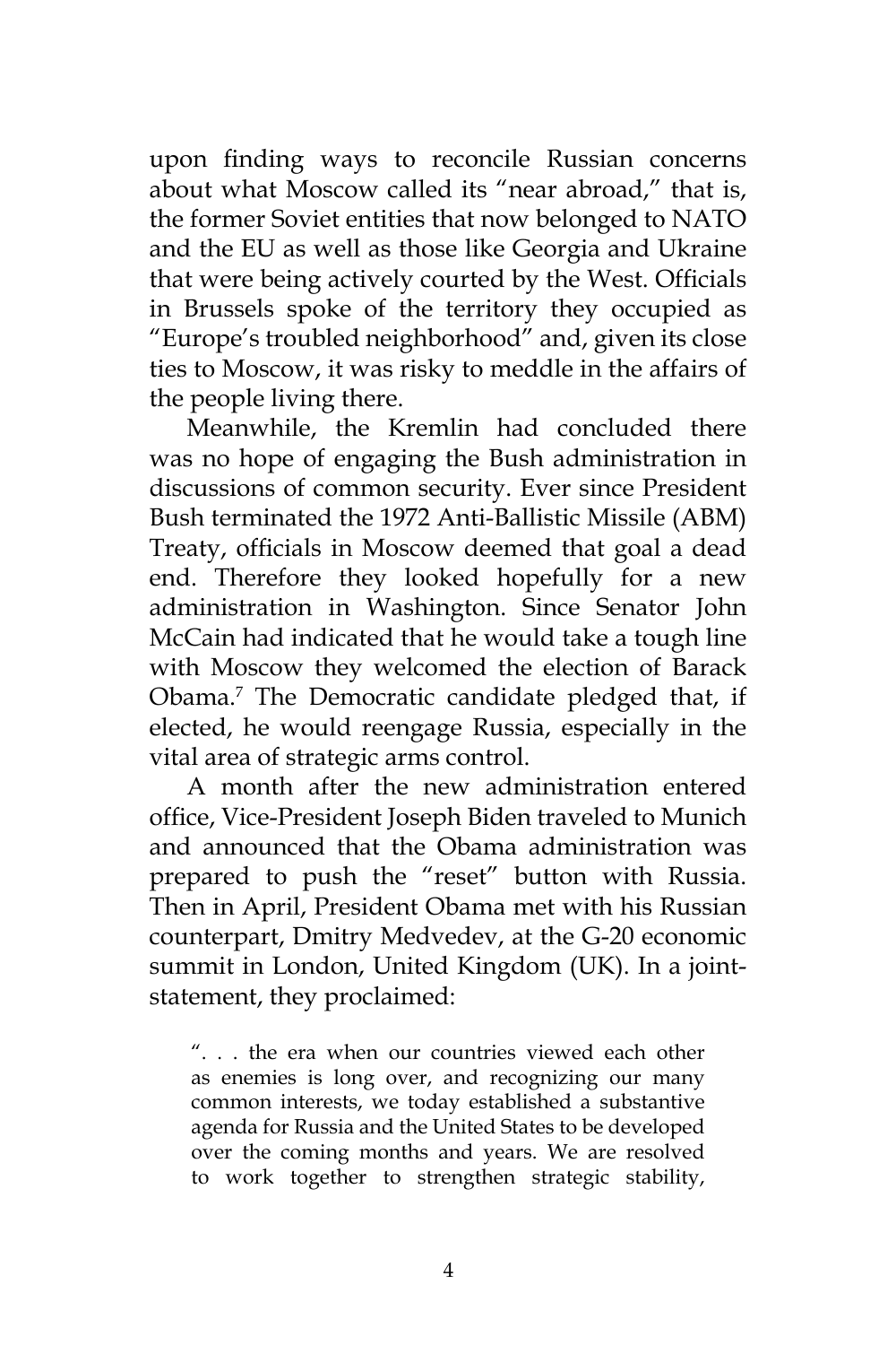upon finding ways to reconcile Russian concerns about what Moscow called its "near abroad," that is, the former Soviet entities that now belonged to NATO and the EU as well as those like Georgia and Ukraine that were being actively courted by the West. Officials in Brussels spoke of the territory they occupied as "Europe's troubled neighborhood" and, given its close ties to Moscow, it was risky to meddle in the affairs of the people living there.

Meanwhile, the Kremlin had concluded there was no hope of engaging the Bush administration in discussions of common security. Ever since President Bush terminated the 1972 Anti-Ballistic Missile (ABM) Treaty, officials in Moscow deemed that goal a dead end. Therefore they looked hopefully for a new administration in Washington. Since Senator John McCain had indicated that he would take a tough line with Moscow they welcomed the election of Barack Obama.[7] The Democratic candidate pledged that, if elected, he would reengage Russia, especially in the vital area of strategic arms control.

A month after the new administration entered office, Vice-President Joseph Biden traveled to Munich and announced that the Obama administration was prepared to push the "reset" button with Russia. Then in April, President Obama met with his Russian counterpart, Dmitry Medvedev, at the G-20 economic summit in London, United Kingdom (UK). In a joint-statement, they proclaimed:

> ". . . the era when our countries viewed each other as enemies is long over, and recognizing our many common interests, we today established a substantive agenda for Russia and the United States to be developed over the coming months and years. We are resolved to work together to strengthen strategic stability,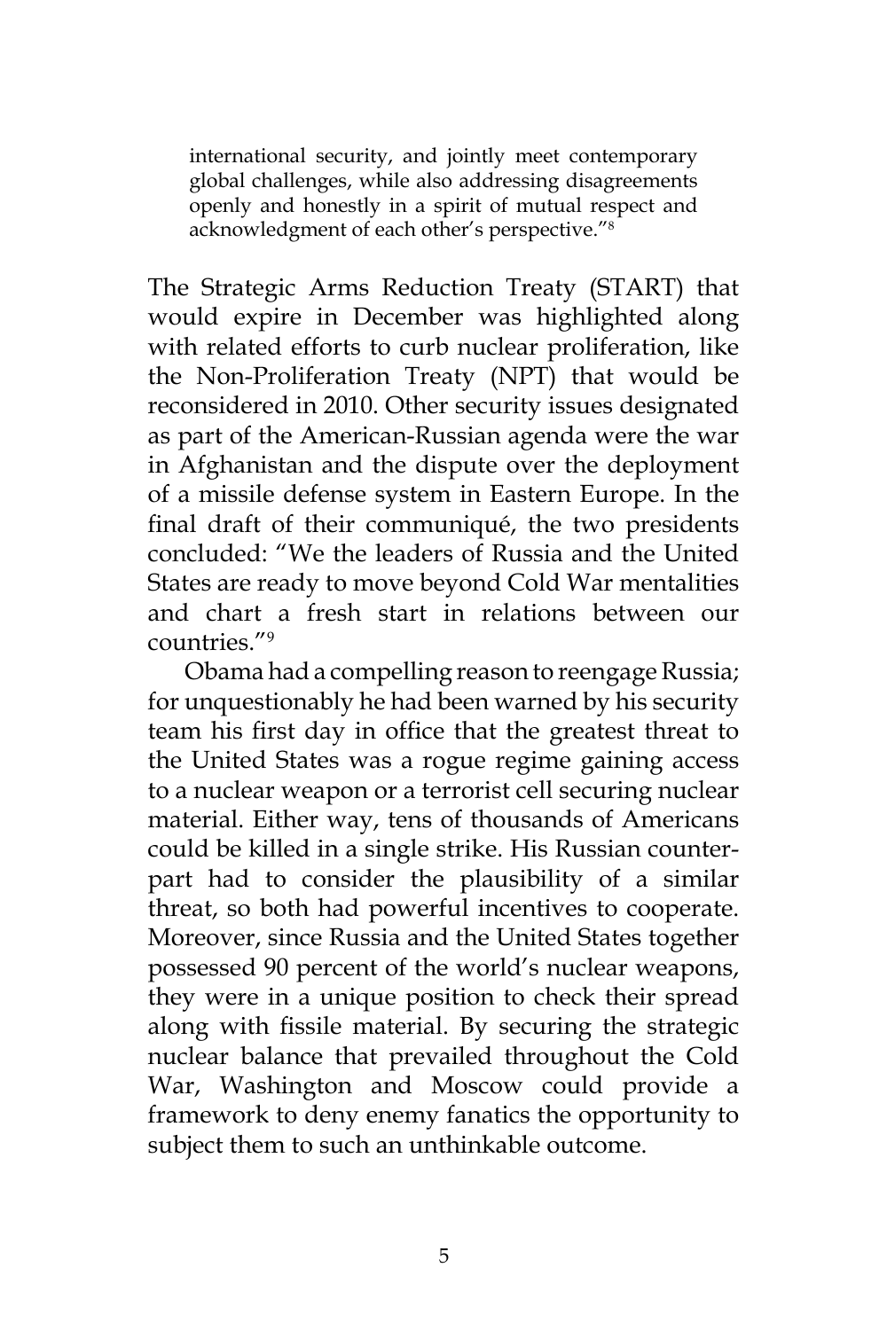> international security, and jointly meet contemporary global challenges, while also addressing disagreements openly and honestly in a spirit of mutual respect and acknowledgment of each other's perspective."[8]

The Strategic Arms Reduction Treaty (START) that would expire in December was highlighted along with related efforts to curb nuclear proliferation, like the Non-Proliferation Treaty (NPT) that would be reconsidered in 2010. Other security issues designated as part of the American-Russian agenda were the war in Afghanistan and the dispute over the deployment of a missile defense system in Eastern Europe. In the final draft of their communiqué, the two presidents concluded: "We the leaders of Russia and the United States are ready to move beyond Cold War mentalities and chart a fresh start in relations between our countries."[9]

Obama had a compelling reason to reengage Russia; for unquestionably he had been warned by his security team his first day in office that the greatest threat to the United States was a rogue regime gaining access to a nuclear weapon or a terrorist cell securing nuclear material. Either way, tens of thousands of Americans could be killed in a single strike. His Russian counterpart had to consider the plausibility of a similar threat, so both had powerful incentives to cooperate. Moreover, since Russia and the United States together possessed 90 percent of the world's nuclear weapons, they were in a unique position to check their spread along with fissile material. By securing the strategic nuclear balance that prevailed throughout the Cold War, Washington and Moscow could provide a framework to deny enemy fanatics the opportunity to subject them to such an unthinkable outcome.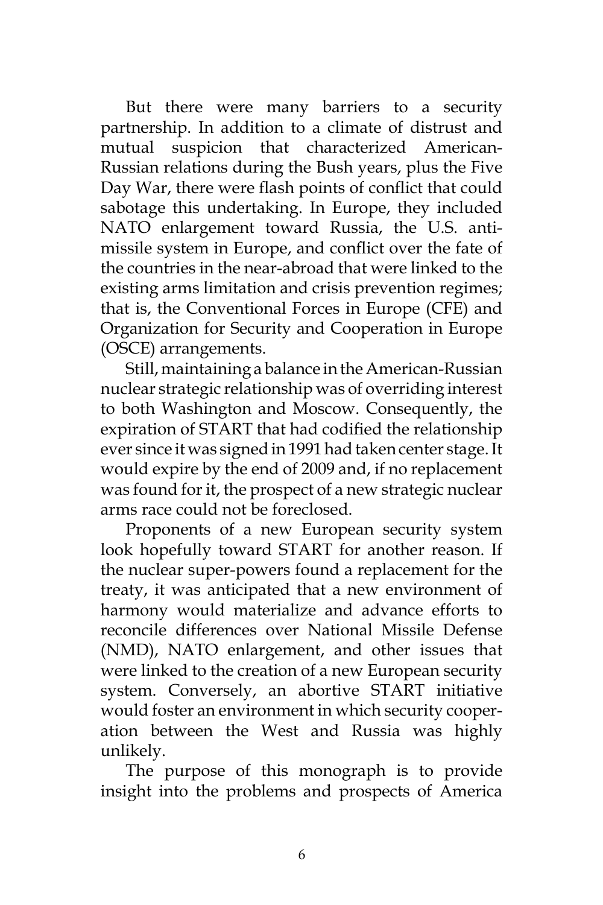But there were many barriers to a security partnership. In addition to a climate of distrust and mutual suspicion that characterized American-Russian relations during the Bush years, plus the Five Day War, there were flash points of conflict that could sabotage this undertaking. In Europe, they included NATO enlargement toward Russia, the U.S. anti-missile system in Europe, and conflict over the fate of the countries in the near-abroad that were linked to the existing arms limitation and crisis prevention regimes; that is, the Conventional Forces in Europe (CFE) and Organization for Security and Cooperation in Europe (OSCE) arrangements.

Still, maintaining a balance in the American-Russian nuclear strategic relationship was of overriding interest to both Washington and Moscow. Consequently, the expiration of START that had codified the relationship ever since it was signed in 1991 had taken center stage. It would expire by the end of 2009 and, if no replacement was found for it, the prospect of a new strategic nuclear arms race could not be foreclosed.

Proponents of a new European security system look hopefully toward START for another reason. If the nuclear super-powers found a replacement for the treaty, it was anticipated that a new environment of harmony would materialize and advance efforts to reconcile differences over National Missile Defense (NMD), NATO enlargement, and other issues that were linked to the creation of a new European security system. Conversely, an abortive START initiative would foster an environment in which security cooperation between the West and Russia was highly unlikely.

The purpose of this monograph is to provide insight into the problems and prospects of America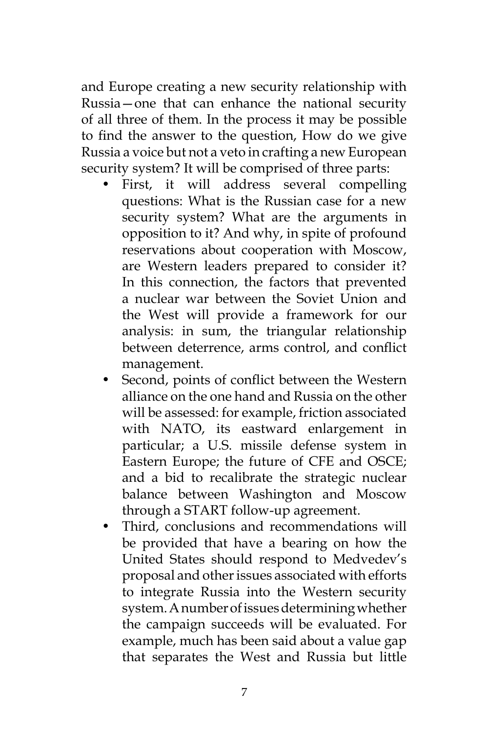and Europe creating a new security relationship with Russia—one that can enhance the national security of all three of them. In the process it may be possible to find the answer to the question, How do we give Russia a voice but not a veto in crafting a new European security system? It will be comprised of three parts:

- First, it will address several compelling questions: What is the Russian case for a new security system? What are the arguments in opposition to it? And why, in spite of profound reservations about cooperation with Moscow, are Western leaders prepared to consider it? In this connection, the factors that prevented a nuclear war between the Soviet Union and the West will provide a framework for our analysis: in sum, the triangular relationship between deterrence, arms control, and conflict management.
- Second, points of conflict between the Western alliance on the one hand and Russia on the other will be assessed: for example, friction associated with NATO, its eastward enlargement in particular; a U.S. missile defense system in Eastern Europe; the future of CFE and OSCE; and a bid to recalibrate the strategic nuclear balance between Washington and Moscow through a START follow-up agreement.
- Third, conclusions and recommendations will be provided that have a bearing on how the United States should respond to Medvedev's proposal and other issues associated with efforts to integrate Russia into the Western security system. A number of issues determining whether the campaign succeeds will be evaluated. For example, much has been said about a value gap that separates the West and Russia but little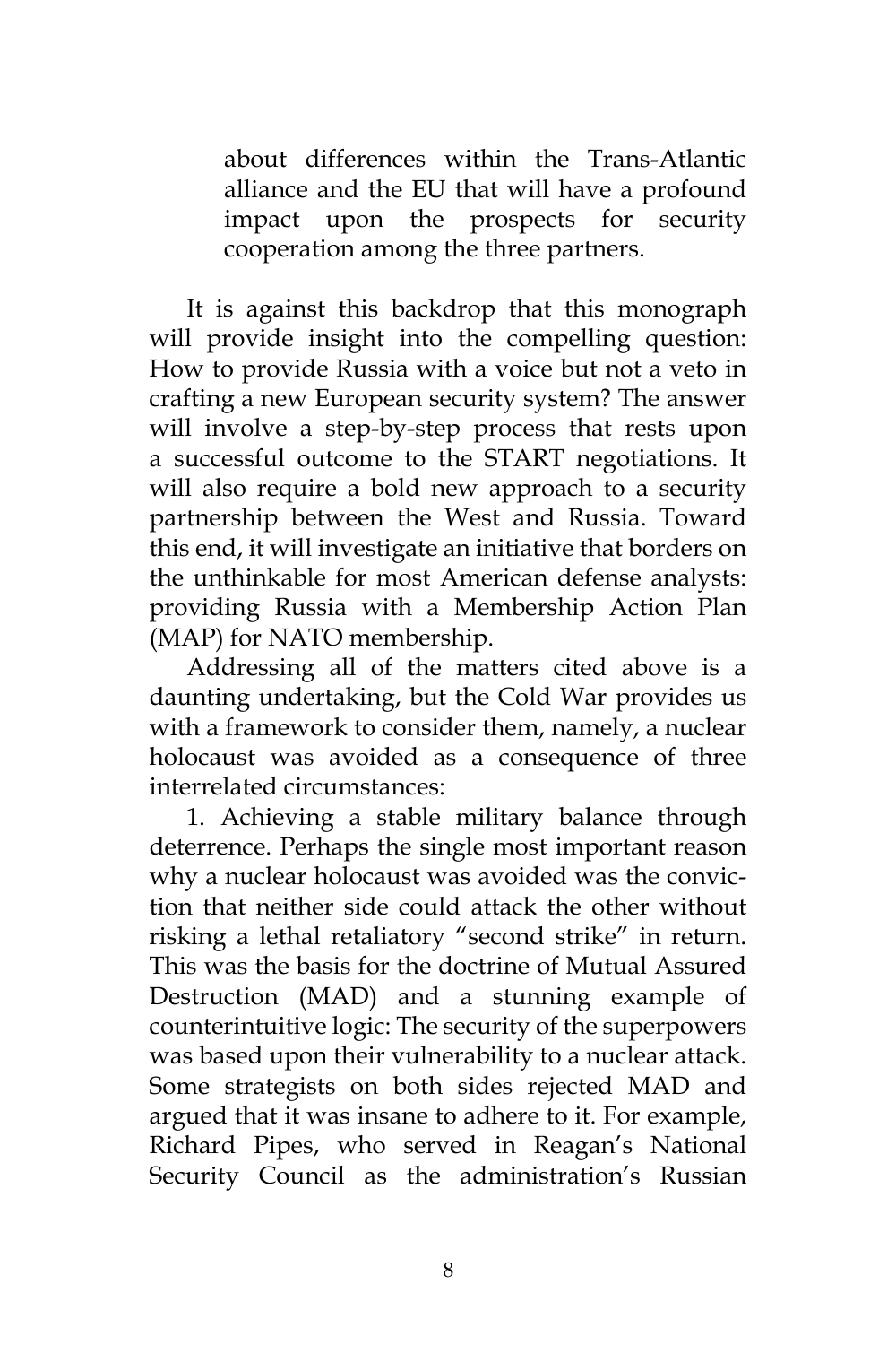about differences within the Trans-Atlantic alliance and the EU that will have a profound impact upon the prospects for security cooperation among the three partners.

It is against this backdrop that this monograph will provide insight into the compelling question: How to provide Russia with a voice but not a veto in crafting a new European security system? The answer will involve a step-by-step process that rests upon a successful outcome to the START negotiations. It will also require a bold new approach to a security partnership between the West and Russia. Toward this end, it will investigate an initiative that borders on the unthinkable for most American defense analysts: providing Russia with a Membership Action Plan (MAP) for NATO membership.

Addressing all of the matters cited above is a daunting undertaking, but the Cold War provides us with a framework to consider them, namely, a nuclear holocaust was avoided as a consequence of three interrelated circumstances:

1. Achieving a stable military balance through deterrence. Perhaps the single most important reason why a nuclear holocaust was avoided was the conviction that neither side could attack the other without risking a lethal retaliatory "second strike" in return. This was the basis for the doctrine of Mutual Assured Destruction (MAD) and a stunning example of counterintuitive logic: The security of the superpowers was based upon their vulnerability to a nuclear attack. Some strategists on both sides rejected MAD and argued that it was insane to adhere to it. For example, Richard Pipes, who served in Reagan's National Security Council as the administration's Russian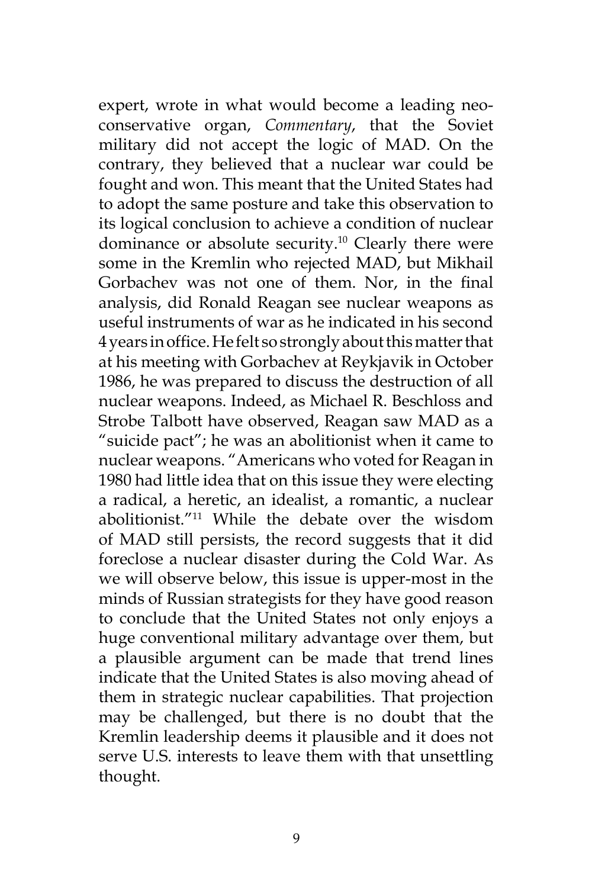expert, wrote in what would become a leading neo-conservative organ, *Commentary*, that the Soviet military did not accept the logic of MAD. On the contrary, they believed that a nuclear war could be fought and won. This meant that the United States had to adopt the same posture and take this observation to its logical conclusion to achieve a condition of nuclear dominance or absolute security.[10] Clearly there were some in the Kremlin who rejected MAD, but Mikhail Gorbachev was not one of them. Nor, in the final analysis, did Ronald Reagan see nuclear weapons as useful instruments of war as he indicated in his second 4 years in office. He felt so strongly about this matter that at his meeting with Gorbachev at Reykjavik in October 1986, he was prepared to discuss the destruction of all nuclear weapons. Indeed, as Michael R. Beschloss and Strobe Talbott have observed, Reagan saw MAD as a "suicide pact"; he was an abolitionist when it came to nuclear weapons. "Americans who voted for Reagan in 1980 had little idea that on this issue they were electing a radical, a heretic, an idealist, a romantic, a nuclear abolitionist."[11] While the debate over the wisdom of MAD still persists, the record suggests that it did foreclose a nuclear disaster during the Cold War. As we will observe below, this issue is upper-most in the minds of Russian strategists for they have good reason to conclude that the United States not only enjoys a huge conventional military advantage over them, but a plausible argument can be made that trend lines indicate that the United States is also moving ahead of them in strategic nuclear capabilities. That projection may be challenged, but there is no doubt that the Kremlin leadership deems it plausible and it does not serve U.S. interests to leave them with that unsettling thought.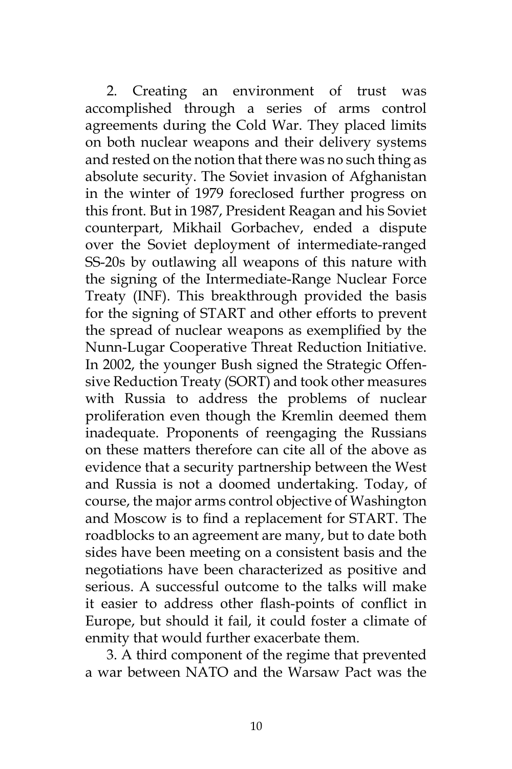2. Creating an environment of trust was accomplished through a series of arms control agreements during the Cold War. They placed limits on both nuclear weapons and their delivery systems and rested on the notion that there was no such thing as absolute security. The Soviet invasion of Afghanistan in the winter of 1979 foreclosed further progress on this front. But in 1987, President Reagan and his Soviet counterpart, Mikhail Gorbachev, ended a dispute over the Soviet deployment of intermediate-ranged SS-20s by outlawing all weapons of this nature with the signing of the Intermediate-Range Nuclear Force Treaty (INF). This breakthrough provided the basis for the signing of START and other efforts to prevent the spread of nuclear weapons as exemplified by the Nunn-Lugar Cooperative Threat Reduction Initiative. In 2002, the younger Bush signed the Strategic Offensive Reduction Treaty (SORT) and took other measures with Russia to address the problems of nuclear proliferation even though the Kremlin deemed them inadequate. Proponents of reengaging the Russians on these matters therefore can cite all of the above as evidence that a security partnership between the West and Russia is not a doomed undertaking. Today, of course, the major arms control objective of Washington and Moscow is to find a replacement for START. The roadblocks to an agreement are many, but to date both sides have been meeting on a consistent basis and the negotiations have been characterized as positive and serious. A successful outcome to the talks will make it easier to address other flash-points of conflict in Europe, but should it fail, it could foster a climate of enmity that would further exacerbate them.

3. A third component of the regime that prevented a war between NATO and the Warsaw Pact was the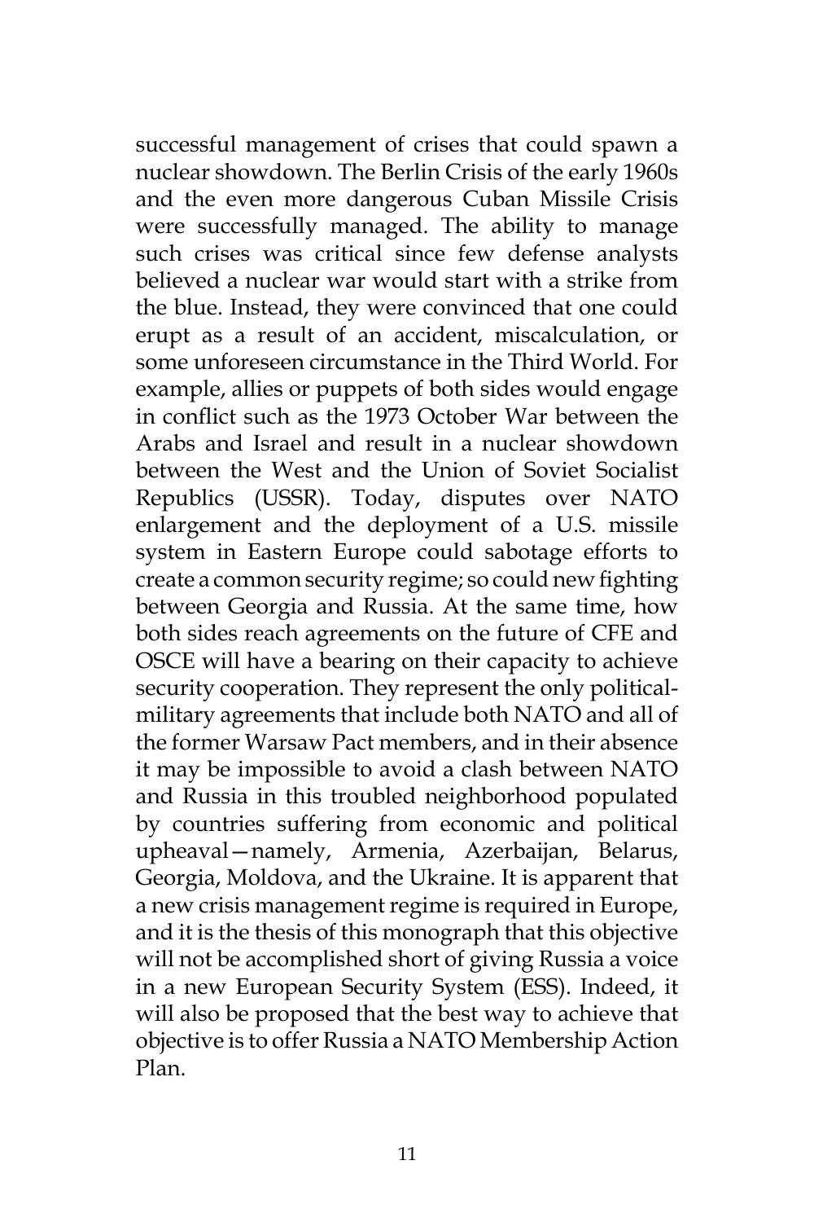successful management of crises that could spawn a nuclear showdown. The Berlin Crisis of the early 1960s and the even more dangerous Cuban Missile Crisis were successfully managed. The ability to manage such crises was critical since few defense analysts believed a nuclear war would start with a strike from the blue. Instead, they were convinced that one could erupt as a result of an accident, miscalculation, or some unforeseen circumstance in the Third World. For example, allies or puppets of both sides would engage in conflict such as the 1973 October War between the Arabs and Israel and result in a nuclear showdown between the West and the Union of Soviet Socialist Republics (USSR). Today, disputes over NATO enlargement and the deployment of a U.S. missile system in Eastern Europe could sabotage efforts to create a common security regime; so could new fighting between Georgia and Russia. At the same time, how both sides reach agreements on the future of CFE and OSCE will have a bearing on their capacity to achieve security cooperation. They represent the only political-military agreements that include both NATO and all of the former Warsaw Pact members, and in their absence it may be impossible to avoid a clash between NATO and Russia in this troubled neighborhood populated by countries suffering from economic and political upheaval—namely, Armenia, Azerbaijan, Belarus, Georgia, Moldova, and the Ukraine. It is apparent that a new crisis management regime is required in Europe, and it is the thesis of this monograph that this objective will not be accomplished short of giving Russia a voice in a new European Security System (ESS). Indeed, it will also be proposed that the best way to achieve that objective is to offer Russia a NATO Membership Action Plan.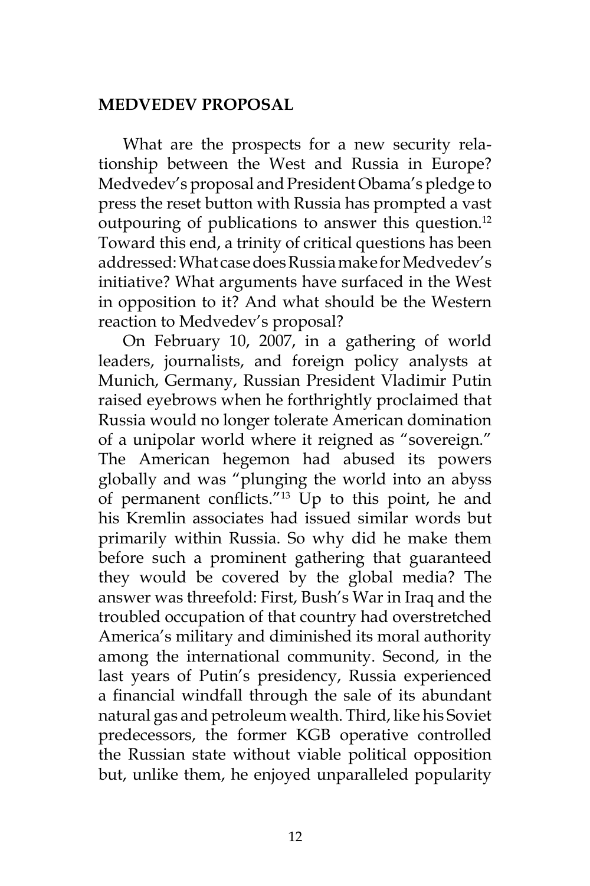## MEDVEDEV PROPOSAL

What are the prospects for a new security relationship between the West and Russia in Europe? Medvedev's proposal and President Obama's pledge to press the reset button with Russia has prompted a vast outpouring of publications to answer this question.[12] Toward this end, a trinity of critical questions has been addressed: What case does Russia make for Medvedev's initiative? What arguments have surfaced in the West in opposition to it? And what should be the Western reaction to Medvedev's proposal?

On February 10, 2007, in a gathering of world leaders, journalists, and foreign policy analysts at Munich, Germany, Russian President Vladimir Putin raised eyebrows when he forthrightly proclaimed that Russia would no longer tolerate American domination of a unipolar world where it reigned as "sovereign." The American hegemon had abused its powers globally and was "plunging the world into an abyss of permanent conflicts."[13] Up to this point, he and his Kremlin associates had issued similar words but primarily within Russia. So why did he make them before such a prominent gathering that guaranteed they would be covered by the global media? The answer was threefold: First, Bush's War in Iraq and the troubled occupation of that country had overstretched America's military and diminished its moral authority among the international community. Second, in the last years of Putin's presidency, Russia experienced a financial windfall through the sale of its abundant natural gas and petroleum wealth. Third, like his Soviet predecessors, the former KGB operative controlled the Russian state without viable political opposition but, unlike them, he enjoyed unparalleled popularity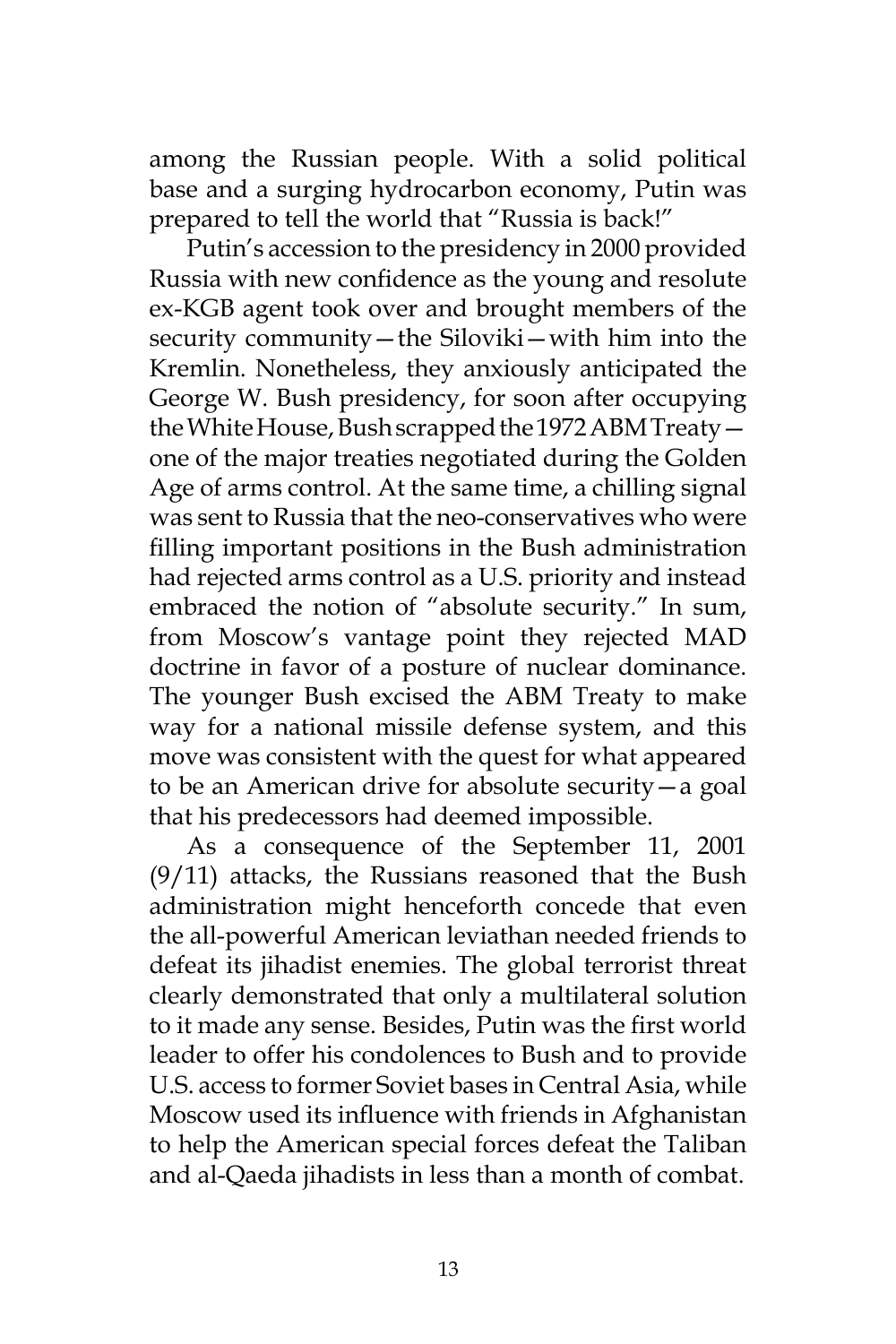among the Russian people. With a solid political base and a surging hydrocarbon economy, Putin was prepared to tell the world that "Russia is back!"

Putin's accession to the presidency in 2000 provided Russia with new confidence as the young and resolute ex-KGB agent took over and brought members of the security community—the Siloviki—with him into the Kremlin. Nonetheless, they anxiously anticipated the George W. Bush presidency, for soon after occupying the White House, Bush scrapped the 1972 ABM Treaty—one of the major treaties negotiated during the Golden Age of arms control. At the same time, a chilling signal was sent to Russia that the neo-conservatives who were filling important positions in the Bush administration had rejected arms control as a U.S. priority and instead embraced the notion of "absolute security." In sum, from Moscow's vantage point they rejected MAD doctrine in favor of a posture of nuclear dominance. The younger Bush excised the ABM Treaty to make way for a national missile defense system, and this move was consistent with the quest for what appeared to be an American drive for absolute security—a goal that his predecessors had deemed impossible.

As a consequence of the September 11, 2001 (9/11) attacks, the Russians reasoned that the Bush administration might henceforth concede that even the all-powerful American leviathan needed friends to defeat its jihadist enemies. The global terrorist threat clearly demonstrated that only a multilateral solution to it made any sense. Besides, Putin was the first world leader to offer his condolences to Bush and to provide U.S. access to former Soviet bases in Central Asia, while Moscow used its influence with friends in Afghanistan to help the American special forces defeat the Taliban and al-Qaeda jihadists in less than a month of combat.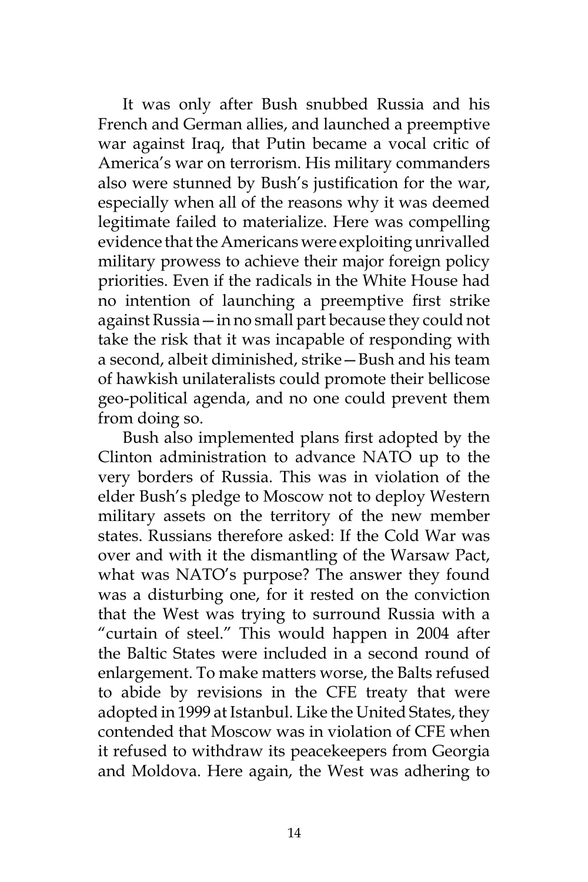It was only after Bush snubbed Russia and his French and German allies, and launched a preemptive war against Iraq, that Putin became a vocal critic of America's war on terrorism. His military commanders also were stunned by Bush's justification for the war, especially when all of the reasons why it was deemed legitimate failed to materialize. Here was compelling evidence that the Americans were exploiting unrivalled military prowess to achieve their major foreign policy priorities. Even if the radicals in the White House had no intention of launching a preemptive first strike against Russia—in no small part because they could not take the risk that it was incapable of responding with a second, albeit diminished, strike—Bush and his team of hawkish unilateralists could promote their bellicose geo-political agenda, and no one could prevent them from doing so.

Bush also implemented plans first adopted by the Clinton administration to advance NATO up to the very borders of Russia. This was in violation of the elder Bush's pledge to Moscow not to deploy Western military assets on the territory of the new member states. Russians therefore asked: If the Cold War was over and with it the dismantling of the Warsaw Pact, what was NATO's purpose? The answer they found was a disturbing one, for it rested on the conviction that the West was trying to surround Russia with a "curtain of steel." This would happen in 2004 after the Baltic States were included in a second round of enlargement. To make matters worse, the Balts refused to abide by revisions in the CFE treaty that were adopted in 1999 at Istanbul. Like the United States, they contended that Moscow was in violation of CFE when it refused to withdraw its peacekeepers from Georgia and Moldova. Here again, the West was adhering to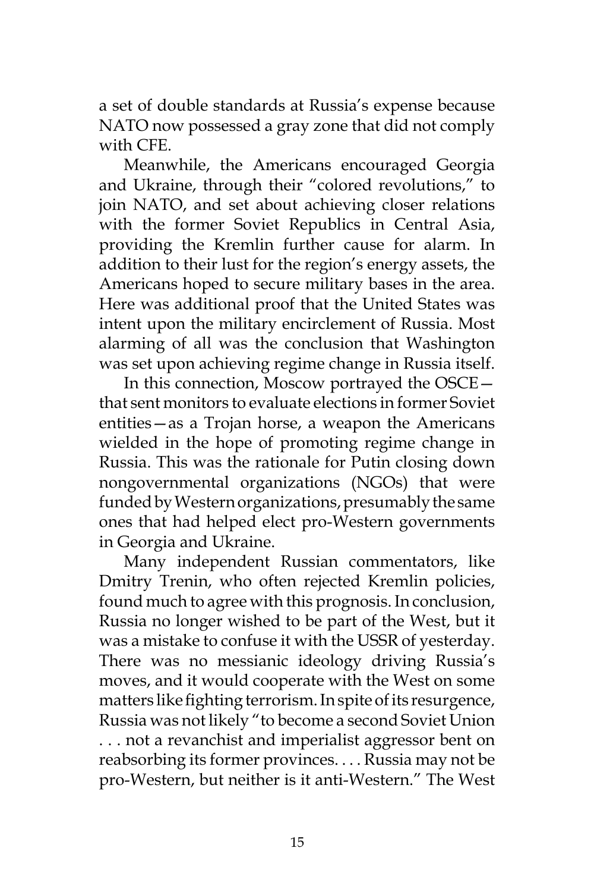a set of double standards at Russia's expense because NATO now possessed a gray zone that did not comply with CFE.

Meanwhile, the Americans encouraged Georgia and Ukraine, through their "colored revolutions," to join NATO, and set about achieving closer relations with the former Soviet Republics in Central Asia, providing the Kremlin further cause for alarm. In addition to their lust for the region's energy assets, the Americans hoped to secure military bases in the area. Here was additional proof that the United States was intent upon the military encirclement of Russia. Most alarming of all was the conclusion that Washington was set upon achieving regime change in Russia itself.

In this connection, Moscow portrayed the OSCE—that sent monitors to evaluate elections in former Soviet entities—as a Trojan horse, a weapon the Americans wielded in the hope of promoting regime change in Russia. This was the rationale for Putin closing down nongovernmental organizations (NGOs) that were funded by Western organizations, presumably the same ones that had helped elect pro-Western governments in Georgia and Ukraine.

Many independent Russian commentators, like Dmitry Trenin, who often rejected Kremlin policies, found much to agree with this prognosis. In conclusion, Russia no longer wished to be part of the West, but it was a mistake to confuse it with the USSR of yesterday. There was no messianic ideology driving Russia's moves, and it would cooperate with the West on some matters like fighting terrorism. In spite of its resurgence, Russia was not likely "to become a second Soviet Union . . . not a revanchist and imperialist aggressor bent on reabsorbing its former provinces. . . . Russia may not be pro-Western, but neither is it anti-Western." The West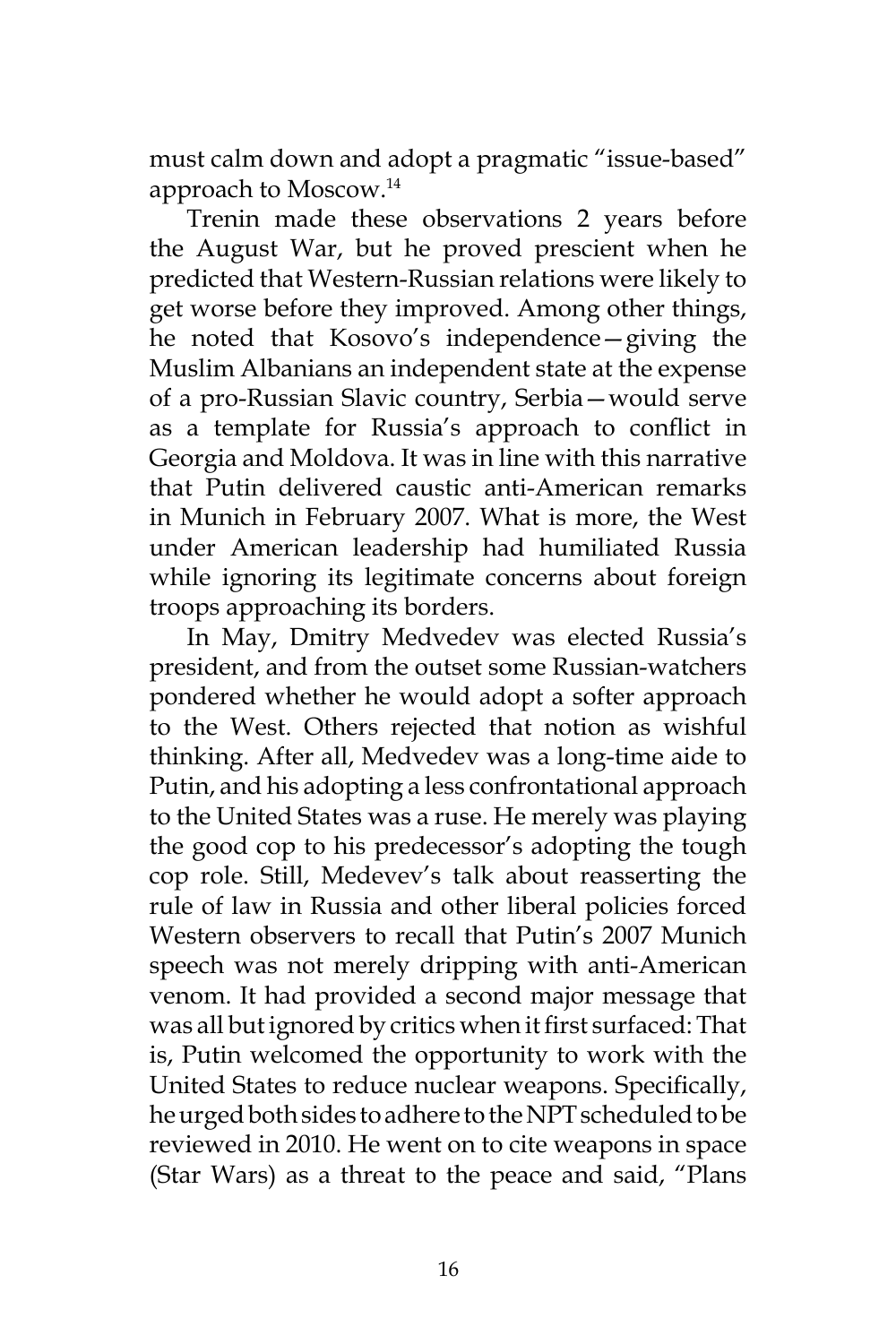must calm down and adopt a pragmatic "issue-based" approach to Moscow.[14]

Trenin made these observations 2 years before the August War, but he proved prescient when he predicted that Western-Russian relations were likely to get worse before they improved. Among other things, he noted that Kosovo's independence—giving the Muslim Albanians an independent state at the expense of a pro-Russian Slavic country, Serbia—would serve as a template for Russia's approach to conflict in Georgia and Moldova. It was in line with this narrative that Putin delivered caustic anti-American remarks in Munich in February 2007. What is more, the West under American leadership had humiliated Russia while ignoring its legitimate concerns about foreign troops approaching its borders.

In May, Dmitry Medvedev was elected Russia's president, and from the outset some Russian-watchers pondered whether he would adopt a softer approach to the West. Others rejected that notion as wishful thinking. After all, Medvedev was a long-time aide to Putin, and his adopting a less confrontational approach to the United States was a ruse. He merely was playing the good cop to his predecessor's adopting the tough cop role. Still, Medevev's talk about reasserting the rule of law in Russia and other liberal policies forced Western observers to recall that Putin's 2007 Munich speech was not merely dripping with anti-American venom. It had provided a second major message that was all but ignored by critics when it first surfaced: That is, Putin welcomed the opportunity to work with the United States to reduce nuclear weapons. Specifically, he urged both sides to adhere to the NPT scheduled to be reviewed in 2010. He went on to cite weapons in space (Star Wars) as a threat to the peace and said, "Plans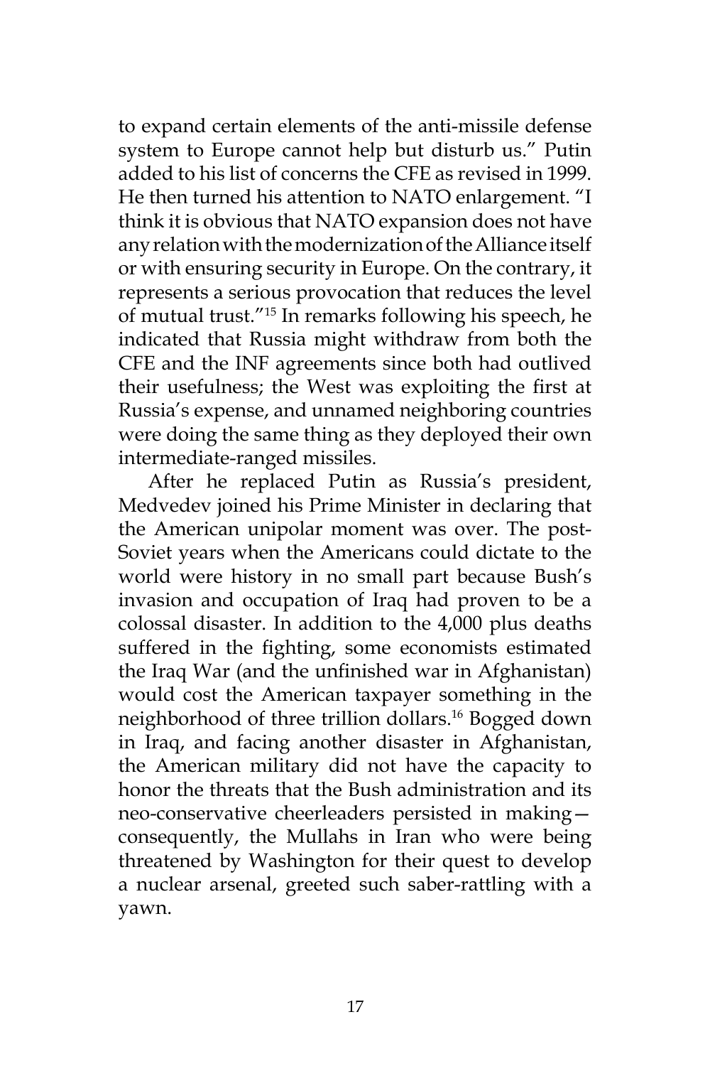to expand certain elements of the anti-missile defense system to Europe cannot help but disturb us." Putin added to his list of concerns the CFE as revised in 1999. He then turned his attention to NATO enlargement. "I think it is obvious that NATO expansion does not have any relation with the modernization of the Alliance itself or with ensuring security in Europe. On the contrary, it represents a serious provocation that reduces the level of mutual trust."[15] In remarks following his speech, he indicated that Russia might withdraw from both the CFE and the INF agreements since both had outlived their usefulness; the West was exploiting the first at Russia's expense, and unnamed neighboring countries were doing the same thing as they deployed their own intermediate-ranged missiles.

After he replaced Putin as Russia's president, Medvedev joined his Prime Minister in declaring that the American unipolar moment was over. The post-Soviet years when the Americans could dictate to the world were history in no small part because Bush's invasion and occupation of Iraq had proven to be a colossal disaster. In addition to the 4,000 plus deaths suffered in the fighting, some economists estimated the Iraq War (and the unfinished war in Afghanistan) would cost the American taxpayer something in the neighborhood of three trillion dollars.[16] Bogged down in Iraq, and facing another disaster in Afghanistan, the American military did not have the capacity to honor the threats that the Bush administration and its neo-conservative cheerleaders persisted in making—consequently, the Mullahs in Iran who were being threatened by Washington for their quest to develop a nuclear arsenal, greeted such saber-rattling with a yawn.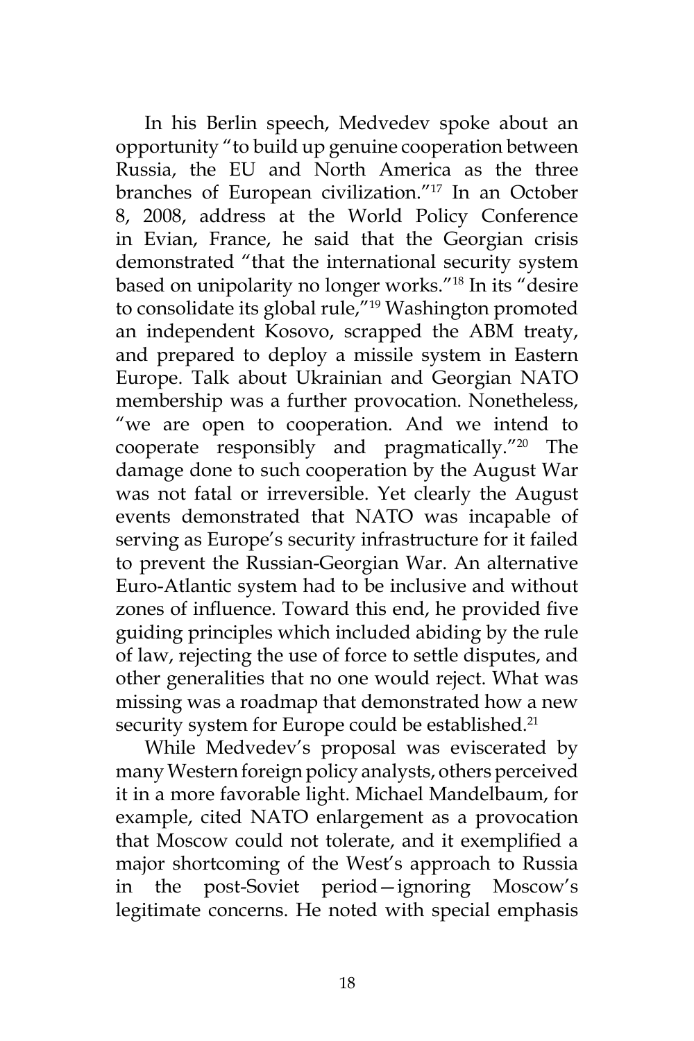In his Berlin speech, Medvedev spoke about an opportunity "to build up genuine cooperation between Russia, the EU and North America as the three branches of European civilization."[17] In an October 8, 2008, address at the World Policy Conference in Evian, France, he said that the Georgian crisis demonstrated "that the international security system based on unipolarity no longer works."[18] In its "desire to consolidate its global rule,"[19] Washington promoted an independent Kosovo, scrapped the ABM treaty, and prepared to deploy a missile system in Eastern Europe. Talk about Ukrainian and Georgian NATO membership was a further provocation. Nonetheless, "we are open to cooperation. And we intend to cooperate responsibly and pragmatically."[20] The damage done to such cooperation by the August War was not fatal or irreversible. Yet clearly the August events demonstrated that NATO was incapable of serving as Europe's security infrastructure for it failed to prevent the Russian-Georgian War. An alternative Euro-Atlantic system had to be inclusive and without zones of influence. Toward this end, he provided five guiding principles which included abiding by the rule of law, rejecting the use of force to settle disputes, and other generalities that no one would reject. What was missing was a roadmap that demonstrated how a new security system for Europe could be established.[21]

While Medvedev's proposal was eviscerated by many Western foreign policy analysts, others perceived it in a more favorable light. Michael Mandelbaum, for example, cited NATO enlargement as a provocation that Moscow could not tolerate, and it exemplified a major shortcoming of the West's approach to Russia in the post-Soviet period—ignoring Moscow's legitimate concerns. He noted with special emphasis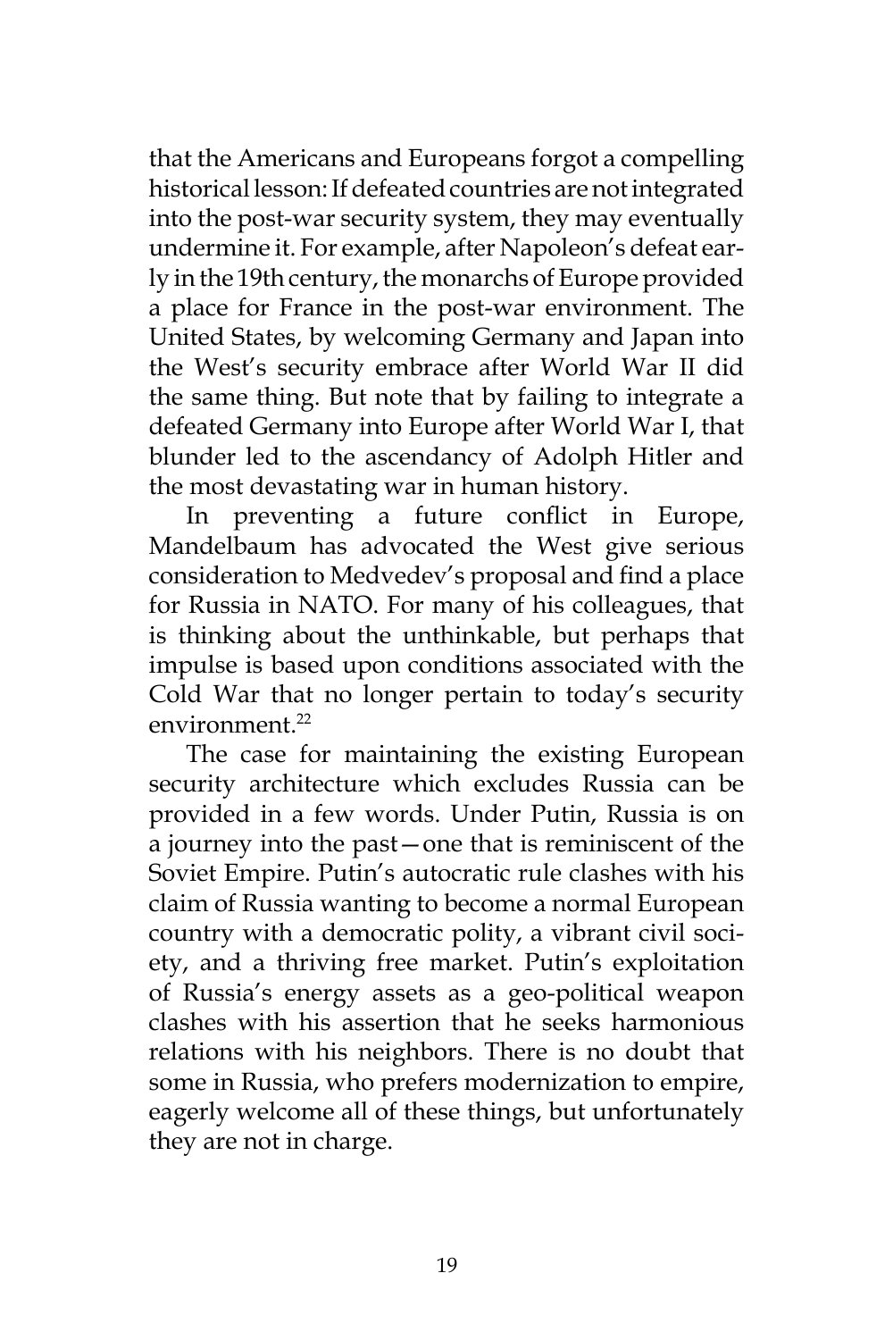that the Americans and Europeans forgot a compelling historical lesson: If defeated countries are not integrated into the post-war security system, they may eventually undermine it. For example, after Napoleon's defeat early in the 19th century, the monarchs of Europe provided a place for France in the post-war environment. The United States, by welcoming Germany and Japan into the West's security embrace after World War II did the same thing. But note that by failing to integrate a defeated Germany into Europe after World War I, that blunder led to the ascendancy of Adolph Hitler and the most devastating war in human history.

In preventing a future conflict in Europe, Mandelbaum has advocated the West give serious consideration to Medvedev's proposal and find a place for Russia in NATO. For many of his colleagues, that is thinking about the unthinkable, but perhaps that impulse is based upon conditions associated with the Cold War that no longer pertain to today's security environment.[22]

The case for maintaining the existing European security architecture which excludes Russia can be provided in a few words. Under Putin, Russia is on a journey into the past—one that is reminiscent of the Soviet Empire. Putin's autocratic rule clashes with his claim of Russia wanting to become a normal European country with a democratic polity, a vibrant civil society, and a thriving free market. Putin's exploitation of Russia's energy assets as a geo-political weapon clashes with his assertion that he seeks harmonious relations with his neighbors. There is no doubt that some in Russia, who prefers modernization to empire, eagerly welcome all of these things, but unfortunately they are not in charge.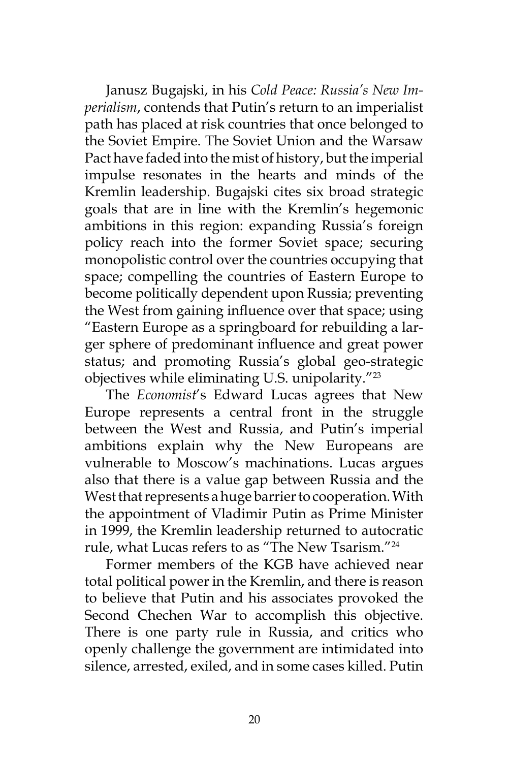Janusz Bugajski, in his *Cold Peace: Russia's New Imperialism*, contends that Putin's return to an imperialist path has placed at risk countries that once belonged to the Soviet Empire. The Soviet Union and the Warsaw Pact have faded into the mist of history, but the imperial impulse resonates in the hearts and minds of the Kremlin leadership. Bugajski cites six broad strategic goals that are in line with the Kremlin's hegemonic ambitions in this region: expanding Russia's foreign policy reach into the former Soviet space; securing monopolistic control over the countries occupying that space; compelling the countries of Eastern Europe to become politically dependent upon Russia; preventing the West from gaining influence over that space; using "Eastern Europe as a springboard for rebuilding a larger sphere of predominant influence and great power status; and promoting Russia's global geo-strategic objectives while eliminating U.S. unipolarity."[23]

The *Economist*'s Edward Lucas agrees that New Europe represents a central front in the struggle between the West and Russia, and Putin's imperial ambitions explain why the New Europeans are vulnerable to Moscow's machinations. Lucas argues also that there is a value gap between Russia and the West that represents a huge barrier to cooperation. With the appointment of Vladimir Putin as Prime Minister in 1999, the Kremlin leadership returned to autocratic rule, what Lucas refers to as "The New Tsarism."[24]

Former members of the KGB have achieved near total political power in the Kremlin, and there is reason to believe that Putin and his associates provoked the Second Chechen War to accomplish this objective. There is one party rule in Russia, and critics who openly challenge the government are intimidated into silence, arrested, exiled, and in some cases killed. Putin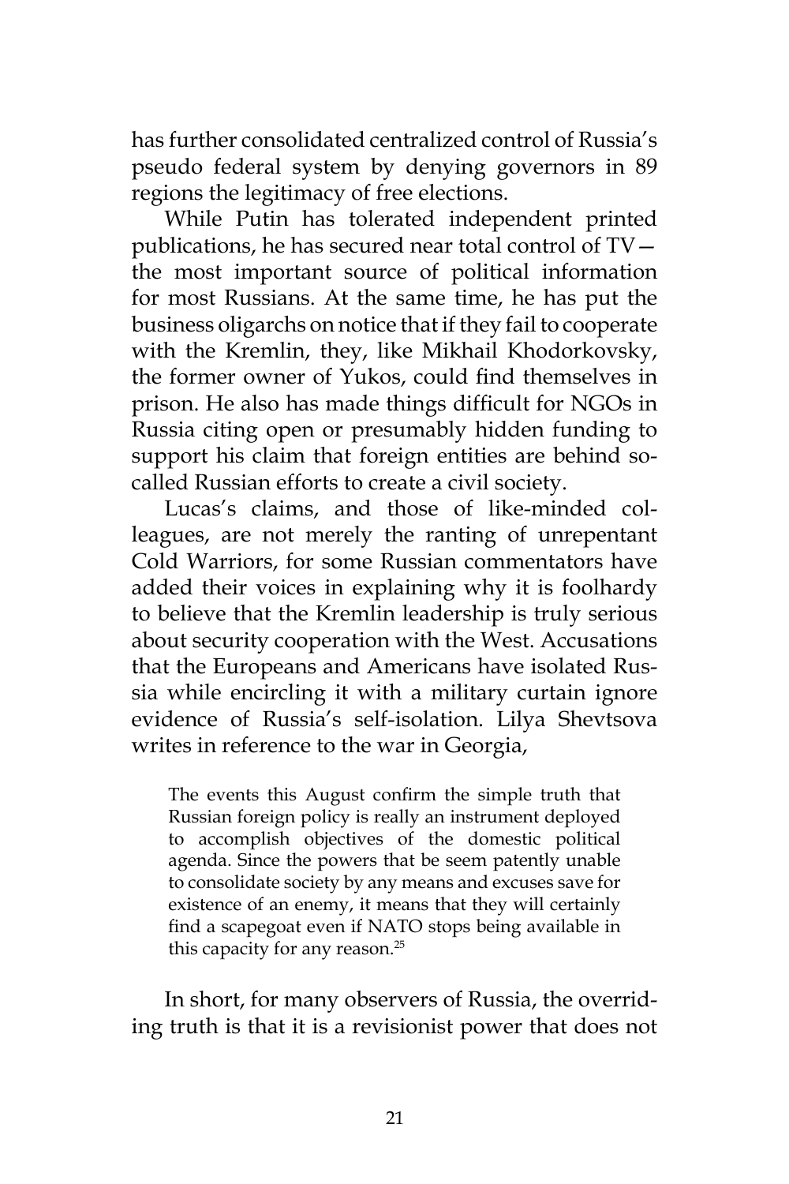has further consolidated centralized control of Russia's pseudo federal system by denying governors in 89 regions the legitimacy of free elections.

While Putin has tolerated independent printed publications, he has secured near total control of TV—the most important source of political information for most Russians. At the same time, he has put the business oligarchs on notice that if they fail to cooperate with the Kremlin, they, like Mikhail Khodorkovsky, the former owner of Yukos, could find themselves in prison. He also has made things difficult for NGOs in Russia citing open or presumably hidden funding to support his claim that foreign entities are behind so-called Russian efforts to create a civil society.

Lucas's claims, and those of like-minded colleagues, are not merely the ranting of unrepentant Cold Warriors, for some Russian commentators have added their voices in explaining why it is foolhardy to believe that the Kremlin leadership is truly serious about security cooperation with the West. Accusations that the Europeans and Americans have isolated Russia while encircling it with a military curtain ignore evidence of Russia's self-isolation. Lilya Shevtsova writes in reference to the war in Georgia,

> The events this August confirm the simple truth that Russian foreign policy is really an instrument deployed to accomplish objectives of the domestic political agenda. Since the powers that be seem patently unable to consolidate society by any means and excuses save for existence of an enemy, it means that they will certainly find a scapegoat even if NATO stops being available in this capacity for any reason.[25]

In short, for many observers of Russia, the overriding truth is that it is a revisionist power that does not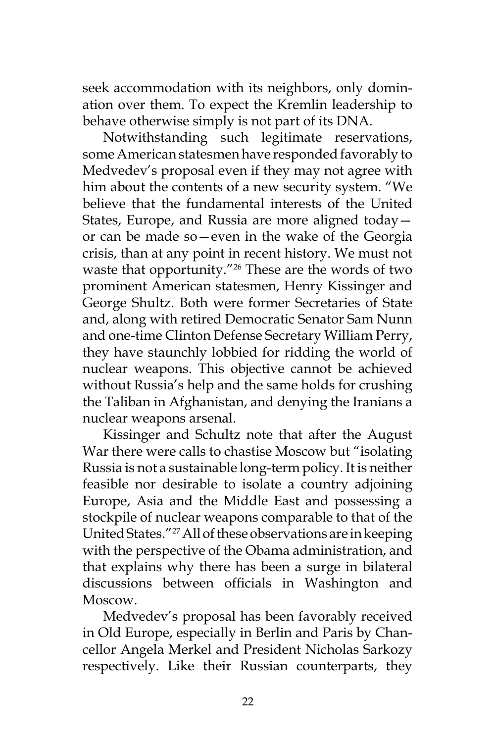seek accommodation with its neighbors, only domination over them. To expect the Kremlin leadership to behave otherwise simply is not part of its DNA.

Notwithstanding such legitimate reservations, some American statesmen have responded favorably to Medvedev's proposal even if they may not agree with him about the contents of a new security system. "We believe that the fundamental interests of the United States, Europe, and Russia are more aligned today—or can be made so—even in the wake of the Georgia crisis, than at any point in recent history. We must not waste that opportunity."[26] These are the words of two prominent American statesmen, Henry Kissinger and George Shultz. Both were former Secretaries of State and, along with retired Democratic Senator Sam Nunn and one-time Clinton Defense Secretary William Perry, they have staunchly lobbied for ridding the world of nuclear weapons. This objective cannot be achieved without Russia's help and the same holds for crushing the Taliban in Afghanistan, and denying the Iranians a nuclear weapons arsenal.

Kissinger and Schultz note that after the August War there were calls to chastise Moscow but "isolating Russia is not a sustainable long-term policy. It is neither feasible nor desirable to isolate a country adjoining Europe, Asia and the Middle East and possessing a stockpile of nuclear weapons comparable to that of the United States."[27] All of these observations are in keeping with the perspective of the Obama administration, and that explains why there has been a surge in bilateral discussions between officials in Washington and Moscow.

Medvedev's proposal has been favorably received in Old Europe, especially in Berlin and Paris by Chancellor Angela Merkel and President Nicholas Sarkozy respectively. Like their Russian counterparts, they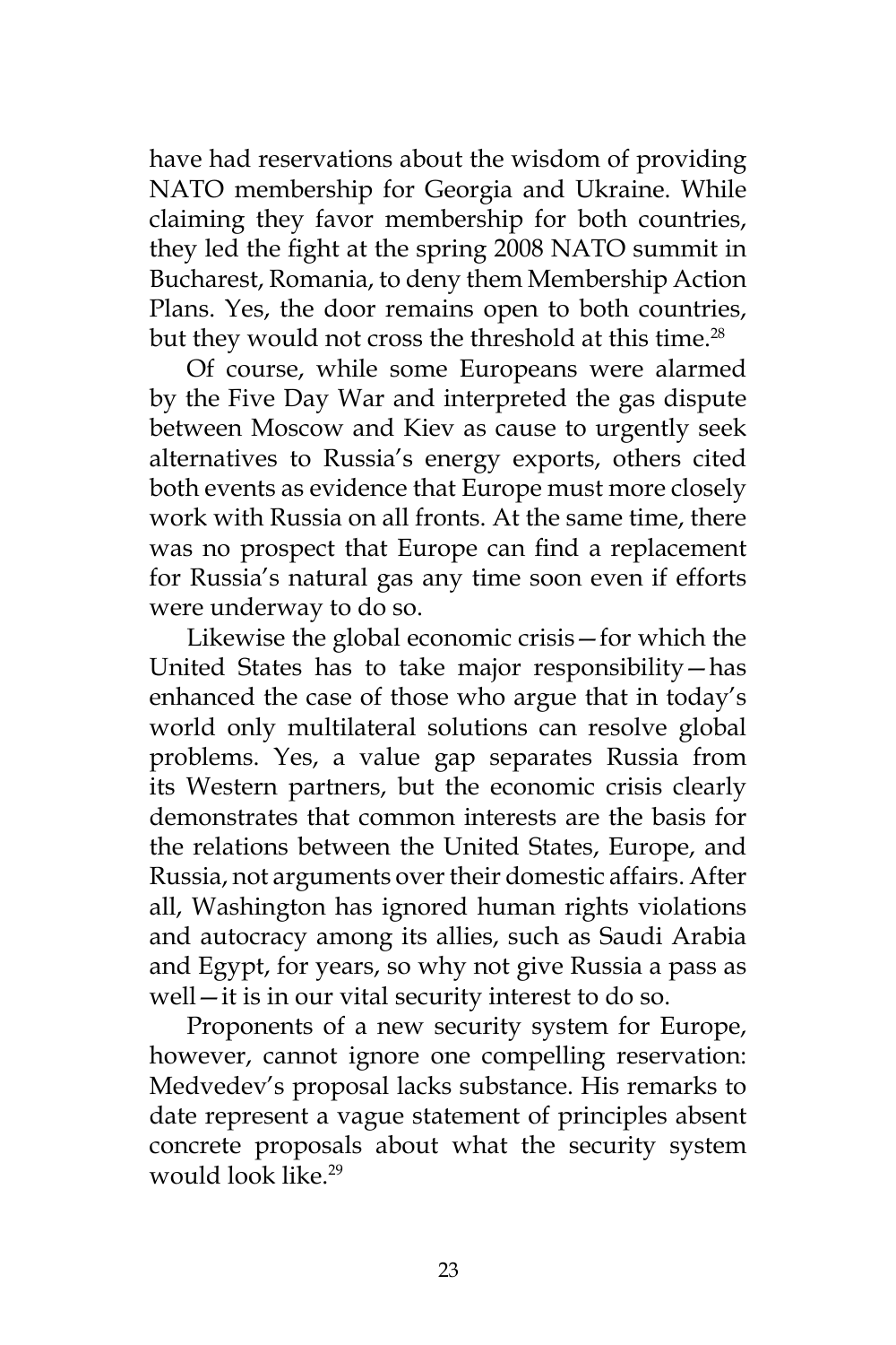have had reservations about the wisdom of providing NATO membership for Georgia and Ukraine. While claiming they favor membership for both countries, they led the fight at the spring 2008 NATO summit in Bucharest, Romania, to deny them Membership Action Plans. Yes, the door remains open to both countries, but they would not cross the threshold at this time.[28]

Of course, while some Europeans were alarmed by the Five Day War and interpreted the gas dispute between Moscow and Kiev as cause to urgently seek alternatives to Russia's energy exports, others cited both events as evidence that Europe must more closely work with Russia on all fronts. At the same time, there was no prospect that Europe can find a replacement for Russia's natural gas any time soon even if efforts were underway to do so.

Likewise the global economic crisis—for which the United States has to take major responsibility—has enhanced the case of those who argue that in today's world only multilateral solutions can resolve global problems. Yes, a value gap separates Russia from its Western partners, but the economic crisis clearly demonstrates that common interests are the basis for the relations between the United States, Europe, and Russia, not arguments over their domestic affairs. After all, Washington has ignored human rights violations and autocracy among its allies, such as Saudi Arabia and Egypt, for years, so why not give Russia a pass as well—it is in our vital security interest to do so.

Proponents of a new security system for Europe, however, cannot ignore one compelling reservation: Medvedev's proposal lacks substance. His remarks to date represent a vague statement of principles absent concrete proposals about what the security system would look like.[29]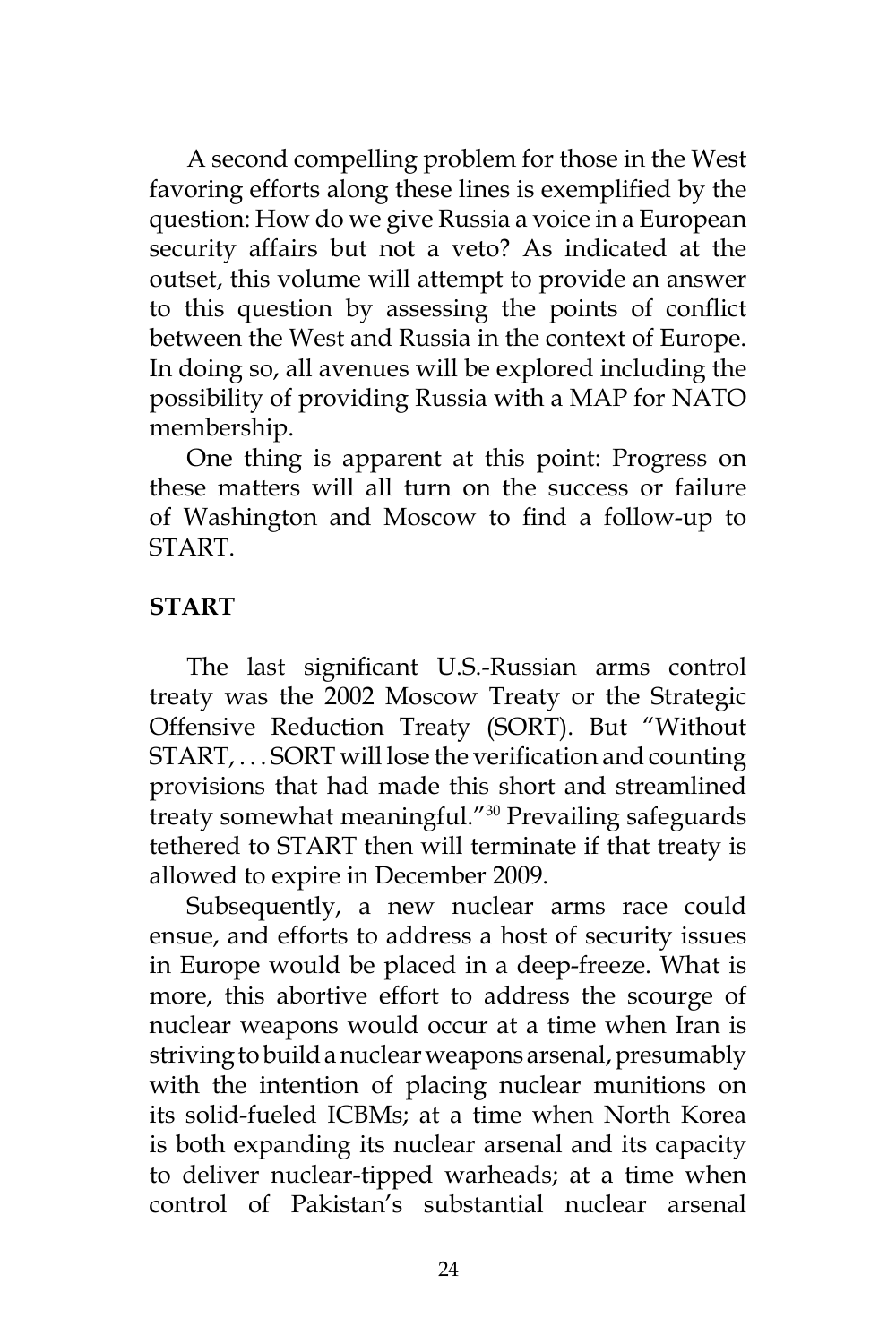A second compelling problem for those in the West favoring efforts along these lines is exemplified by the question: How do we give Russia a voice in a European security affairs but not a veto? As indicated at the outset, this volume will attempt to provide an answer to this question by assessing the points of conflict between the West and Russia in the context of Europe. In doing so, all avenues will be explored including the possibility of providing Russia with a MAP for NATO membership.

One thing is apparent at this point: Progress on these matters will all turn on the success or failure of Washington and Moscow to find a follow-up to START.

**START**

The last significant U.S.-Russian arms control treaty was the 2002 Moscow Treaty or the Strategic Offensive Reduction Treaty (SORT). But "Without START, . . . SORT will lose the verification and counting provisions that had made this short and streamlined treaty somewhat meaningful."[30] Prevailing safeguards tethered to START then will terminate if that treaty is allowed to expire in December 2009.

Subsequently, a new nuclear arms race could ensue, and efforts to address a host of security issues in Europe would be placed in a deep-freeze. What is more, this abortive effort to address the scourge of nuclear weapons would occur at a time when Iran is striving to build a nuclear weapons arsenal, presumably with the intention of placing nuclear munitions on its solid-fueled ICBMs; at a time when North Korea is both expanding its nuclear arsenal and its capacity to deliver nuclear-tipped warheads; at a time when control of Pakistan's substantial nuclear arsenal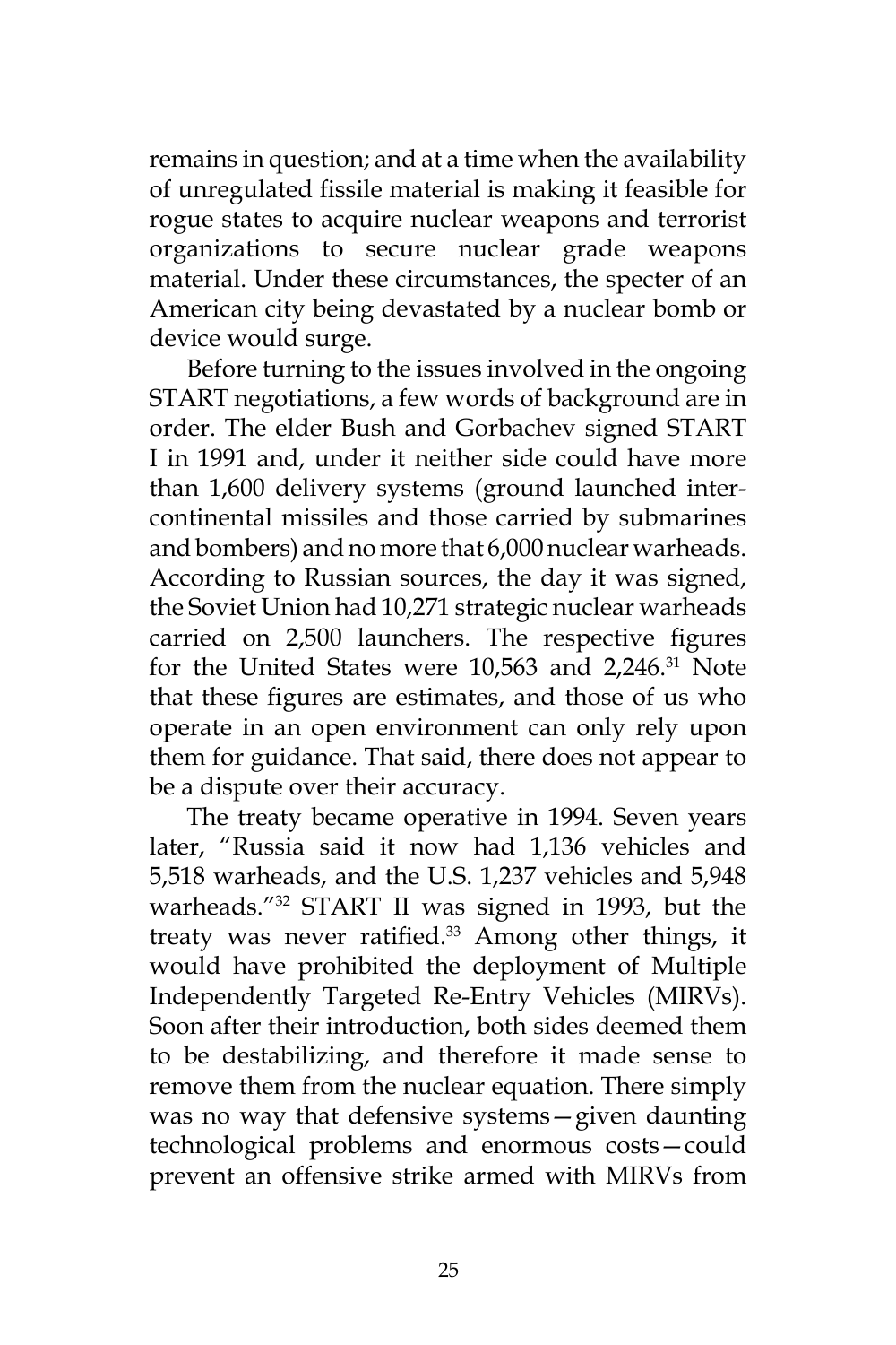remains in question; and at a time when the availability of unregulated fissile material is making it feasible for rogue states to acquire nuclear weapons and terrorist organizations to secure nuclear grade weapons material. Under these circumstances, the specter of an American city being devastated by a nuclear bomb or device would surge.

Before turning to the issues involved in the ongoing START negotiations, a few words of background are in order. The elder Bush and Gorbachev signed START I in 1991 and, under it neither side could have more than 1,600 delivery systems (ground launched intercontinental missiles and those carried by submarines and bombers) and no more that 6,000 nuclear warheads. According to Russian sources, the day it was signed, the Soviet Union had 10,271 strategic nuclear warheads carried on 2,500 launchers. The respective figures for the United States were 10,563 and 2,246.[31] Note that these figures are estimates, and those of us who operate in an open environment can only rely upon them for guidance. That said, there does not appear to be a dispute over their accuracy.

The treaty became operative in 1994. Seven years later, "Russia said it now had 1,136 vehicles and 5,518 warheads, and the U.S. 1,237 vehicles and 5,948 warheads."[32] START II was signed in 1993, but the treaty was never ratified.[33] Among other things, it would have prohibited the deployment of Multiple Independently Targeted Re-Entry Vehicles (MIRVs). Soon after their introduction, both sides deemed them to be destabilizing, and therefore it made sense to remove them from the nuclear equation. There simply was no way that defensive systems—given daunting technological problems and enormous costs—could prevent an offensive strike armed with MIRVs from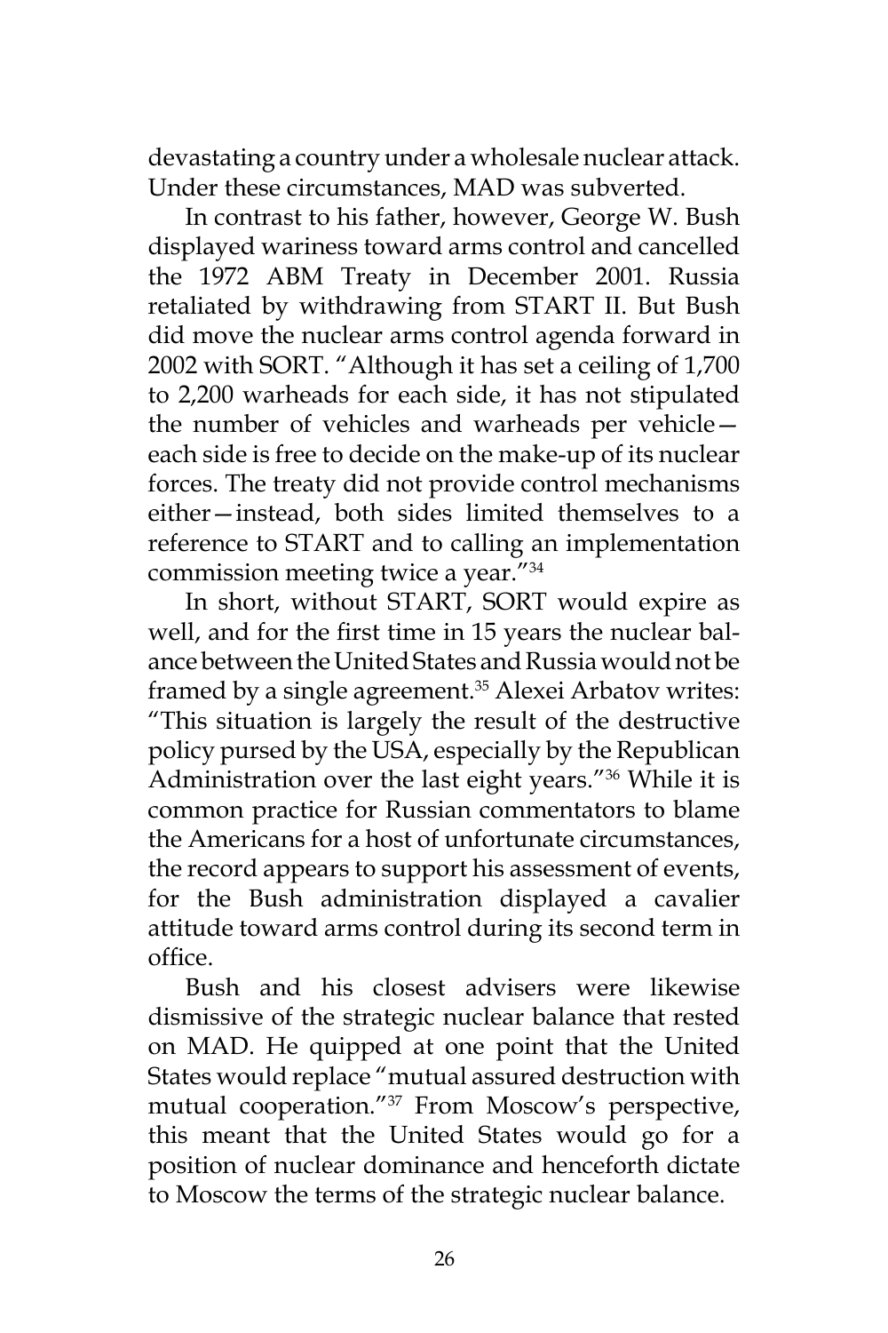devastating a country under a wholesale nuclear attack. Under these circumstances, MAD was subverted.

In contrast to his father, however, George W. Bush displayed wariness toward arms control and cancelled the 1972 ABM Treaty in December 2001. Russia retaliated by withdrawing from START II. But Bush did move the nuclear arms control agenda forward in 2002 with SORT. "Although it has set a ceiling of 1,700 to 2,200 warheads for each side, it has not stipulated the number of vehicles and warheads per vehicle—each side is free to decide on the make-up of its nuclear forces. The treaty did not provide control mechanisms either—instead, both sides limited themselves to a reference to START and to calling an implementation commission meeting twice a year."[34]

In short, without START, SORT would expire as well, and for the first time in 15 years the nuclear balance between the United States and Russia would not be framed by a single agreement.[35] Alexei Arbatov writes: "This situation is largely the result of the destructive policy pursed by the USA, especially by the Republican Administration over the last eight years."[36] While it is common practice for Russian commentators to blame the Americans for a host of unfortunate circumstances, the record appears to support his assessment of events, for the Bush administration displayed a cavalier attitude toward arms control during its second term in office.

Bush and his closest advisers were likewise dismissive of the strategic nuclear balance that rested on MAD. He quipped at one point that the United States would replace "mutual assured destruction with mutual cooperation."[37] From Moscow's perspective, this meant that the United States would go for a position of nuclear dominance and henceforth dictate to Moscow the terms of the strategic nuclear balance.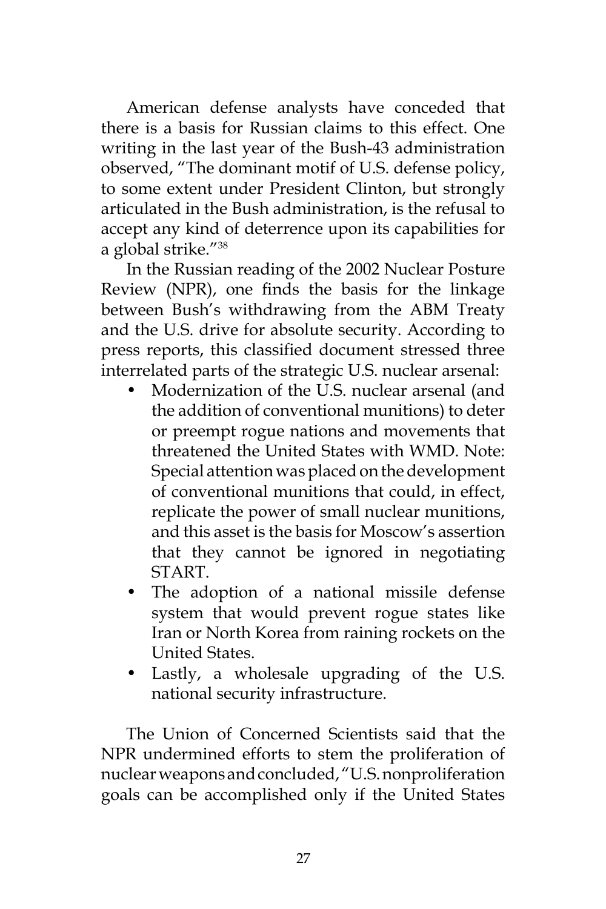American defense analysts have conceded that there is a basis for Russian claims to this effect. One writing in the last year of the Bush-43 administration observed, "The dominant motif of U.S. defense policy, to some extent under President Clinton, but strongly articulated in the Bush administration, is the refusal to accept any kind of deterrence upon its capabilities for a global strike."[38]

In the Russian reading of the 2002 Nuclear Posture Review (NPR), one finds the basis for the linkage between Bush's withdrawing from the ABM Treaty and the U.S. drive for absolute security. According to press reports, this classified document stressed three interrelated parts of the strategic U.S. nuclear arsenal:

- Modernization of the U.S. nuclear arsenal (and the addition of conventional munitions) to deter or preempt rogue nations and movements that threatened the United States with WMD. Note: Special attention was placed on the development of conventional munitions that could, in effect, replicate the power of small nuclear munitions, and this asset is the basis for Moscow's assertion that they cannot be ignored in negotiating START.
- The adoption of a national missile defense system that would prevent rogue states like Iran or North Korea from raining rockets on the United States.
- Lastly, a wholesale upgrading of the U.S. national security infrastructure.

The Union of Concerned Scientists said that the NPR undermined efforts to stem the proliferation of nuclear weapons and concluded, "U.S. nonproliferation goals can be accomplished only if the United States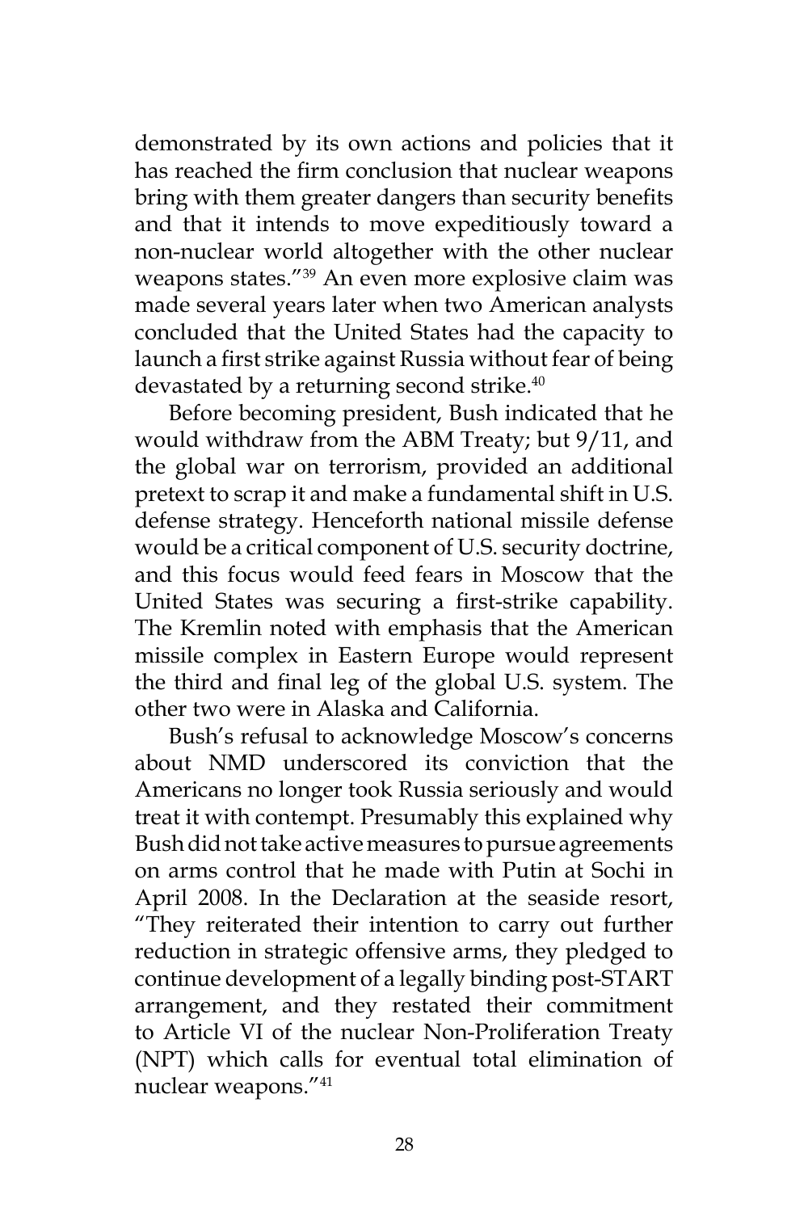demonstrated by its own actions and policies that it has reached the firm conclusion that nuclear weapons bring with them greater dangers than security benefits and that it intends to move expeditiously toward a non-nuclear world altogether with the other nuclear weapons states."[39] An even more explosive claim was made several years later when two American analysts concluded that the United States had the capacity to launch a first strike against Russia without fear of being devastated by a returning second strike.[40]

Before becoming president, Bush indicated that he would withdraw from the ABM Treaty; but 9/11, and the global war on terrorism, provided an additional pretext to scrap it and make a fundamental shift in U.S. defense strategy. Henceforth national missile defense would be a critical component of U.S. security doctrine, and this focus would feed fears in Moscow that the United States was securing a first-strike capability. The Kremlin noted with emphasis that the American missile complex in Eastern Europe would represent the third and final leg of the global U.S. system. The other two were in Alaska and California.

Bush's refusal to acknowledge Moscow's concerns about NMD underscored its conviction that the Americans no longer took Russia seriously and would treat it with contempt. Presumably this explained why Bush did not take active measures to pursue agreements on arms control that he made with Putin at Sochi in April 2008. In the Declaration at the seaside resort, "They reiterated their intention to carry out further reduction in strategic offensive arms, they pledged to continue development of a legally binding post-START arrangement, and they restated their commitment to Article VI of the nuclear Non-Proliferation Treaty (NPT) which calls for eventual total elimination of nuclear weapons."[41]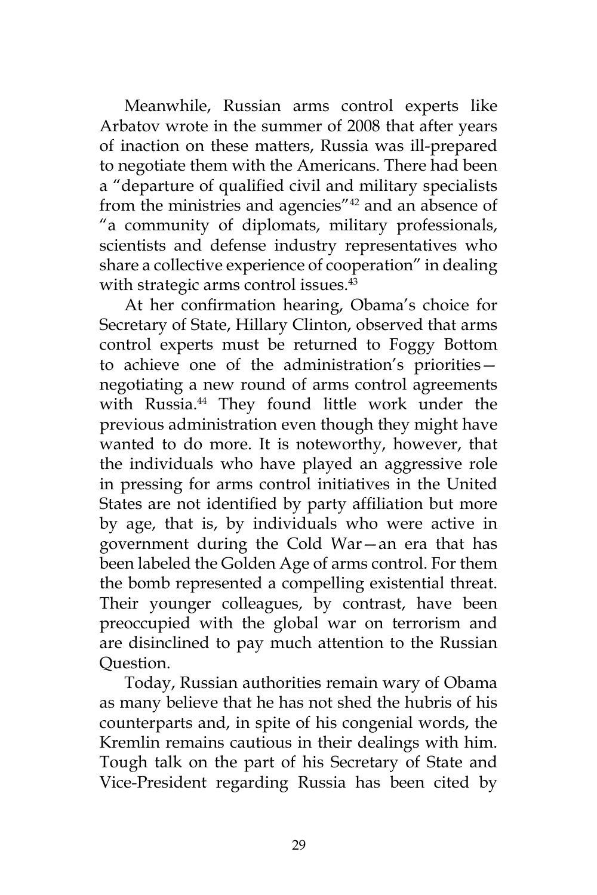Meanwhile, Russian arms control experts like Arbatov wrote in the summer of 2008 that after years of inaction on these matters, Russia was ill-prepared to negotiate them with the Americans. There had been a "departure of qualified civil and military specialists from the ministries and agencies"[42] and an absence of "a community of diplomats, military professionals, scientists and defense industry representatives who share a collective experience of cooperation" in dealing with strategic arms control issues.[43]

At her confirmation hearing, Obama's choice for Secretary of State, Hillary Clinton, observed that arms control experts must be returned to Foggy Bottom to achieve one of the administration's priorities—negotiating a new round of arms control agreements with Russia.[44] They found little work under the previous administration even though they might have wanted to do more. It is noteworthy, however, that the individuals who have played an aggressive role in pressing for arms control initiatives in the United States are not identified by party affiliation but more by age, that is, by individuals who were active in government during the Cold War—an era that has been labeled the Golden Age of arms control. For them the bomb represented a compelling existential threat. Their younger colleagues, by contrast, have been preoccupied with the global war on terrorism and are disinclined to pay much attention to the Russian Question.

Today, Russian authorities remain wary of Obama as many believe that he has not shed the hubris of his counterparts and, in spite of his congenial words, the Kremlin remains cautious in their dealings with him. Tough talk on the part of his Secretary of State and Vice-President regarding Russia has been cited by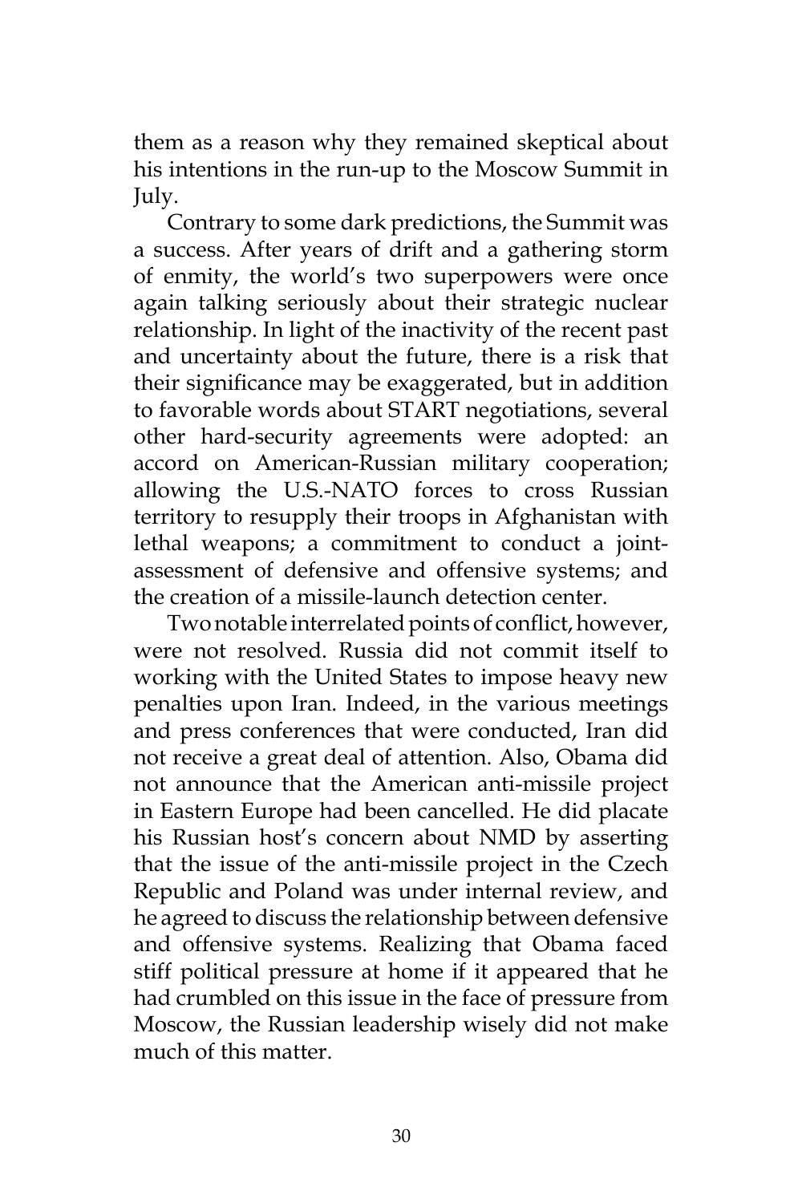them as a reason why they remained skeptical about his intentions in the run-up to the Moscow Summit in July.

Contrary to some dark predictions, the Summit was a success. After years of drift and a gathering storm of enmity, the world's two superpowers were once again talking seriously about their strategic nuclear relationship. In light of the inactivity of the recent past and uncertainty about the future, there is a risk that their significance may be exaggerated, but in addition to favorable words about START negotiations, several other hard-security agreements were adopted: an accord on American-Russian military cooperation; allowing the U.S.-NATO forces to cross Russian territory to resupply their troops in Afghanistan with lethal weapons; a commitment to conduct a joint-assessment of defensive and offensive systems; and the creation of a missile-launch detection center.

Two notable interrelated points of conflict, however, were not resolved. Russia did not commit itself to working with the United States to impose heavy new penalties upon Iran. Indeed, in the various meetings and press conferences that were conducted, Iran did not receive a great deal of attention. Also, Obama did not announce that the American anti-missile project in Eastern Europe had been cancelled. He did placate his Russian host's concern about NMD by asserting that the issue of the anti-missile project in the Czech Republic and Poland was under internal review, and he agreed to discuss the relationship between defensive and offensive systems. Realizing that Obama faced stiff political pressure at home if it appeared that he had crumbled on this issue in the face of pressure from Moscow, the Russian leadership wisely did not make much of this matter.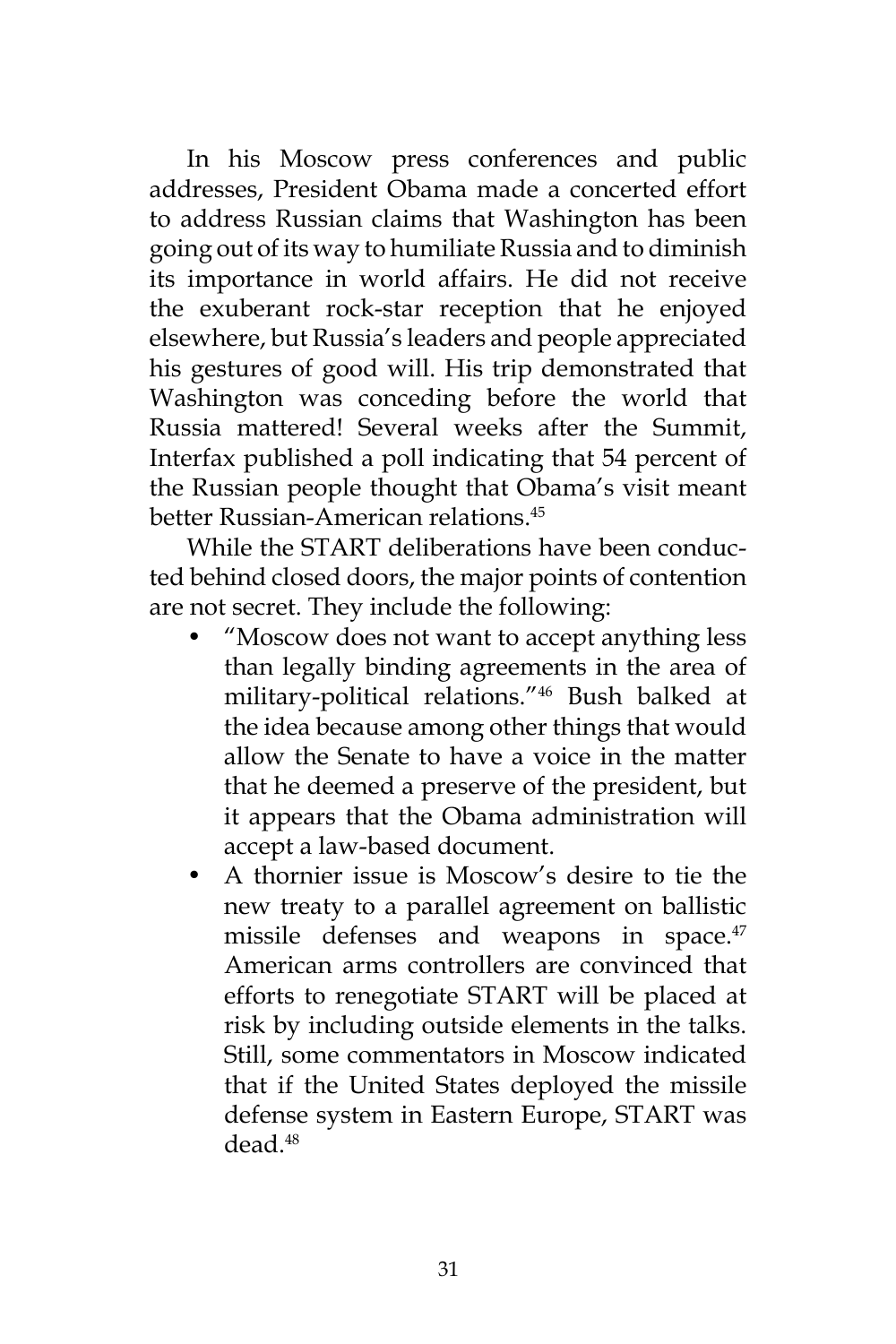In his Moscow press conferences and public addresses, President Obama made a concerted effort to address Russian claims that Washington has been going out of its way to humiliate Russia and to diminish its importance in world affairs. He did not receive the exuberant rock-star reception that he enjoyed elsewhere, but Russia's leaders and people appreciated his gestures of good will. His trip demonstrated that Washington was conceding before the world that Russia mattered! Several weeks after the Summit, Interfax published a poll indicating that 54 percent of the Russian people thought that Obama's visit meant better Russian-American relations.[45]

While the START deliberations have been conducted behind closed doors, the major points of contention are not secret. They include the following:

- "Moscow does not want to accept anything less than legally binding agreements in the area of military-political relations."[46] Bush balked at the idea because among other things that would allow the Senate to have a voice in the matter that he deemed a preserve of the president, but it appears that the Obama administration will accept a law-based document.
- A thornier issue is Moscow's desire to tie the new treaty to a parallel agreement on ballistic missile defenses and weapons in space.[47] American arms controllers are convinced that efforts to renegotiate START will be placed at risk by including outside elements in the talks. Still, some commentators in Moscow indicated that if the United States deployed the missile defense system in Eastern Europe, START was dead.[48]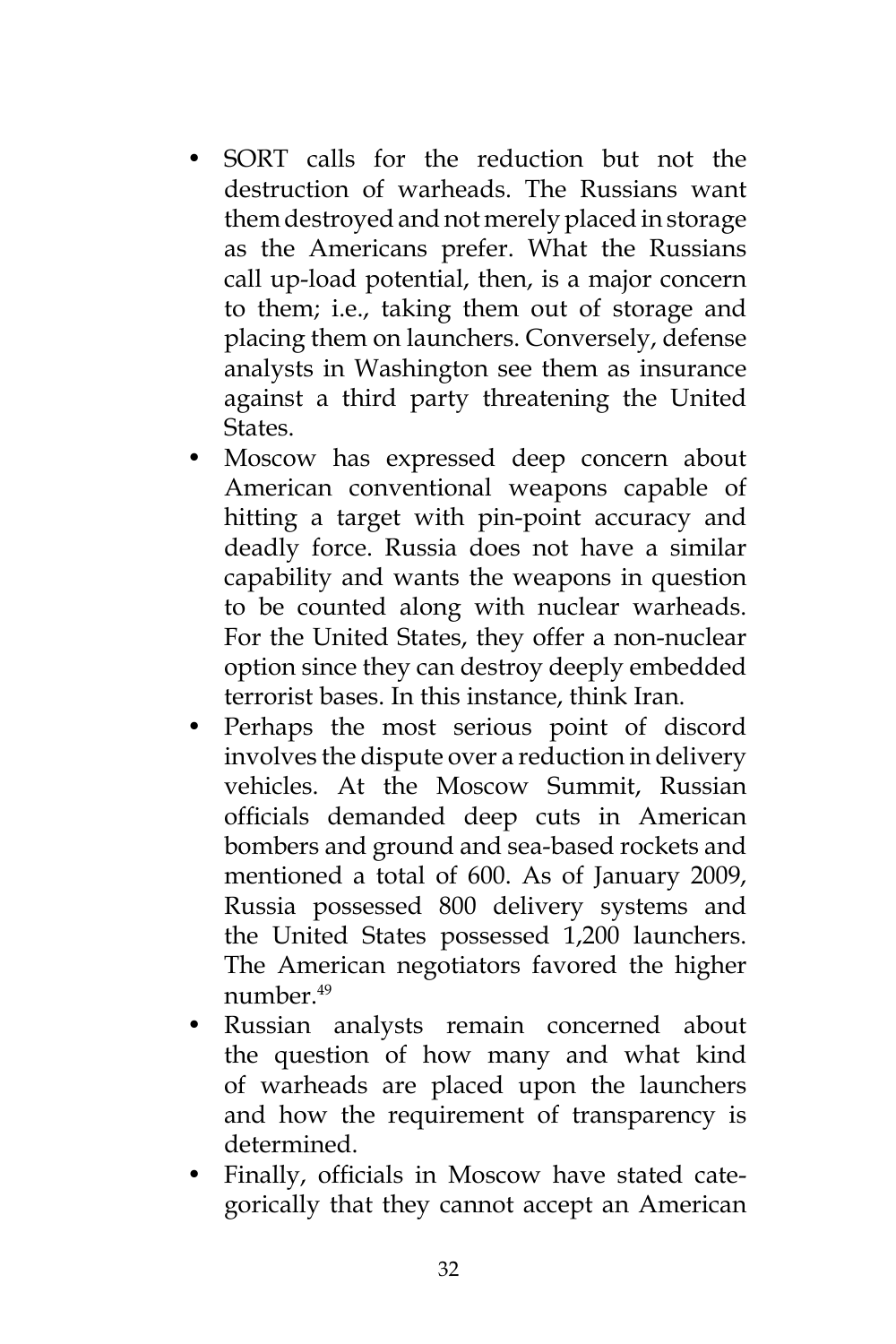- SORT calls for the reduction but not the destruction of warheads. The Russians want them destroyed and not merely placed in storage as the Americans prefer. What the Russians call up-load potential, then, is a major concern to them; i.e., taking them out of storage and placing them on launchers. Conversely, defense analysts in Washington see them as insurance against a third party threatening the United States.
- Moscow has expressed deep concern about American conventional weapons capable of hitting a target with pin-point accuracy and deadly force. Russia does not have a similar capability and wants the weapons in question to be counted along with nuclear warheads. For the United States, they offer a non-nuclear option since they can destroy deeply embedded terrorist bases. In this instance, think Iran.
- Perhaps the most serious point of discord involves the dispute over a reduction in delivery vehicles. At the Moscow Summit, Russian officials demanded deep cuts in American bombers and ground and sea-based rockets and mentioned a total of 600. As of January 2009, Russia possessed 800 delivery systems and the United States possessed 1,200 launchers. The American negotiators favored the higher number.[49]
- Russian analysts remain concerned about the question of how many and what kind of warheads are placed upon the launchers and how the requirement of transparency is determined.
- Finally, officials in Moscow have stated categorically that they cannot accept an American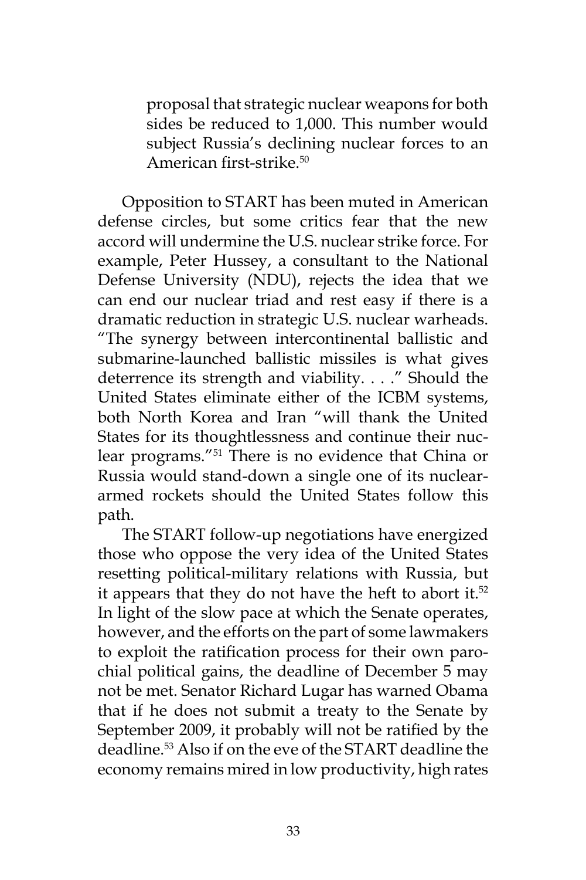> proposal that strategic nuclear weapons for both sides be reduced to 1,000. This number would subject Russia's declining nuclear forces to an American first-strike.[50]

Opposition to START has been muted in American defense circles, but some critics fear that the new accord will undermine the U.S. nuclear strike force. For example, Peter Hussey, a consultant to the National Defense University (NDU), rejects the idea that we can end our nuclear triad and rest easy if there is a dramatic reduction in strategic U.S. nuclear warheads. "The synergy between intercontinental ballistic and submarine-launched ballistic missiles is what gives deterrence its strength and viability. . . ." Should the United States eliminate either of the ICBM systems, both North Korea and Iran "will thank the United States for its thoughtlessness and continue their nuclear programs."[51] There is no evidence that China or Russia would stand-down a single one of its nuclear-armed rockets should the United States follow this path.

The START follow-up negotiations have energized those who oppose the very idea of the United States resetting political-military relations with Russia, but it appears that they do not have the heft to abort it.[52] In light of the slow pace at which the Senate operates, however, and the efforts on the part of some lawmakers to exploit the ratification process for their own parochial political gains, the deadline of December 5 may not be met. Senator Richard Lugar has warned Obama that if he does not submit a treaty to the Senate by September 2009, it probably will not be ratified by the deadline.[53] Also if on the eve of the START deadline the economy remains mired in low productivity, high rates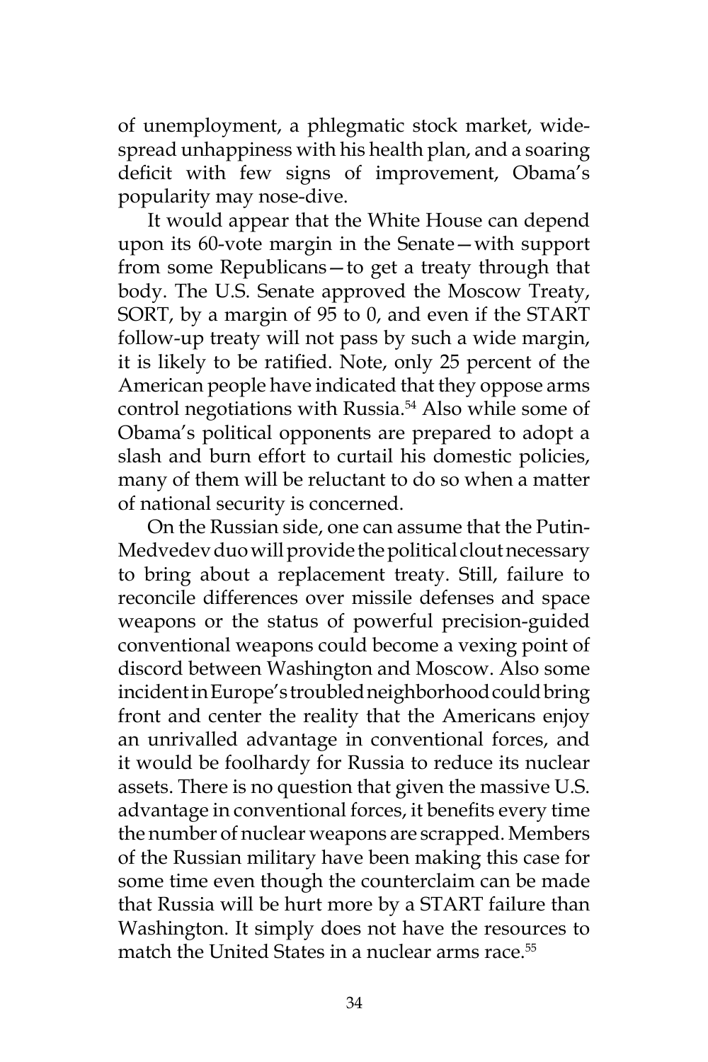of unemployment, a phlegmatic stock market, widespread unhappiness with his health plan, and a soaring deficit with few signs of improvement, Obama's popularity may nose-dive.

It would appear that the White House can depend upon its 60-vote margin in the Senate—with support from some Republicans—to get a treaty through that body. The U.S. Senate approved the Moscow Treaty, SORT, by a margin of 95 to 0, and even if the START follow-up treaty will not pass by such a wide margin, it is likely to be ratified. Note, only 25 percent of the American people have indicated that they oppose arms control negotiations with Russia.[54] Also while some of Obama's political opponents are prepared to adopt a slash and burn effort to curtail his domestic policies, many of them will be reluctant to do so when a matter of national security is concerned.

On the Russian side, one can assume that the Putin-Medvedev duo will provide the political clout necessary to bring about a replacement treaty. Still, failure to reconcile differences over missile defenses and space weapons or the status of powerful precision-guided conventional weapons could become a vexing point of discord between Washington and Moscow. Also some incident in Europe's troubled neighborhood could bring front and center the reality that the Americans enjoy an unrivalled advantage in conventional forces, and it would be foolhardy for Russia to reduce its nuclear assets. There is no question that given the massive U.S. advantage in conventional forces, it benefits every time the number of nuclear weapons are scrapped. Members of the Russian military have been making this case for some time even though the counterclaim can be made that Russia will be hurt more by a START failure than Washington. It simply does not have the resources to match the United States in a nuclear arms race.[55]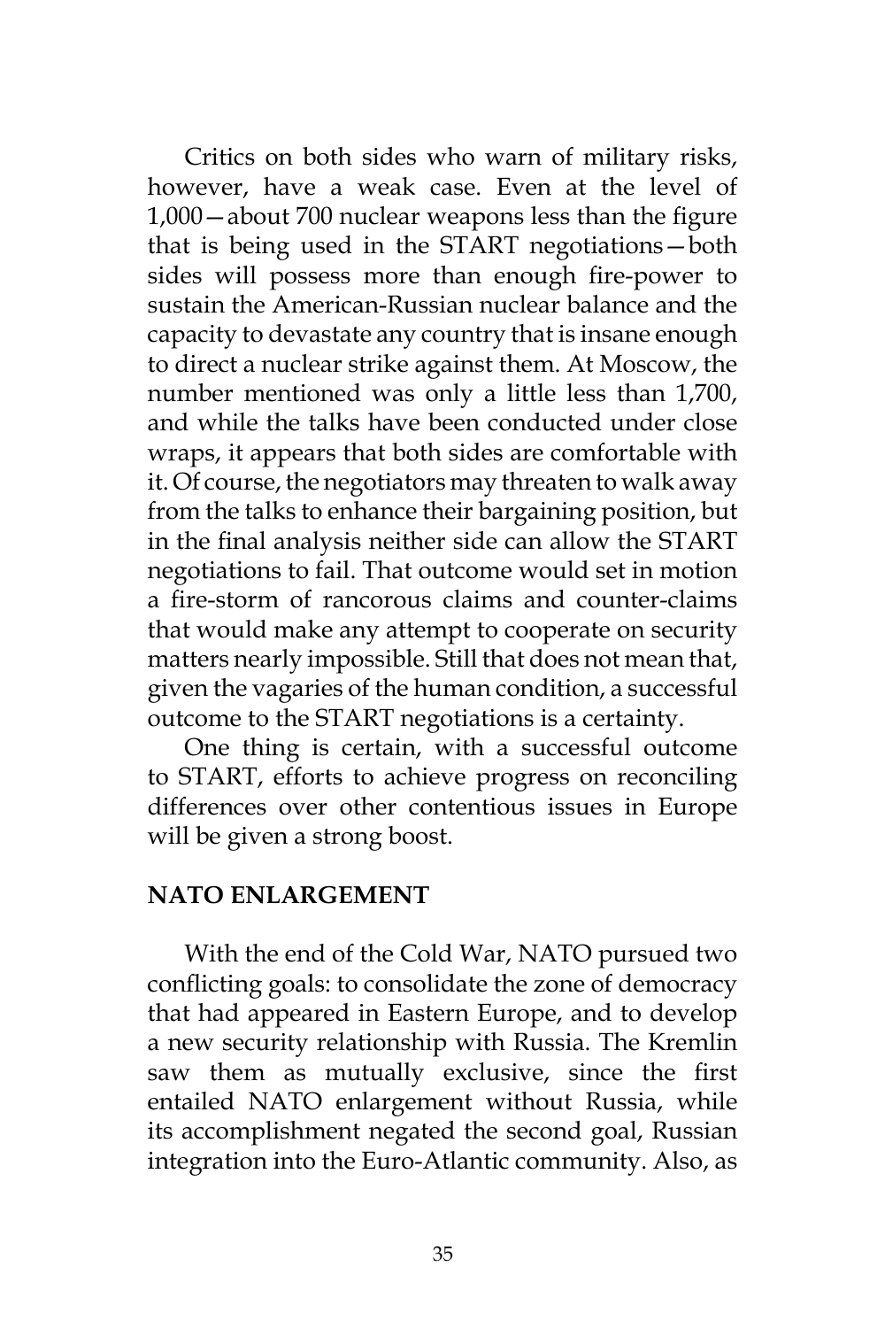Critics on both sides who warn of military risks, however, have a weak case. Even at the level of 1,000—about 700 nuclear weapons less than the figure that is being used in the START negotiations—both sides will possess more than enough fire-power to sustain the American-Russian nuclear balance and the capacity to devastate any country that is insane enough to direct a nuclear strike against them. At Moscow, the number mentioned was only a little less than 1,700, and while the talks have been conducted under close wraps, it appears that both sides are comfortable with it. Of course, the negotiators may threaten to walk away from the talks to enhance their bargaining position, but in the final analysis neither side can allow the START negotiations to fail. That outcome would set in motion a fire-storm of rancorous claims and counter-claims that would make any attempt to cooperate on security matters nearly impossible. Still that does not mean that, given the vagaries of the human condition, a successful outcome to the START negotiations is a certainty.

One thing is certain, with a successful outcome to START, efforts to achieve progress on reconciling differences over other contentious issues in Europe will be given a strong boost.

## NATO ENLARGEMENT

With the end of the Cold War, NATO pursued two conflicting goals: to consolidate the zone of democracy that had appeared in Eastern Europe, and to develop a new security relationship with Russia. The Kremlin saw them as mutually exclusive, since the first entailed NATO enlargement without Russia, while its accomplishment negated the second goal, Russian integration into the Euro-Atlantic community. Also, as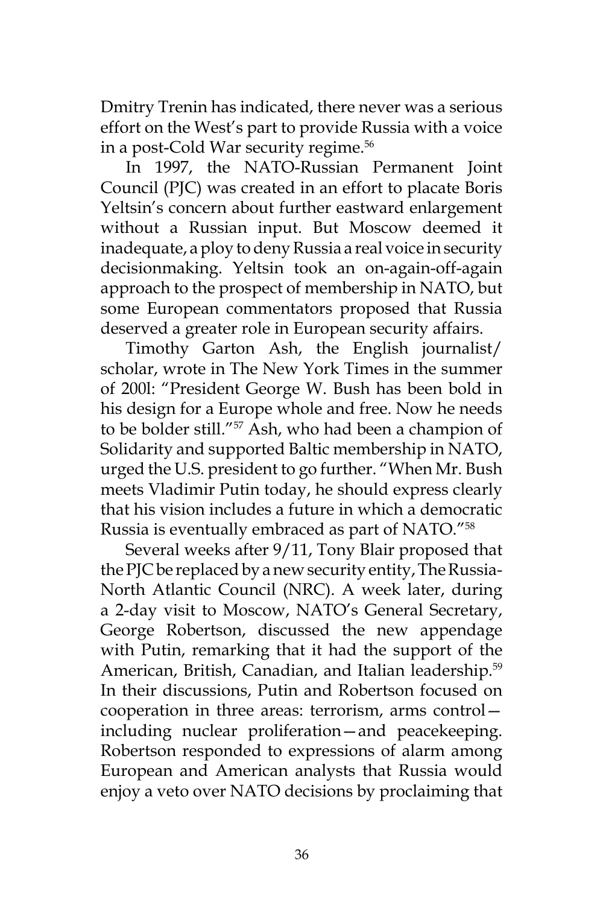Dmitry Trenin has indicated, there never was a serious effort on the West's part to provide Russia with a voice in a post-Cold War security regime.[56]

In 1997, the NATO-Russian Permanent Joint Council (PJC) was created in an effort to placate Boris Yeltsin's concern about further eastward enlargement without a Russian input. But Moscow deemed it inadequate, a ploy to deny Russia a real voice in security decisionmaking. Yeltsin took an on-again-off-again approach to the prospect of membership in NATO, but some European commentators proposed that Russia deserved a greater role in European security affairs.

Timothy Garton Ash, the English journalist/scholar, wrote in The New York Times in the summer of 200l: "President George W. Bush has been bold in his design for a Europe whole and free. Now he needs to be bolder still."[57] Ash, who had been a champion of Solidarity and supported Baltic membership in NATO, urged the U.S. president to go further. "When Mr. Bush meets Vladimir Putin today, he should express clearly that his vision includes a future in which a democratic Russia is eventually embraced as part of NATO."[58]

Several weeks after 9/11, Tony Blair proposed that the PJC be replaced by a new security entity, The Russia-North Atlantic Council (NRC). A week later, during a 2-day visit to Moscow, NATO's General Secretary, George Robertson, discussed the new appendage with Putin, remarking that it had the support of the American, British, Canadian, and Italian leadership.[59] In their discussions, Putin and Robertson focused on cooperation in three areas: terrorism, arms control—including nuclear proliferation—and peacekeeping. Robertson responded to expressions of alarm among European and American analysts that Russia would enjoy a veto over NATO decisions by proclaiming that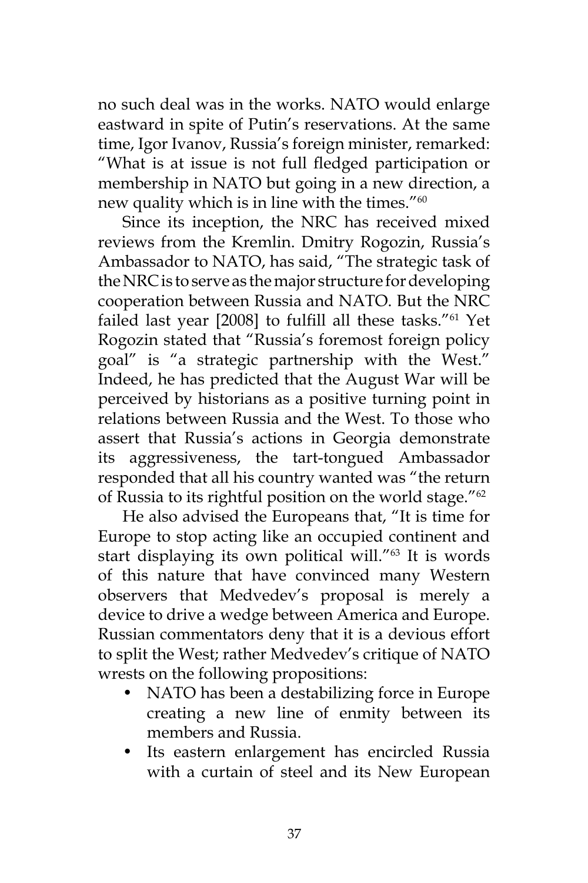no such deal was in the works. NATO would enlarge eastward in spite of Putin's reservations. At the same time, Igor Ivanov, Russia's foreign minister, remarked: "What is at issue is not full fledged participation or membership in NATO but going in a new direction, a new quality which is in line with the times."[60]

Since its inception, the NRC has received mixed reviews from the Kremlin. Dmitry Rogozin, Russia's Ambassador to NATO, has said, "The strategic task of the NRC is to serve as the major structure for developing cooperation between Russia and NATO. But the NRC failed last year [2008] to fulfill all these tasks."[61] Yet Rogozin stated that "Russia's foremost foreign policy goal" is "a strategic partnership with the West." Indeed, he has predicted that the August War will be perceived by historians as a positive turning point in relations between Russia and the West. To those who assert that Russia's actions in Georgia demonstrate its aggressiveness, the tart-tongued Ambassador responded that all his country wanted was "the return of Russia to its rightful position on the world stage."[62]

He also advised the Europeans that, "It is time for Europe to stop acting like an occupied continent and start displaying its own political will."[63] It is words of this nature that have convinced many Western observers that Medvedev's proposal is merely a device to drive a wedge between America and Europe. Russian commentators deny that it is a devious effort to split the West; rather Medvedev's critique of NATO wrests on the following propositions:

- NATO has been a destabilizing force in Europe creating a new line of enmity between its members and Russia.
- Its eastern enlargement has encircled Russia with a curtain of steel and its New European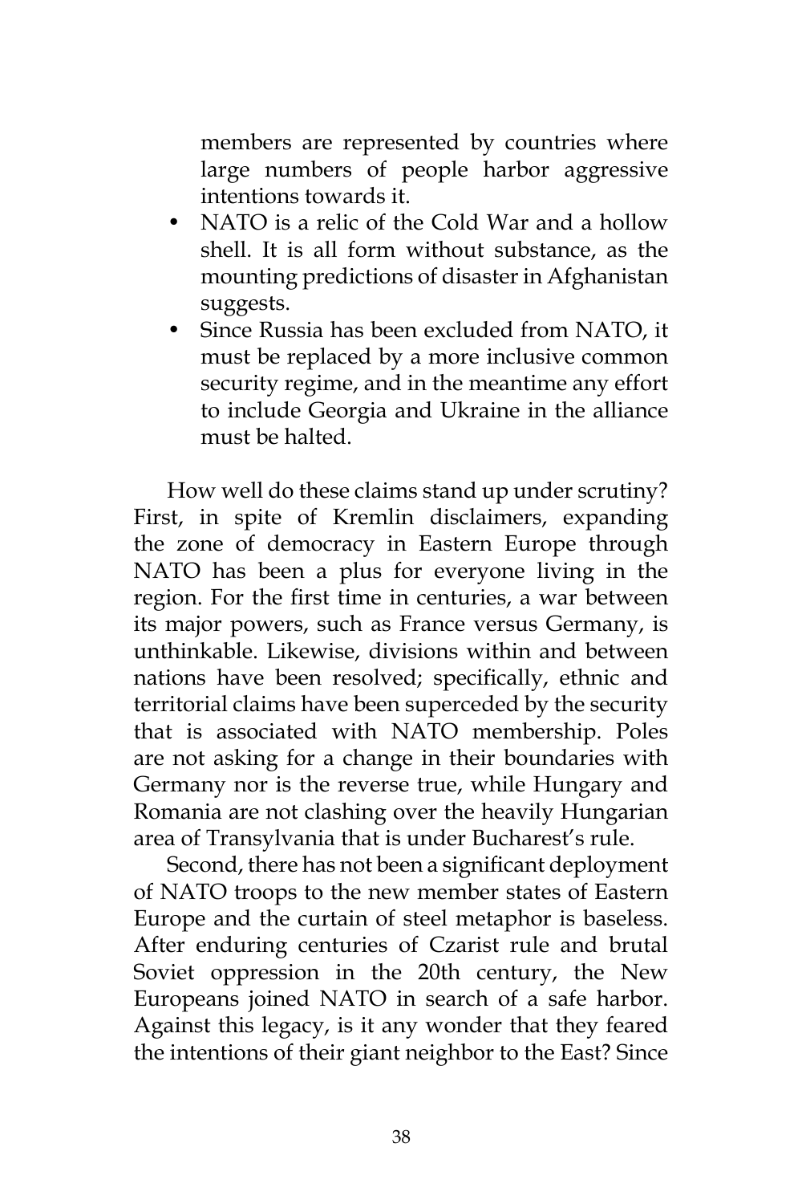members are represented by countries where large numbers of people harbor aggressive intentions towards it.

- NATO is a relic of the Cold War and a hollow shell. It is all form without substance, as the mounting predictions of disaster in Afghanistan suggests.
- Since Russia has been excluded from NATO, it must be replaced by a more inclusive common security regime, and in the meantime any effort to include Georgia and Ukraine in the alliance must be halted.

How well do these claims stand up under scrutiny? First, in spite of Kremlin disclaimers, expanding the zone of democracy in Eastern Europe through NATO has been a plus for everyone living in the region. For the first time in centuries, a war between its major powers, such as France versus Germany, is unthinkable. Likewise, divisions within and between nations have been resolved; specifically, ethnic and territorial claims have been superceded by the security that is associated with NATO membership. Poles are not asking for a change in their boundaries with Germany nor is the reverse true, while Hungary and Romania are not clashing over the heavily Hungarian area of Transylvania that is under Bucharest's rule.

Second, there has not been a significant deployment of NATO troops to the new member states of Eastern Europe and the curtain of steel metaphor is baseless. After enduring centuries of Czarist rule and brutal Soviet oppression in the 20th century, the New Europeans joined NATO in search of a safe harbor. Against this legacy, is it any wonder that they feared the intentions of their giant neighbor to the East? Since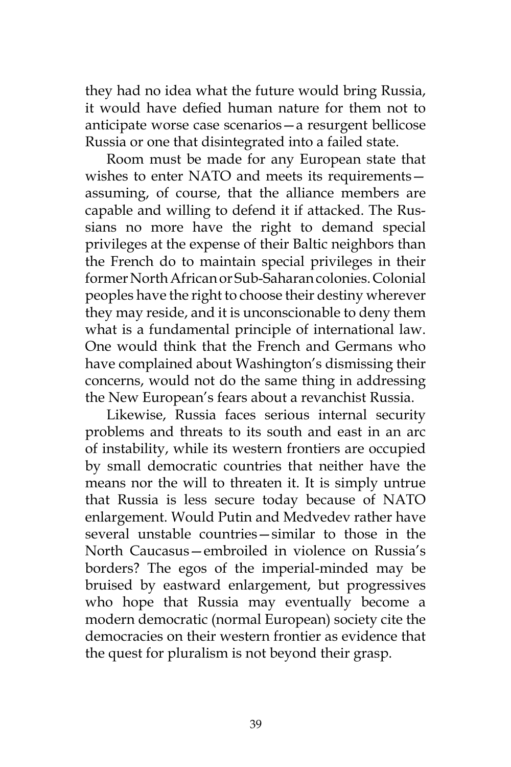they had no idea what the future would bring Russia, it would have defied human nature for them not to anticipate worse case scenarios—a resurgent bellicose Russia or one that disintegrated into a failed state.

Room must be made for any European state that wishes to enter NATO and meets its requirements—assuming, of course, that the alliance members are capable and willing to defend it if attacked. The Russians no more have the right to demand special privileges at the expense of their Baltic neighbors than the French do to maintain special privileges in their former North African or Sub-Saharan colonies. Colonial peoples have the right to choose their destiny wherever they may reside, and it is unconscionable to deny them what is a fundamental principle of international law. One would think that the French and Germans who have complained about Washington's dismissing their concerns, would not do the same thing in addressing the New European's fears about a revanchist Russia.

Likewise, Russia faces serious internal security problems and threats to its south and east in an arc of instability, while its western frontiers are occupied by small democratic countries that neither have the means nor the will to threaten it. It is simply untrue that Russia is less secure today because of NATO enlargement. Would Putin and Medvedev rather have several unstable countries—similar to those in the North Caucasus—embroiled in violence on Russia's borders? The egos of the imperial-minded may be bruised by eastward enlargement, but progressives who hope that Russia may eventually become a modern democratic (normal European) society cite the democracies on their western frontier as evidence that the quest for pluralism is not beyond their grasp.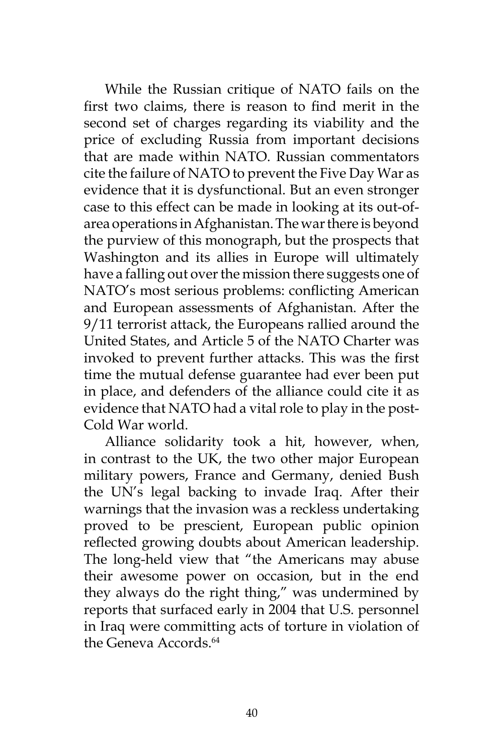While the Russian critique of NATO fails on the first two claims, there is reason to find merit in the second set of charges regarding its viability and the price of excluding Russia from important decisions that are made within NATO. Russian commentators cite the failure of NATO to prevent the Five Day War as evidence that it is dysfunctional. But an even stronger case to this effect can be made in looking at its out-of-area operations in Afghanistan. The war there is beyond the purview of this monograph, but the prospects that Washington and its allies in Europe will ultimately have a falling out over the mission there suggests one of NATO's most serious problems: conflicting American and European assessments of Afghanistan. After the 9/11 terrorist attack, the Europeans rallied around the United States, and Article 5 of the NATO Charter was invoked to prevent further attacks. This was the first time the mutual defense guarantee had ever been put in place, and defenders of the alliance could cite it as evidence that NATO had a vital role to play in the post-Cold War world.

Alliance solidarity took a hit, however, when, in contrast to the UK, the two other major European military powers, France and Germany, denied Bush the UN's legal backing to invade Iraq. After their warnings that the invasion was a reckless undertaking proved to be prescient, European public opinion reflected growing doubts about American leadership. The long-held view that "the Americans may abuse their awesome power on occasion, but in the end they always do the right thing," was undermined by reports that surfaced early in 2004 that U.S. personnel in Iraq were committing acts of torture in violation of the Geneva Accords.[64]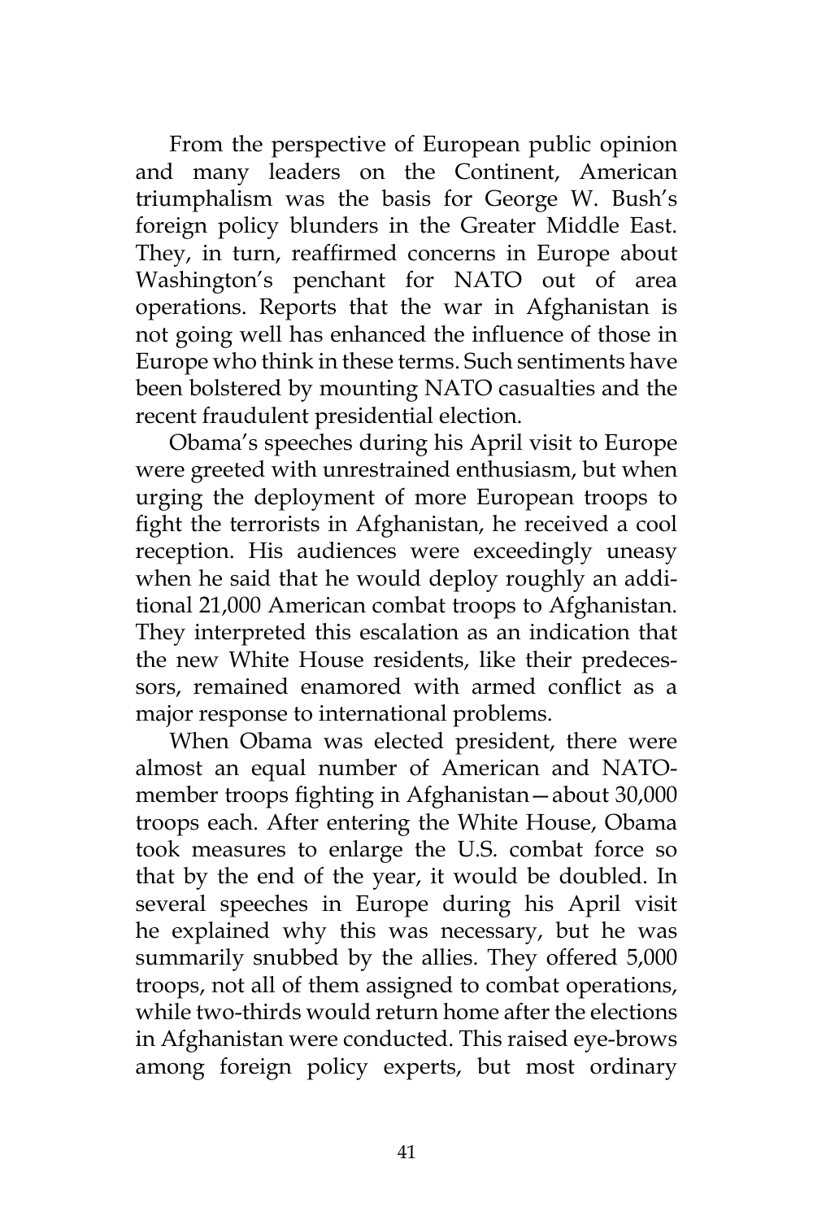From the perspective of European public opinion and many leaders on the Continent, American triumphalism was the basis for George W. Bush's foreign policy blunders in the Greater Middle East. They, in turn, reaffirmed concerns in Europe about Washington's penchant for NATO out of area operations. Reports that the war in Afghanistan is not going well has enhanced the influence of those in Europe who think in these terms. Such sentiments have been bolstered by mounting NATO casualties and the recent fraudulent presidential election.

Obama's speeches during his April visit to Europe were greeted with unrestrained enthusiasm, but when urging the deployment of more European troops to fight the terrorists in Afghanistan, he received a cool reception. His audiences were exceedingly uneasy when he said that he would deploy roughly an additional 21,000 American combat troops to Afghanistan. They interpreted this escalation as an indication that the new White House residents, like their predecessors, remained enamored with armed conflict as a major response to international problems.

When Obama was elected president, there were almost an equal number of American and NATO-member troops fighting in Afghanistan—about 30,000 troops each. After entering the White House, Obama took measures to enlarge the U.S. combat force so that by the end of the year, it would be doubled. In several speeches in Europe during his April visit he explained why this was necessary, but he was summarily snubbed by the allies. They offered 5,000 troops, not all of them assigned to combat operations, while two-thirds would return home after the elections in Afghanistan were conducted. This raised eye-brows among foreign policy experts, but most ordinary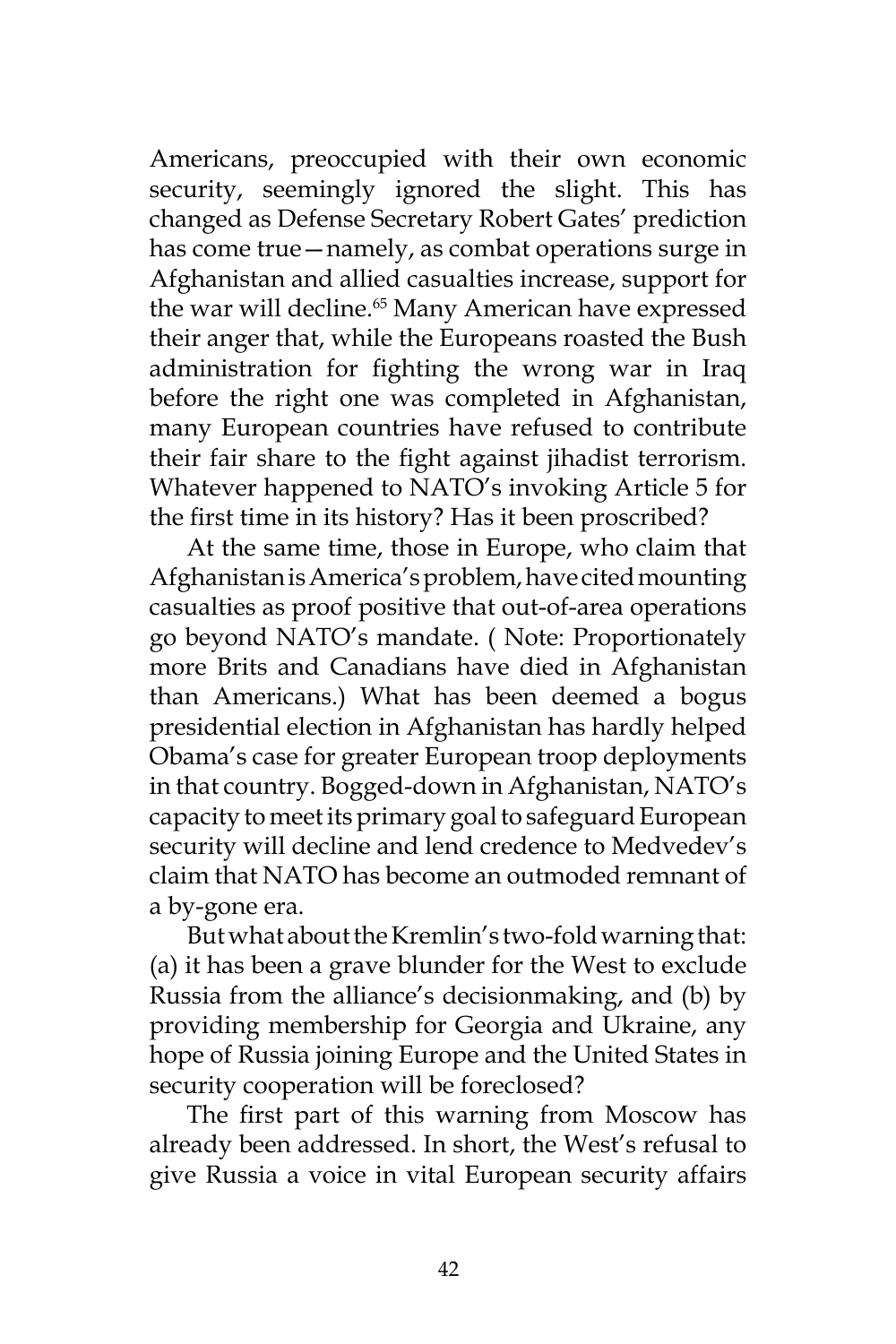Americans, preoccupied with their own economic security, seemingly ignored the slight. This has changed as Defense Secretary Robert Gates' prediction has come true—namely, as combat operations surge in Afghanistan and allied casualties increase, support for the war will decline.[65] Many American have expressed their anger that, while the Europeans roasted the Bush administration for fighting the wrong war in Iraq before the right one was completed in Afghanistan, many European countries have refused to contribute their fair share to the fight against jihadist terrorism. Whatever happened to NATO's invoking Article 5 for the first time in its history? Has it been proscribed?

At the same time, those in Europe, who claim that Afghanistan is America's problem, have cited mounting casualties as proof positive that out-of-area operations go beyond NATO's mandate. ( Note: Proportionately more Brits and Canadians have died in Afghanistan than Americans.) What has been deemed a bogus presidential election in Afghanistan has hardly helped Obama's case for greater European troop deployments in that country. Bogged-down in Afghanistan, NATO's capacity to meet its primary goal to safeguard European security will decline and lend credence to Medvedev's claim that NATO has become an outmoded remnant of a by-gone era.

But what about the Kremlin's two-fold warning that: (a) it has been a grave blunder for the West to exclude Russia from the alliance's decisionmaking, and (b) by providing membership for Georgia and Ukraine, any hope of Russia joining Europe and the United States in security cooperation will be foreclosed?

The first part of this warning from Moscow has already been addressed. In short, the West's refusal to give Russia a voice in vital European security affairs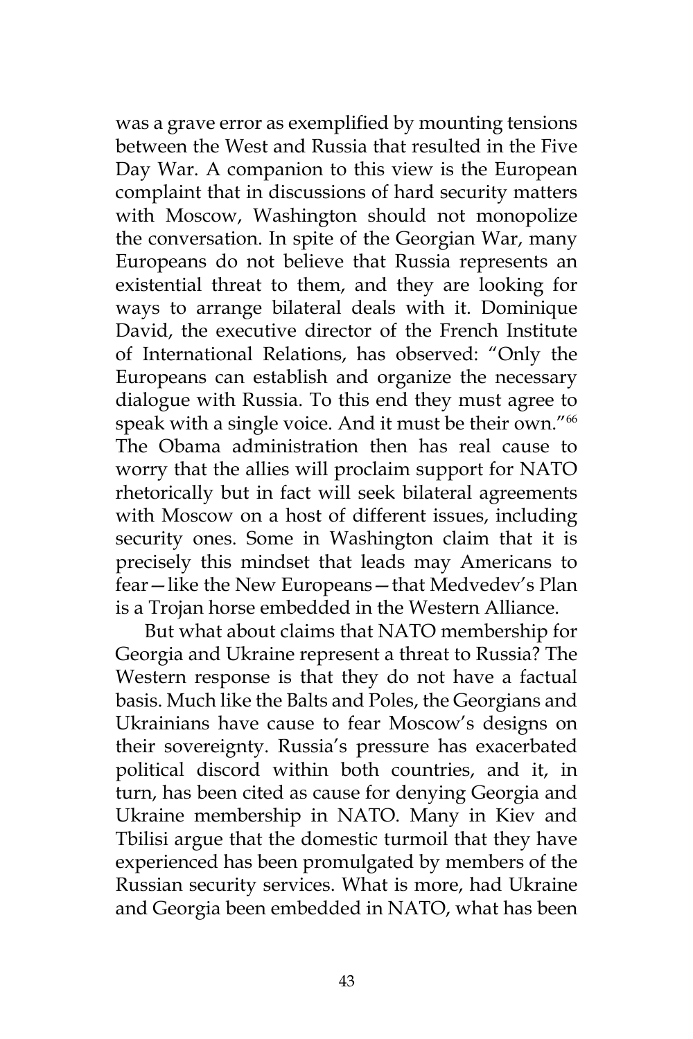was a grave error as exemplified by mounting tensions between the West and Russia that resulted in the Five Day War. A companion to this view is the European complaint that in discussions of hard security matters with Moscow, Washington should not monopolize the conversation. In spite of the Georgian War, many Europeans do not believe that Russia represents an existential threat to them, and they are looking for ways to arrange bilateral deals with it. Dominique David, the executive director of the French Institute of International Relations, has observed: "Only the Europeans can establish and organize the necessary dialogue with Russia. To this end they must agree to speak with a single voice. And it must be their own."[66] The Obama administration then has real cause to worry that the allies will proclaim support for NATO rhetorically but in fact will seek bilateral agreements with Moscow on a host of different issues, including security ones. Some in Washington claim that it is precisely this mindset that leads may Americans to fear—like the New Europeans—that Medvedev's Plan is a Trojan horse embedded in the Western Alliance.

But what about claims that NATO membership for Georgia and Ukraine represent a threat to Russia? The Western response is that they do not have a factual basis. Much like the Balts and Poles, the Georgians and Ukrainians have cause to fear Moscow's designs on their sovereignty. Russia's pressure has exacerbated political discord within both countries, and it, in turn, has been cited as cause for denying Georgia and Ukraine membership in NATO. Many in Kiev and Tbilisi argue that the domestic turmoil that they have experienced has been promulgated by members of the Russian security services. What is more, had Ukraine and Georgia been embedded in NATO, what has been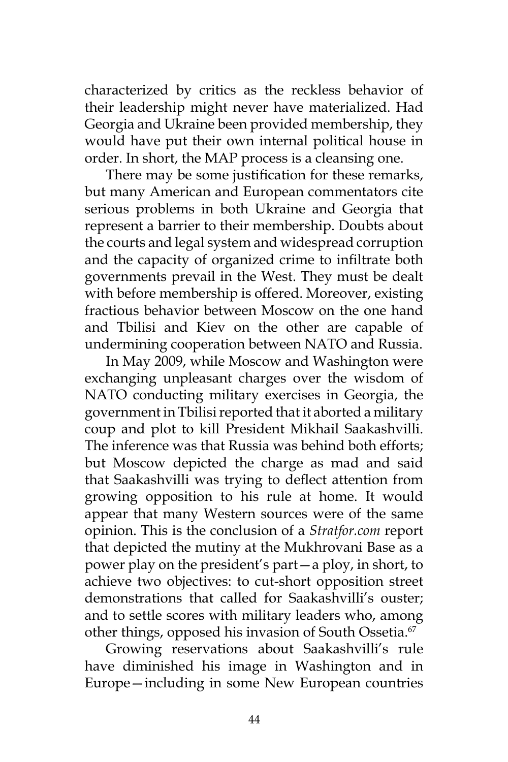characterized by critics as the reckless behavior of their leadership might never have materialized. Had Georgia and Ukraine been provided membership, they would have put their own internal political house in order. In short, the MAP process is a cleansing one.

There may be some justification for these remarks, but many American and European commentators cite serious problems in both Ukraine and Georgia that represent a barrier to their membership. Doubts about the courts and legal system and widespread corruption and the capacity of organized crime to infiltrate both governments prevail in the West. They must be dealt with before membership is offered. Moreover, existing fractious behavior between Moscow on the one hand and Tbilisi and Kiev on the other are capable of undermining cooperation between NATO and Russia.

In May 2009, while Moscow and Washington were exchanging unpleasant charges over the wisdom of NATO conducting military exercises in Georgia, the government in Tbilisi reported that it aborted a military coup and plot to kill President Mikhail Saakashvilli. The inference was that Russia was behind both efforts; but Moscow depicted the charge as mad and said that Saakashvilli was trying to deflect attention from growing opposition to his rule at home. It would appear that many Western sources were of the same opinion. This is the conclusion of a *Stratfor.com* report that depicted the mutiny at the Mukhrovani Base as a power play on the president's part—a ploy, in short, to achieve two objectives: to cut-short opposition street demonstrations that called for Saakashvilli's ouster; and to settle scores with military leaders who, among other things, opposed his invasion of South Ossetia.[67]

Growing reservations about Saakashvilli's rule have diminished his image in Washington and in Europe—including in some New European countries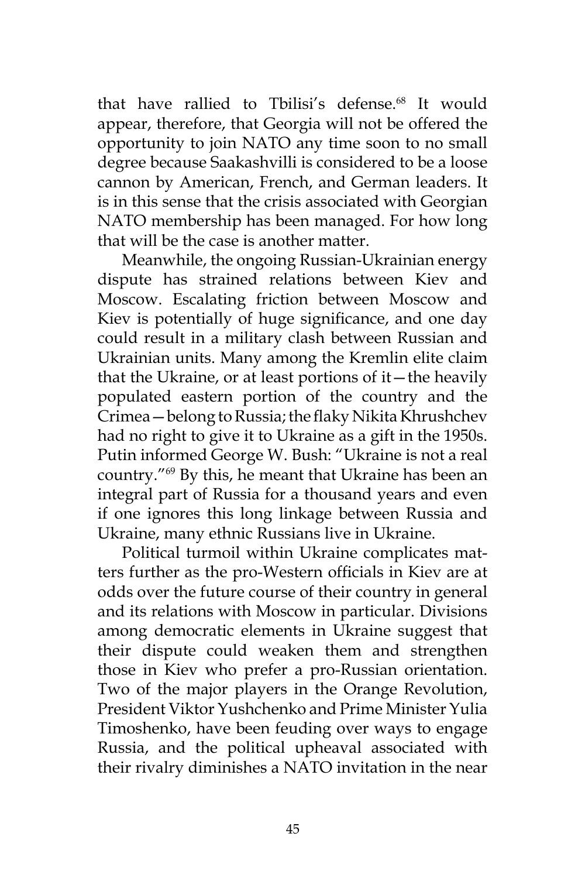that have rallied to Tbilisi's defense.[68] It would appear, therefore, that Georgia will not be offered the opportunity to join NATO any time soon to no small degree because Saakashvilli is considered to be a loose cannon by American, French, and German leaders. It is in this sense that the crisis associated with Georgian NATO membership has been managed. For how long that will be the case is another matter.

Meanwhile, the ongoing Russian-Ukrainian energy dispute has strained relations between Kiev and Moscow. Escalating friction between Moscow and Kiev is potentially of huge significance, and one day could result in a military clash between Russian and Ukrainian units. Many among the Kremlin elite claim that the Ukraine, or at least portions of it—the heavily populated eastern portion of the country and the Crimea—belong to Russia; the flaky Nikita Khrushchev had no right to give it to Ukraine as a gift in the 1950s. Putin informed George W. Bush: "Ukraine is not a real country."[69] By this, he meant that Ukraine has been an integral part of Russia for a thousand years and even if one ignores this long linkage between Russia and Ukraine, many ethnic Russians live in Ukraine.

Political turmoil within Ukraine complicates matters further as the pro-Western officials in Kiev are at odds over the future course of their country in general and its relations with Moscow in particular. Divisions among democratic elements in Ukraine suggest that their dispute could weaken them and strengthen those in Kiev who prefer a pro-Russian orientation. Two of the major players in the Orange Revolution, President Viktor Yushchenko and Prime Minister Yulia Timoshenko, have been feuding over ways to engage Russia, and the political upheaval associated with their rivalry diminishes a NATO invitation in the near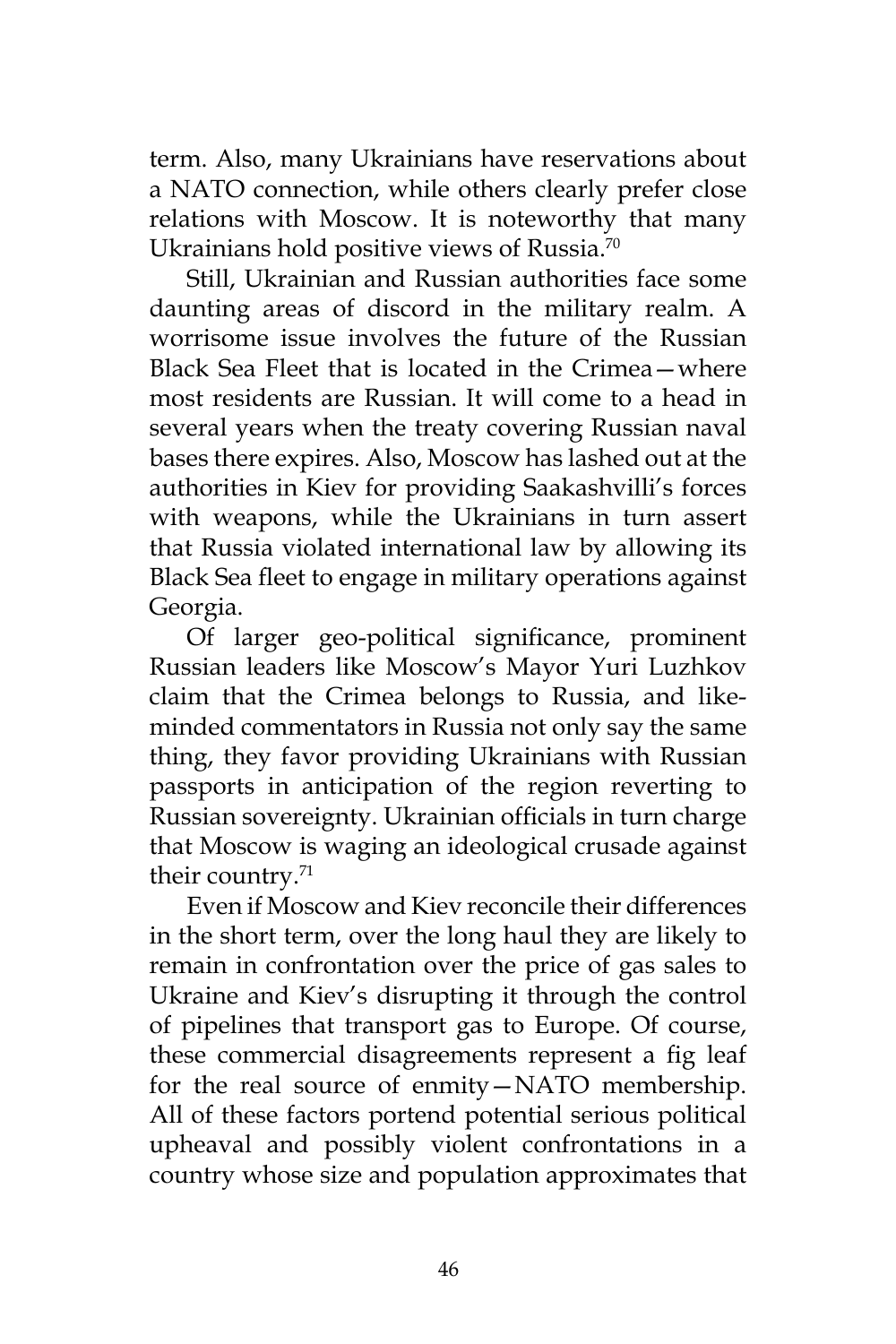term. Also, many Ukrainians have reservations about a NATO connection, while others clearly prefer close relations with Moscow. It is noteworthy that many Ukrainians hold positive views of Russia.[70]

Still, Ukrainian and Russian authorities face some daunting areas of discord in the military realm. A worrisome issue involves the future of the Russian Black Sea Fleet that is located in the Crimea—where most residents are Russian. It will come to a head in several years when the treaty covering Russian naval bases there expires. Also, Moscow has lashed out at the authorities in Kiev for providing Saakashvilli's forces with weapons, while the Ukrainians in turn assert that Russia violated international law by allowing its Black Sea fleet to engage in military operations against Georgia.

Of larger geo-political significance, prominent Russian leaders like Moscow's Mayor Yuri Luzhkov claim that the Crimea belongs to Russia, and like-minded commentators in Russia not only say the same thing, they favor providing Ukrainians with Russian passports in anticipation of the region reverting to Russian sovereignty. Ukrainian officials in turn charge that Moscow is waging an ideological crusade against their country.[71]

Even if Moscow and Kiev reconcile their differences in the short term, over the long haul they are likely to remain in confrontation over the price of gas sales to Ukraine and Kiev's disrupting it through the control of pipelines that transport gas to Europe. Of course, these commercial disagreements represent a fig leaf for the real source of enmity—NATO membership. All of these factors portend potential serious political upheaval and possibly violent confrontations in a country whose size and population approximates that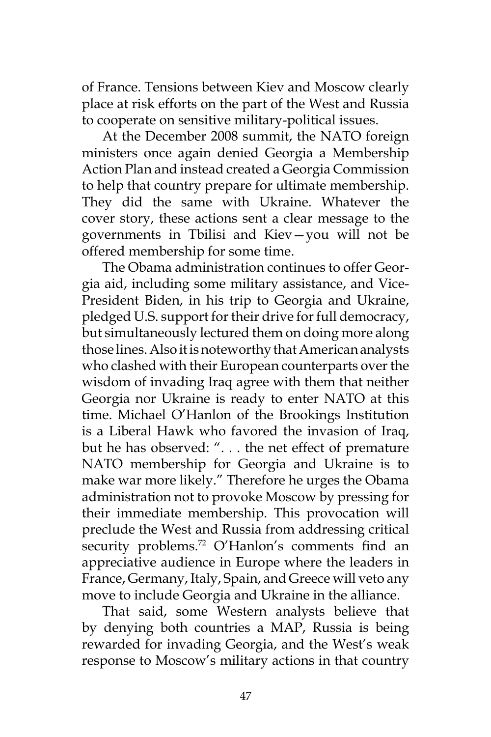of France. Tensions between Kiev and Moscow clearly place at risk efforts on the part of the West and Russia to cooperate on sensitive military-political issues.

At the December 2008 summit, the NATO foreign ministers once again denied Georgia a Membership Action Plan and instead created a Georgia Commission to help that country prepare for ultimate membership. They did the same with Ukraine. Whatever the cover story, these actions sent a clear message to the governments in Tbilisi and Kiev—you will not be offered membership for some time.

The Obama administration continues to offer Georgia aid, including some military assistance, and Vice-President Biden, in his trip to Georgia and Ukraine, pledged U.S. support for their drive for full democracy, but simultaneously lectured them on doing more along those lines. Also it is noteworthy that American analysts who clashed with their European counterparts over the wisdom of invading Iraq agree with them that neither Georgia nor Ukraine is ready to enter NATO at this time. Michael O'Hanlon of the Brookings Institution is a Liberal Hawk who favored the invasion of Iraq, but he has observed: ". . . the net effect of premature NATO membership for Georgia and Ukraine is to make war more likely." Therefore he urges the Obama administration not to provoke Moscow by pressing for their immediate membership. This provocation will preclude the West and Russia from addressing critical security problems.[72] O'Hanlon's comments find an appreciative audience in Europe where the leaders in France, Germany, Italy, Spain, and Greece will veto any move to include Georgia and Ukraine in the alliance.

That said, some Western analysts believe that by denying both countries a MAP, Russia is being rewarded for invading Georgia, and the West's weak response to Moscow's military actions in that country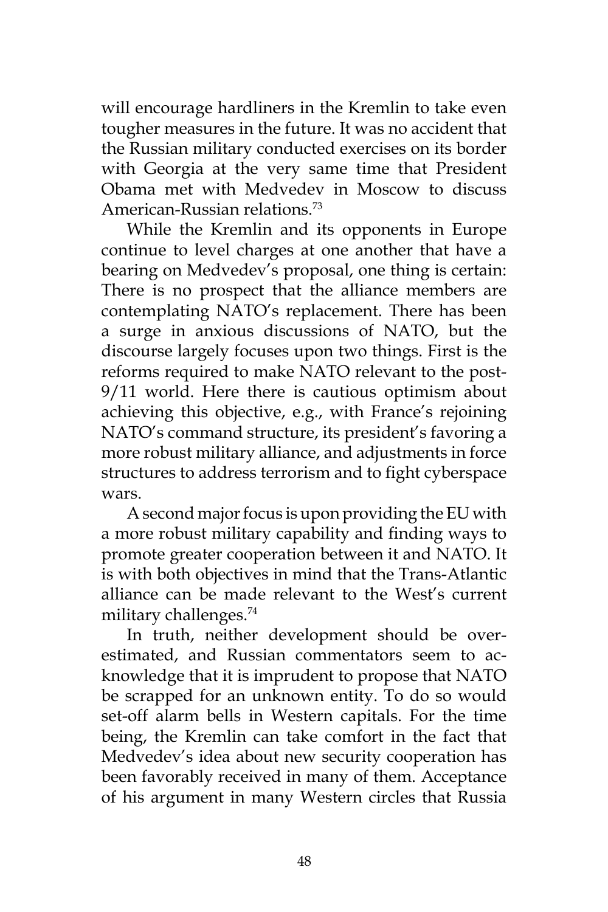will encourage hardliners in the Kremlin to take even tougher measures in the future. It was no accident that the Russian military conducted exercises on its border with Georgia at the very same time that President Obama met with Medvedev in Moscow to discuss American-Russian relations.[73]

While the Kremlin and its opponents in Europe continue to level charges at one another that have a bearing on Medvedev's proposal, one thing is certain: There is no prospect that the alliance members are contemplating NATO's replacement. There has been a surge in anxious discussions of NATO, but the discourse largely focuses upon two things. First is the reforms required to make NATO relevant to the post-9/11 world. Here there is cautious optimism about achieving this objective, e.g., with France's rejoining NATO's command structure, its president's favoring a more robust military alliance, and adjustments in force structures to address terrorism and to fight cyberspace wars.

A second major focus is upon providing the EU with a more robust military capability and finding ways to promote greater cooperation between it and NATO. It is with both objectives in mind that the Trans-Atlantic alliance can be made relevant to the West's current military challenges.[74]

In truth, neither development should be overestimated, and Russian commentators seem to acknowledge that it is imprudent to propose that NATO be scrapped for an unknown entity. To do so would set-off alarm bells in Western capitals. For the time being, the Kremlin can take comfort in the fact that Medvedev's idea about new security cooperation has been favorably received in many of them. Acceptance of his argument in many Western circles that Russia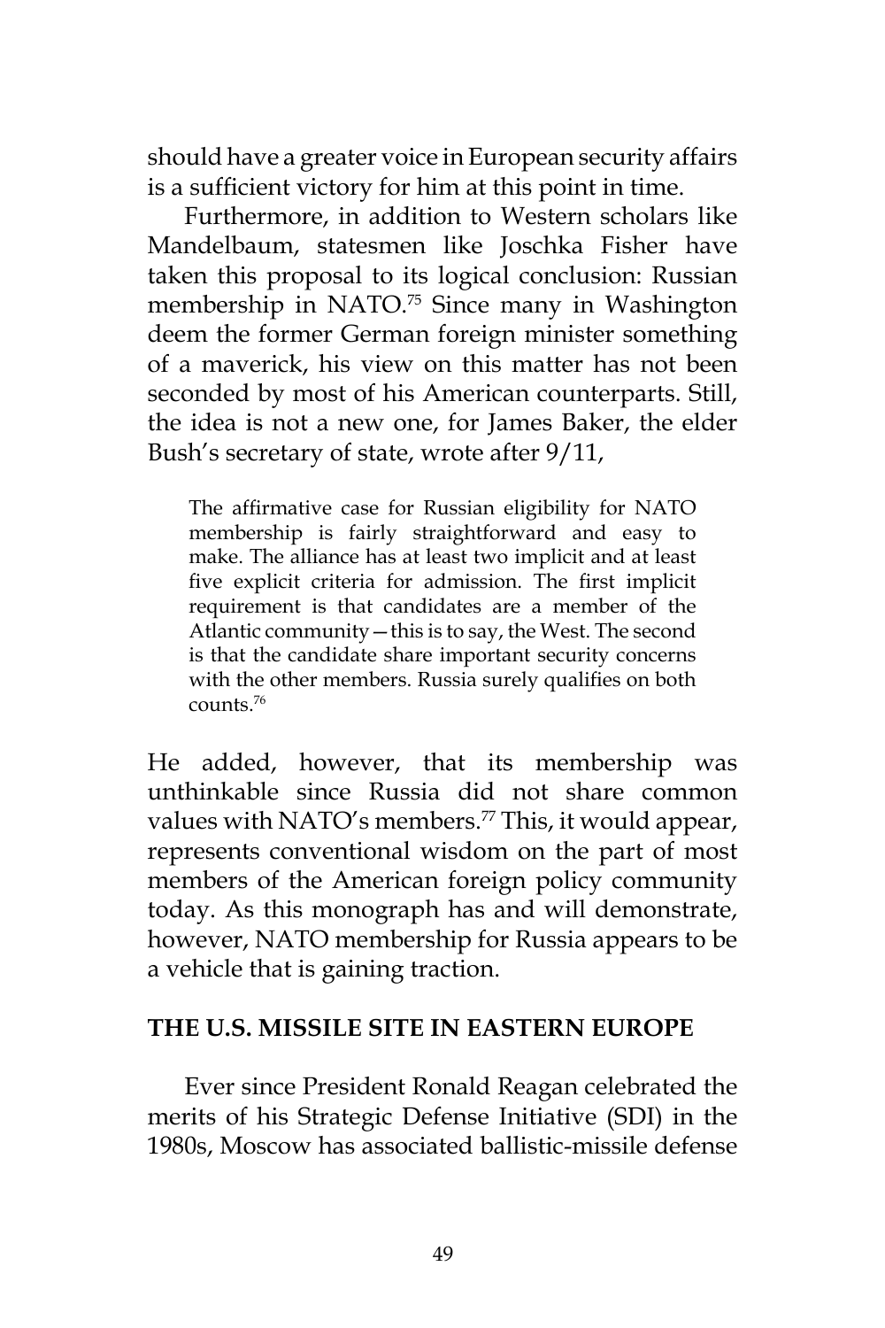should have a greater voice in European security affairs is a sufficient victory for him at this point in time.

Furthermore, in addition to Western scholars like Mandelbaum, statesmen like Joschka Fisher have taken this proposal to its logical conclusion: Russian membership in NATO.[75] Since many in Washington deem the former German foreign minister something of a maverick, his view on this matter has not been seconded by most of his American counterparts. Still, the idea is not a new one, for James Baker, the elder Bush's secretary of state, wrote after 9/11,

> The affirmative case for Russian eligibility for NATO membership is fairly straightforward and easy to make. The alliance has at least two implicit and at least five explicit criteria for admission. The first implicit requirement is that candidates are a member of the Atlantic community—this is to say, the West. The second is that the candidate share important security concerns with the other members. Russia surely qualifies on both counts.[76]

He added, however, that its membership was unthinkable since Russia did not share common values with NATO's members.[77] This, it would appear, represents conventional wisdom on the part of most members of the American foreign policy community today. As this monograph has and will demonstrate, however, NATO membership for Russia appears to be a vehicle that is gaining traction.

## THE U.S. MISSILE SITE IN EASTERN EUROPE

Ever since President Ronald Reagan celebrated the merits of his Strategic Defense Initiative (SDI) in the 1980s, Moscow has associated ballistic-missile defense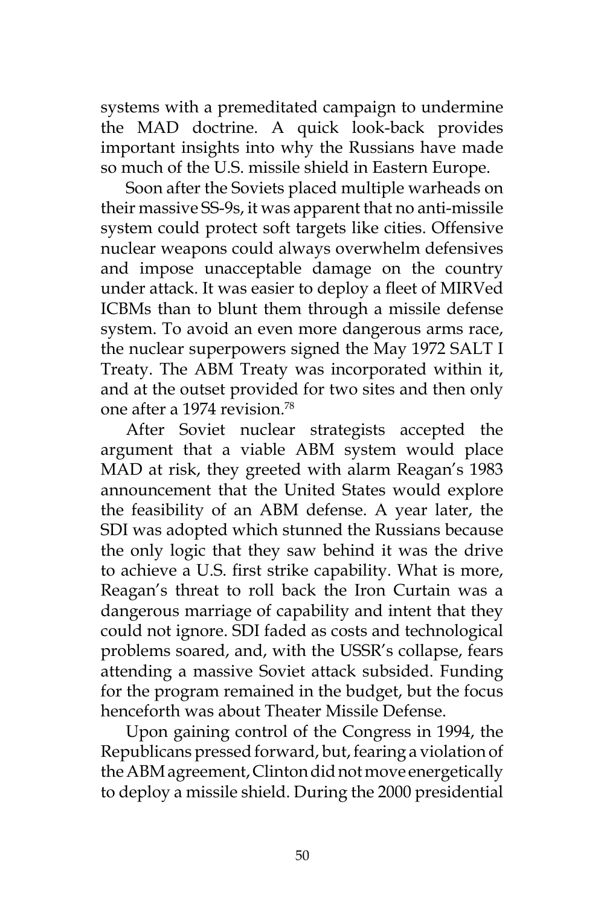systems with a premeditated campaign to undermine the MAD doctrine. A quick look-back provides important insights into why the Russians have made so much of the U.S. missile shield in Eastern Europe.

Soon after the Soviets placed multiple warheads on their massive SS-9s, it was apparent that no anti-missile system could protect soft targets like cities. Offensive nuclear weapons could always overwhelm defensives and impose unacceptable damage on the country under attack. It was easier to deploy a fleet of MIRVed ICBMs than to blunt them through a missile defense system. To avoid an even more dangerous arms race, the nuclear superpowers signed the May 1972 SALT I Treaty. The ABM Treaty was incorporated within it, and at the outset provided for two sites and then only one after a 1974 revision.[78]

After Soviet nuclear strategists accepted the argument that a viable ABM system would place MAD at risk, they greeted with alarm Reagan's 1983 announcement that the United States would explore the feasibility of an ABM defense. A year later, the SDI was adopted which stunned the Russians because the only logic that they saw behind it was the drive to achieve a U.S. first strike capability. What is more, Reagan's threat to roll back the Iron Curtain was a dangerous marriage of capability and intent that they could not ignore. SDI faded as costs and technological problems soared, and, with the USSR's collapse, fears attending a massive Soviet attack subsided. Funding for the program remained in the budget, but the focus henceforth was about Theater Missile Defense.

Upon gaining control of the Congress in 1994, the Republicans pressed forward, but, fearing a violation of the ABM agreement, Clinton did not move energetically to deploy a missile shield. During the 2000 presidential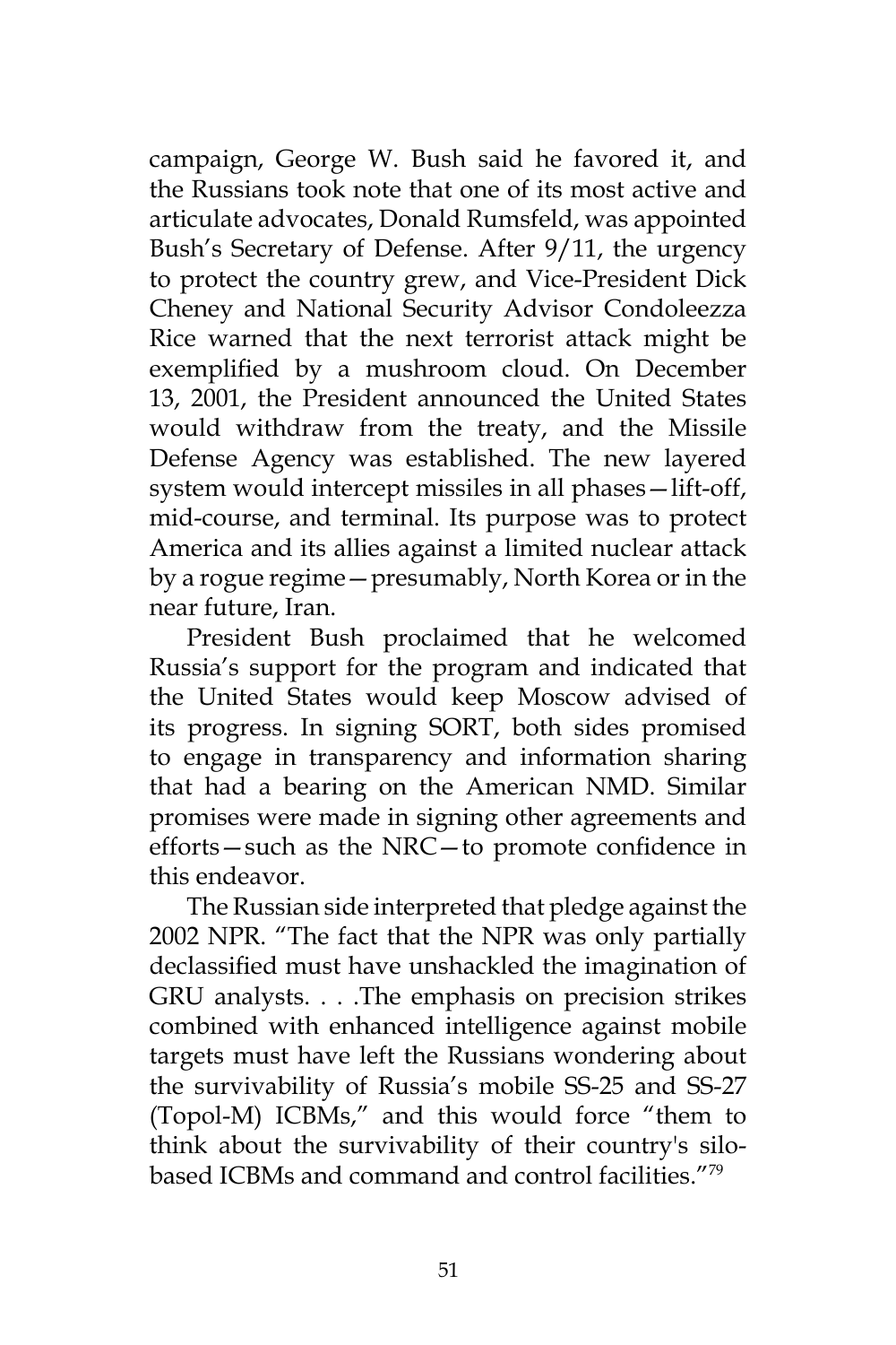campaign, George W. Bush said he favored it, and the Russians took note that one of its most active and articulate advocates, Donald Rumsfeld, was appointed Bush's Secretary of Defense. After 9/11, the urgency to protect the country grew, and Vice-President Dick Cheney and National Security Advisor Condoleezza Rice warned that the next terrorist attack might be exemplified by a mushroom cloud. On December 13, 2001, the President announced the United States would withdraw from the treaty, and the Missile Defense Agency was established. The new layered system would intercept missiles in all phases—lift-off, mid-course, and terminal. Its purpose was to protect America and its allies against a limited nuclear attack by a rogue regime—presumably, North Korea or in the near future, Iran.

President Bush proclaimed that he welcomed Russia's support for the program and indicated that the United States would keep Moscow advised of its progress. In signing SORT, both sides promised to engage in transparency and information sharing that had a bearing on the American NMD. Similar promises were made in signing other agreements and efforts—such as the NRC—to promote confidence in this endeavor.

The Russian side interpreted that pledge against the 2002 NPR. "The fact that the NPR was only partially declassified must have unshackled the imagination of GRU analysts. . . .The emphasis on precision strikes combined with enhanced intelligence against mobile targets must have left the Russians wondering about the survivability of Russia's mobile SS-25 and SS-27 (Topol-M) ICBMs," and this would force "them to think about the survivability of their country's silo-based ICBMs and command and control facilities."[79]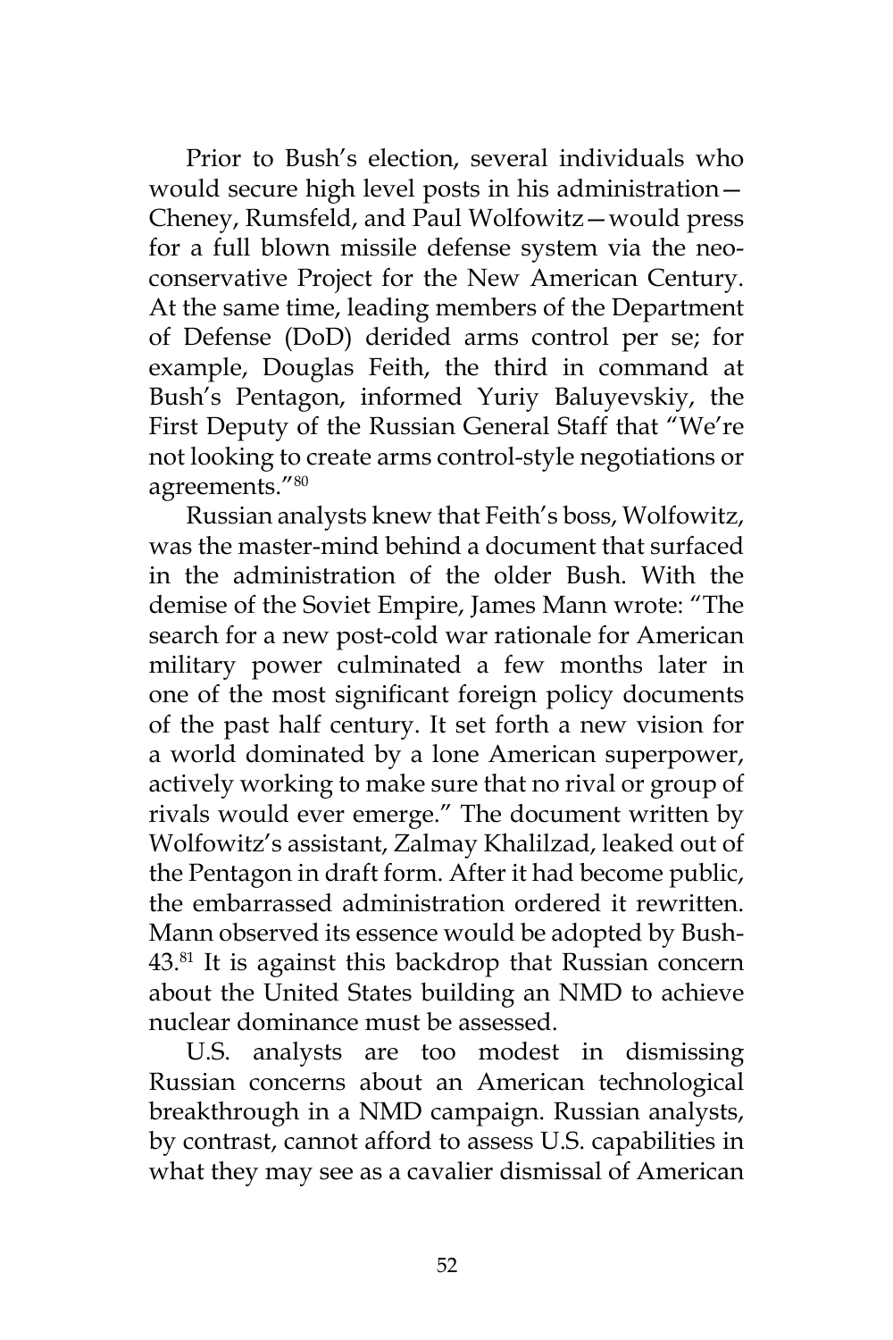Prior to Bush's election, several individuals who would secure high level posts in his administration—Cheney, Rumsfeld, and Paul Wolfowitz—would press for a full blown missile defense system via the neo-conservative Project for the New American Century. At the same time, leading members of the Department of Defense (DoD) derided arms control per se; for example, Douglas Feith, the third in command at Bush's Pentagon, informed Yuriy Baluyevskiy, the First Deputy of the Russian General Staff that "We're not looking to create arms control-style negotiations or agreements."[80]

Russian analysts knew that Feith's boss, Wolfowitz, was the master-mind behind a document that surfaced in the administration of the older Bush. With the demise of the Soviet Empire, James Mann wrote: "The search for a new post-cold war rationale for American military power culminated a few months later in one of the most significant foreign policy documents of the past half century. It set forth a new vision for a world dominated by a lone American superpower, actively working to make sure that no rival or group of rivals would ever emerge." The document written by Wolfowitz's assistant, Zalmay Khalilzad, leaked out of the Pentagon in draft form. After it had become public, the embarrassed administration ordered it rewritten. Mann observed its essence would be adopted by Bush-43.[81] It is against this backdrop that Russian concern about the United States building an NMD to achieve nuclear dominance must be assessed.

U.S. analysts are too modest in dismissing Russian concerns about an American technological breakthrough in a NMD campaign. Russian analysts, by contrast, cannot afford to assess U.S. capabilities in what they may see as a cavalier dismissal of American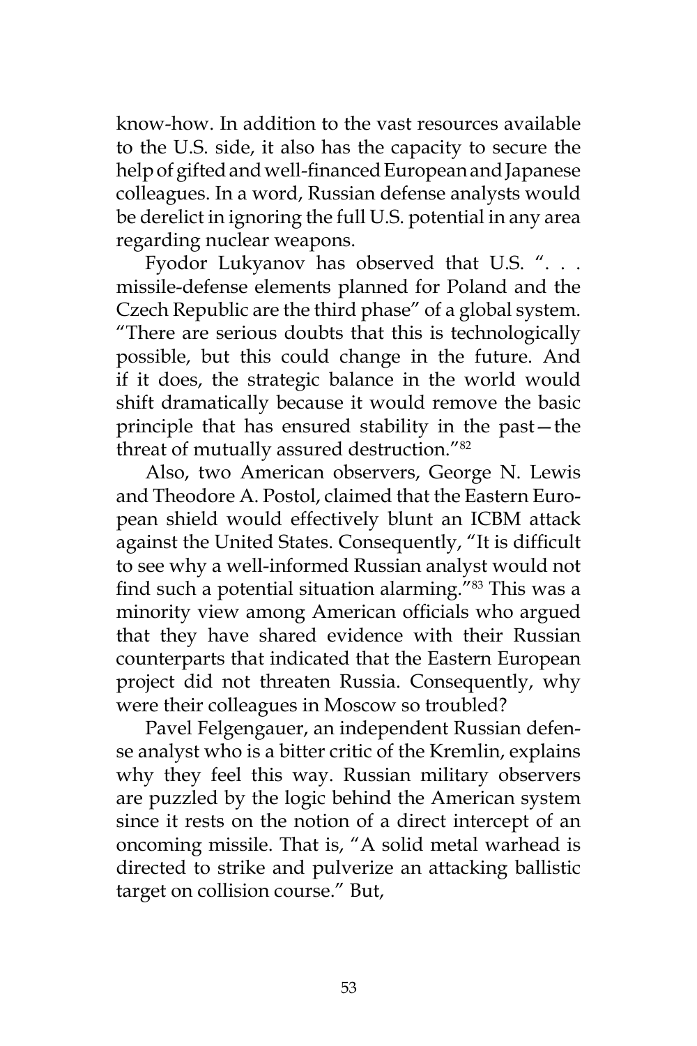know-how. In addition to the vast resources available to the U.S. side, it also has the capacity to secure the help of gifted and well-financed European and Japanese colleagues. In a word, Russian defense analysts would be derelict in ignoring the full U.S. potential in any area regarding nuclear weapons.

Fyodor Lukyanov has observed that U.S. ". . . missile-defense elements planned for Poland and the Czech Republic are the third phase" of a global system. "There are serious doubts that this is technologically possible, but this could change in the future. And if it does, the strategic balance in the world would shift dramatically because it would remove the basic principle that has ensured stability in the past—the threat of mutually assured destruction."[82]

Also, two American observers, George N. Lewis and Theodore A. Postol, claimed that the Eastern European shield would effectively blunt an ICBM attack against the United States. Consequently, "It is difficult to see why a well-informed Russian analyst would not find such a potential situation alarming."[83] This was a minority view among American officials who argued that they have shared evidence with their Russian counterparts that indicated that the Eastern European project did not threaten Russia. Consequently, why were their colleagues in Moscow so troubled?

Pavel Felgengauer, an independent Russian defense analyst who is a bitter critic of the Kremlin, explains why they feel this way. Russian military observers are puzzled by the logic behind the American system since it rests on the notion of a direct intercept of an oncoming missile. That is, "A solid metal warhead is directed to strike and pulverize an attacking ballistic target on collision course." But,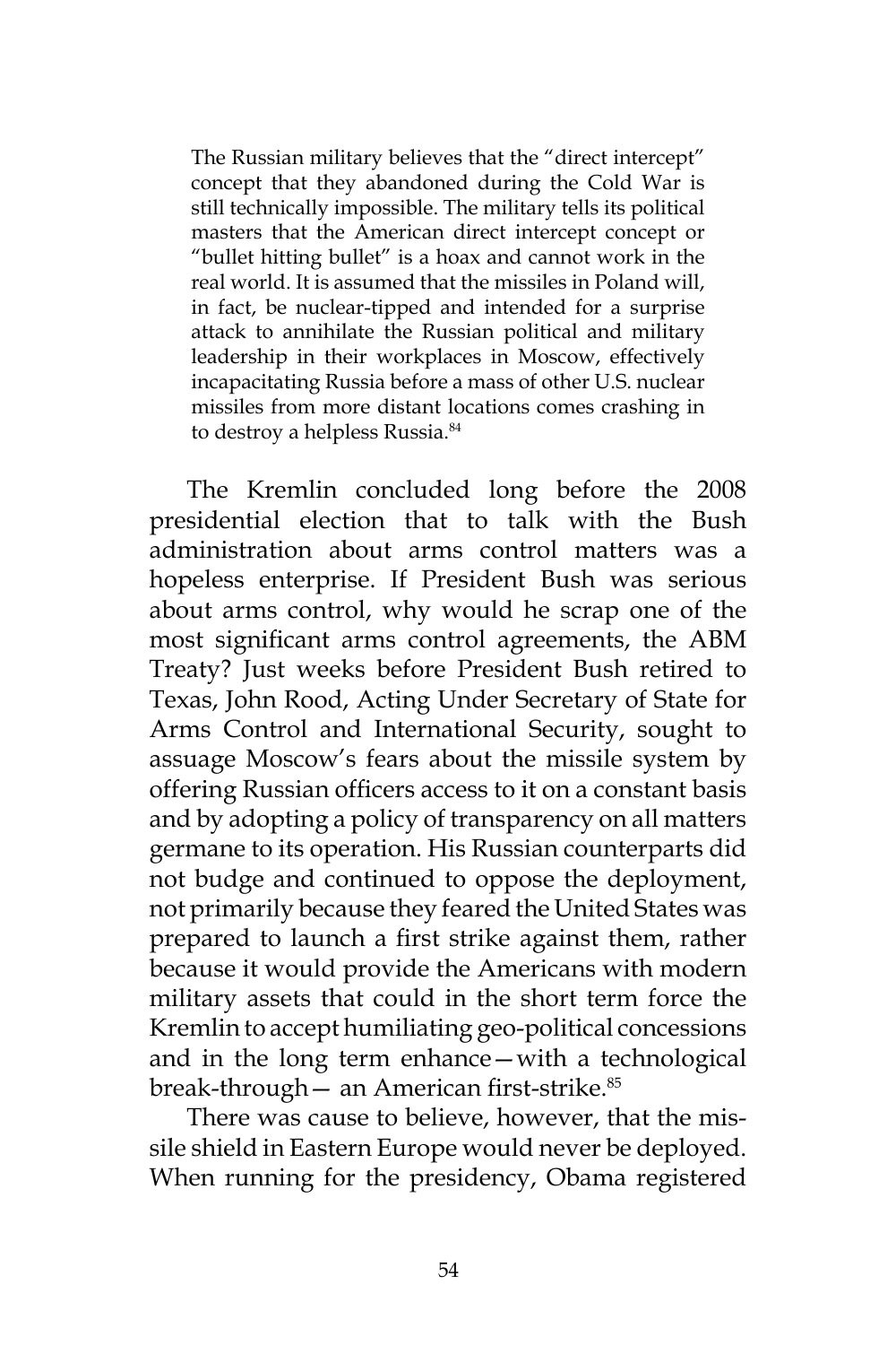> The Russian military believes that the "direct intercept" concept that they abandoned during the Cold War is still technically impossible. The military tells its political masters that the American direct intercept concept or "bullet hitting bullet" is a hoax and cannot work in the real world. It is assumed that the missiles in Poland will, in fact, be nuclear-tipped and intended for a surprise attack to annihilate the Russian political and military leadership in their workplaces in Moscow, effectively incapacitating Russia before a mass of other U.S. nuclear missiles from more distant locations comes crashing in to destroy a helpless Russia.[84]

The Kremlin concluded long before the 2008 presidential election that to talk with the Bush administration about arms control matters was a hopeless enterprise. If President Bush was serious about arms control, why would he scrap one of the most significant arms control agreements, the ABM Treaty? Just weeks before President Bush retired to Texas, John Rood, Acting Under Secretary of State for Arms Control and International Security, sought to assuage Moscow's fears about the missile system by offering Russian officers access to it on a constant basis and by adopting a policy of transparency on all matters germane to its operation. His Russian counterparts did not budge and continued to oppose the deployment, not primarily because they feared the United States was prepared to launch a first strike against them, rather because it would provide the Americans with modern military assets that could in the short term force the Kremlin to accept humiliating geo-political concessions and in the long term enhance—with a technological break-through— an American first-strike.[85]

There was cause to believe, however, that the missile shield in Eastern Europe would never be deployed. When running for the presidency, Obama registered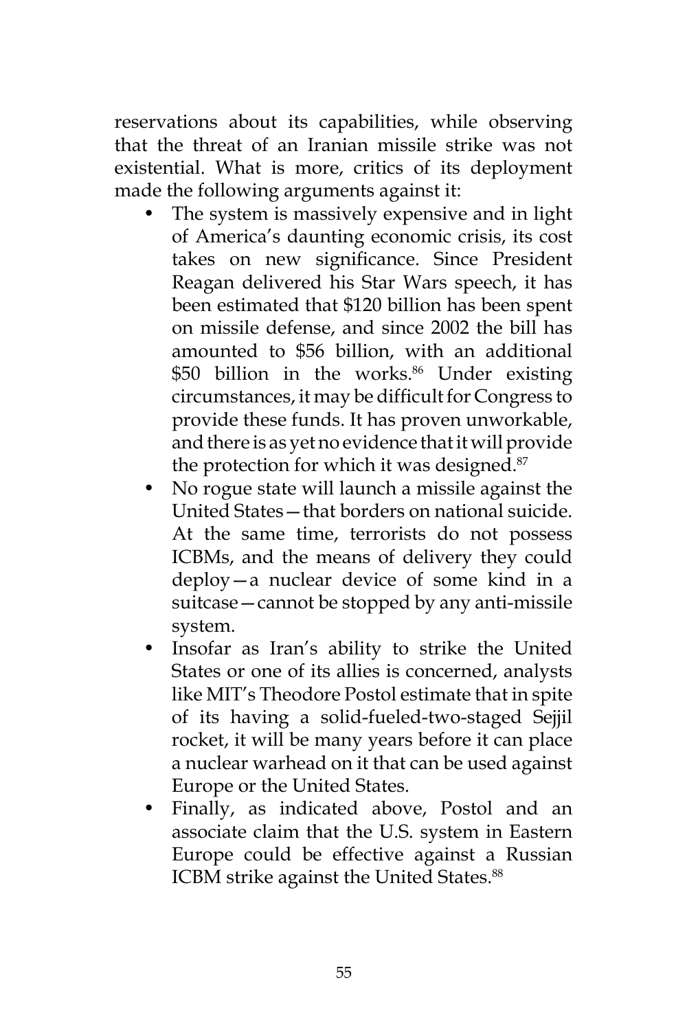reservations about its capabilities, while observing that the threat of an Iranian missile strike was not existential. What is more, critics of its deployment made the following arguments against it:

- The system is massively expensive and in light of America's daunting economic crisis, its cost takes on new significance. Since President Reagan delivered his Star Wars speech, it has been estimated that $120 billion has been spent on missile defense, and since 2002 the bill has amounted to $56 billion, with an additional $50 billion in the works.[86] Under existing circumstances, it may be difficult for Congress to provide these funds. It has proven unworkable, and there is as yet no evidence that it will provide the protection for which it was designed.[87]
- No rogue state will launch a missile against the United States—that borders on national suicide. At the same time, terrorists do not possess ICBMs, and the means of delivery they could deploy—a nuclear device of some kind in a suitcase—cannot be stopped by any anti-missile system.
- Insofar as Iran's ability to strike the United States or one of its allies is concerned, analysts like MIT's Theodore Postol estimate that in spite of its having a solid-fueled-two-staged Sejjil rocket, it will be many years before it can place a nuclear warhead on it that can be used against Europe or the United States.
- Finally, as indicated above, Postol and an associate claim that the U.S. system in Eastern Europe could be effective against a Russian ICBM strike against the United States.[88]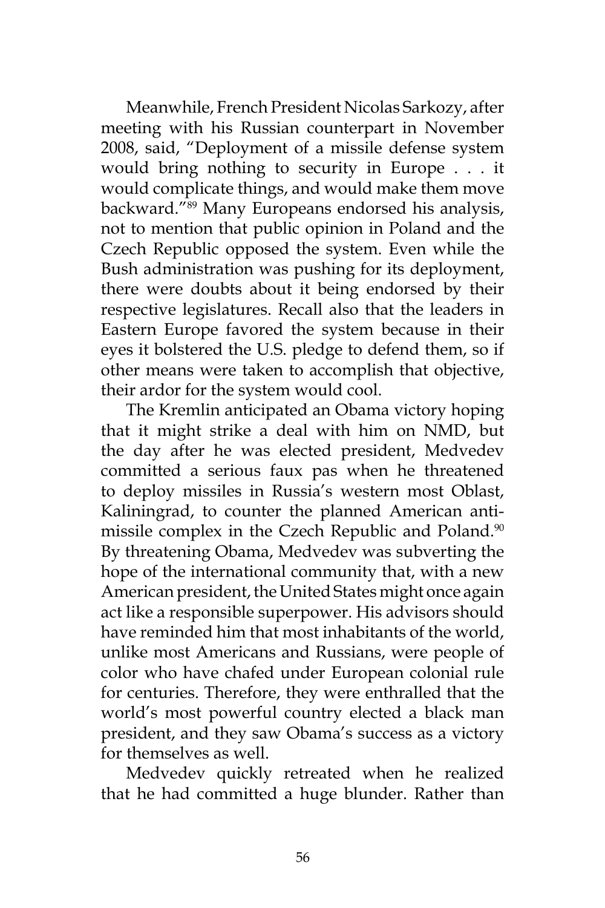Meanwhile, French President Nicolas Sarkozy, after meeting with his Russian counterpart in November 2008, said, "Deployment of a missile defense system would bring nothing to security in Europe . . . it would complicate things, and would make them move backward."[89] Many Europeans endorsed his analysis, not to mention that public opinion in Poland and the Czech Republic opposed the system. Even while the Bush administration was pushing for its deployment, there were doubts about it being endorsed by their respective legislatures. Recall also that the leaders in Eastern Europe favored the system because in their eyes it bolstered the U.S. pledge to defend them, so if other means were taken to accomplish that objective, their ardor for the system would cool.

The Kremlin anticipated an Obama victory hoping that it might strike a deal with him on NMD, but the day after he was elected president, Medvedev committed a serious faux pas when he threatened to deploy missiles in Russia's western most Oblast, Kaliningrad, to counter the planned American anti-missile complex in the Czech Republic and Poland.[90] By threatening Obama, Medvedev was subverting the hope of the international community that, with a new American president, the United States might once again act like a responsible superpower. His advisors should have reminded him that most inhabitants of the world, unlike most Americans and Russians, were people of color who have chafed under European colonial rule for centuries. Therefore, they were enthralled that the world's most powerful country elected a black man president, and they saw Obama's success as a victory for themselves as well.

Medvedev quickly retreated when he realized that he had committed a huge blunder. Rather than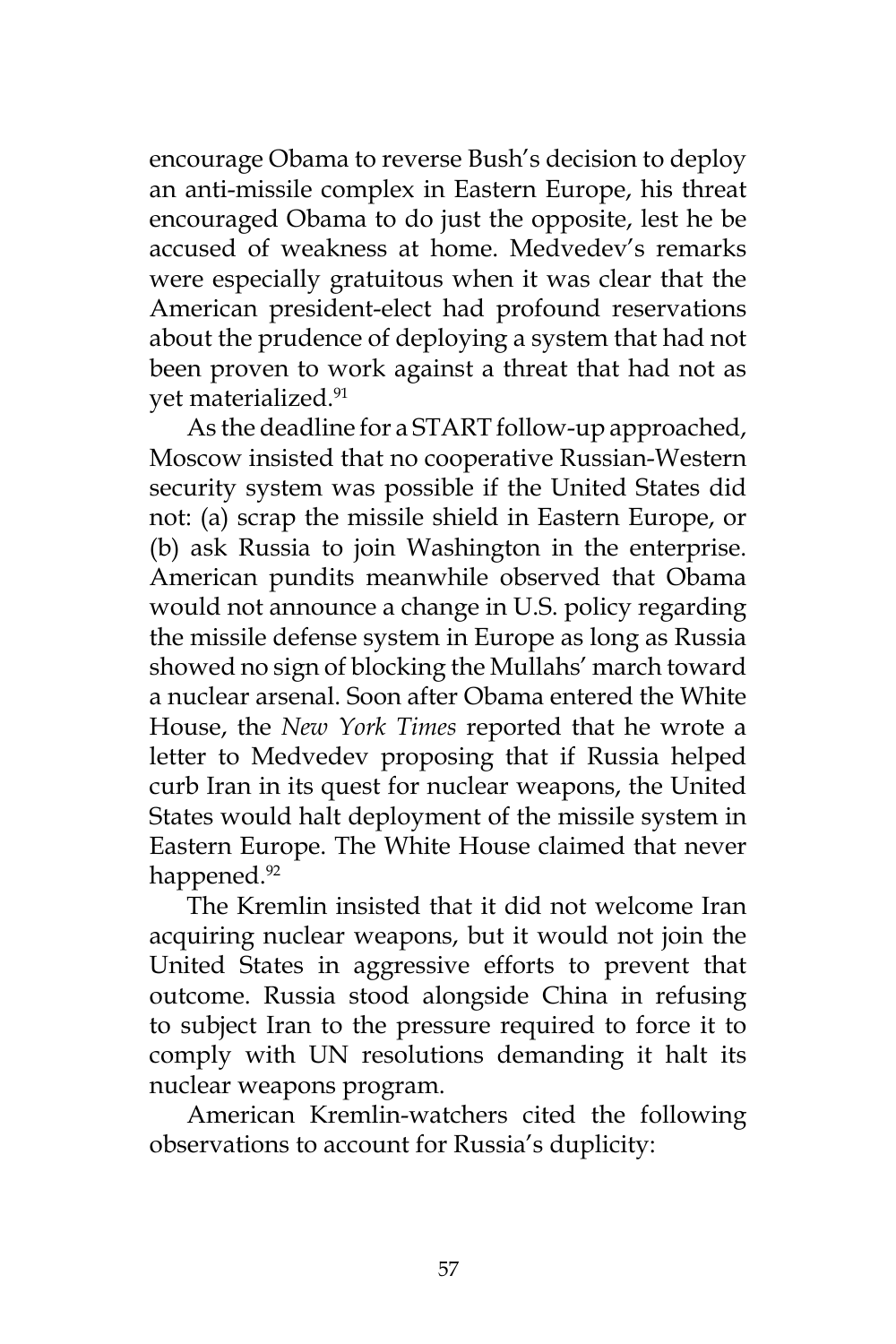encourage Obama to reverse Bush's decision to deploy an anti-missile complex in Eastern Europe, his threat encouraged Obama to do just the opposite, lest he be accused of weakness at home. Medvedev's remarks were especially gratuitous when it was clear that the American president-elect had profound reservations about the prudence of deploying a system that had not been proven to work against a threat that had not as yet materialized.[91]

As the deadline for a START follow-up approached, Moscow insisted that no cooperative Russian-Western security system was possible if the United States did not: (a) scrap the missile shield in Eastern Europe, or (b) ask Russia to join Washington in the enterprise. American pundits meanwhile observed that Obama would not announce a change in U.S. policy regarding the missile defense system in Europe as long as Russia showed no sign of blocking the Mullahs' march toward a nuclear arsenal. Soon after Obama entered the White House, the *New York Times* reported that he wrote a letter to Medvedev proposing that if Russia helped curb Iran in its quest for nuclear weapons, the United States would halt deployment of the missile system in Eastern Europe. The White House claimed that never happened.[92]

The Kremlin insisted that it did not welcome Iran acquiring nuclear weapons, but it would not join the United States in aggressive efforts to prevent that outcome. Russia stood alongside China in refusing to subject Iran to the pressure required to force it to comply with UN resolutions demanding it halt its nuclear weapons program.

American Kremlin-watchers cited the following observations to account for Russia's duplicity: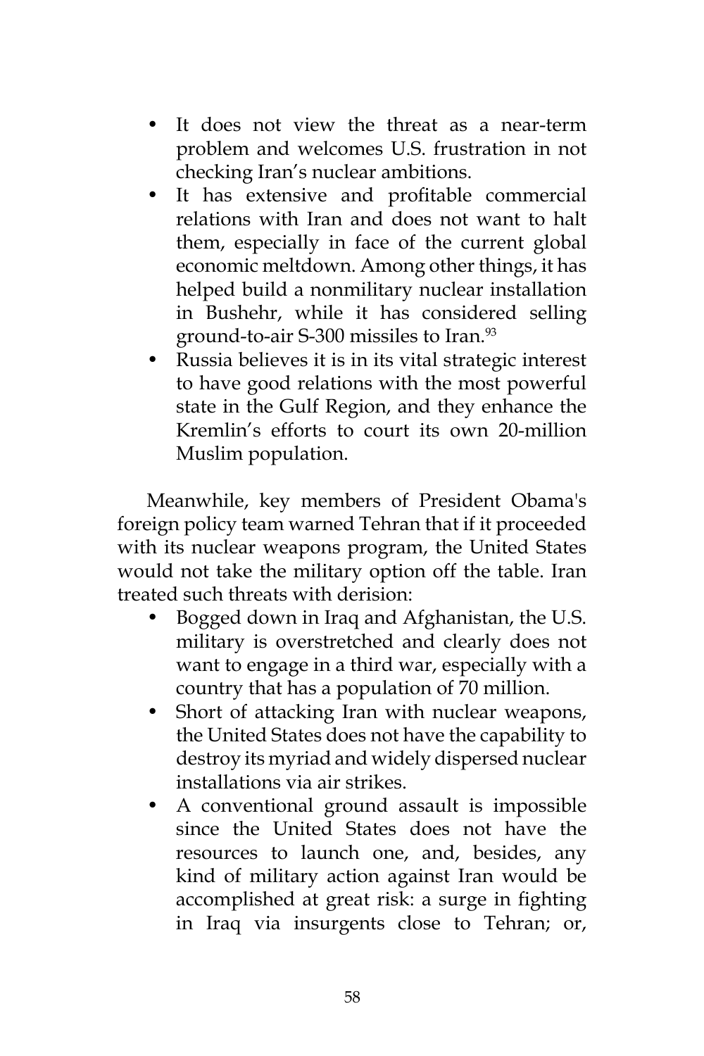- It does not view the threat as a near-term problem and welcomes U.S. frustration in not checking Iran's nuclear ambitions.
- It has extensive and profitable commercial relations with Iran and does not want to halt them, especially in face of the current global economic meltdown. Among other things, it has helped build a nonmilitary nuclear installation in Bushehr, while it has considered selling ground-to-air S-300 missiles to Iran.[93]
- Russia believes it is in its vital strategic interest to have good relations with the most powerful state in the Gulf Region, and they enhance the Kremlin's efforts to court its own 20-million Muslim population.

Meanwhile, key members of President Obama's foreign policy team warned Tehran that if it proceeded with its nuclear weapons program, the United States would not take the military option off the table. Iran treated such threats with derision:

- Bogged down in Iraq and Afghanistan, the U.S. military is overstretched and clearly does not want to engage in a third war, especially with a country that has a population of 70 million.
- Short of attacking Iran with nuclear weapons, the United States does not have the capability to destroy its myriad and widely dispersed nuclear installations via air strikes.
- A conventional ground assault is impossible since the United States does not have the resources to launch one, and, besides, any kind of military action against Iran would be accomplished at great risk: a surge in fighting in Iraq via insurgents close to Tehran; or,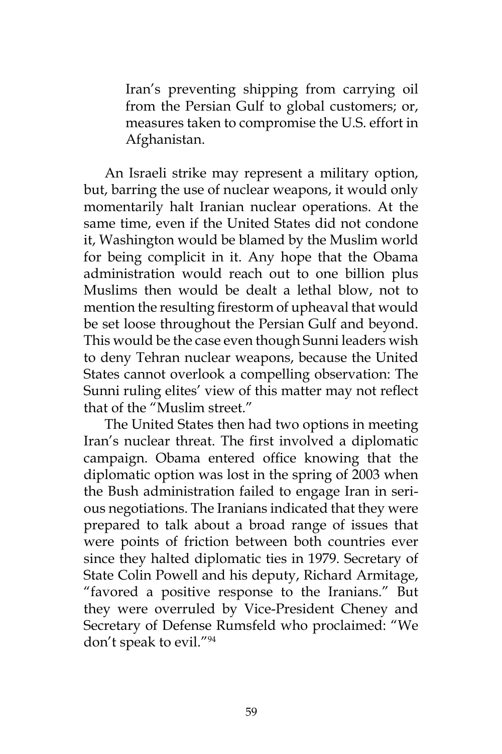> Iran's preventing shipping from carrying oil from the Persian Gulf to global customers; or, measures taken to compromise the U.S. effort in Afghanistan.

An Israeli strike may represent a military option, but, barring the use of nuclear weapons, it would only momentarily halt Iranian nuclear operations. At the same time, even if the United States did not condone it, Washington would be blamed by the Muslim world for being complicit in it. Any hope that the Obama administration would reach out to one billion plus Muslims then would be dealt a lethal blow, not to mention the resulting firestorm of upheaval that would be set loose throughout the Persian Gulf and beyond. This would be the case even though Sunni leaders wish to deny Tehran nuclear weapons, because the United States cannot overlook a compelling observation: The Sunni ruling elites' view of this matter may not reflect that of the "Muslim street."

The United States then had two options in meeting Iran's nuclear threat. The first involved a diplomatic campaign. Obama entered office knowing that the diplomatic option was lost in the spring of 2003 when the Bush administration failed to engage Iran in serious negotiations. The Iranians indicated that they were prepared to talk about a broad range of issues that were points of friction between both countries ever since they halted diplomatic ties in 1979. Secretary of State Colin Powell and his deputy, Richard Armitage, "favored a positive response to the Iranians." But they were overruled by Vice-President Cheney and Secretary of Defense Rumsfeld who proclaimed: "We don't speak to evil."[94]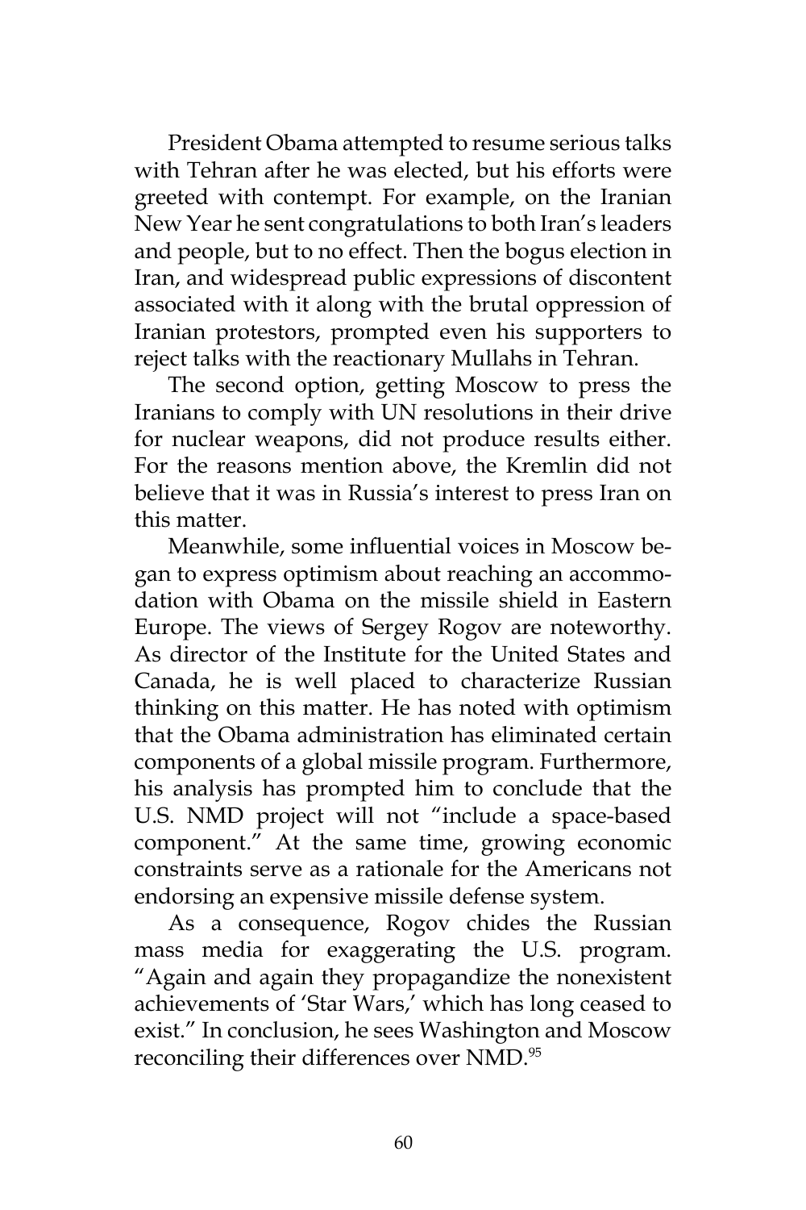President Obama attempted to resume serious talks with Tehran after he was elected, but his efforts were greeted with contempt. For example, on the Iranian New Year he sent congratulations to both Iran's leaders and people, but to no effect. Then the bogus election in Iran, and widespread public expressions of discontent associated with it along with the brutal oppression of Iranian protestors, prompted even his supporters to reject talks with the reactionary Mullahs in Tehran.

The second option, getting Moscow to press the Iranians to comply with UN resolutions in their drive for nuclear weapons, did not produce results either. For the reasons mention above, the Kremlin did not believe that it was in Russia's interest to press Iran on this matter.

Meanwhile, some influential voices in Moscow began to express optimism about reaching an accommodation with Obama on the missile shield in Eastern Europe. The views of Sergey Rogov are noteworthy. As director of the Institute for the United States and Canada, he is well placed to characterize Russian thinking on this matter. He has noted with optimism that the Obama administration has eliminated certain components of a global missile program. Furthermore, his analysis has prompted him to conclude that the U.S. NMD project will not "include a space-based component." At the same time, growing economic constraints serve as a rationale for the Americans not endorsing an expensive missile defense system.

As a consequence, Rogov chides the Russian mass media for exaggerating the U.S. program. "Again and again they propagandize the nonexistent achievements of 'Star Wars,' which has long ceased to exist." In conclusion, he sees Washington and Moscow reconciling their differences over NMD.[95]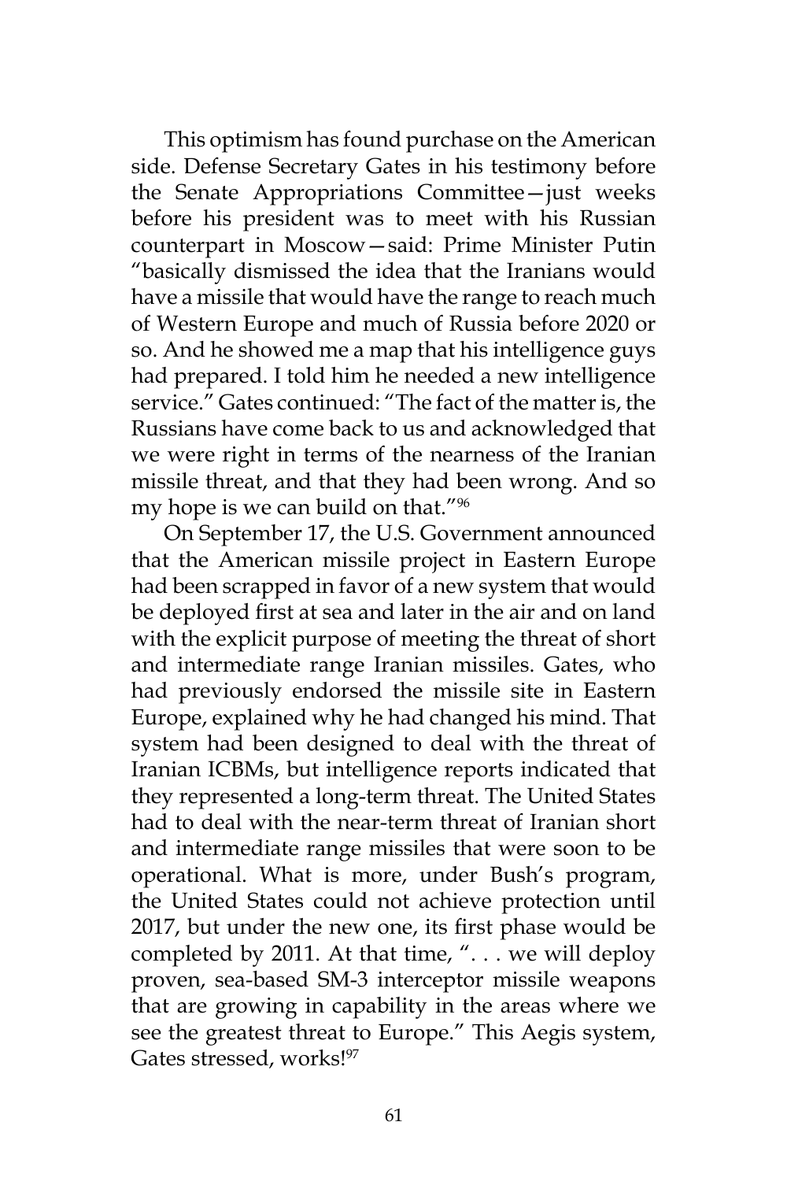This optimism has found purchase on the American side. Defense Secretary Gates in his testimony before the Senate Appropriations Committee—just weeks before his president was to meet with his Russian counterpart in Moscow—said: Prime Minister Putin "basically dismissed the idea that the Iranians would have a missile that would have the range to reach much of Western Europe and much of Russia before 2020 or so. And he showed me a map that his intelligence guys had prepared. I told him he needed a new intelligence service." Gates continued: "The fact of the matter is, the Russians have come back to us and acknowledged that we were right in terms of the nearness of the Iranian missile threat, and that they had been wrong. And so my hope is we can build on that."[96]

On September 17, the U.S. Government announced that the American missile project in Eastern Europe had been scrapped in favor of a new system that would be deployed first at sea and later in the air and on land with the explicit purpose of meeting the threat of short and intermediate range Iranian missiles. Gates, who had previously endorsed the missile site in Eastern Europe, explained why he had changed his mind. That system had been designed to deal with the threat of Iranian ICBMs, but intelligence reports indicated that they represented a long-term threat. The United States had to deal with the near-term threat of Iranian short and intermediate range missiles that were soon to be operational. What is more, under Bush's program, the United States could not achieve protection until 2017, but under the new one, its first phase would be completed by 2011. At that time, ". . . we will deploy proven, sea-based SM-3 interceptor missile weapons that are growing in capability in the areas where we see the greatest threat to Europe." This Aegis system, Gates stressed, works![97]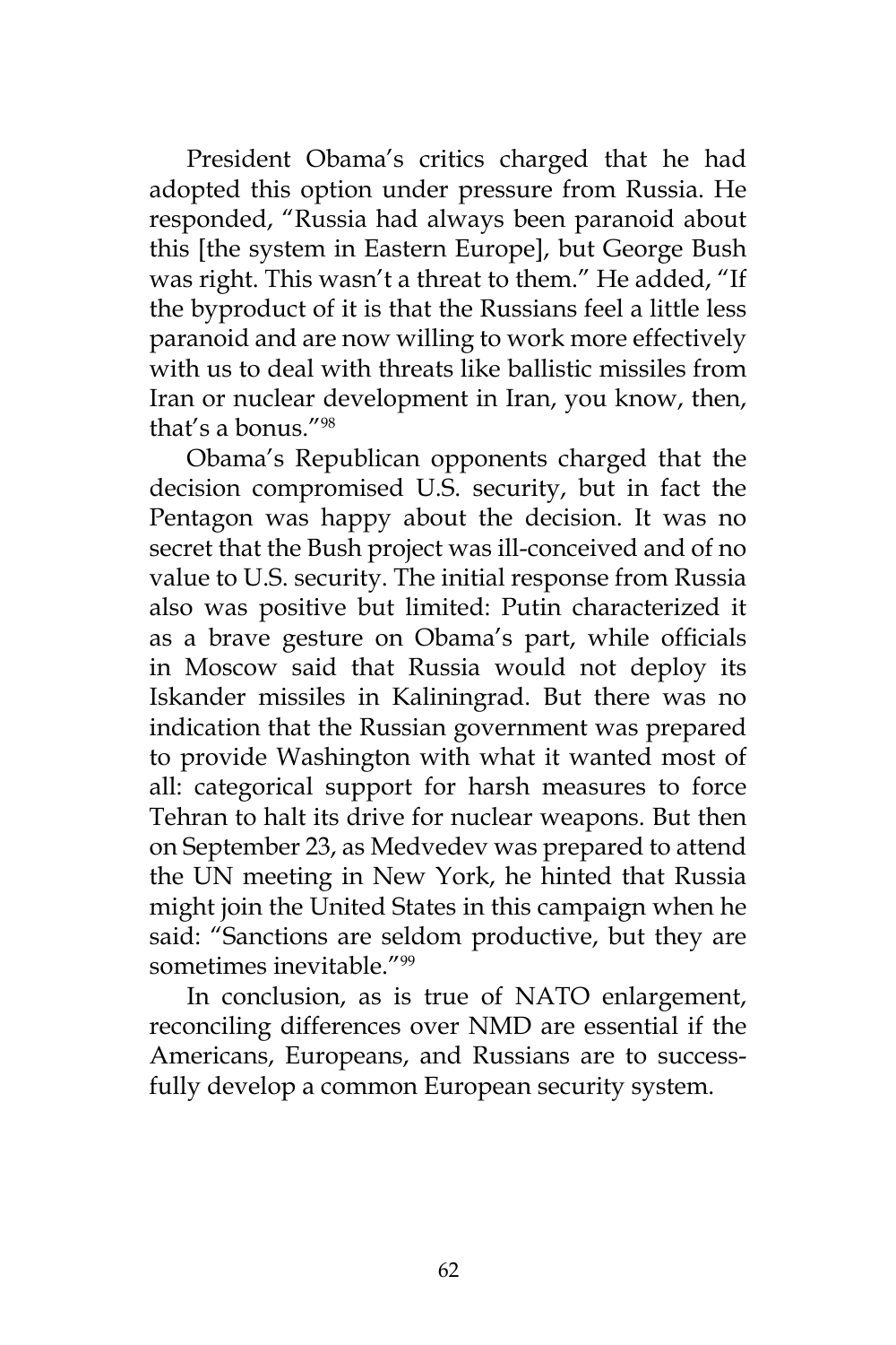President Obama's critics charged that he had adopted this option under pressure from Russia. He responded, "Russia had always been paranoid about this [the system in Eastern Europe], but George Bush was right. This wasn't a threat to them." He added, "If the byproduct of it is that the Russians feel a little less paranoid and are now willing to work more effectively with us to deal with threats like ballistic missiles from Iran or nuclear development in Iran, you know, then, that's a bonus."[98]

Obama's Republican opponents charged that the decision compromised U.S. security, but in fact the Pentagon was happy about the decision. It was no secret that the Bush project was ill-conceived and of no value to U.S. security. The initial response from Russia also was positive but limited: Putin characterized it as a brave gesture on Obama's part, while officials in Moscow said that Russia would not deploy its Iskander missiles in Kaliningrad. But there was no indication that the Russian government was prepared to provide Washington with what it wanted most of all: categorical support for harsh measures to force Tehran to halt its drive for nuclear weapons. But then on September 23, as Medvedev was prepared to attend the UN meeting in New York, he hinted that Russia might join the United States in this campaign when he said: "Sanctions are seldom productive, but they are sometimes inevitable."[99]

In conclusion, as is true of NATO enlargement, reconciling differences over NMD are essential if the Americans, Europeans, and Russians are to successfully develop a common European security system.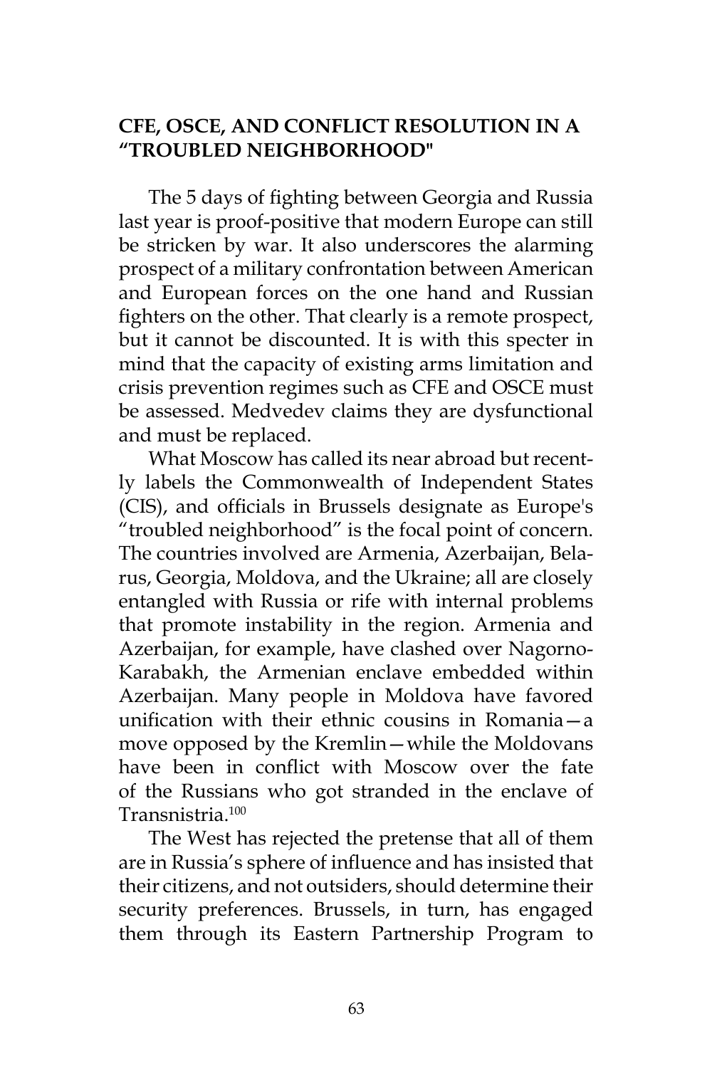## CFE, OSCE, AND CONFLICT RESOLUTION IN A "TROUBLED NEIGHBORHOOD"

The 5 days of fighting between Georgia and Russia last year is proof-positive that modern Europe can still be stricken by war. It also underscores the alarming prospect of a military confrontation between American and European forces on the one hand and Russian fighters on the other. That clearly is a remote prospect, but it cannot be discounted. It is with this specter in mind that the capacity of existing arms limitation and crisis prevention regimes such as CFE and OSCE must be assessed. Medvedev claims they are dysfunctional and must be replaced.

What Moscow has called its near abroad but recently labels the Commonwealth of Independent States (CIS), and officials in Brussels designate as Europe's "troubled neighborhood" is the focal point of concern. The countries involved are Armenia, Azerbaijan, Belarus, Georgia, Moldova, and the Ukraine; all are closely entangled with Russia or rife with internal problems that promote instability in the region. Armenia and Azerbaijan, for example, have clashed over Nagorno-Karabakh, the Armenian enclave embedded within Azerbaijan. Many people in Moldova have favored unification with their ethnic cousins in Romania—a move opposed by the Kremlin—while the Moldovans have been in conflict with Moscow over the fate of the Russians who got stranded in the enclave of Transnistria.[100]

The West has rejected the pretense that all of them are in Russia's sphere of influence and has insisted that their citizens, and not outsiders, should determine their security preferences. Brussels, in turn, has engaged them through its Eastern Partnership Program to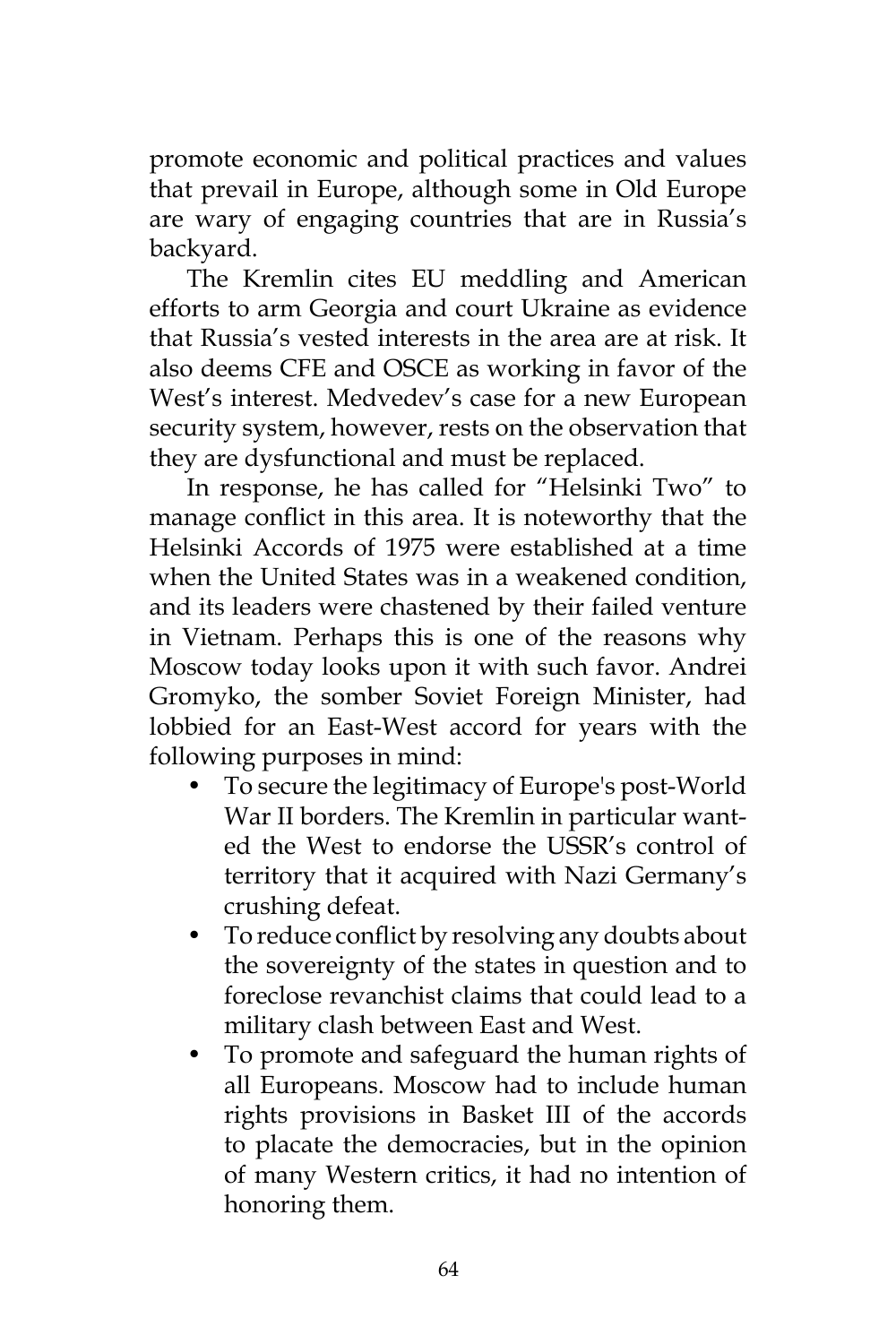promote economic and political practices and values that prevail in Europe, although some in Old Europe are wary of engaging countries that are in Russia's backyard.

The Kremlin cites EU meddling and American efforts to arm Georgia and court Ukraine as evidence that Russia's vested interests in the area are at risk. It also deems CFE and OSCE as working in favor of the West's interest. Medvedev's case for a new European security system, however, rests on the observation that they are dysfunctional and must be replaced.

In response, he has called for "Helsinki Two" to manage conflict in this area. It is noteworthy that the Helsinki Accords of 1975 were established at a time when the United States was in a weakened condition, and its leaders were chastened by their failed venture in Vietnam. Perhaps this is one of the reasons why Moscow today looks upon it with such favor. Andrei Gromyko, the somber Soviet Foreign Minister, had lobbied for an East-West accord for years with the following purposes in mind:

- To secure the legitimacy of Europe's post-World War II borders. The Kremlin in particular wanted the West to endorse the USSR's control of territory that it acquired with Nazi Germany's crushing defeat.
- To reduce conflict by resolving any doubts about the sovereignty of the states in question and to foreclose revanchist claims that could lead to a military clash between East and West.
- To promote and safeguard the human rights of all Europeans. Moscow had to include human rights provisions in Basket III of the accords to placate the democracies, but in the opinion of many Western critics, it had no intention of honoring them.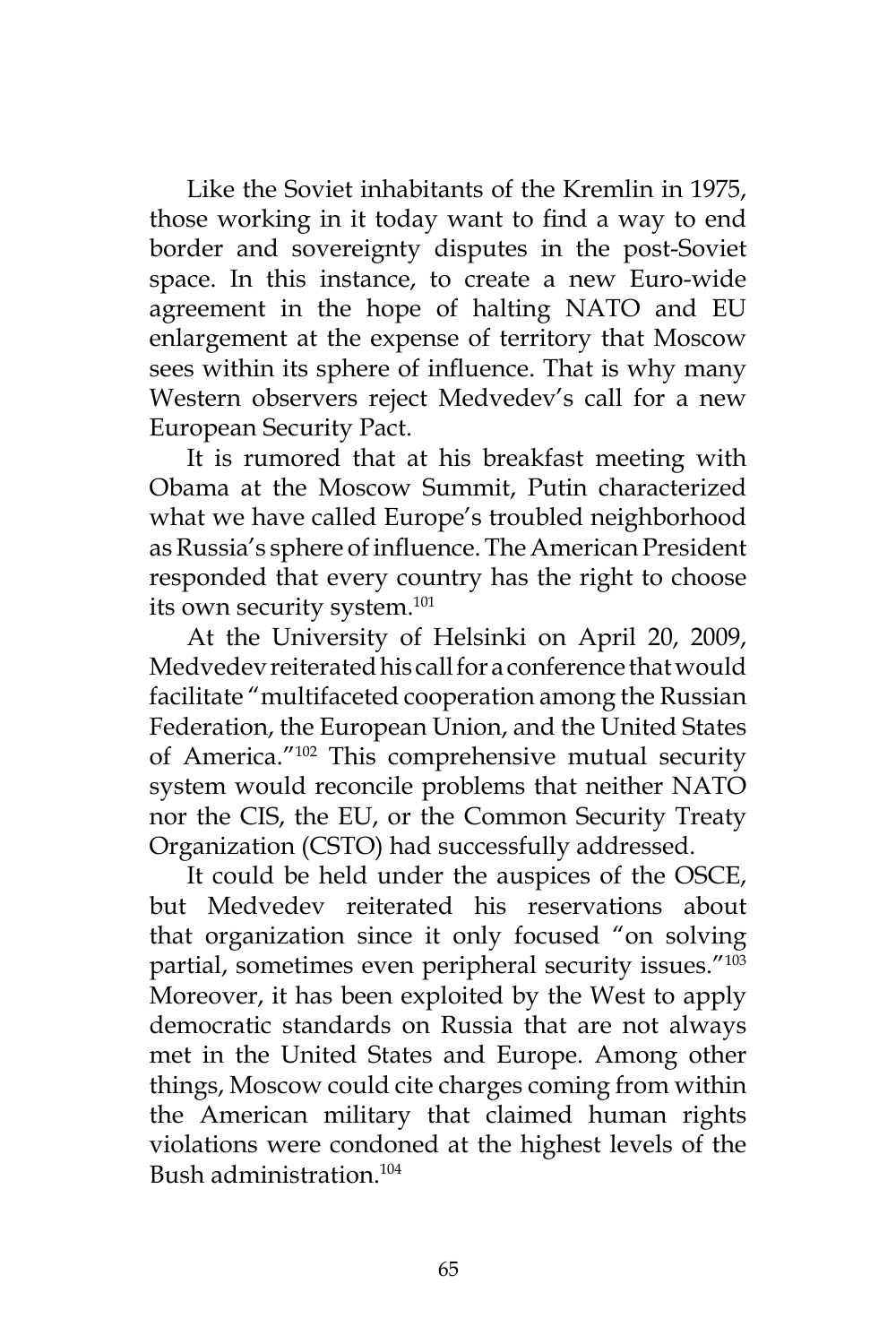Like the Soviet inhabitants of the Kremlin in 1975, those working in it today want to find a way to end border and sovereignty disputes in the post-Soviet space. In this instance, to create a new Euro-wide agreement in the hope of halting NATO and EU enlargement at the expense of territory that Moscow sees within its sphere of influence. That is why many Western observers reject Medvedev's call for a new European Security Pact.

It is rumored that at his breakfast meeting with Obama at the Moscow Summit, Putin characterized what we have called Europe's troubled neighborhood as Russia's sphere of influence. The American President responded that every country has the right to choose its own security system.[101]

At the University of Helsinki on April 20, 2009, Medvedev reiterated his call for a conference that would facilitate "multifaceted cooperation among the Russian Federation, the European Union, and the United States of America."[102] This comprehensive mutual security system would reconcile problems that neither NATO nor the CIS, the EU, or the Common Security Treaty Organization (CSTO) had successfully addressed.

It could be held under the auspices of the OSCE, but Medvedev reiterated his reservations about that organization since it only focused "on solving partial, sometimes even peripheral security issues."[103] Moreover, it has been exploited by the West to apply democratic standards on Russia that are not always met in the United States and Europe. Among other things, Moscow could cite charges coming from within the American military that claimed human rights violations were condoned at the highest levels of the Bush administration.[104]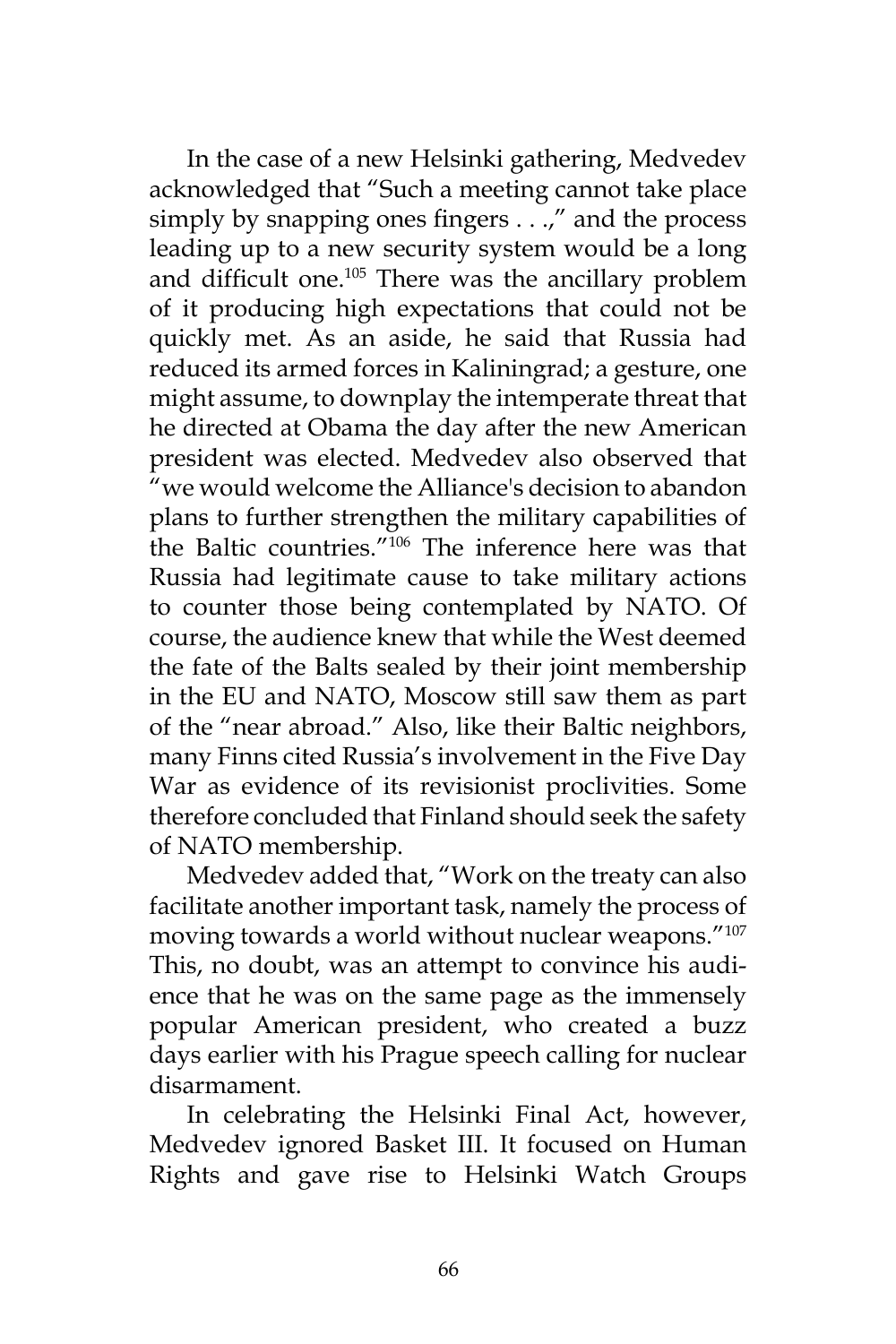In the case of a new Helsinki gathering, Medvedev acknowledged that "Such a meeting cannot take place simply by snapping ones fingers . . .," and the process leading up to a new security system would be a long and difficult one.[105] There was the ancillary problem of it producing high expectations that could not be quickly met. As an aside, he said that Russia had reduced its armed forces in Kaliningrad; a gesture, one might assume, to downplay the intemperate threat that he directed at Obama the day after the new American president was elected. Medvedev also observed that "we would welcome the Alliance's decision to abandon plans to further strengthen the military capabilities of the Baltic countries."[106] The inference here was that Russia had legitimate cause to take military actions to counter those being contemplated by NATO. Of course, the audience knew that while the West deemed the fate of the Balts sealed by their joint membership in the EU and NATO, Moscow still saw them as part of the "near abroad." Also, like their Baltic neighbors, many Finns cited Russia's involvement in the Five Day War as evidence of its revisionist proclivities. Some therefore concluded that Finland should seek the safety of NATO membership.

Medvedev added that, "Work on the treaty can also facilitate another important task, namely the process of moving towards a world without nuclear weapons."[107] This, no doubt, was an attempt to convince his audience that he was on the same page as the immensely popular American president, who created a buzz days earlier with his Prague speech calling for nuclear disarmament.

In celebrating the Helsinki Final Act, however, Medvedev ignored Basket III. It focused on Human Rights and gave rise to Helsinki Watch Groups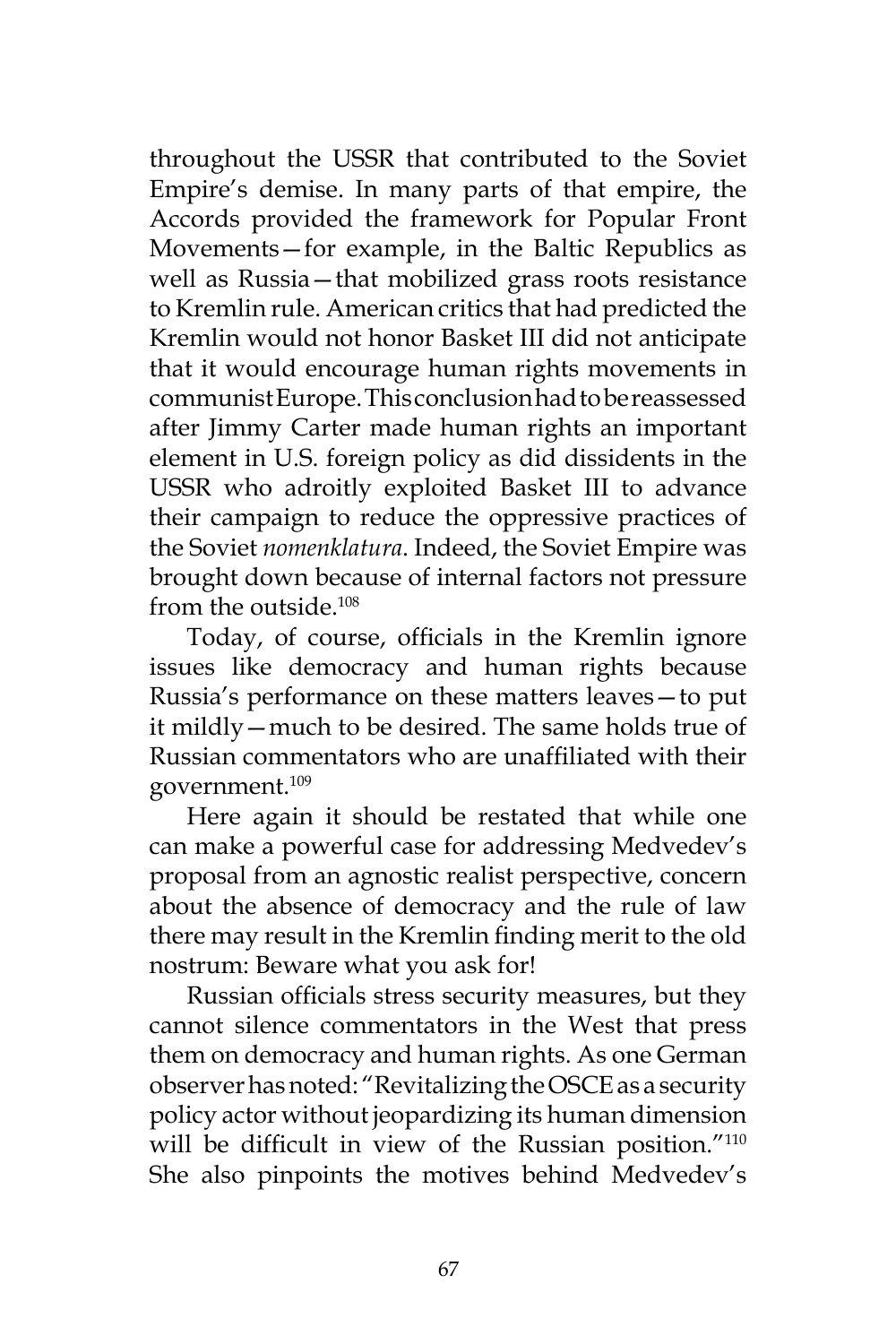throughout the USSR that contributed to the Soviet Empire's demise. In many parts of that empire, the Accords provided the framework for Popular Front Movements—for example, in the Baltic Republics as well as Russia—that mobilized grass roots resistance to Kremlin rule. American critics that had predicted the Kremlin would not honor Basket III did not anticipate that it would encourage human rights movements in communist Europe. This conclusion had to be reassessed after Jimmy Carter made human rights an important element in U.S. foreign policy as did dissidents in the USSR who adroitly exploited Basket III to advance their campaign to reduce the oppressive practices of the Soviet *nomenklatura*. Indeed, the Soviet Empire was brought down because of internal factors not pressure from the outside.[108]

Today, of course, officials in the Kremlin ignore issues like democracy and human rights because Russia's performance on these matters leaves—to put it mildly—much to be desired. The same holds true of Russian commentators who are unaffiliated with their government.[109]

Here again it should be restated that while one can make a powerful case for addressing Medvedev's proposal from an agnostic realist perspective, concern about the absence of democracy and the rule of law there may result in the Kremlin finding merit to the old nostrum: Beware what you ask for!

Russian officials stress security measures, but they cannot silence commentators in the West that press them on democracy and human rights. As one German observer has noted: "Revitalizing the OSCE as a security policy actor without jeopardizing its human dimension will be difficult in view of the Russian position."[110] She also pinpoints the motives behind Medvedev's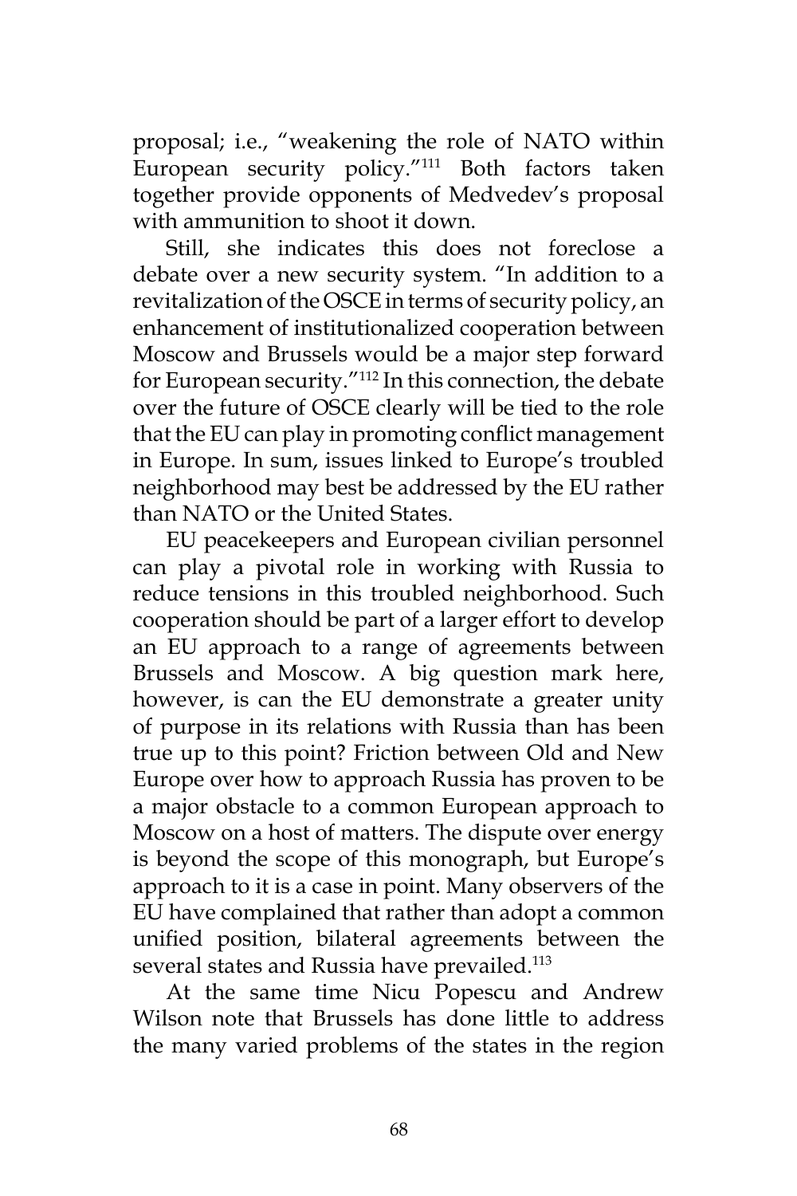proposal; i.e., "weakening the role of NATO within European security policy."[111] Both factors taken together provide opponents of Medvedev's proposal with ammunition to shoot it down.

Still, she indicates this does not foreclose a debate over a new security system. "In addition to a revitalization of the OSCE in terms of security policy, an enhancement of institutionalized cooperation between Moscow and Brussels would be a major step forward for European security."[112] In this connection, the debate over the future of OSCE clearly will be tied to the role that the EU can play in promoting conflict management in Europe. In sum, issues linked to Europe's troubled neighborhood may best be addressed by the EU rather than NATO or the United States.

EU peacekeepers and European civilian personnel can play a pivotal role in working with Russia to reduce tensions in this troubled neighborhood. Such cooperation should be part of a larger effort to develop an EU approach to a range of agreements between Brussels and Moscow. A big question mark here, however, is can the EU demonstrate a greater unity of purpose in its relations with Russia than has been true up to this point? Friction between Old and New Europe over how to approach Russia has proven to be a major obstacle to a common European approach to Moscow on a host of matters. The dispute over energy is beyond the scope of this monograph, but Europe's approach to it is a case in point. Many observers of the EU have complained that rather than adopt a common unified position, bilateral agreements between the several states and Russia have prevailed.[113]

At the same time Nicu Popescu and Andrew Wilson note that Brussels has done little to address the many varied problems of the states in the region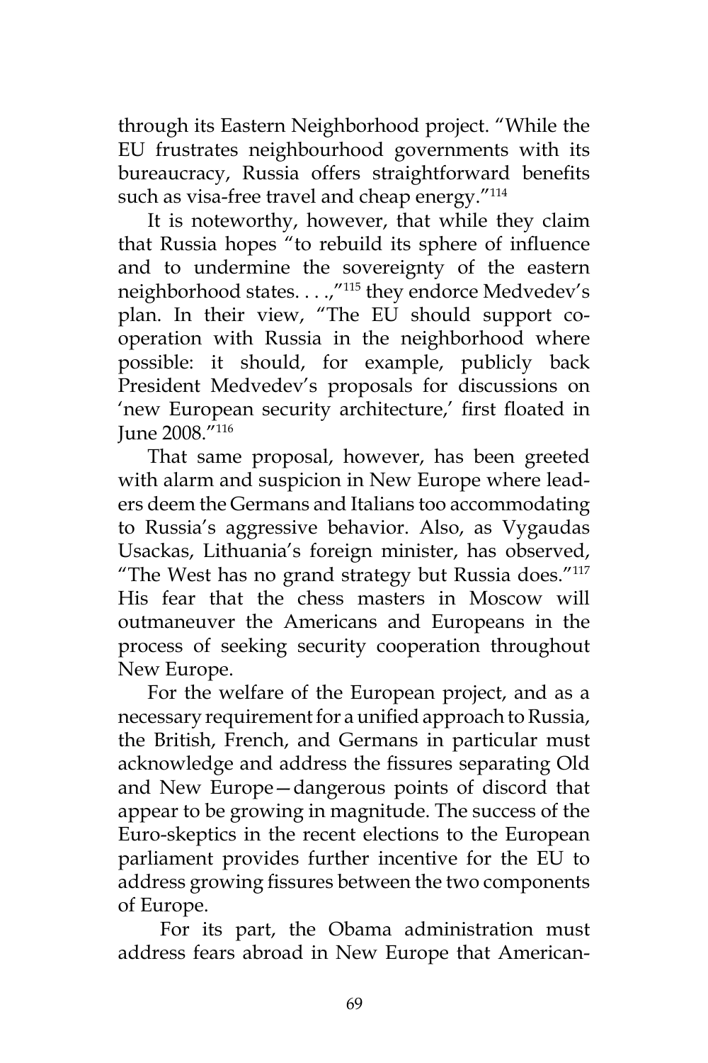through its Eastern Neighborhood project. "While the EU frustrates neighbourhood governments with its bureaucracy, Russia offers straightforward benefits such as visa-free travel and cheap energy."[114]

It is noteworthy, however, that while they claim that Russia hopes "to rebuild its sphere of influence and to undermine the sovereignty of the eastern neighborhood states. . . .,"[115] they endorce Medvedev's plan. In their view, "The EU should support co-operation with Russia in the neighborhood where possible: it should, for example, publicly back President Medvedev's proposals for discussions on 'new European security architecture,' first floated in June 2008."[116]

That same proposal, however, has been greeted with alarm and suspicion in New Europe where leaders deem the Germans and Italians too accommodating to Russia's aggressive behavior. Also, as Vygaudas Usackas, Lithuania's foreign minister, has observed, "The West has no grand strategy but Russia does."[117] His fear that the chess masters in Moscow will outmaneuver the Americans and Europeans in the process of seeking security cooperation throughout New Europe.

For the welfare of the European project, and as a necessary requirement for a unified approach to Russia, the British, French, and Germans in particular must acknowledge and address the fissures separating Old and New Europe—dangerous points of discord that appear to be growing in magnitude. The success of the Euro-skeptics in the recent elections to the European parliament provides further incentive for the EU to address growing fissures between the two components of Europe.

For its part, the Obama administration must address fears abroad in New Europe that American-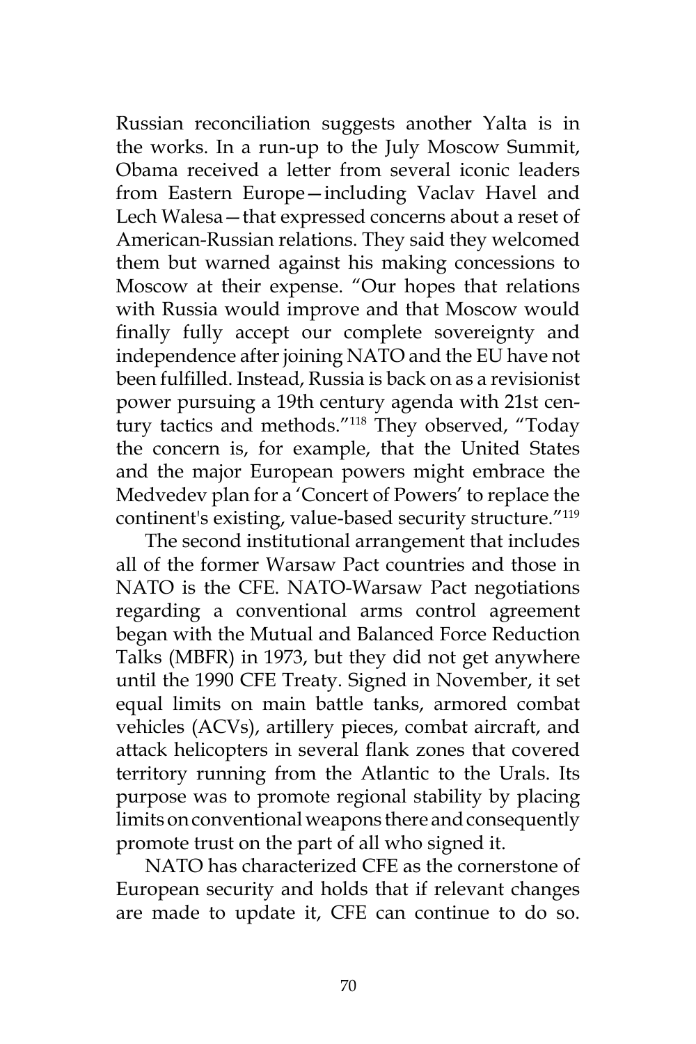Russian reconciliation suggests another Yalta is in the works. In a run-up to the July Moscow Summit, Obama received a letter from several iconic leaders from Eastern Europe—including Vaclav Havel and Lech Walesa—that expressed concerns about a reset of American-Russian relations. They said they welcomed them but warned against his making concessions to Moscow at their expense. "Our hopes that relations with Russia would improve and that Moscow would finally fully accept our complete sovereignty and independence after joining NATO and the EU have not been fulfilled. Instead, Russia is back on as a revisionist power pursuing a 19th century agenda with 21st century tactics and methods."[118] They observed, "Today the concern is, for example, that the United States and the major European powers might embrace the Medvedev plan for a 'Concert of Powers' to replace the continent's existing, value-based security structure."[119]

The second institutional arrangement that includes all of the former Warsaw Pact countries and those in NATO is the CFE. NATO-Warsaw Pact negotiations regarding a conventional arms control agreement began with the Mutual and Balanced Force Reduction Talks (MBFR) in 1973, but they did not get anywhere until the 1990 CFE Treaty. Signed in November, it set equal limits on main battle tanks, armored combat vehicles (ACVs), artillery pieces, combat aircraft, and attack helicopters in several flank zones that covered territory running from the Atlantic to the Urals. Its purpose was to promote regional stability by placing limits on conventional weapons there and consequently promote trust on the part of all who signed it.

NATO has characterized CFE as the cornerstone of European security and holds that if relevant changes are made to update it, CFE can continue to do so.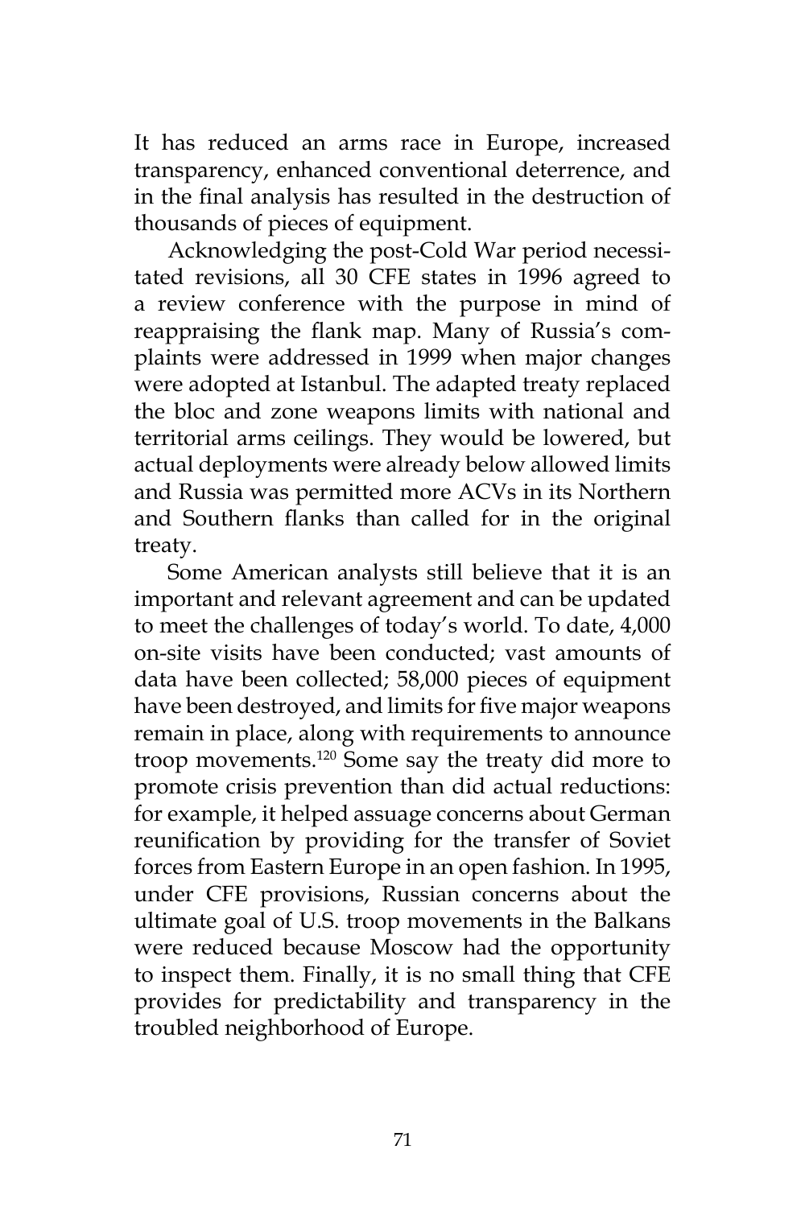It has reduced an arms race in Europe, increased transparency, enhanced conventional deterrence, and in the final analysis has resulted in the destruction of thousands of pieces of equipment.

Acknowledging the post-Cold War period necessitated revisions, all 30 CFE states in 1996 agreed to a review conference with the purpose in mind of reappraising the flank map. Many of Russia's complaints were addressed in 1999 when major changes were adopted at Istanbul. The adapted treaty replaced the bloc and zone weapons limits with national and territorial arms ceilings. They would be lowered, but actual deployments were already below allowed limits and Russia was permitted more ACVs in its Northern and Southern flanks than called for in the original treaty.

Some American analysts still believe that it is an important and relevant agreement and can be updated to meet the challenges of today's world. To date, 4,000 on-site visits have been conducted; vast amounts of data have been collected; 58,000 pieces of equipment have been destroyed, and limits for five major weapons remain in place, along with requirements to announce troop movements.[120] Some say the treaty did more to promote crisis prevention than did actual reductions: for example, it helped assuage concerns about German reunification by providing for the transfer of Soviet forces from Eastern Europe in an open fashion. In 1995, under CFE provisions, Russian concerns about the ultimate goal of U.S. troop movements in the Balkans were reduced because Moscow had the opportunity to inspect them. Finally, it is no small thing that CFE provides for predictability and transparency in the troubled neighborhood of Europe.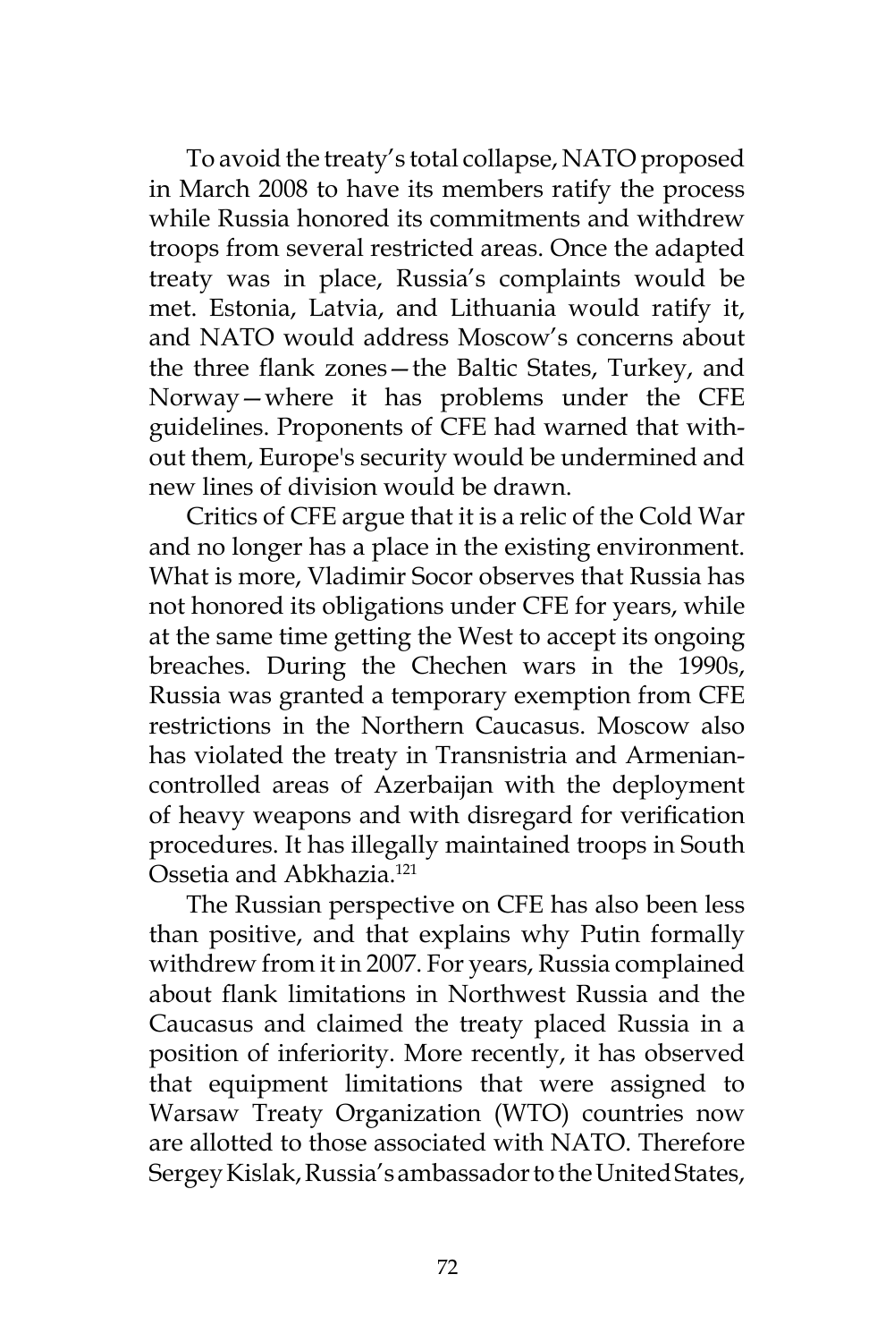To avoid the treaty's total collapse, NATO proposed in March 2008 to have its members ratify the process while Russia honored its commitments and withdrew troops from several restricted areas. Once the adapted treaty was in place, Russia's complaints would be met. Estonia, Latvia, and Lithuania would ratify it, and NATO would address Moscow's concerns about the three flank zones—the Baltic States, Turkey, and Norway—where it has problems under the CFE guidelines. Proponents of CFE had warned that without them, Europe's security would be undermined and new lines of division would be drawn.

Critics of CFE argue that it is a relic of the Cold War and no longer has a place in the existing environment. What is more, Vladimir Socor observes that Russia has not honored its obligations under CFE for years, while at the same time getting the West to accept its ongoing breaches. During the Chechen wars in the 1990s, Russia was granted a temporary exemption from CFE restrictions in the Northern Caucasus. Moscow also has violated the treaty in Transnistria and Armenian-controlled areas of Azerbaijan with the deployment of heavy weapons and with disregard for verification procedures. It has illegally maintained troops in South Ossetia and Abkhazia.[121]

The Russian perspective on CFE has also been less than positive, and that explains why Putin formally withdrew from it in 2007. For years, Russia complained about flank limitations in Northwest Russia and the Caucasus and claimed the treaty placed Russia in a position of inferiority. More recently, it has observed that equipment limitations that were assigned to Warsaw Treaty Organization (WTO) countries now are allotted to those associated with NATO. Therefore Sergey Kislak, Russia's ambassador to the United States,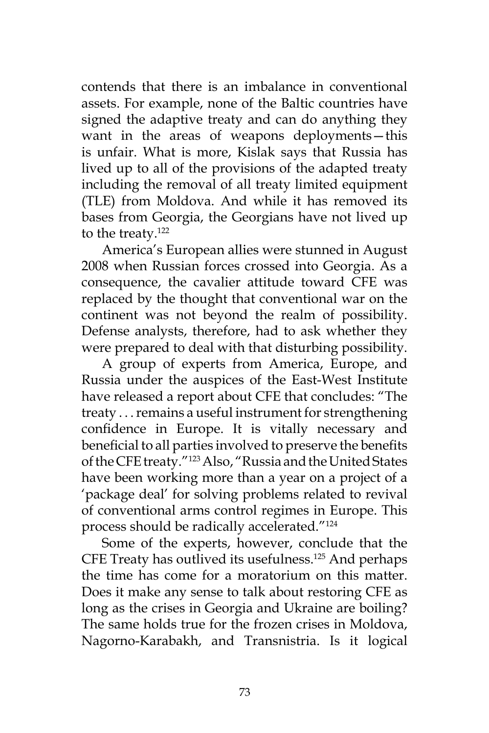contends that there is an imbalance in conventional assets. For example, none of the Baltic countries have signed the adaptive treaty and can do anything they want in the areas of weapons deployments—this is unfair. What is more, Kislak says that Russia has lived up to all of the provisions of the adapted treaty including the removal of all treaty limited equipment (TLE) from Moldova. And while it has removed its bases from Georgia, the Georgians have not lived up to the treaty.[122]

America's European allies were stunned in August 2008 when Russian forces crossed into Georgia. As a consequence, the cavalier attitude toward CFE was replaced by the thought that conventional war on the continent was not beyond the realm of possibility. Defense analysts, therefore, had to ask whether they were prepared to deal with that disturbing possibility.

A group of experts from America, Europe, and Russia under the auspices of the East-West Institute have released a report about CFE that concludes: "The treaty . . . remains a useful instrument for strengthening confidence in Europe. It is vitally necessary and beneficial to all parties involved to preserve the benefits of the CFE treaty."[123] Also, "Russia and the United States have been working more than a year on a project of a 'package deal' for solving problems related to revival of conventional arms control regimes in Europe. This process should be radically accelerated."[124]

Some of the experts, however, conclude that the CFE Treaty has outlived its usefulness.[125] And perhaps the time has come for a moratorium on this matter. Does it make any sense to talk about restoring CFE as long as the crises in Georgia and Ukraine are boiling? The same holds true for the frozen crises in Moldova, Nagorno-Karabakh, and Transnistria. Is it logical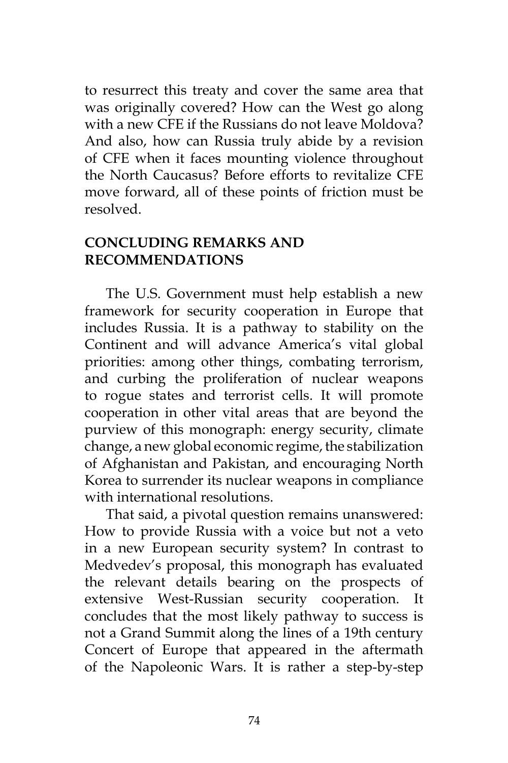to resurrect this treaty and cover the same area that was originally covered? How can the West go along with a new CFE if the Russians do not leave Moldova? And also, how can Russia truly abide by a revision of CFE when it faces mounting violence throughout the North Caucasus? Before efforts to revitalize CFE move forward, all of these points of friction must be resolved.

## CONCLUDING REMARKS AND RECOMMENDATIONS

The U.S. Government must help establish a new framework for security cooperation in Europe that includes Russia. It is a pathway to stability on the Continent and will advance America's vital global priorities: among other things, combating terrorism, and curbing the proliferation of nuclear weapons to rogue states and terrorist cells. It will promote cooperation in other vital areas that are beyond the purview of this monograph: energy security, climate change, a new global economic regime, the stabilization of Afghanistan and Pakistan, and encouraging North Korea to surrender its nuclear weapons in compliance with international resolutions.

That said, a pivotal question remains unanswered: How to provide Russia with a voice but not a veto in a new European security system? In contrast to Medvedev's proposal, this monograph has evaluated the relevant details bearing on the prospects of extensive West-Russian security cooperation. It concludes that the most likely pathway to success is not a Grand Summit along the lines of a 19th century Concert of Europe that appeared in the aftermath of the Napoleonic Wars. It is rather a step-by-step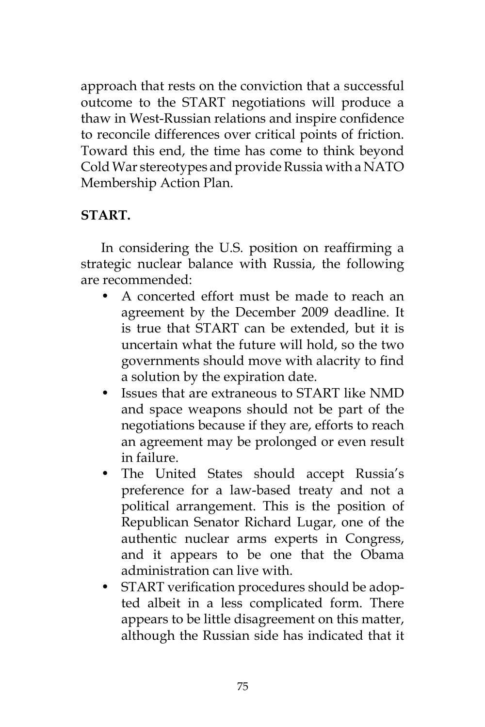approach that rests on the conviction that a successful outcome to the START negotiations will produce a thaw in West-Russian relations and inspire confidence to reconcile differences over critical points of friction. Toward this end, the time has come to think beyond Cold War stereotypes and provide Russia with a NATO Membership Action Plan.

**START.**

In considering the U.S. position on reaffirming a strategic nuclear balance with Russia, the following are recommended:

- A concerted effort must be made to reach an agreement by the December 2009 deadline. It is true that START can be extended, but it is uncertain what the future will hold, so the two governments should move with alacrity to find a solution by the expiration date.
- Issues that are extraneous to START like NMD and space weapons should not be part of the negotiations because if they are, efforts to reach an agreement may be prolonged or even result in failure.
- The United States should accept Russia's preference for a law-based treaty and not a political arrangement. This is the position of Republican Senator Richard Lugar, one of the authentic nuclear arms experts in Congress, and it appears to be one that the Obama administration can live with.
- START verification procedures should be adopted albeit in a less complicated form. There appears to be little disagreement on this matter, although the Russian side has indicated that it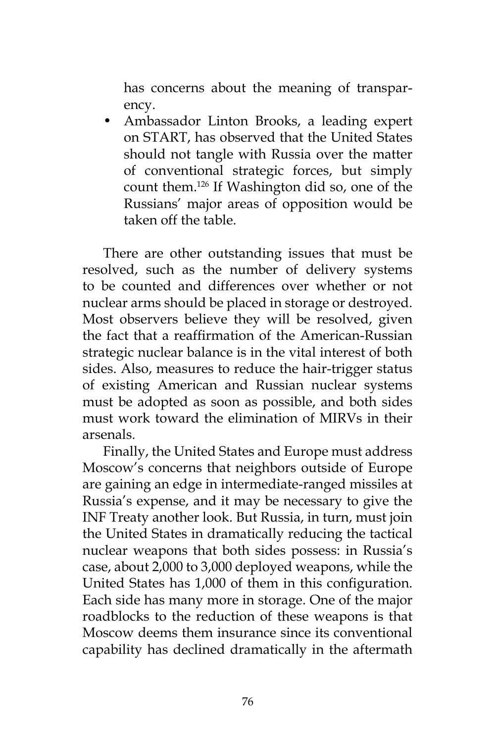has concerns about the meaning of transparency.

- Ambassador Linton Brooks, a leading expert on START, has observed that the United States should not tangle with Russia over the matter of conventional strategic forces, but simply count them.[126] If Washington did so, one of the Russians' major areas of opposition would be taken off the table.

There are other outstanding issues that must be resolved, such as the number of delivery systems to be counted and differences over whether or not nuclear arms should be placed in storage or destroyed. Most observers believe they will be resolved, given the fact that a reaffirmation of the American-Russian strategic nuclear balance is in the vital interest of both sides. Also, measures to reduce the hair-trigger status of existing American and Russian nuclear systems must be adopted as soon as possible, and both sides must work toward the elimination of MIRVs in their arsenals.

Finally, the United States and Europe must address Moscow's concerns that neighbors outside of Europe are gaining an edge in intermediate-ranged missiles at Russia's expense, and it may be necessary to give the INF Treaty another look. But Russia, in turn, must join the United States in dramatically reducing the tactical nuclear weapons that both sides possess: in Russia's case, about 2,000 to 3,000 deployed weapons, while the United States has 1,000 of them in this configuration. Each side has many more in storage. One of the major roadblocks to the reduction of these weapons is that Moscow deems them insurance since its conventional capability has declined dramatically in the aftermath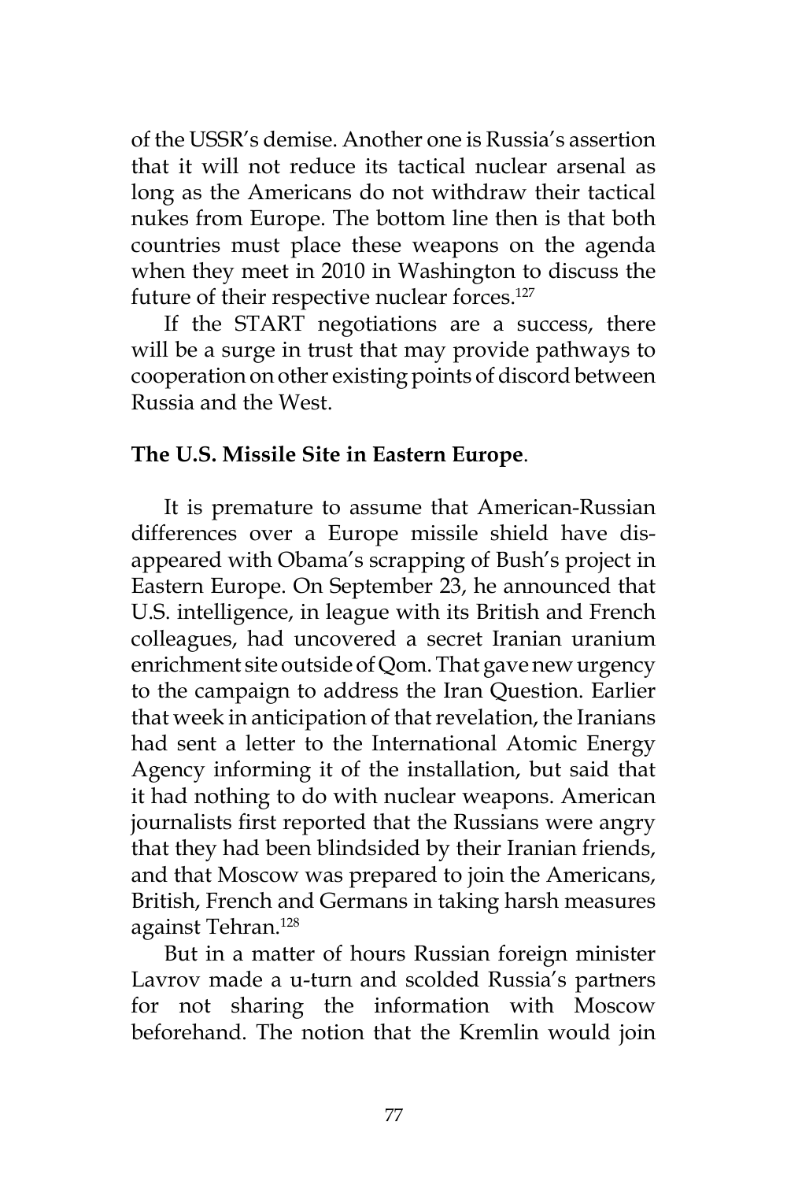of the USSR's demise. Another one is Russia's assertion that it will not reduce its tactical nuclear arsenal as long as the Americans do not withdraw their tactical nukes from Europe. The bottom line then is that both countries must place these weapons on the agenda when they meet in 2010 in Washington to discuss the future of their respective nuclear forces.[127]

If the START negotiations are a success, there will be a surge in trust that may provide pathways to cooperation on other existing points of discord between Russia and the West.

**The U.S. Missile Site in Eastern Europe**.

It is premature to assume that American-Russian differences over a Europe missile shield have disappeared with Obama's scrapping of Bush's project in Eastern Europe. On September 23, he announced that U.S. intelligence, in league with its British and French colleagues, had uncovered a secret Iranian uranium enrichment site outside of Qom. That gave new urgency to the campaign to address the Iran Question. Earlier that week in anticipation of that revelation, the Iranians had sent a letter to the International Atomic Energy Agency informing it of the installation, but said that it had nothing to do with nuclear weapons. American journalists first reported that the Russians were angry that they had been blindsided by their Iranian friends, and that Moscow was prepared to join the Americans, British, French and Germans in taking harsh measures against Tehran.[128]

But in a matter of hours Russian foreign minister Lavrov made a u-turn and scolded Russia's partners for not sharing the information with Moscow beforehand. The notion that the Kremlin would join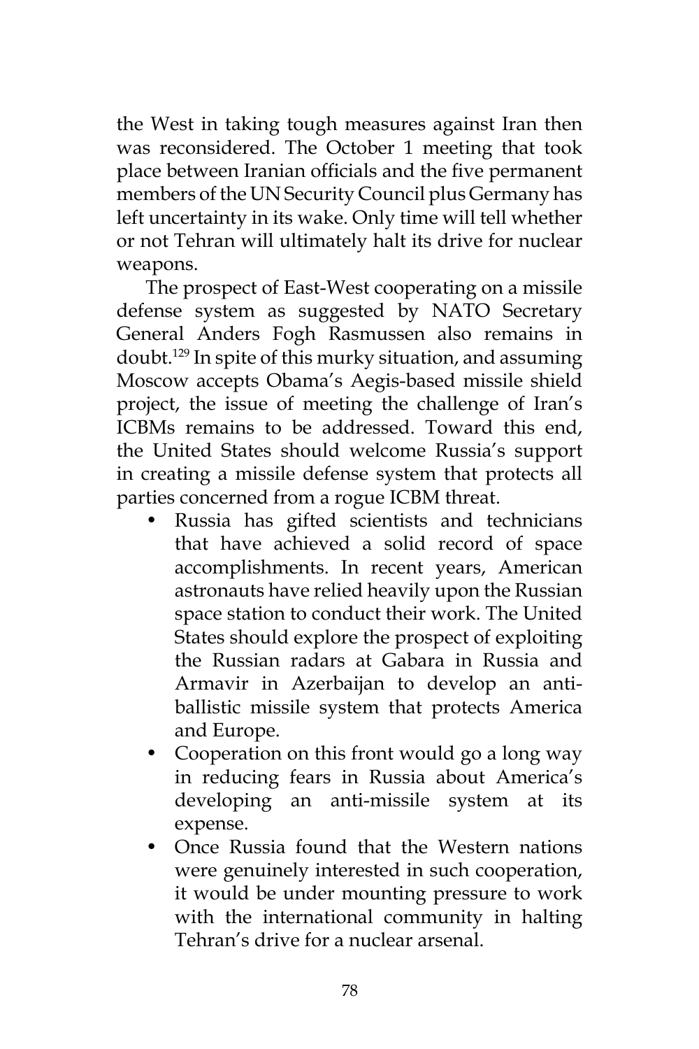the West in taking tough measures against Iran then was reconsidered. The October 1 meeting that took place between Iranian officials and the five permanent members of the UN Security Council plus Germany has left uncertainty in its wake. Only time will tell whether or not Tehran will ultimately halt its drive for nuclear weapons.

The prospect of East-West cooperating on a missile defense system as suggested by NATO Secretary General Anders Fogh Rasmussen also remains in doubt.[129] In spite of this murky situation, and assuming Moscow accepts Obama's Aegis-based missile shield project, the issue of meeting the challenge of Iran's ICBMs remains to be addressed. Toward this end, the United States should welcome Russia's support in creating a missile defense system that protects all parties concerned from a rogue ICBM threat.

- Russia has gifted scientists and technicians that have achieved a solid record of space accomplishments. In recent years, American astronauts have relied heavily upon the Russian space station to conduct their work. The United States should explore the prospect of exploiting the Russian radars at Gabara in Russia and Armavir in Azerbaijan to develop an anti-ballistic missile system that protects America and Europe.
- Cooperation on this front would go a long way in reducing fears in Russia about America's developing an anti-missile system at its expense.
- Once Russia found that the Western nations were genuinely interested in such cooperation, it would be under mounting pressure to work with the international community in halting Tehran's drive for a nuclear arsenal.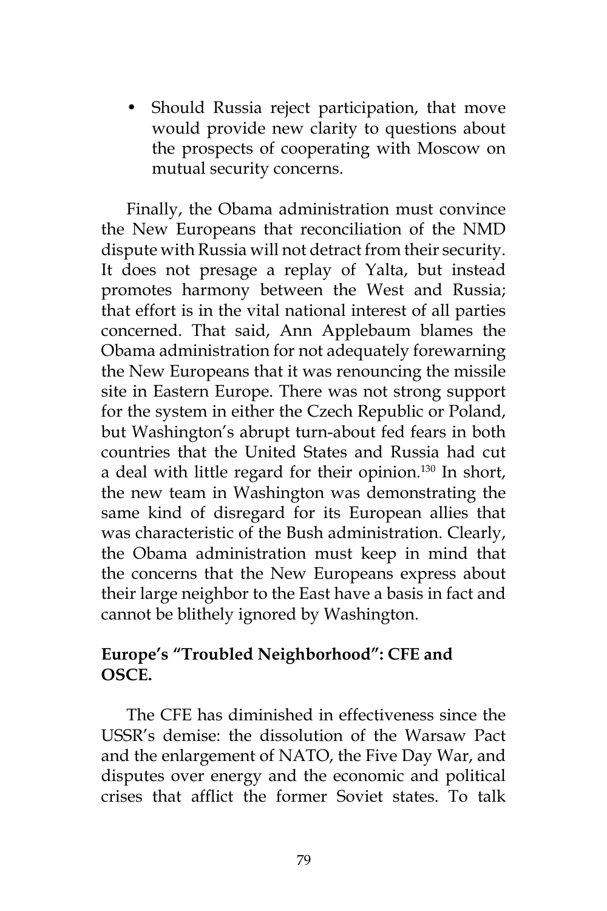- Should Russia reject participation, that move would provide new clarity to questions about the prospects of cooperating with Moscow on mutual security concerns.

Finally, the Obama administration must convince the New Europeans that reconciliation of the NMD dispute with Russia will not detract from their security. It does not presage a replay of Yalta, but instead promotes harmony between the West and Russia; that effort is in the vital national interest of all parties concerned. That said, Ann Applebaum blames the Obama administration for not adequately forewarning the New Europeans that it was renouncing the missile site in Eastern Europe. There was not strong support for the system in either the Czech Republic or Poland, but Washington's abrupt turn-about fed fears in both countries that the United States and Russia had cut a deal with little regard for their opinion.[130] In short, the new team in Washington was demonstrating the same kind of disregard for its European allies that was characteristic of the Bush administration. Clearly, the Obama administration must keep in mind that the concerns that the New Europeans express about their large neighbor to the East have a basis in fact and cannot be blithely ignored by Washington.

### Europe's "Troubled Neighborhood": CFE and OSCE.

The CFE has diminished in effectiveness since the USSR's demise: the dissolution of the Warsaw Pact and the enlargement of NATO, the Five Day War, and disputes over energy and the economic and political crises that afflict the former Soviet states. To talk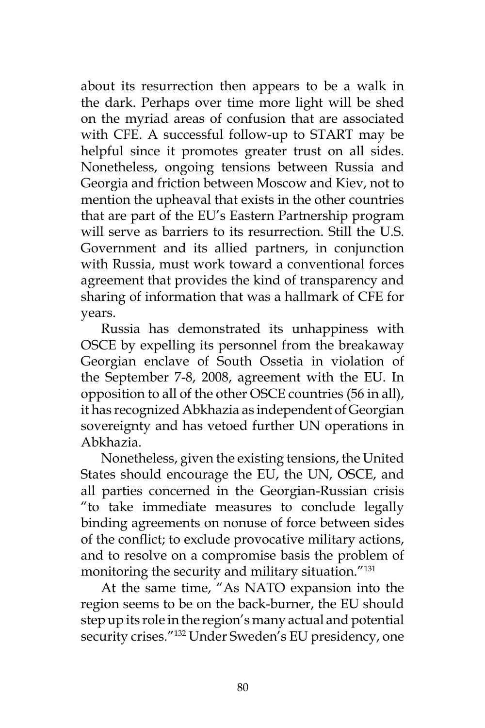about its resurrection then appears to be a walk in the dark. Perhaps over time more light will be shed on the myriad areas of confusion that are associated with CFE. A successful follow-up to START may be helpful since it promotes greater trust on all sides. Nonetheless, ongoing tensions between Russia and Georgia and friction between Moscow and Kiev, not to mention the upheaval that exists in the other countries that are part of the EU's Eastern Partnership program will serve as barriers to its resurrection. Still the U.S. Government and its allied partners, in conjunction with Russia, must work toward a conventional forces agreement that provides the kind of transparency and sharing of information that was a hallmark of CFE for years.

Russia has demonstrated its unhappiness with OSCE by expelling its personnel from the breakaway Georgian enclave of South Ossetia in violation of the September 7-8, 2008, agreement with the EU. In opposition to all of the other OSCE countries (56 in all), it has recognized Abkhazia as independent of Georgian sovereignty and has vetoed further UN operations in Abkhazia.

Nonetheless, given the existing tensions, the United States should encourage the EU, the UN, OSCE, and all parties concerned in the Georgian-Russian crisis "to take immediate measures to conclude legally binding agreements on nonuse of force between sides of the conflict; to exclude provocative military actions, and to resolve on a compromise basis the problem of monitoring the security and military situation."[131]

At the same time, "As NATO expansion into the region seems to be on the back-burner, the EU should step up its role in the region's many actual and potential security crises."[132] Under Sweden's EU presidency, one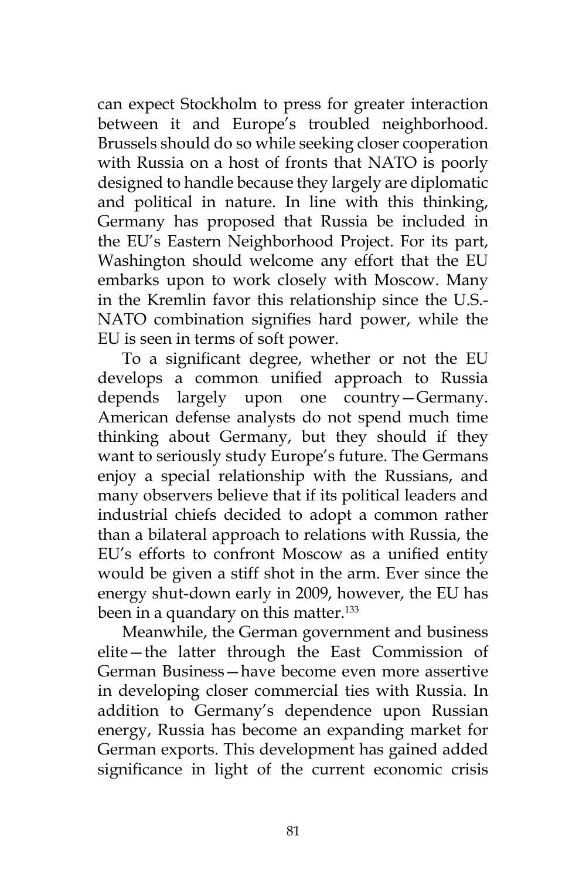can expect Stockholm to press for greater interaction between it and Europe's troubled neighborhood. Brussels should do so while seeking closer cooperation with Russia on a host of fronts that NATO is poorly designed to handle because they largely are diplomatic and political in nature. In line with this thinking, Germany has proposed that Russia be included in the EU's Eastern Neighborhood Project. For its part, Washington should welcome any effort that the EU embarks upon to work closely with Moscow. Many in the Kremlin favor this relationship since the U.S.-NATO combination signifies hard power, while the EU is seen in terms of soft power.

To a significant degree, whether or not the EU develops a common unified approach to Russia depends largely upon one country—Germany. American defense analysts do not spend much time thinking about Germany, but they should if they want to seriously study Europe's future. The Germans enjoy a special relationship with the Russians, and many observers believe that if its political leaders and industrial chiefs decided to adopt a common rather than a bilateral approach to relations with Russia, the EU's efforts to confront Moscow as a unified entity would be given a stiff shot in the arm. Ever since the energy shut-down early in 2009, however, the EU has been in a quandary on this matter.[133]

Meanwhile, the German government and business elite—the latter through the East Commission of German Business—have become even more assertive in developing closer commercial ties with Russia. In addition to Germany's dependence upon Russian energy, Russia has become an expanding market for German exports. This development has gained added significance in light of the current economic crisis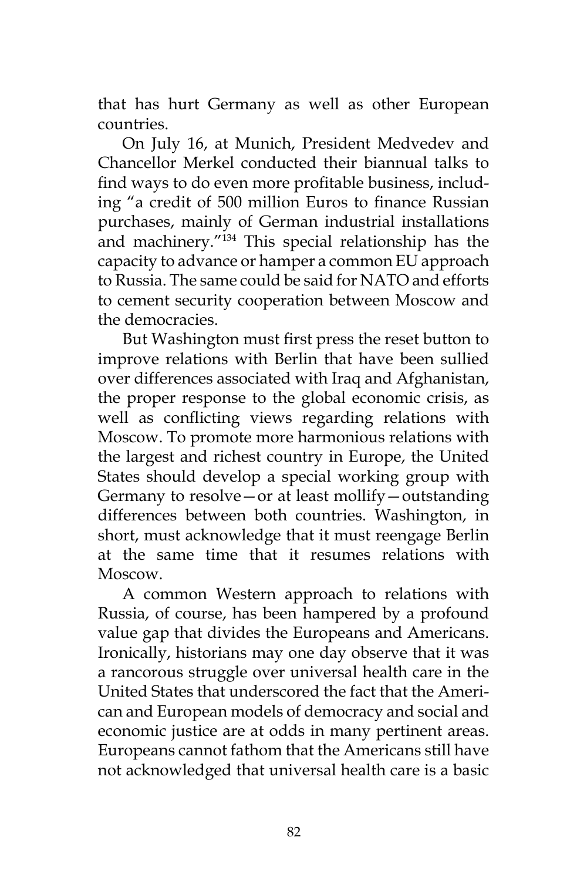that has hurt Germany as well as other European countries.

On July 16, at Munich, President Medvedev and Chancellor Merkel conducted their biannual talks to find ways to do even more profitable business, including "a credit of 500 million Euros to finance Russian purchases, mainly of German industrial installations and machinery."[134] This special relationship has the capacity to advance or hamper a common EU approach to Russia. The same could be said for NATO and efforts to cement security cooperation between Moscow and the democracies.

But Washington must first press the reset button to improve relations with Berlin that have been sullied over differences associated with Iraq and Afghanistan, the proper response to the global economic crisis, as well as conflicting views regarding relations with Moscow. To promote more harmonious relations with the largest and richest country in Europe, the United States should develop a special working group with Germany to resolve—or at least mollify—outstanding differences between both countries. Washington, in short, must acknowledge that it must reengage Berlin at the same time that it resumes relations with Moscow.

A common Western approach to relations with Russia, of course, has been hampered by a profound value gap that divides the Europeans and Americans. Ironically, historians may one day observe that it was a rancorous struggle over universal health care in the United States that underscored the fact that the American and European models of democracy and social and economic justice are at odds in many pertinent areas. Europeans cannot fathom that the Americans still have not acknowledged that universal health care is a basic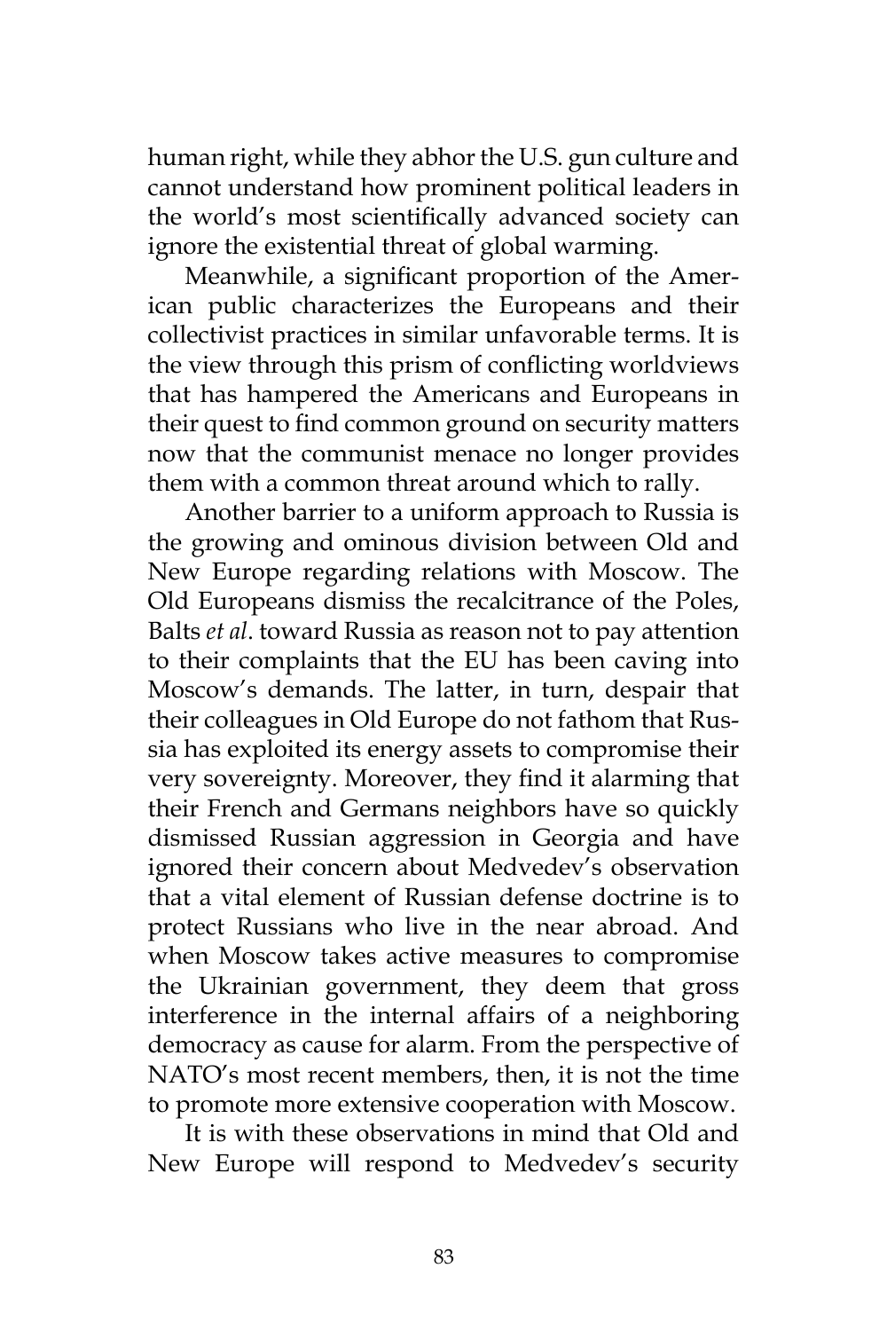human right, while they abhor the U.S. gun culture and cannot understand how prominent political leaders in the world's most scientifically advanced society can ignore the existential threat of global warming.

Meanwhile, a significant proportion of the American public characterizes the Europeans and their collectivist practices in similar unfavorable terms. It is the view through this prism of conflicting worldviews that has hampered the Americans and Europeans in their quest to find common ground on security matters now that the communist menace no longer provides them with a common threat around which to rally.

Another barrier to a uniform approach to Russia is the growing and ominous division between Old and New Europe regarding relations with Moscow. The Old Europeans dismiss the recalcitrance of the Poles, Balts *et al*. toward Russia as reason not to pay attention to their complaints that the EU has been caving into Moscow's demands. The latter, in turn, despair that their colleagues in Old Europe do not fathom that Russia has exploited its energy assets to compromise their very sovereignty. Moreover, they find it alarming that their French and Germans neighbors have so quickly dismissed Russian aggression in Georgia and have ignored their concern about Medvedev's observation that a vital element of Russian defense doctrine is to protect Russians who live in the near abroad. And when Moscow takes active measures to compromise the Ukrainian government, they deem that gross interference in the internal affairs of a neighboring democracy as cause for alarm. From the perspective of NATO's most recent members, then, it is not the time to promote more extensive cooperation with Moscow.

It is with these observations in mind that Old and New Europe will respond to Medvedev's security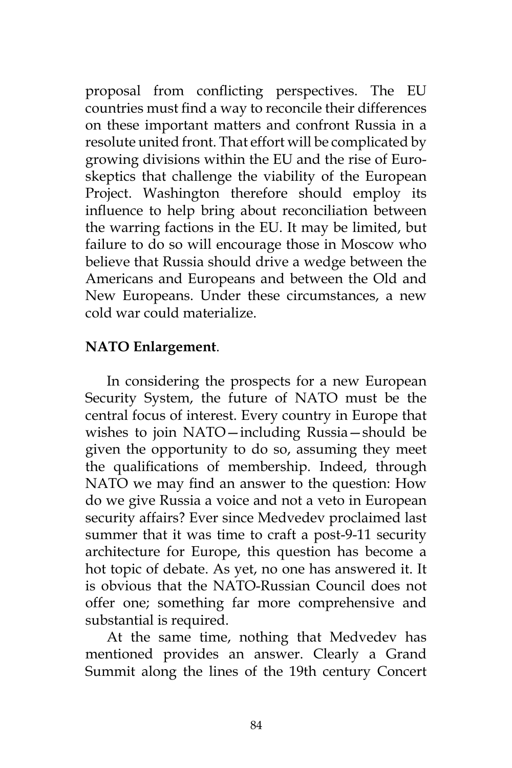proposal from conflicting perspectives. The EU countries must find a way to reconcile their differences on these important matters and confront Russia in a resolute united front. That effort will be complicated by growing divisions within the EU and the rise of Euro-skeptics that challenge the viability of the European Project. Washington therefore should employ its influence to help bring about reconciliation between the warring factions in the EU. It may be limited, but failure to do so will encourage those in Moscow who believe that Russia should drive a wedge between the Americans and Europeans and between the Old and New Europeans. Under these circumstances, a new cold war could materialize.

**NATO Enlargement**.

In considering the prospects for a new European Security System, the future of NATO must be the central focus of interest. Every country in Europe that wishes to join NATO—including Russia—should be given the opportunity to do so, assuming they meet the qualifications of membership. Indeed, through NATO we may find an answer to the question: How do we give Russia a voice and not a veto in European security affairs? Ever since Medvedev proclaimed last summer that it was time to craft a post-9-11 security architecture for Europe, this question has become a hot topic of debate. As yet, no one has answered it. It is obvious that the NATO-Russian Council does not offer one; something far more comprehensive and substantial is required.

At the same time, nothing that Medvedev has mentioned provides an answer. Clearly a Grand Summit along the lines of the 19th century Concert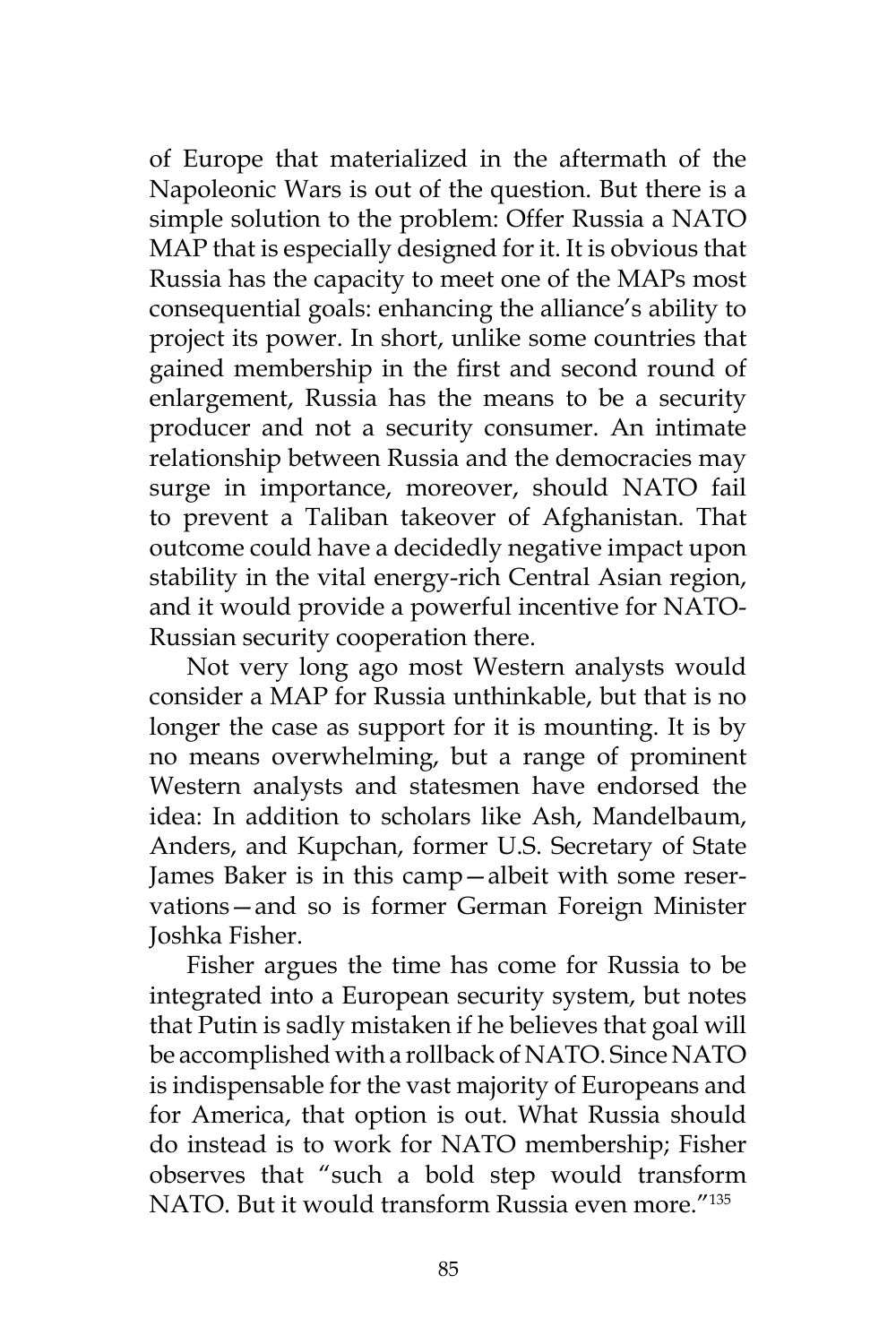of Europe that materialized in the aftermath of the Napoleonic Wars is out of the question. But there is a simple solution to the problem: Offer Russia a NATO MAP that is especially designed for it. It is obvious that Russia has the capacity to meet one of the MAPs most consequential goals: enhancing the alliance's ability to project its power. In short, unlike some countries that gained membership in the first and second round of enlargement, Russia has the means to be a security producer and not a security consumer. An intimate relationship between Russia and the democracies may surge in importance, moreover, should NATO fail to prevent a Taliban takeover of Afghanistan. That outcome could have a decidedly negative impact upon stability in the vital energy-rich Central Asian region, and it would provide a powerful incentive for NATO-Russian security cooperation there.

Not very long ago most Western analysts would consider a MAP for Russia unthinkable, but that is no longer the case as support for it is mounting. It is by no means overwhelming, but a range of prominent Western analysts and statesmen have endorsed the idea: In addition to scholars like Ash, Mandelbaum, Anders, and Kupchan, former U.S. Secretary of State James Baker is in this camp—albeit with some reservations—and so is former German Foreign Minister Joshka Fisher.

Fisher argues the time has come for Russia to be integrated into a European security system, but notes that Putin is sadly mistaken if he believes that goal will be accomplished with a rollback of NATO. Since NATO is indispensable for the vast majority of Europeans and for America, that option is out. What Russia should do instead is to work for NATO membership; Fisher observes that "such a bold step would transform NATO. But it would transform Russia even more."[135]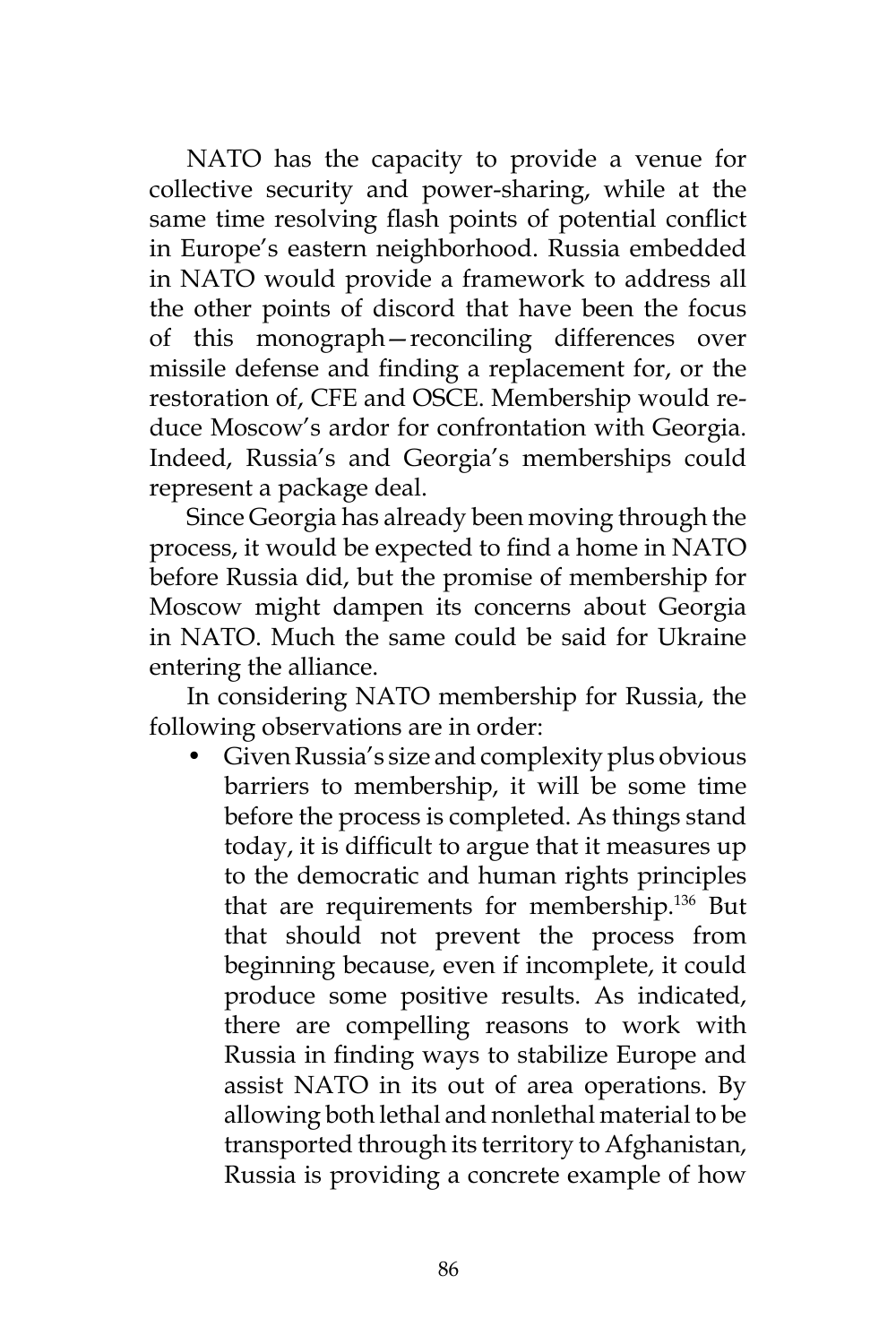NATO has the capacity to provide a venue for collective security and power-sharing, while at the same time resolving flash points of potential conflict in Europe's eastern neighborhood. Russia embedded in NATO would provide a framework to address all the other points of discord that have been the focus of this monograph—reconciling differences over missile defense and finding a replacement for, or the restoration of, CFE and OSCE. Membership would reduce Moscow's ardor for confrontation with Georgia. Indeed, Russia's and Georgia's memberships could represent a package deal.

Since Georgia has already been moving through the process, it would be expected to find a home in NATO before Russia did, but the promise of membership for Moscow might dampen its concerns about Georgia in NATO. Much the same could be said for Ukraine entering the alliance.

In considering NATO membership for Russia, the following observations are in order:

- Given Russia's size and complexity plus obvious barriers to membership, it will be some time before the process is completed. As things stand today, it is difficult to argue that it measures up to the democratic and human rights principles that are requirements for membership.[136] But that should not prevent the process from beginning because, even if incomplete, it could produce some positive results. As indicated, there are compelling reasons to work with Russia in finding ways to stabilize Europe and assist NATO in its out of area operations. By allowing both lethal and nonlethal material to be transported through its territory to Afghanistan, Russia is providing a concrete example of how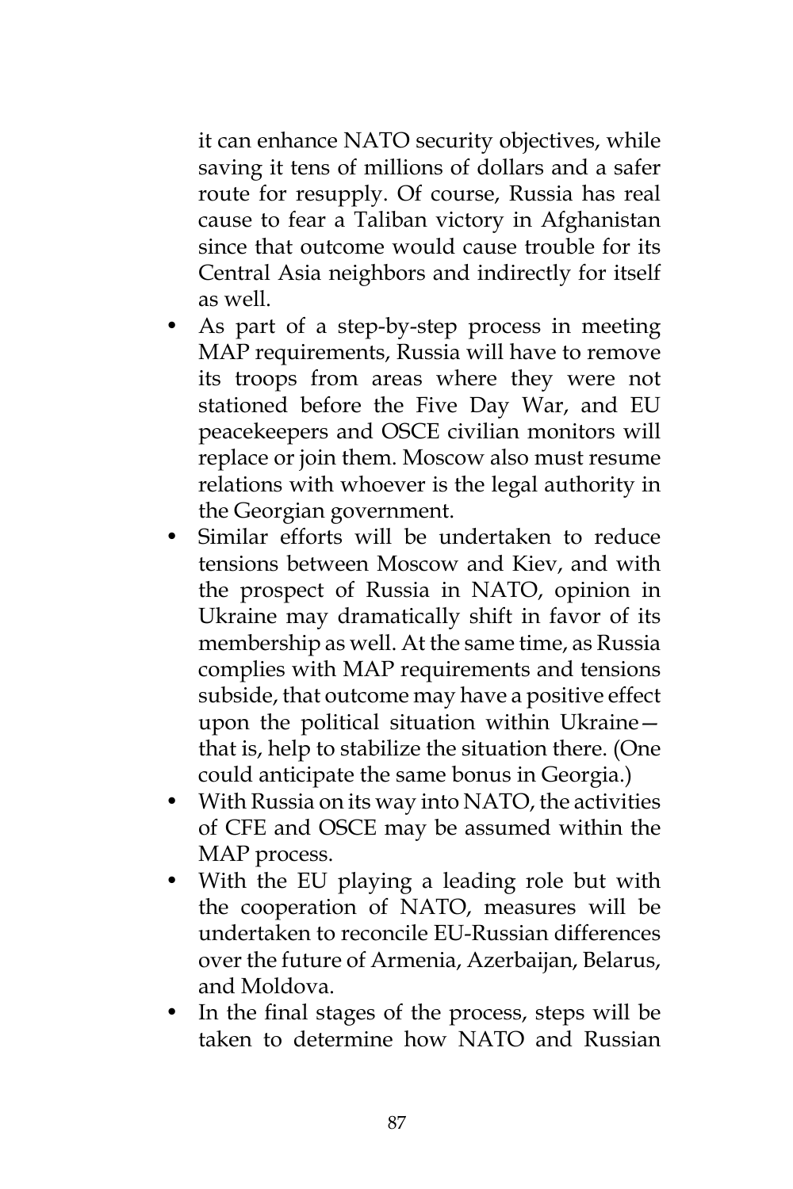it can enhance NATO security objectives, while saving it tens of millions of dollars and a safer route for resupply. Of course, Russia has real cause to fear a Taliban victory in Afghanistan since that outcome would cause trouble for its Central Asia neighbors and indirectly for itself as well.

- As part of a step-by-step process in meeting MAP requirements, Russia will have to remove its troops from areas where they were not stationed before the Five Day War, and EU peacekeepers and OSCE civilian monitors will replace or join them. Moscow also must resume relations with whoever is the legal authority in the Georgian government.
- Similar efforts will be undertaken to reduce tensions between Moscow and Kiev, and with the prospect of Russia in NATO, opinion in Ukraine may dramatically shift in favor of its membership as well. At the same time, as Russia complies with MAP requirements and tensions subside, that outcome may have a positive effect upon the political situation within Ukraine—that is, help to stabilize the situation there. (One could anticipate the same bonus in Georgia.)
- With Russia on its way into NATO, the activities of CFE and OSCE may be assumed within the MAP process.
- With the EU playing a leading role but with the cooperation of NATO, measures will be undertaken to reconcile EU-Russian differences over the future of Armenia, Azerbaijan, Belarus, and Moldova.
- In the final stages of the process, steps will be taken to determine how NATO and Russian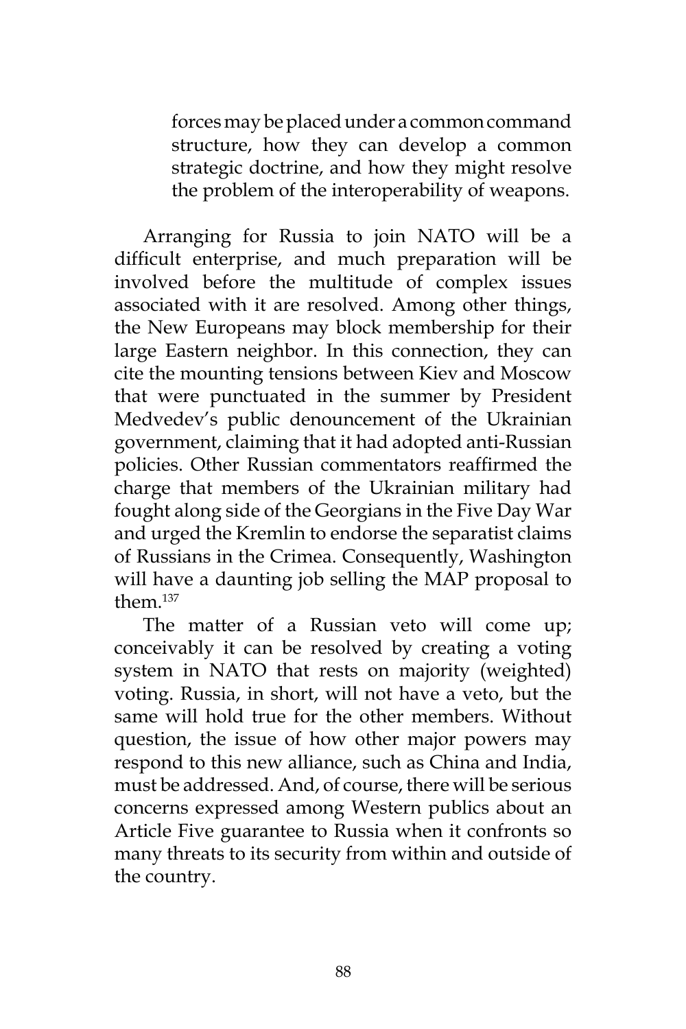> forces may be placed under a common command structure, how they can develop a common strategic doctrine, and how they might resolve the problem of the interoperability of weapons.

Arranging for Russia to join NATO will be a difficult enterprise, and much preparation will be involved before the multitude of complex issues associated with it are resolved. Among other things, the New Europeans may block membership for their large Eastern neighbor. In this connection, they can cite the mounting tensions between Kiev and Moscow that were punctuated in the summer by President Medvedev's public denouncement of the Ukrainian government, claiming that it had adopted anti-Russian policies. Other Russian commentators reaffirmed the charge that members of the Ukrainian military had fought along side of the Georgians in the Five Day War and urged the Kremlin to endorse the separatist claims of Russians in the Crimea. Consequently, Washington will have a daunting job selling the MAP proposal to them.[137]

The matter of a Russian veto will come up; conceivably it can be resolved by creating a voting system in NATO that rests on majority (weighted) voting. Russia, in short, will not have a veto, but the same will hold true for the other members. Without question, the issue of how other major powers may respond to this new alliance, such as China and India, must be addressed. And, of course, there will be serious concerns expressed among Western publics about an Article Five guarantee to Russia when it confronts so many threats to its security from within and outside of the country.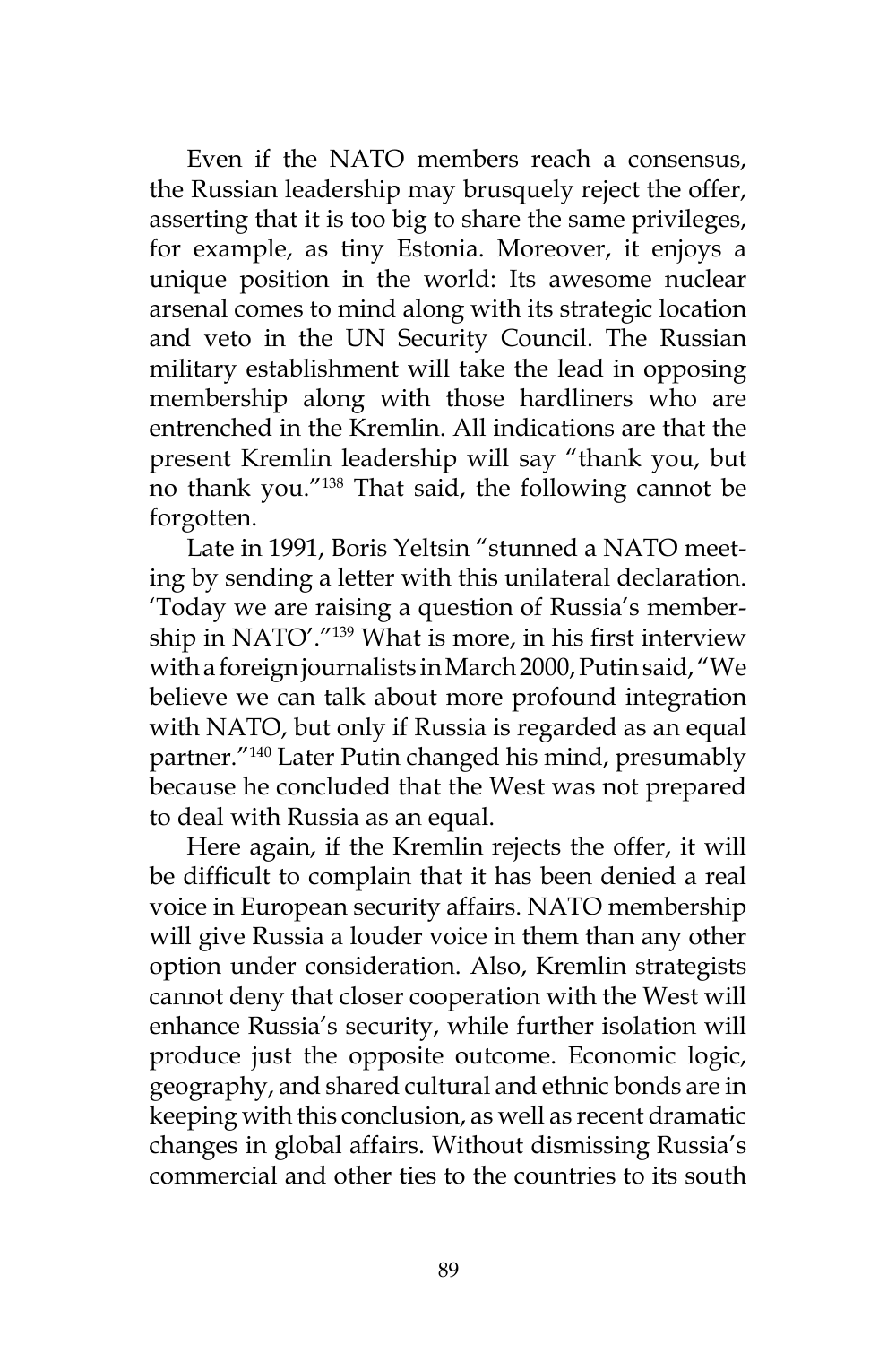Even if the NATO members reach a consensus, the Russian leadership may brusquely reject the offer, asserting that it is too big to share the same privileges, for example, as tiny Estonia. Moreover, it enjoys a unique position in the world: Its awesome nuclear arsenal comes to mind along with its strategic location and veto in the UN Security Council. The Russian military establishment will take the lead in opposing membership along with those hardliners who are entrenched in the Kremlin. All indications are that the present Kremlin leadership will say "thank you, but no thank you."[138] That said, the following cannot be forgotten.

Late in 1991, Boris Yeltsin "stunned a NATO meeting by sending a letter with this unilateral declaration. 'Today we are raising a question of Russia's membership in NATO'."[139] What is more, in his first interview with a foreign journalists in March 2000, Putin said, "We believe we can talk about more profound integration with NATO, but only if Russia is regarded as an equal partner."[140] Later Putin changed his mind, presumably because he concluded that the West was not prepared to deal with Russia as an equal.

Here again, if the Kremlin rejects the offer, it will be difficult to complain that it has been denied a real voice in European security affairs. NATO membership will give Russia a louder voice in them than any other option under consideration. Also, Kremlin strategists cannot deny that closer cooperation with the West will enhance Russia's security, while further isolation will produce just the opposite outcome. Economic logic, geography, and shared cultural and ethnic bonds are in keeping with this conclusion, as well as recent dramatic changes in global affairs. Without dismissing Russia's commercial and other ties to the countries to its south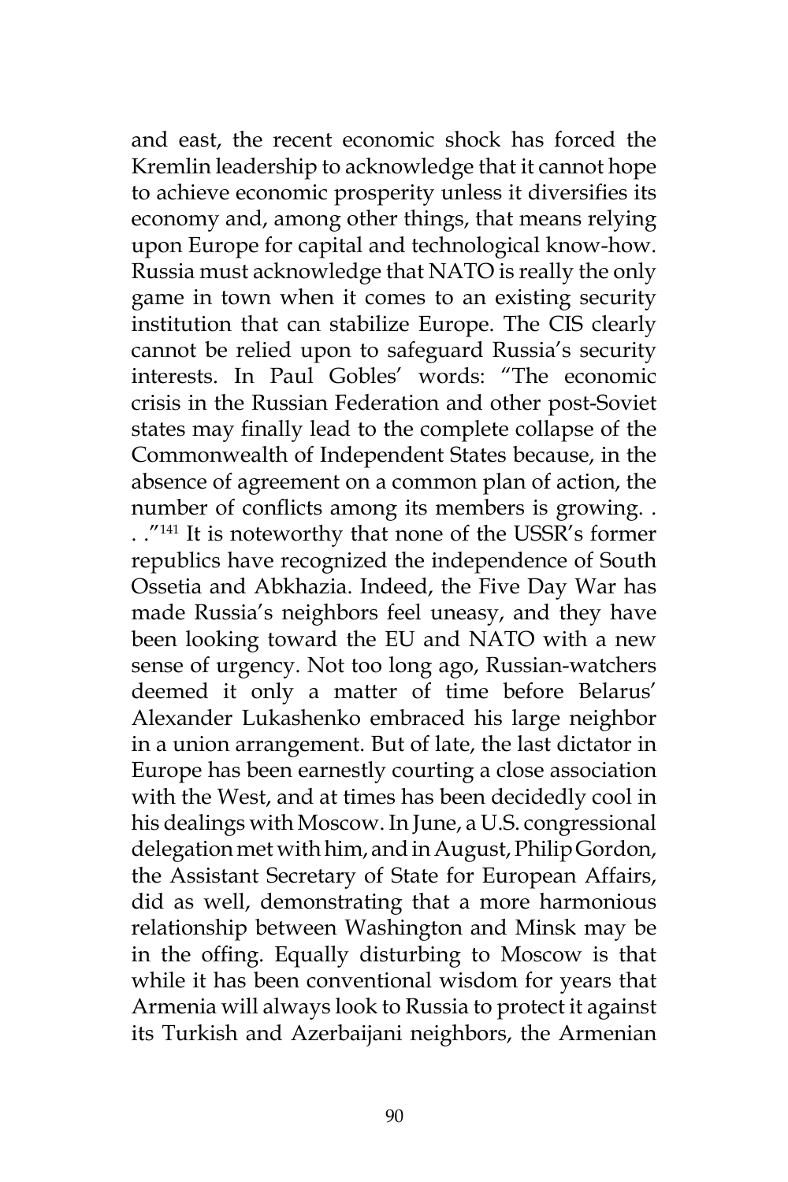and east, the recent economic shock has forced the Kremlin leadership to acknowledge that it cannot hope to achieve economic prosperity unless it diversifies its economy and, among other things, that means relying upon Europe for capital and technological know-how. Russia must acknowledge that NATO is really the only game in town when it comes to an existing security institution that can stabilize Europe. The CIS clearly cannot be relied upon to safeguard Russia's security interests. In Paul Gobles' words: "The economic crisis in the Russian Federation and other post-Soviet states may finally lead to the complete collapse of the Commonwealth of Independent States because, in the absence of agreement on a common plan of action, the number of conflicts among its members is growing. . . ."[141] It is noteworthy that none of the USSR's former republics have recognized the independence of South Ossetia and Abkhazia. Indeed, the Five Day War has made Russia's neighbors feel uneasy, and they have been looking toward the EU and NATO with a new sense of urgency. Not too long ago, Russian-watchers deemed it only a matter of time before Belarus' Alexander Lukashenko embraced his large neighbor in a union arrangement. But of late, the last dictator in Europe has been earnestly courting a close association with the West, and at times has been decidedly cool in his dealings with Moscow. In June, a U.S. congressional delegation met with him, and in August, Philip Gordon, the Assistant Secretary of State for European Affairs, did as well, demonstrating that a more harmonious relationship between Washington and Minsk may be in the offing. Equally disturbing to Moscow is that while it has been conventional wisdom for years that Armenia will always look to Russia to protect it against its Turkish and Azerbaijani neighbors, the Armenian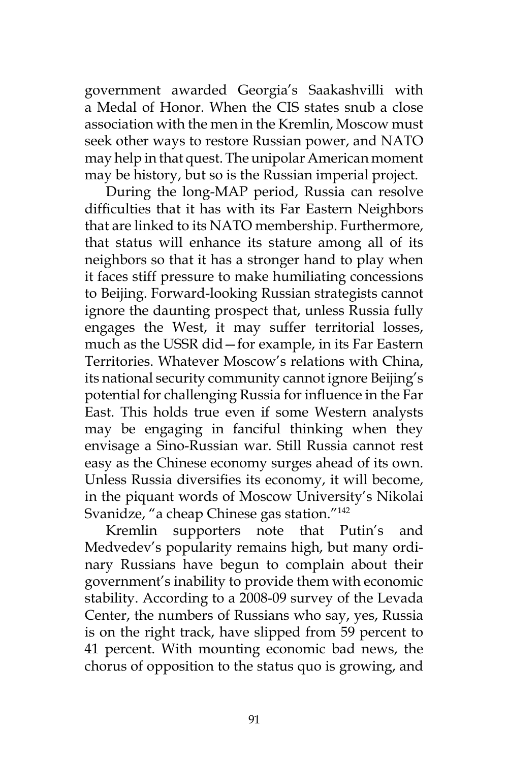government awarded Georgia's Saakashvilli with a Medal of Honor. When the CIS states snub a close association with the men in the Kremlin, Moscow must seek other ways to restore Russian power, and NATO may help in that quest. The unipolar American moment may be history, but so is the Russian imperial project.

During the long-MAP period, Russia can resolve difficulties that it has with its Far Eastern Neighbors that are linked to its NATO membership. Furthermore, that status will enhance its stature among all of its neighbors so that it has a stronger hand to play when it faces stiff pressure to make humiliating concessions to Beijing. Forward-looking Russian strategists cannot ignore the daunting prospect that, unless Russia fully engages the West, it may suffer territorial losses, much as the USSR did—for example, in its Far Eastern Territories. Whatever Moscow's relations with China, its national security community cannot ignore Beijing's potential for challenging Russia for influence in the Far East. This holds true even if some Western analysts may be engaging in fanciful thinking when they envisage a Sino-Russian war. Still Russia cannot rest easy as the Chinese economy surges ahead of its own. Unless Russia diversifies its economy, it will become, in the piquant words of Moscow University's Nikolai Svanidze, "a cheap Chinese gas station."[142]

Kremlin supporters note that Putin's and Medvedev's popularity remains high, but many ordinary Russians have begun to complain about their government's inability to provide them with economic stability. According to a 2008-09 survey of the Levada Center, the numbers of Russians who say, yes, Russia is on the right track, have slipped from 59 percent to 41 percent. With mounting economic bad news, the chorus of opposition to the status quo is growing, and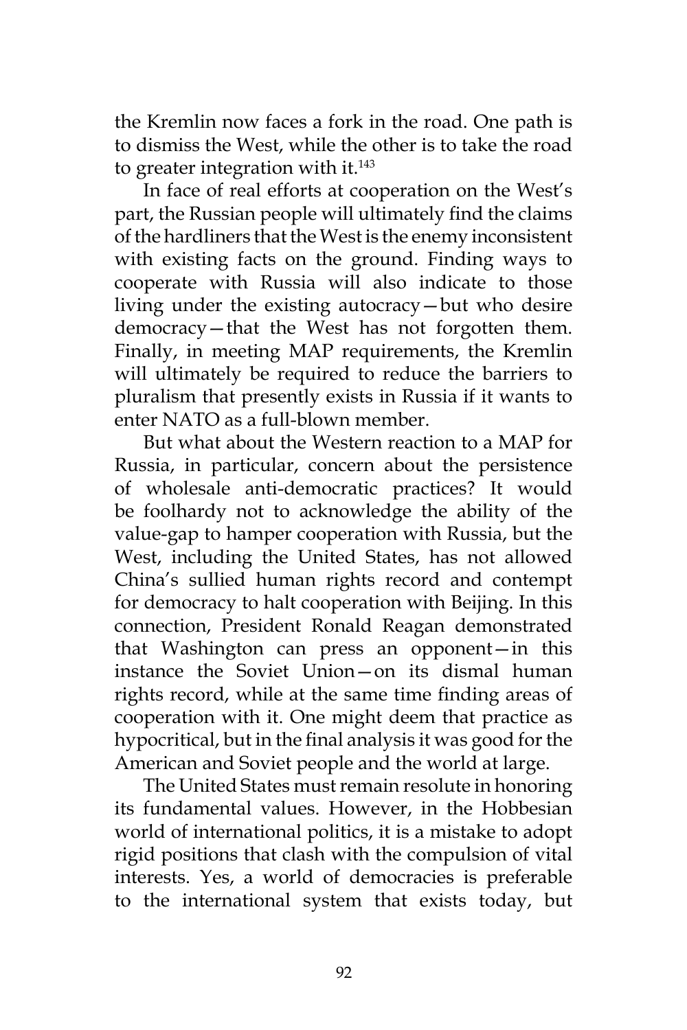the Kremlin now faces a fork in the road. One path is to dismiss the West, while the other is to take the road to greater integration with it.[143]

In face of real efforts at cooperation on the West's part, the Russian people will ultimately find the claims of the hardliners that the West is the enemy inconsistent with existing facts on the ground. Finding ways to cooperate with Russia will also indicate to those living under the existing autocracy—but who desire democracy—that the West has not forgotten them. Finally, in meeting MAP requirements, the Kremlin will ultimately be required to reduce the barriers to pluralism that presently exists in Russia if it wants to enter NATO as a full-blown member.

But what about the Western reaction to a MAP for Russia, in particular, concern about the persistence of wholesale anti-democratic practices? It would be foolhardy not to acknowledge the ability of the value-gap to hamper cooperation with Russia, but the West, including the United States, has not allowed China's sullied human rights record and contempt for democracy to halt cooperation with Beijing. In this connection, President Ronald Reagan demonstrated that Washington can press an opponent—in this instance the Soviet Union—on its dismal human rights record, while at the same time finding areas of cooperation with it. One might deem that practice as hypocritical, but in the final analysis it was good for the American and Soviet people and the world at large.

The United States must remain resolute in honoring its fundamental values. However, in the Hobbesian world of international politics, it is a mistake to adopt rigid positions that clash with the compulsion of vital interests. Yes, a world of democracies is preferable to the international system that exists today, but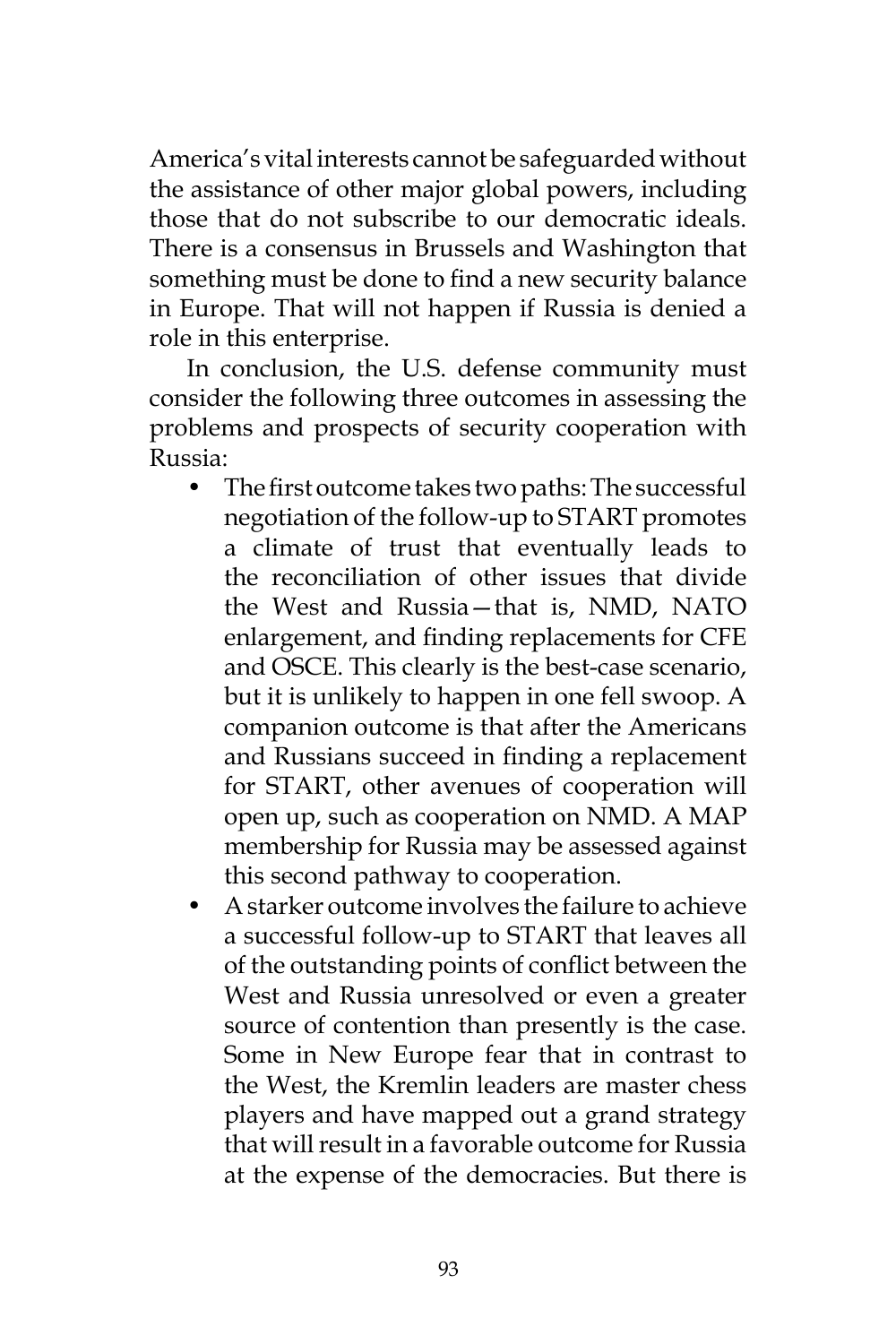America's vital interests cannot be safeguarded without the assistance of other major global powers, including those that do not subscribe to our democratic ideals. There is a consensus in Brussels and Washington that something must be done to find a new security balance in Europe. That will not happen if Russia is denied a role in this enterprise.

In conclusion, the U.S. defense community must consider the following three outcomes in assessing the problems and prospects of security cooperation with Russia:

- The first outcome takes two paths: The successful negotiation of the follow-up to START promotes a climate of trust that eventually leads to the reconciliation of other issues that divide the West and Russia—that is, NMD, NATO enlargement, and finding replacements for CFE and OSCE. This clearly is the best-case scenario, but it is unlikely to happen in one fell swoop. A companion outcome is that after the Americans and Russians succeed in finding a replacement for START, other avenues of cooperation will open up, such as cooperation on NMD. A MAP membership for Russia may be assessed against this second pathway to cooperation.
- A starker outcome involves the failure to achieve a successful follow-up to START that leaves all of the outstanding points of conflict between the West and Russia unresolved or even a greater source of contention than presently is the case. Some in New Europe fear that in contrast to the West, the Kremlin leaders are master chess players and have mapped out a grand strategy that will result in a favorable outcome for Russia at the expense of the democracies. But there is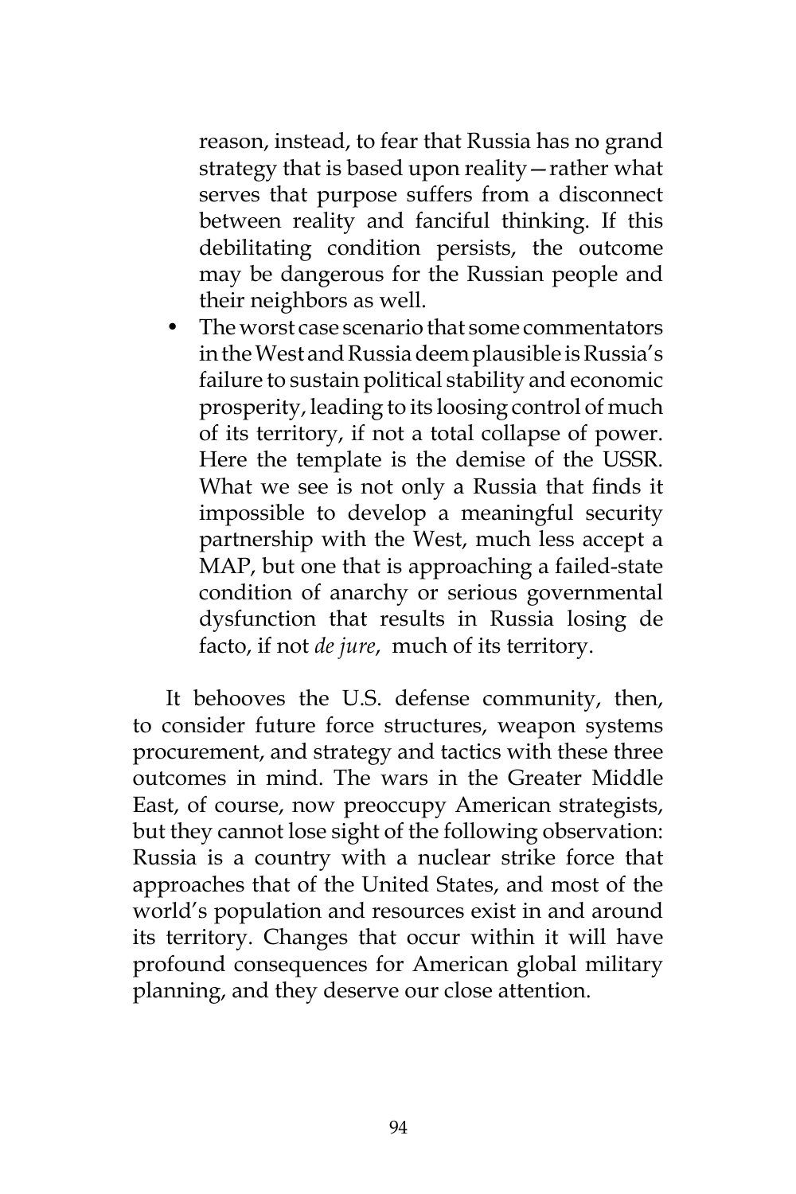reason, instead, to fear that Russia has no grand strategy that is based upon reality—rather what serves that purpose suffers from a disconnect between reality and fanciful thinking. If this debilitating condition persists, the outcome may be dangerous for the Russian people and their neighbors as well.

- The worst case scenario that some commentators in the West and Russia deem plausible is Russia's failure to sustain political stability and economic prosperity, leading to its loosing control of much of its territory, if not a total collapse of power. Here the template is the demise of the USSR. What we see is not only a Russia that finds it impossible to develop a meaningful security partnership with the West, much less accept a MAP, but one that is approaching a failed-state condition of anarchy or serious governmental dysfunction that results in Russia losing de facto, if not *de jure*, much of its territory.

It behooves the U.S. defense community, then, to consider future force structures, weapon systems procurement, and strategy and tactics with these three outcomes in mind. The wars in the Greater Middle East, of course, now preoccupy American strategists, but they cannot lose sight of the following observation: Russia is a country with a nuclear strike force that approaches that of the United States, and most of the world's population and resources exist in and around its territory. Changes that occur within it will have profound consequences for American global military planning, and they deserve our close attention.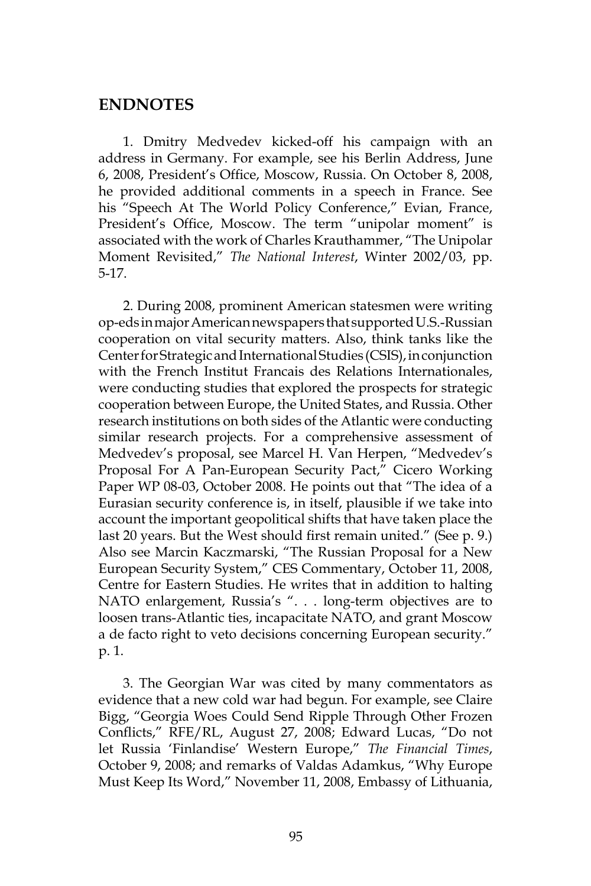## ENDNOTES

1. Dmitry Medvedev kicked-off his campaign with an address in Germany. For example, see his Berlin Address, June 6, 2008, President's Office, Moscow, Russia. On October 8, 2008, he provided additional comments in a speech in France. See his "Speech At The World Policy Conference," Evian, France, President's Office, Moscow. The term "unipolar moment" is associated with the work of Charles Krauthammer, "The Unipolar Moment Revisited," *The National Interest*, Winter 2002/03, pp. 5-17.

2. During 2008, prominent American statesmen were writing op-eds in major American newspapers that supported U.S.-Russian cooperation on vital security matters. Also, think tanks like the Center for Strategic and International Studies (CSIS), in conjunction with the French Institut Francais des Relations Internationales, were conducting studies that explored the prospects for strategic cooperation between Europe, the United States, and Russia. Other research institutions on both sides of the Atlantic were conducting similar research projects. For a comprehensive assessment of Medvedev's proposal, see Marcel H. Van Herpen, "Medvedev's Proposal For A Pan-European Security Pact," Cicero Working Paper WP 08-03, October 2008. He points out that "The idea of a Eurasian security conference is, in itself, plausible if we take into account the important geopolitical shifts that have taken place the last 20 years. But the West should first remain united." (See p. 9.) Also see Marcin Kaczmarski, "The Russian Proposal for a New European Security System," CES Commentary, October 11, 2008, Centre for Eastern Studies. He writes that in addition to halting NATO enlargement, Russia's ". . . long-term objectives are to loosen trans-Atlantic ties, incapacitate NATO, and grant Moscow a de facto right to veto decisions concerning European security." p. 1.

3. The Georgian War was cited by many commentators as evidence that a new cold war had begun. For example, see Claire Bigg, "Georgia Woes Could Send Ripple Through Other Frozen Conflicts," RFE/RL, August 27, 2008; Edward Lucas, "Do not let Russia 'Finlandise' Western Europe," *The Financial Times*, October 9, 2008; and remarks of Valdas Adamkus, "Why Europe Must Keep Its Word," November 11, 2008, Embassy of Lithuania,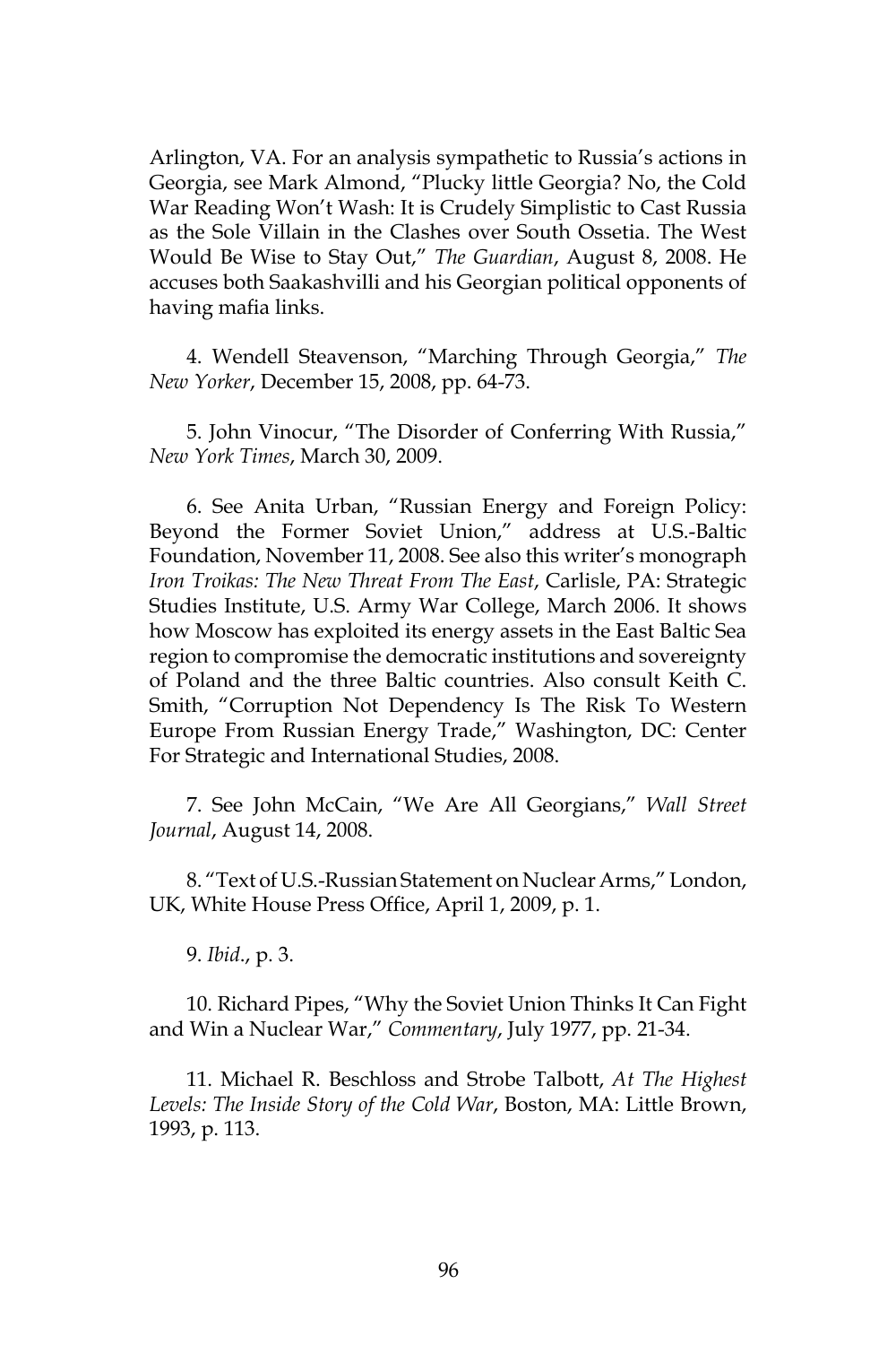Arlington, VA. For an analysis sympathetic to Russia's actions in Georgia, see Mark Almond, "Plucky little Georgia? No, the Cold War Reading Won't Wash: It is Crudely Simplistic to Cast Russia as the Sole Villain in the Clashes over South Ossetia. The West Would Be Wise to Stay Out," *The Guardian*, August 8, 2008. He accuses both Saakashvilli and his Georgian political opponents of having mafia links.

4. Wendell Steavenson, "Marching Through Georgia," *The New Yorker*, December 15, 2008, pp. 64-73.

5. John Vinocur, "The Disorder of Conferring With Russia," *New York Times*, March 30, 2009.

6. See Anita Urban, "Russian Energy and Foreign Policy: Beyond the Former Soviet Union," address at U.S.-Baltic Foundation, November 11, 2008. See also this writer's monograph *Iron Troikas: The New Threat From The East*, Carlisle, PA: Strategic Studies Institute, U.S. Army War College, March 2006. It shows how Moscow has exploited its energy assets in the East Baltic Sea region to compromise the democratic institutions and sovereignty of Poland and the three Baltic countries. Also consult Keith C. Smith, "Corruption Not Dependency Is The Risk To Western Europe From Russian Energy Trade," Washington, DC: Center For Strategic and International Studies, 2008.

7. See John McCain, "We Are All Georgians," *Wall Street Journal*, August 14, 2008.

8. "Text of U.S.-Russian Statement on Nuclear Arms," London, UK, White House Press Office, April 1, 2009, p. 1.

9. *Ibid*., p. 3.

10. Richard Pipes, "Why the Soviet Union Thinks It Can Fight and Win a Nuclear War," *Commentary*, July 1977, pp. 21-34.

11. Michael R. Beschloss and Strobe Talbott, *At The Highest Levels: The Inside Story of the Cold War*, Boston, MA: Little Brown, 1993, p. 113.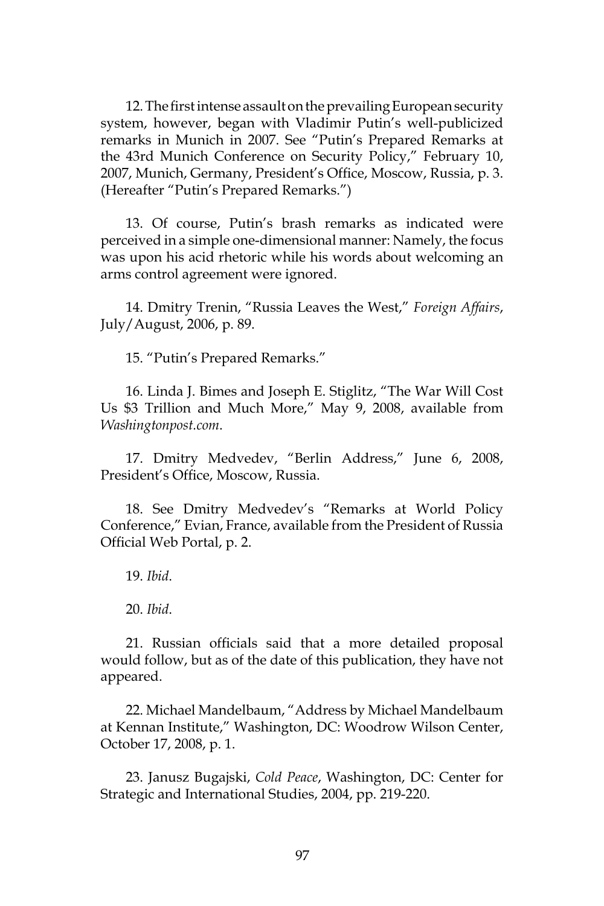12. The first intense assault on the prevailing European security system, however, began with Vladimir Putin's well-publicized remarks in Munich in 2007. See "Putin's Prepared Remarks at the 43rd Munich Conference on Security Policy," February 10, 2007, Munich, Germany, President's Office, Moscow, Russia, p. 3. (Hereafter "Putin's Prepared Remarks.")

13. Of course, Putin's brash remarks as indicated were perceived in a simple one-dimensional manner: Namely, the focus was upon his acid rhetoric while his words about welcoming an arms control agreement were ignored.

14. Dmitry Trenin, "Russia Leaves the West," *Foreign Affairs*, July/August, 2006, p. 89.

15. "Putin's Prepared Remarks."

16. Linda J. Bimes and Joseph E. Stiglitz, "The War Will Cost Us $3 Trillion and Much More," May 9, 2008, available from *Washingtonpost.com*.

17. Dmitry Medvedev, "Berlin Address," June 6, 2008, President's Office, Moscow, Russia.

18. See Dmitry Medvedev's "Remarks at World Policy Conference," Evian, France, available from the President of Russia Official Web Portal, p. 2.

19. *Ibid*.

20. *Ibid*.

21. Russian officials said that a more detailed proposal would follow, but as of the date of this publication, they have not appeared.

22. Michael Mandelbaum, "Address by Michael Mandelbaum at Kennan Institute," Washington, DC: Woodrow Wilson Center, October 17, 2008, p. 1.

23. Janusz Bugajski, *Cold Peace*, Washington, DC: Center for Strategic and International Studies, 2004, pp. 219-220.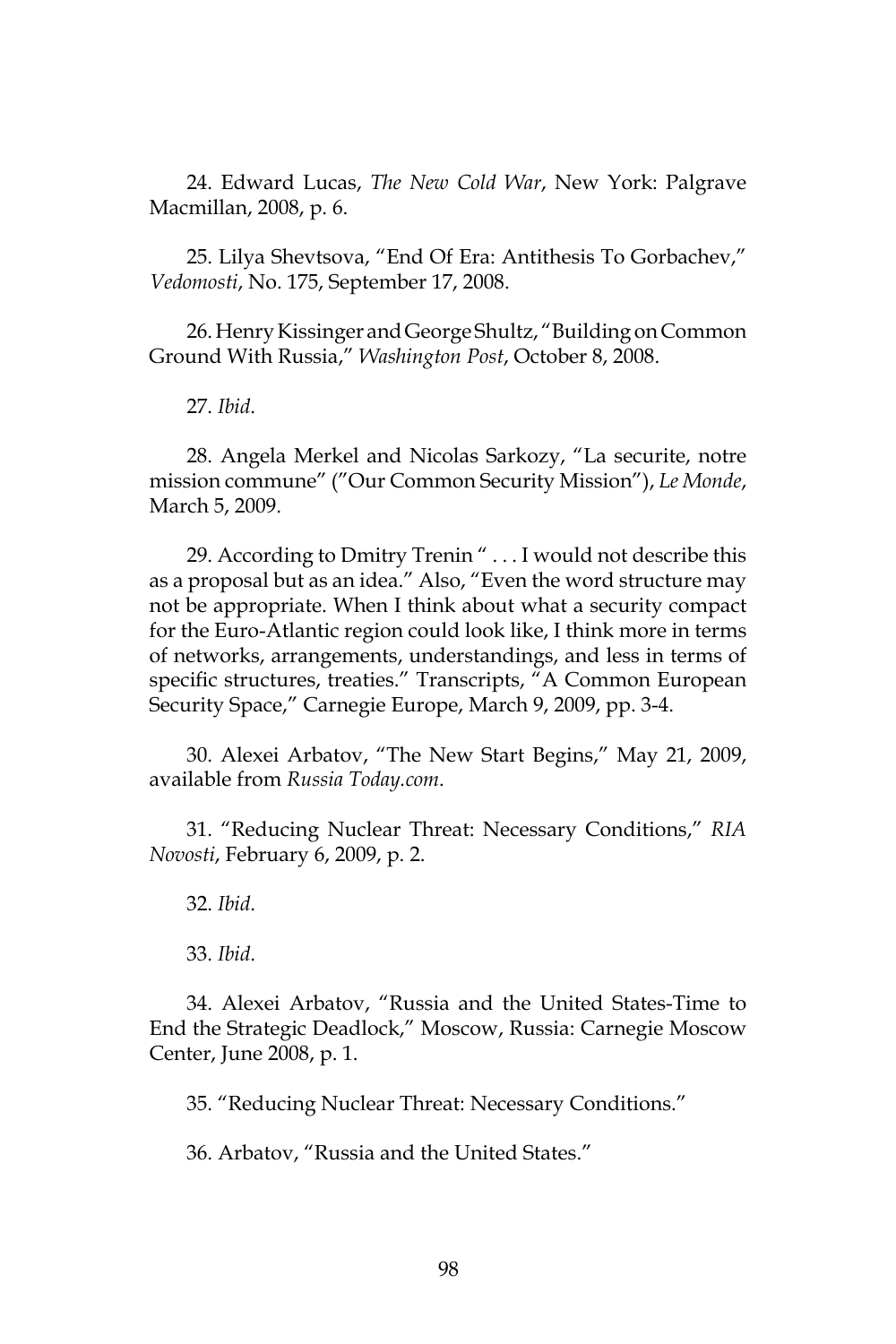24. Edward Lucas, *The New Cold War*, New York: Palgrave Macmillan, 2008, p. 6.

25. Lilya Shevtsova, "End Of Era: Antithesis To Gorbachev," *Vedomosti*, No. 175, September 17, 2008.

26. Henry Kissinger and George Shultz, "Building on Common Ground With Russia," *Washington Post*, October 8, 2008.

27. *Ibid*.

28. Angela Merkel and Nicolas Sarkozy, "La securite, notre mission commune" ("Our Common Security Mission"), *Le Monde*, March 5, 2009.

29. According to Dmitry Trenin " . . . I would not describe this as a proposal but as an idea." Also, "Even the word structure may not be appropriate. When I think about what a security compact for the Euro-Atlantic region could look like, I think more in terms of networks, arrangements, understandings, and less in terms of specific structures, treaties." Transcripts, "A Common European Security Space," Carnegie Europe, March 9, 2009, pp. 3-4.

30. Alexei Arbatov, "The New Start Begins," May 21, 2009, available from *Russia Today.com*.

31. "Reducing Nuclear Threat: Necessary Conditions," *RIA Novosti*, February 6, 2009, p. 2.

32. *Ibid*.

33. *Ibid*.

34. Alexei Arbatov, "Russia and the United States-Time to End the Strategic Deadlock," Moscow, Russia: Carnegie Moscow Center, June 2008, p. 1.

35. "Reducing Nuclear Threat: Necessary Conditions."

36. Arbatov, "Russia and the United States."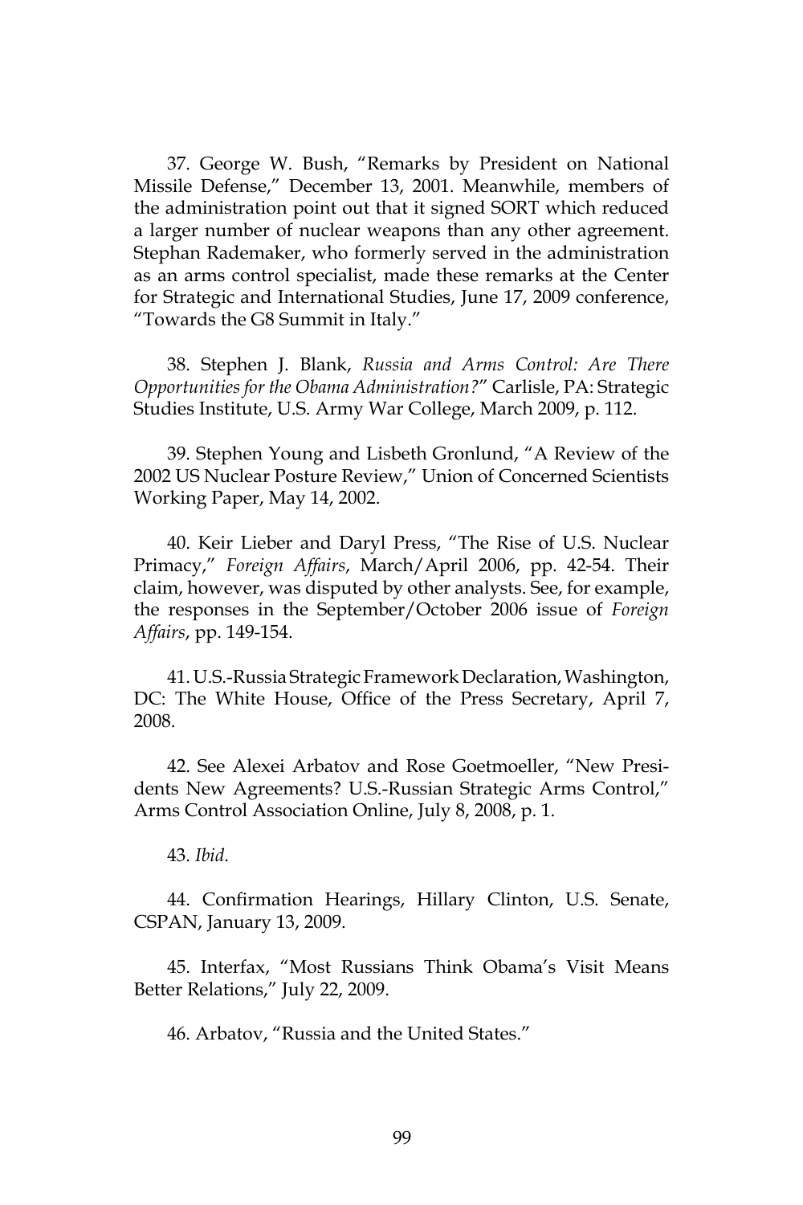37. George W. Bush, "Remarks by President on National Missile Defense," December 13, 2001. Meanwhile, members of the administration point out that it signed SORT which reduced a larger number of nuclear weapons than any other agreement. Stephan Rademaker, who formerly served in the administration as an arms control specialist, made these remarks at the Center for Strategic and International Studies, June 17, 2009 conference, "Towards the G8 Summit in Italy."

38. Stephen J. Blank, *Russia and Arms Control: Are There Opportunities for the Obama Administration?*" Carlisle, PA: Strategic Studies Institute, U.S. Army War College, March 2009, p. 112.

39. Stephen Young and Lisbeth Gronlund, "A Review of the 2002 US Nuclear Posture Review," Union of Concerned Scientists Working Paper, May 14, 2002.

40. Keir Lieber and Daryl Press, "The Rise of U.S. Nuclear Primacy," *Foreign Affairs*, March/April 2006, pp. 42-54. Their claim, however, was disputed by other analysts. See, for example, the responses in the September/October 2006 issue of *Foreign Affairs*, pp. 149-154.

41. U.S.-Russia Strategic Framework Declaration, Washington, DC: The White House, Office of the Press Secretary, April 7, 2008.

42. See Alexei Arbatov and Rose Goetmoeller, "New Presidents New Agreements? U.S.-Russian Strategic Arms Control," Arms Control Association Online, July 8, 2008, p. 1.

43. *Ibid*.

44. Confirmation Hearings, Hillary Clinton, U.S. Senate, CSPAN, January 13, 2009.

45. Interfax, "Most Russians Think Obama's Visit Means Better Relations," July 22, 2009.

46. Arbatov, "Russia and the United States."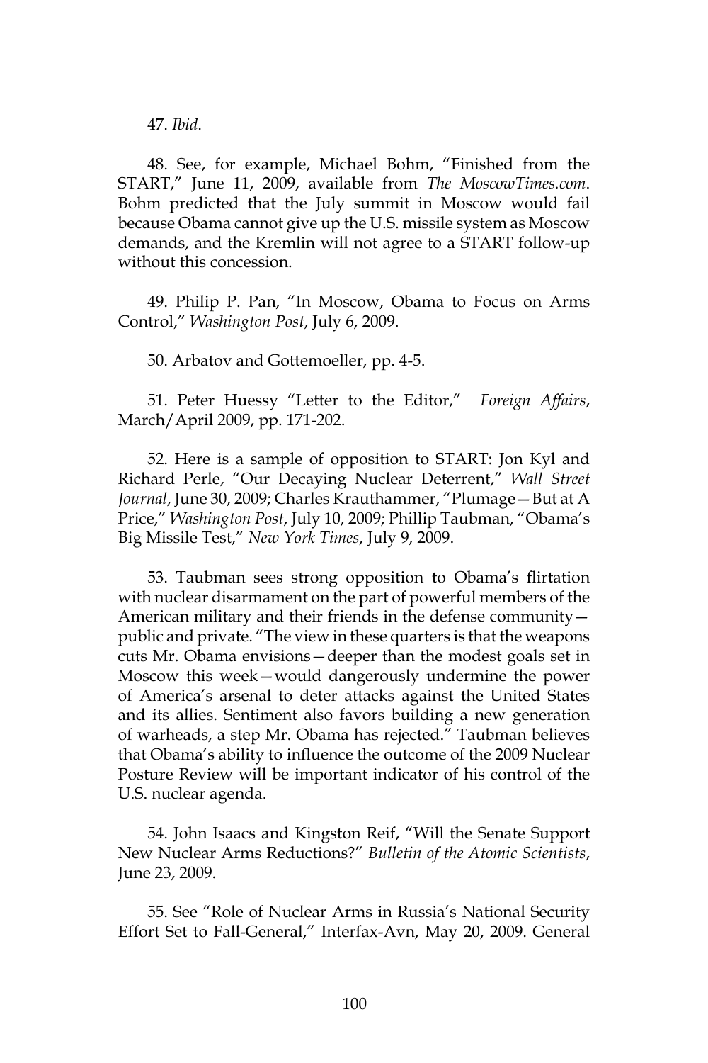47. *Ibid*.

48. See, for example, Michael Bohm, "Finished from the START," June 11, 2009, available from *The MoscowTimes.com*. Bohm predicted that the July summit in Moscow would fail because Obama cannot give up the U.S. missile system as Moscow demands, and the Kremlin will not agree to a START follow-up without this concession.

49. Philip P. Pan, "In Moscow, Obama to Focus on Arms Control," *Washington Post*, July 6, 2009.

50. Arbatov and Gottemoeller, pp. 4-5.

51. Peter Huessy "Letter to the Editor," *Foreign Affairs*, March/April 2009, pp. 171-202.

52. Here is a sample of opposition to START: Jon Kyl and Richard Perle, "Our Decaying Nuclear Deterrent," *Wall Street Journal*, June 30, 2009; Charles Krauthammer, "Plumage—But at A Price," *Washington Post*, July 10, 2009; Phillip Taubman, "Obama's Big Missile Test," *New York Times*, July 9, 2009.

53. Taubman sees strong opposition to Obama's flirtation with nuclear disarmament on the part of powerful members of the American military and their friends in the defense community—public and private. "The view in these quarters is that the weapons cuts Mr. Obama envisions—deeper than the modest goals set in Moscow this week—would dangerously undermine the power of America's arsenal to deter attacks against the United States and its allies. Sentiment also favors building a new generation of warheads, a step Mr. Obama has rejected." Taubman believes that Obama's ability to influence the outcome of the 2009 Nuclear Posture Review will be important indicator of his control of the U.S. nuclear agenda.

54. John Isaacs and Kingston Reif, "Will the Senate Support New Nuclear Arms Reductions?" *Bulletin of the Atomic Scientists*, June 23, 2009.

55. See "Role of Nuclear Arms in Russia's National Security Effort Set to Fall-General," Interfax-Avn, May 20, 2009. General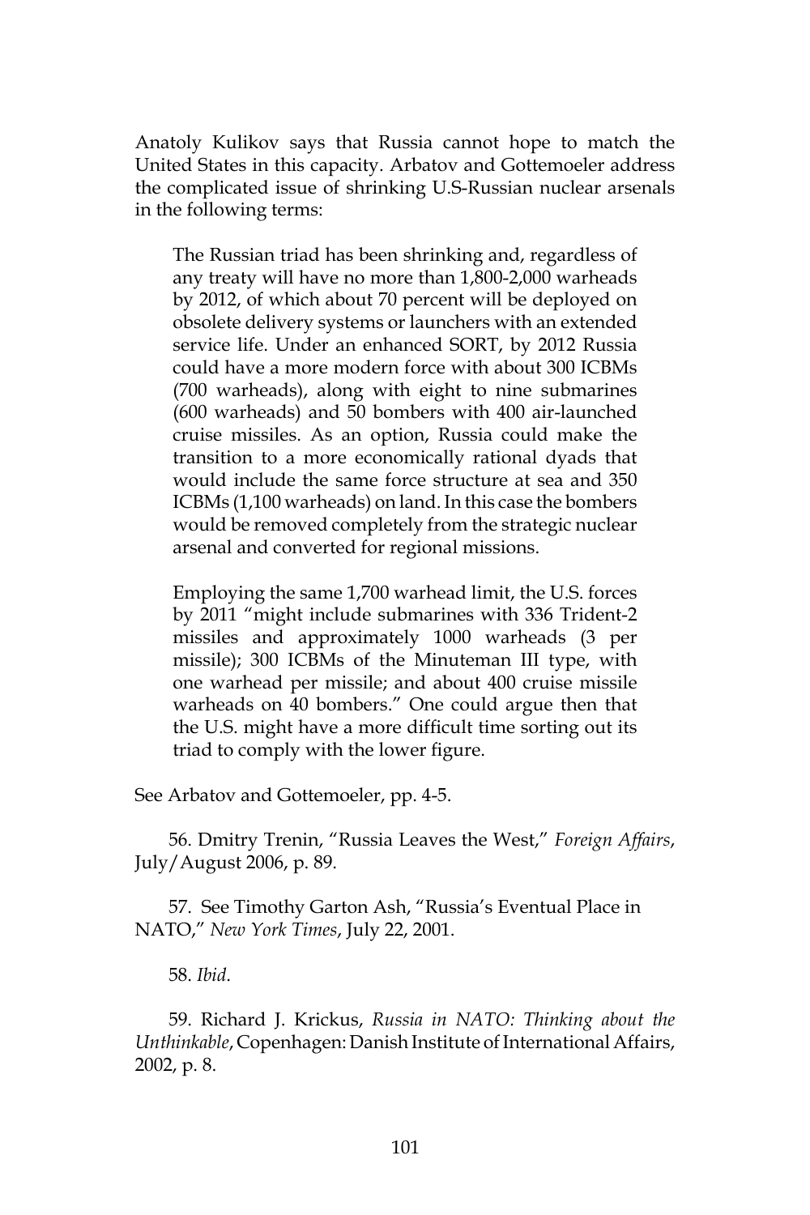Anatoly Kulikov says that Russia cannot hope to match the United States in this capacity. Arbatov and Gottemoeler address the complicated issue of shrinking U.S-Russian nuclear arsenals in the following terms:

> The Russian triad has been shrinking and, regardless of any treaty will have no more than 1,800-2,000 warheads by 2012, of which about 70 percent will be deployed on obsolete delivery systems or launchers with an extended service life. Under an enhanced SORT, by 2012 Russia could have a more modern force with about 300 ICBMs (700 warheads), along with eight to nine submarines (600 warheads) and 50 bombers with 400 air-launched cruise missiles. As an option, Russia could make the transition to a more economically rational dyads that would include the same force structure at sea and 350 ICBMs (1,100 warheads) on land. In this case the bombers would be removed completely from the strategic nuclear arsenal and converted for regional missions.
>
> Employing the same 1,700 warhead limit, the U.S. forces by 2011 "might include submarines with 336 Trident-2 missiles and approximately 1000 warheads (3 per missile); 300 ICBMs of the Minuteman III type, with one warhead per missile; and about 400 cruise missile warheads on 40 bombers." One could argue then that the U.S. might have a more difficult time sorting out its triad to comply with the lower figure.

See Arbatov and Gottemoeler, pp. 4-5.

56. Dmitry Trenin, "Russia Leaves the West," *Foreign Affairs*, July/August 2006, p. 89.

57. See Timothy Garton Ash, "Russia's Eventual Place in NATO," *New York Times*, July 22, 2001.

58. *Ibid*.

59. Richard J. Krickus, *Russia in NATO: Thinking about the Unthinkable*, Copenhagen: Danish Institute of International Affairs, 2002, p. 8.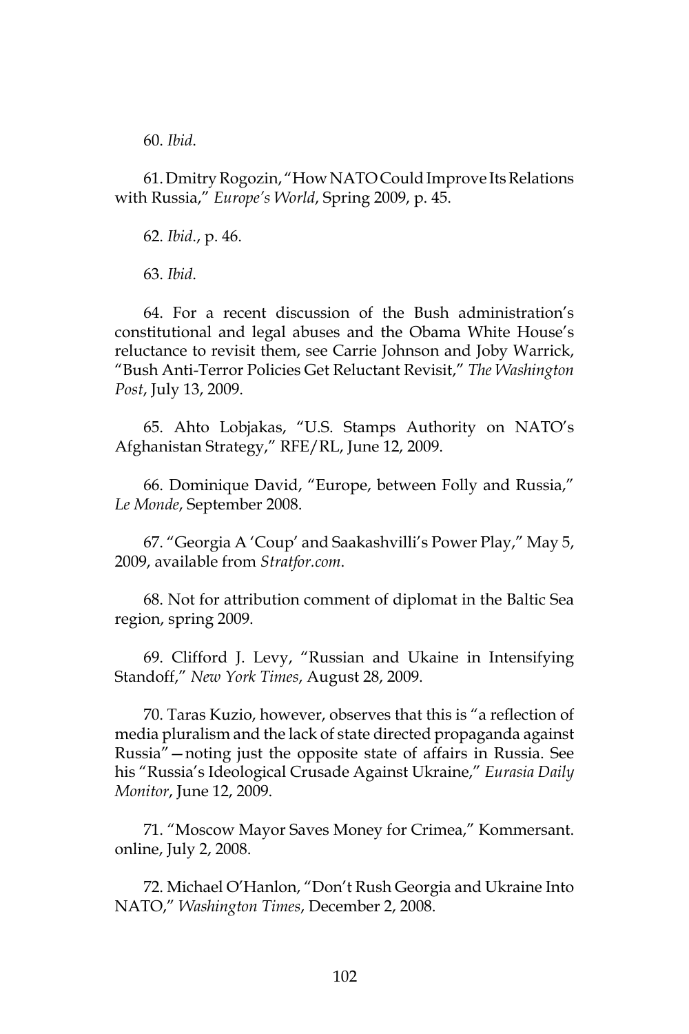60. *Ibid*.

61. Dmitry Rogozin, "How NATO Could Improve Its Relations with Russia," *Europe's World*, Spring 2009, p. 45.

62. *Ibid*., p. 46.

63. *Ibid*.

64. For a recent discussion of the Bush administration's constitutional and legal abuses and the Obama White House's reluctance to revisit them, see Carrie Johnson and Joby Warrick, "Bush Anti-Terror Policies Get Reluctant Revisit," *The Washington Post*, July 13, 2009.

65. Ahto Lobjakas, "U.S. Stamps Authority on NATO's Afghanistan Strategy," RFE/RL, June 12, 2009.

66. Dominique David, "Europe, between Folly and Russia," *Le Monde*, September 2008.

67. "Georgia A 'Coup' and Saakashvilli's Power Play," May 5, 2009, available from *Stratfor.com*.

68. Not for attribution comment of diplomat in the Baltic Sea region, spring 2009.

69. Clifford J. Levy, "Russian and Ukaine in Intensifying Standoff," *New York Times*, August 28, 2009.

70. Taras Kuzio, however, observes that this is "a reflection of media pluralism and the lack of state directed propaganda against Russia"—noting just the opposite state of affairs in Russia. See his "Russia's Ideological Crusade Against Ukraine," *Eurasia Daily Monitor*, June 12, 2009.

71. "Moscow Mayor Saves Money for Crimea," Kommersant. online, July 2, 2008.

72. Michael O'Hanlon, "Don't Rush Georgia and Ukraine Into NATO," *Washington Times*, December 2, 2008.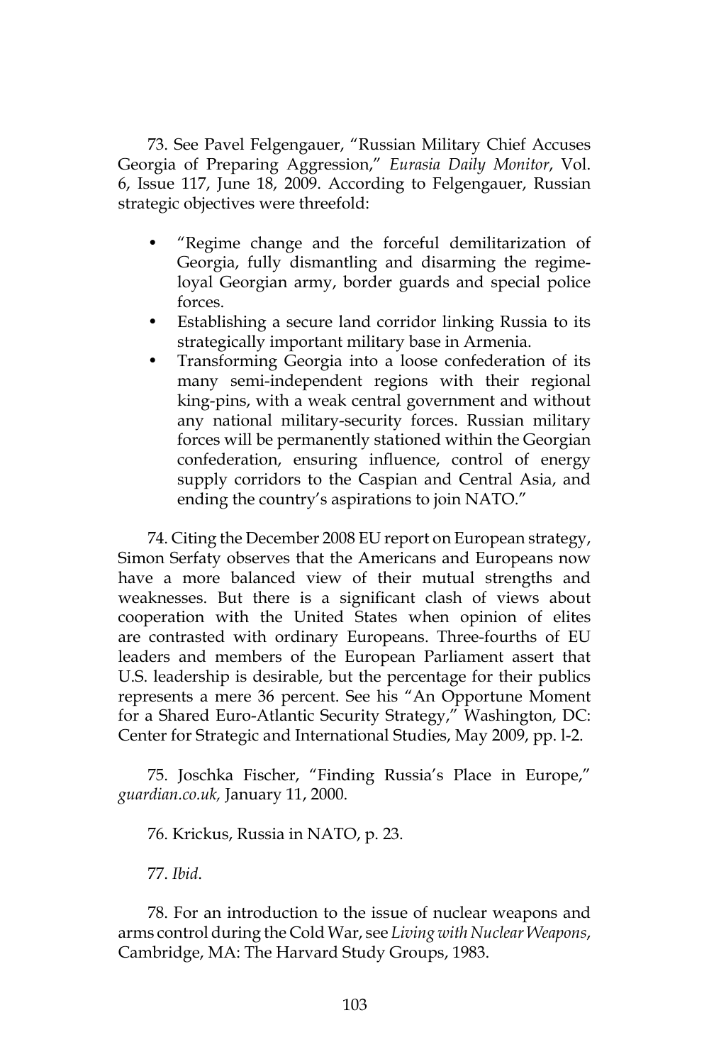73. See Pavel Felgengauer, "Russian Military Chief Accuses Georgia of Preparing Aggression," *Eurasia Daily Monitor*, Vol. 6, Issue 117, June 18, 2009. According to Felgengauer, Russian strategic objectives were threefold:

- "Regime change and the forceful demilitarization of Georgia, fully dismantling and disarming the regime-loyal Georgian army, border guards and special police forces.
- Establishing a secure land corridor linking Russia to its strategically important military base in Armenia.
- Transforming Georgia into a loose confederation of its many semi-independent regions with their regional king-pins, with a weak central government and without any national military-security forces. Russian military forces will be permanently stationed within the Georgian confederation, ensuring influence, control of energy supply corridors to the Caspian and Central Asia, and ending the country's aspirations to join NATO."

74. Citing the December 2008 EU report on European strategy, Simon Serfaty observes that the Americans and Europeans now have a more balanced view of their mutual strengths and weaknesses. But there is a significant clash of views about cooperation with the United States when opinion of elites are contrasted with ordinary Europeans. Three-fourths of EU leaders and members of the European Parliament assert that U.S. leadership is desirable, but the percentage for their publics represents a mere 36 percent. See his "An Opportune Moment for a Shared Euro-Atlantic Security Strategy," Washington, DC: Center for Strategic and International Studies, May 2009, pp. l-2.

75. Joschka Fischer, "Finding Russia's Place in Europe," *guardian.co.uk*, January 11, 2000.

76. Krickus, Russia in NATO, p. 23.

77. *Ibid*.

78. For an introduction to the issue of nuclear weapons and arms control during the Cold War, see *Living with Nuclear Weapons*, Cambridge, MA: The Harvard Study Groups, 1983.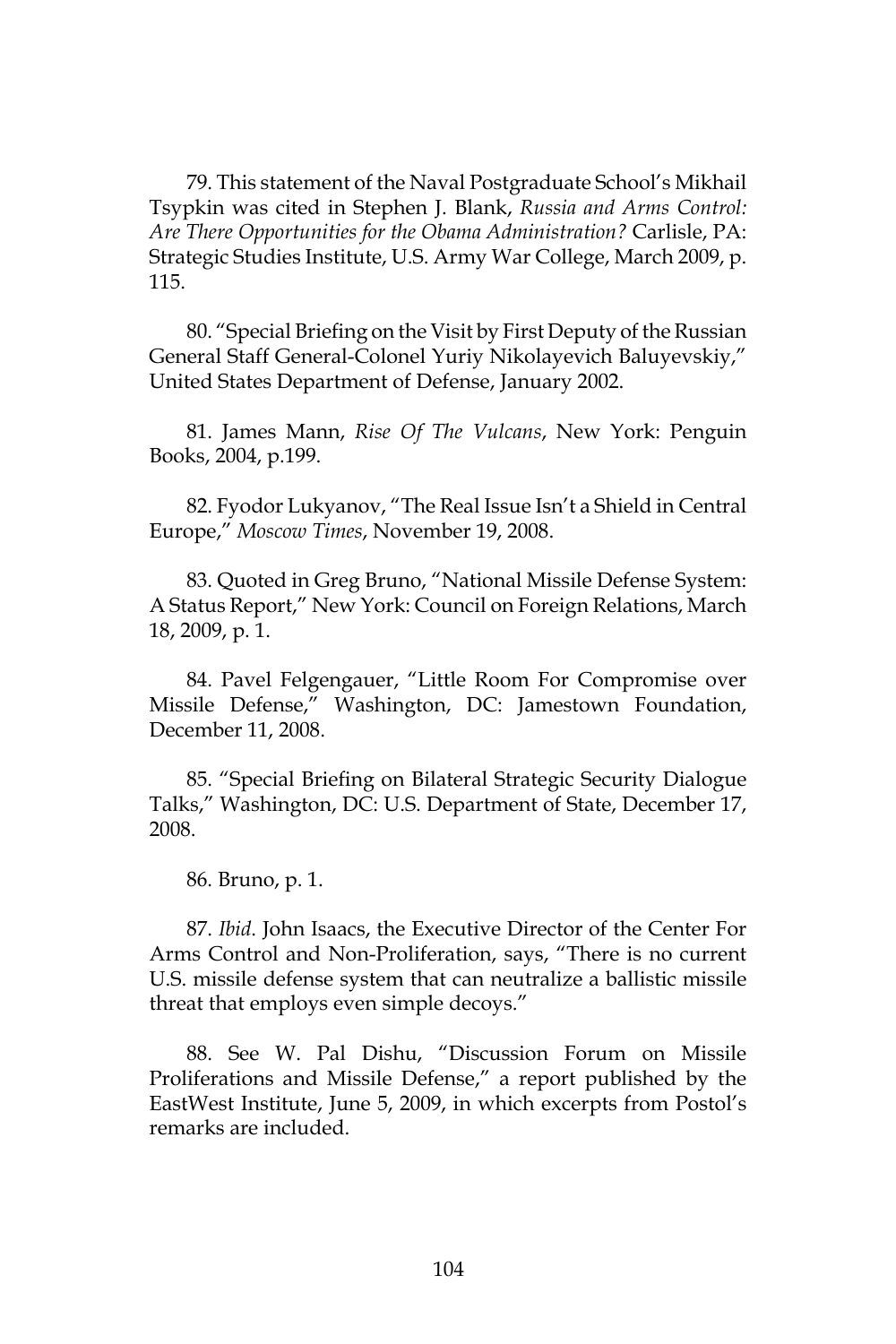79. This statement of the Naval Postgraduate School's Mikhail Tsypkin was cited in Stephen J. Blank, *Russia and Arms Control: Are There Opportunities for the Obama Administration?* Carlisle, PA: Strategic Studies Institute, U.S. Army War College, March 2009, p. 115.

80. "Special Briefing on the Visit by First Deputy of the Russian General Staff General-Colonel Yuriy Nikolayevich Baluyevskiy," United States Department of Defense, January 2002.

81. James Mann, *Rise Of The Vulcans*, New York: Penguin Books, 2004, p.199.

82. Fyodor Lukyanov, "The Real Issue Isn't a Shield in Central Europe," *Moscow Times*, November 19, 2008.

83. Quoted in Greg Bruno, "National Missile Defense System: A Status Report," New York: Council on Foreign Relations, March 18, 2009, p. 1.

84. Pavel Felgengauer, "Little Room For Compromise over Missile Defense," Washington, DC: Jamestown Foundation, December 11, 2008.

85. "Special Briefing on Bilateral Strategic Security Dialogue Talks," Washington, DC: U.S. Department of State, December 17, 2008.

86. Bruno, p. 1.

87. *Ibid*. John Isaacs, the Executive Director of the Center For Arms Control and Non-Proliferation, says, "There is no current U.S. missile defense system that can neutralize a ballistic missile threat that employs even simple decoys."

88. See W. Pal Dishu, "Discussion Forum on Missile Proliferations and Missile Defense," a report published by the EastWest Institute, June 5, 2009, in which excerpts from Postol's remarks are included.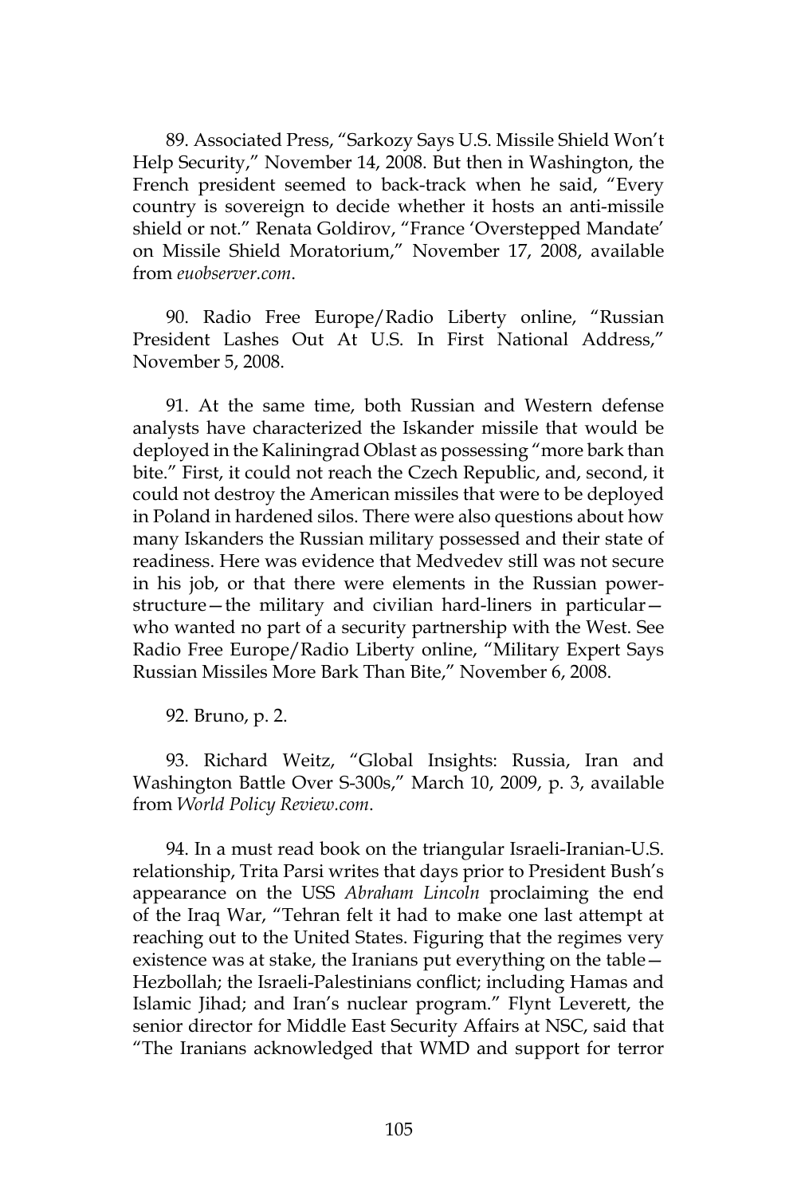89. Associated Press, "Sarkozy Says U.S. Missile Shield Won't Help Security," November 14, 2008. But then in Washington, the French president seemed to back-track when he said, "Every country is sovereign to decide whether it hosts an anti-missile shield or not." Renata Goldirov, "France 'Overstepped Mandate' on Missile Shield Moratorium," November 17, 2008, available from *euobserver.com*.

90. Radio Free Europe/Radio Liberty online, "Russian President Lashes Out At U.S. In First National Address," November 5, 2008.

91. At the same time, both Russian and Western defense analysts have characterized the Iskander missile that would be deployed in the Kaliningrad Oblast as possessing "more bark than bite." First, it could not reach the Czech Republic, and, second, it could not destroy the American missiles that were to be deployed in Poland in hardened silos. There were also questions about how many Iskanders the Russian military possessed and their state of readiness. Here was evidence that Medvedev still was not secure in his job, or that there were elements in the Russian power-structure—the military and civilian hard-liners in particular—who wanted no part of a security partnership with the West. See Radio Free Europe/Radio Liberty online, "Military Expert Says Russian Missiles More Bark Than Bite," November 6, 2008.

92. Bruno, p. 2.

93. Richard Weitz, "Global Insights: Russia, Iran and Washington Battle Over S-300s," March 10, 2009, p. 3, available from *World Policy Review.com*.

94. In a must read book on the triangular Israeli-Iranian-U.S. relationship, Trita Parsi writes that days prior to President Bush's appearance on the USS *Abraham Lincoln* proclaiming the end of the Iraq War, "Tehran felt it had to make one last attempt at reaching out to the United States. Figuring that the regimes very existence was at stake, the Iranians put everything on the table—Hezbollah; the Israeli-Palestinians conflict; including Hamas and Islamic Jihad; and Iran's nuclear program." Flynt Leverett, the senior director for Middle East Security Affairs at NSC, said that "The Iranians acknowledged that WMD and support for terror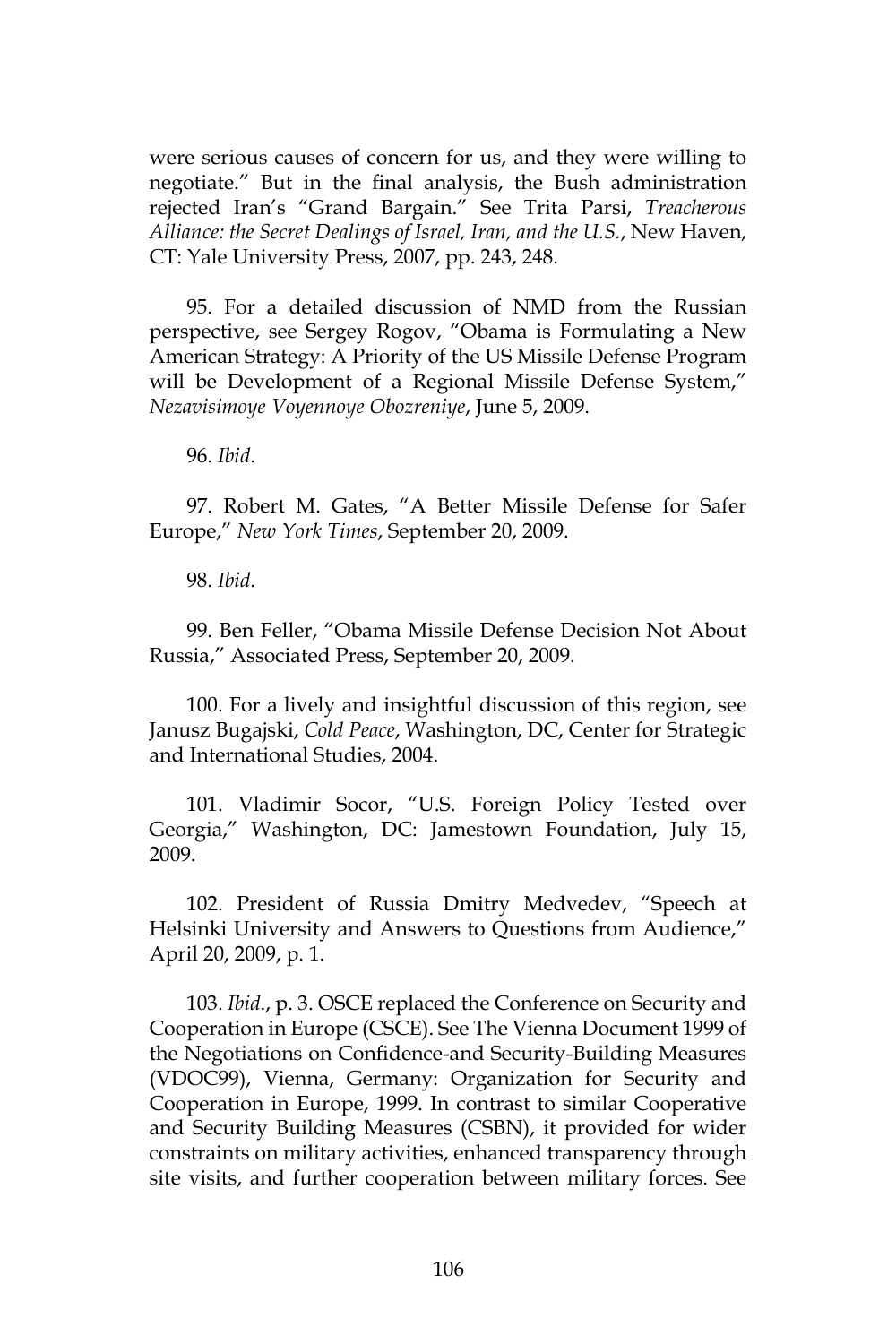were serious causes of concern for us, and they were willing to negotiate." But in the final analysis, the Bush administration rejected Iran's "Grand Bargain." See Trita Parsi, *Treacherous Alliance: the Secret Dealings of Israel, Iran, and the U.S.*, New Haven, CT: Yale University Press, 2007, pp. 243, 248.

95. For a detailed discussion of NMD from the Russian perspective, see Sergey Rogov, "Obama is Formulating a New American Strategy: A Priority of the US Missile Defense Program will be Development of a Regional Missile Defense System," *Nezavisimoye Voyennoye Obozreniye*, June 5, 2009.

96. *Ibid*.

97. Robert M. Gates, "A Better Missile Defense for Safer Europe," *New York Times*, September 20, 2009.

98. *Ibid*.

99. Ben Feller, "Obama Missile Defense Decision Not About Russia," Associated Press, September 20, 2009.

100. For a lively and insightful discussion of this region, see Janusz Bugajski, *Cold Peace*, Washington, DC, Center for Strategic and International Studies, 2004.

101. Vladimir Socor, "U.S. Foreign Policy Tested over Georgia," Washington, DC: Jamestown Foundation, July 15, 2009.

102. President of Russia Dmitry Medvedev, "Speech at Helsinki University and Answers to Questions from Audience," April 20, 2009, p. 1.

103. *Ibid*., p. 3. OSCE replaced the Conference on Security and Cooperation in Europe (CSCE). See The Vienna Document 1999 of the Negotiations on Confidence-and Security-Building Measures (VDOC99), Vienna, Germany: Organization for Security and Cooperation in Europe, 1999. In contrast to similar Cooperative and Security Building Measures (CSBN), it provided for wider constraints on military activities, enhanced transparency through site visits, and further cooperation between military forces. See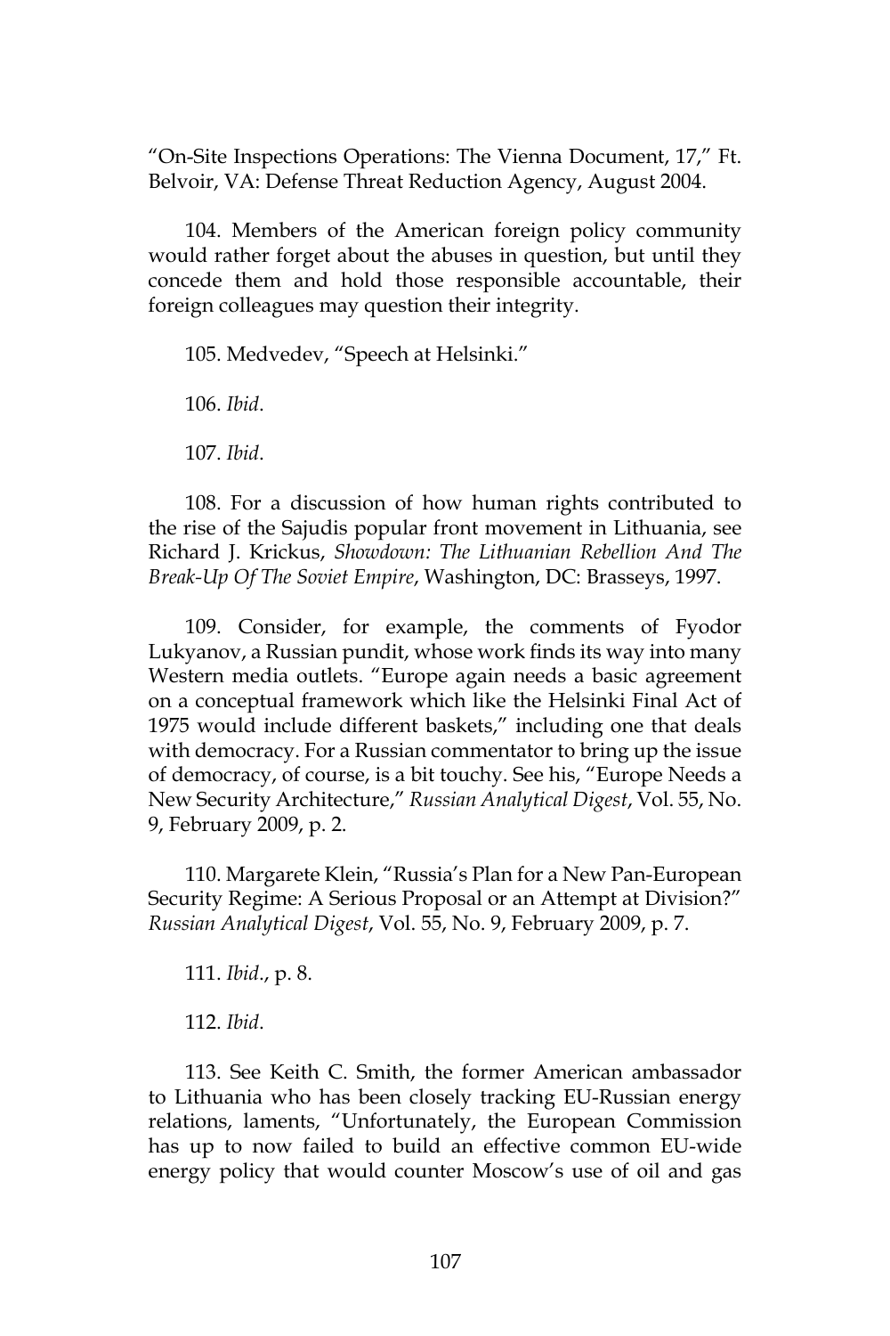"On-Site Inspections Operations: The Vienna Document, 17," Ft. Belvoir, VA: Defense Threat Reduction Agency, August 2004.

104. Members of the American foreign policy community would rather forget about the abuses in question, but until they concede them and hold those responsible accountable, their foreign colleagues may question their integrity.

105. Medvedev, "Speech at Helsinki."

106. *Ibid*.

107. *Ibid*.

108. For a discussion of how human rights contributed to the rise of the Sajudis popular front movement in Lithuania, see Richard J. Krickus, *Showdown: The Lithuanian Rebellion And The Break-Up Of The Soviet Empire*, Washington, DC: Brasseys, 1997.

109. Consider, for example, the comments of Fyodor Lukyanov, a Russian pundit, whose work finds its way into many Western media outlets. "Europe again needs a basic agreement on a conceptual framework which like the Helsinki Final Act of 1975 would include different baskets," including one that deals with democracy. For a Russian commentator to bring up the issue of democracy, of course, is a bit touchy. See his, "Europe Needs a New Security Architecture," *Russian Analytical Digest*, Vol. 55, No. 9, February 2009, p. 2.

110. Margarete Klein, "Russia's Plan for a New Pan-European Security Regime: A Serious Proposal or an Attempt at Division?" *Russian Analytical Digest*, Vol. 55, No. 9, February 2009, p. 7.

111. *Ibid*., p. 8.

112. *Ibid*.

113. See Keith C. Smith, the former American ambassador to Lithuania who has been closely tracking EU-Russian energy relations, laments, "Unfortunately, the European Commission has up to now failed to build an effective common EU-wide energy policy that would counter Moscow's use of oil and gas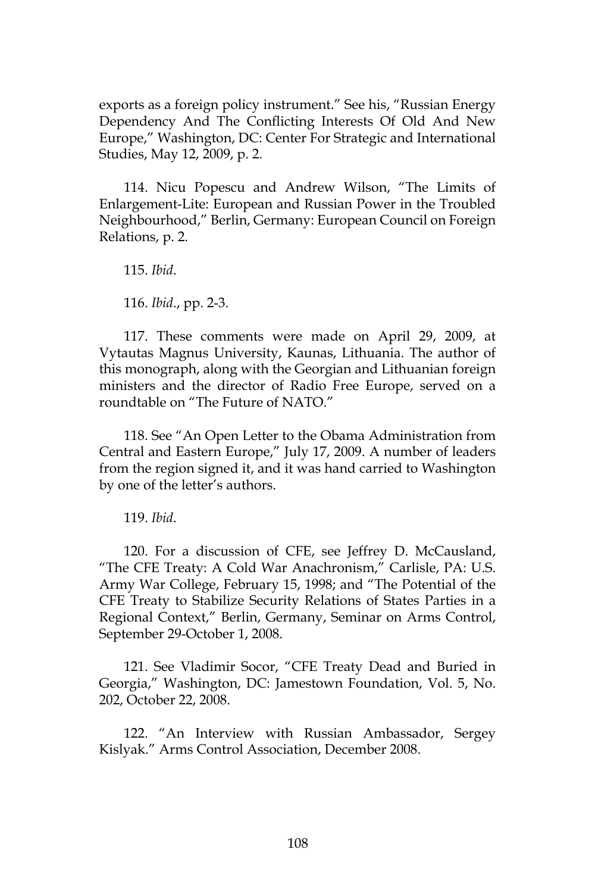exports as a foreign policy instrument." See his, "Russian Energy Dependency And The Conflicting Interests Of Old And New Europe," Washington, DC: Center For Strategic and International Studies, May 12, 2009, p. 2.

114. Nicu Popescu and Andrew Wilson, "The Limits of Enlargement-Lite: European and Russian Power in the Troubled Neighbourhood," Berlin, Germany: European Council on Foreign Relations, p. 2.

115. *Ibid*.

116. *Ibid*., pp. 2-3.

117. These comments were made on April 29, 2009, at Vytautas Magnus University, Kaunas, Lithuania. The author of this monograph, along with the Georgian and Lithuanian foreign ministers and the director of Radio Free Europe, served on a roundtable on "The Future of NATO."

118. See "An Open Letter to the Obama Administration from Central and Eastern Europe," July 17, 2009. A number of leaders from the region signed it, and it was hand carried to Washington by one of the letter's authors.

119. *Ibid*.

120. For a discussion of CFE, see Jeffrey D. McCausland, "The CFE Treaty: A Cold War Anachronism," Carlisle, PA: U.S. Army War College, February 15, 1998; and "The Potential of the CFE Treaty to Stabilize Security Relations of States Parties in a Regional Context," Berlin, Germany, Seminar on Arms Control, September 29-October 1, 2008.

121. See Vladimir Socor, "CFE Treaty Dead and Buried in Georgia," Washington, DC: Jamestown Foundation, Vol. 5, No. 202, October 22, 2008.

122. "An Interview with Russian Ambassador, Sergey Kislyak." Arms Control Association, December 2008.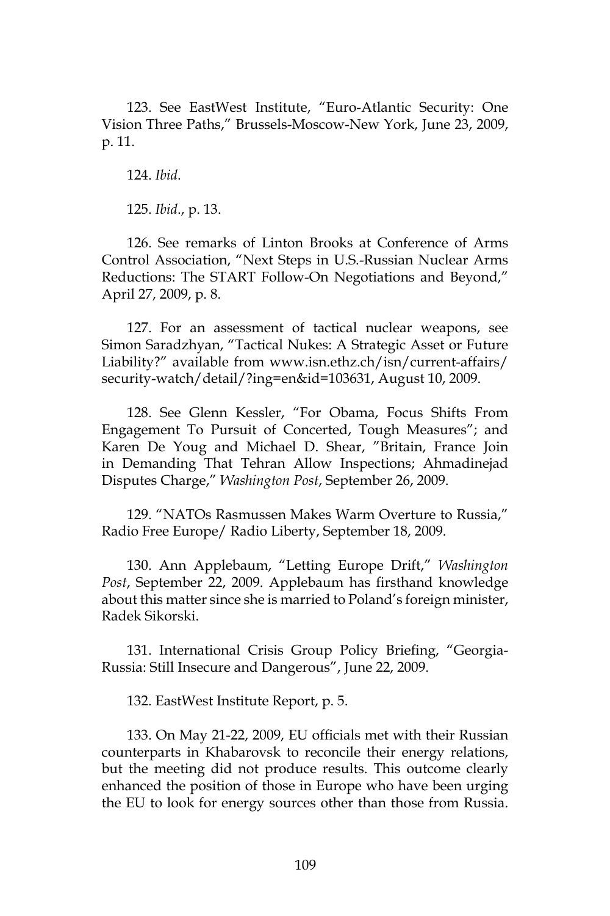123. See EastWest Institute, "Euro-Atlantic Security: One Vision Three Paths," Brussels-Moscow-New York, June 23, 2009, p. 11.

124. *Ibid*.

125. *Ibid*., p. 13.

126. See remarks of Linton Brooks at Conference of Arms Control Association, "Next Steps in U.S.-Russian Nuclear Arms Reductions: The START Follow-On Negotiations and Beyond," April 27, 2009, p. 8.

127. For an assessment of tactical nuclear weapons, see Simon Saradzhyan, "Tactical Nukes: A Strategic Asset or Future Liability?" available from www.isn.ethz.ch/isn/current-affairs/security-watch/detail/?ing=en&id=103631, August 10, 2009.

128. See Glenn Kessler, "For Obama, Focus Shifts From Engagement To Pursuit of Concerted, Tough Measures"; and Karen De Youg and Michael D. Shear, "Britain, France Join in Demanding That Tehran Allow Inspections; Ahmadinejad Disputes Charge," *Washington Post*, September 26, 2009.

129. "NATOs Rasmussen Makes Warm Overture to Russia," Radio Free Europe/ Radio Liberty, September 18, 2009.

130. Ann Applebaum, "Letting Europe Drift," *Washington Post*, September 22, 2009. Applebaum has firsthand knowledge about this matter since she is married to Poland's foreign minister, Radek Sikorski.

131. International Crisis Group Policy Briefing, "Georgia-Russia: Still Insecure and Dangerous", June 22, 2009.

132. EastWest Institute Report, p. 5.

133. On May 21-22, 2009, EU officials met with their Russian counterparts in Khabarovsk to reconcile their energy relations, but the meeting did not produce results. This outcome clearly enhanced the position of those in Europe who have been urging the EU to look for energy sources other than those from Russia.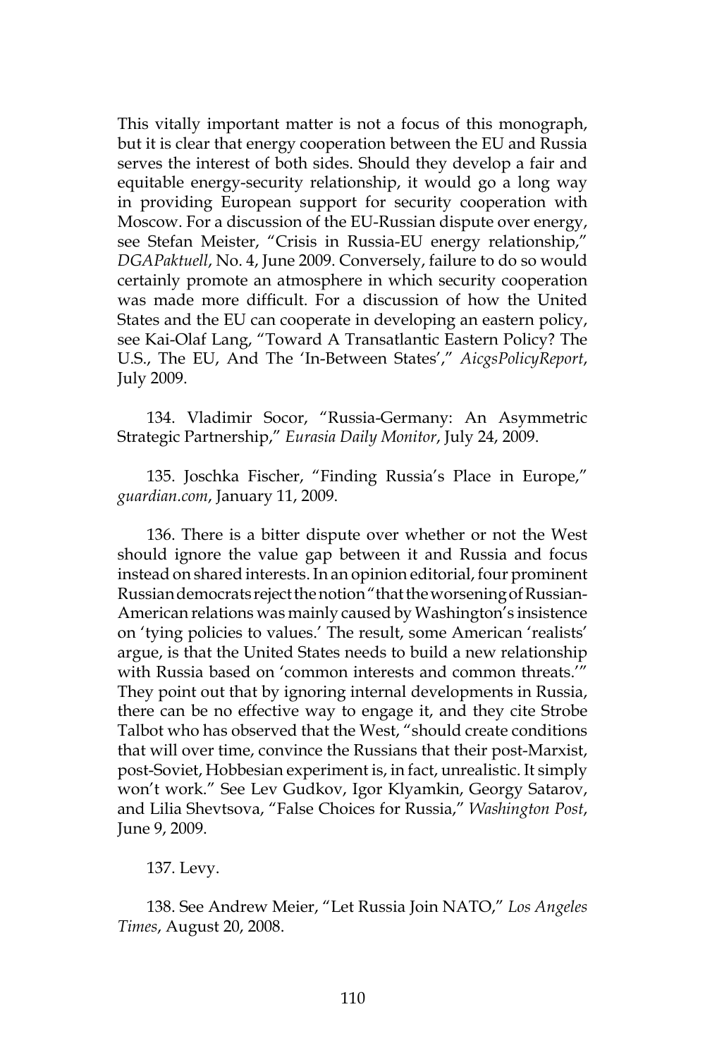This vitally important matter is not a focus of this monograph, but it is clear that energy cooperation between the EU and Russia serves the interest of both sides. Should they develop a fair and equitable energy-security relationship, it would go a long way in providing European support for security cooperation with Moscow. For a discussion of the EU-Russian dispute over energy, see Stefan Meister, "Crisis in Russia-EU energy relationship," *DGAPaktuell*, No. 4, June 2009. Conversely, failure to do so would certainly promote an atmosphere in which security cooperation was made more difficult. For a discussion of how the United States and the EU can cooperate in developing an eastern policy, see Kai-Olaf Lang, "Toward A Transatlantic Eastern Policy? The U.S., The EU, And The 'In-Between States'," *AicgsPolicyReport*, July 2009.

134. Vladimir Socor, "Russia-Germany: An Asymmetric Strategic Partnership," *Eurasia Daily Monitor*, July 24, 2009.

135. Joschka Fischer, "Finding Russia's Place in Europe," *guardian.com*, January 11, 2009.

136. There is a bitter dispute over whether or not the West should ignore the value gap between it and Russia and focus instead on shared interests. In an opinion editorial, four prominent Russian democrats reject the notion "that the worsening of Russian-American relations was mainly caused by Washington's insistence on 'tying policies to values.' The result, some American 'realists' argue, is that the United States needs to build a new relationship with Russia based on 'common interests and common threats.'" They point out that by ignoring internal developments in Russia, there can be no effective way to engage it, and they cite Strobe Talbot who has observed that the West, "should create conditions that will over time, convince the Russians that their post-Marxist, post-Soviet, Hobbesian experiment is, in fact, unrealistic. It simply won't work." See Lev Gudkov, Igor Klyamkin, Georgy Satarov, and Lilia Shevtsova, "False Choices for Russia," *Washington Post*, June 9, 2009.

137. Levy.

138. See Andrew Meier, "Let Russia Join NATO," *Los Angeles Times*, August 20, 2008.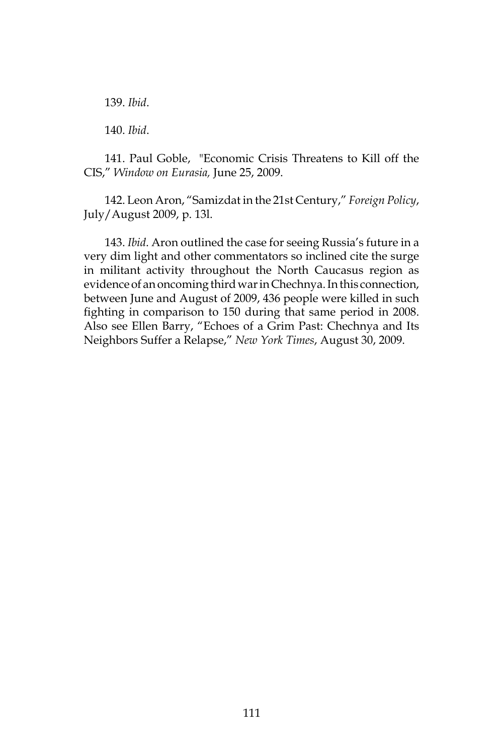139. *Ibid*.

140. *Ibid*.

141. Paul Goble, "Economic Crisis Threatens to Kill off the CIS," *Window on Eurasia,* June 25, 2009.

142. Leon Aron, "Samizdat in the 21st Century," *Foreign Policy*, July/August 2009, p. 13l.

143. *Ibid*. Aron outlined the case for seeing Russia's future in a very dim light and other commentators so inclined cite the surge in militant activity throughout the North Caucasus region as evidence of an oncoming third war in Chechnya. In this connection, between June and August of 2009, 436 people were killed in such fighting in comparison to 150 during that same period in 2008. Also see Ellen Barry, "Echoes of a Grim Past: Chechnya and Its Neighbors Suffer a Relapse," *New York Times*, August 30, 2009.